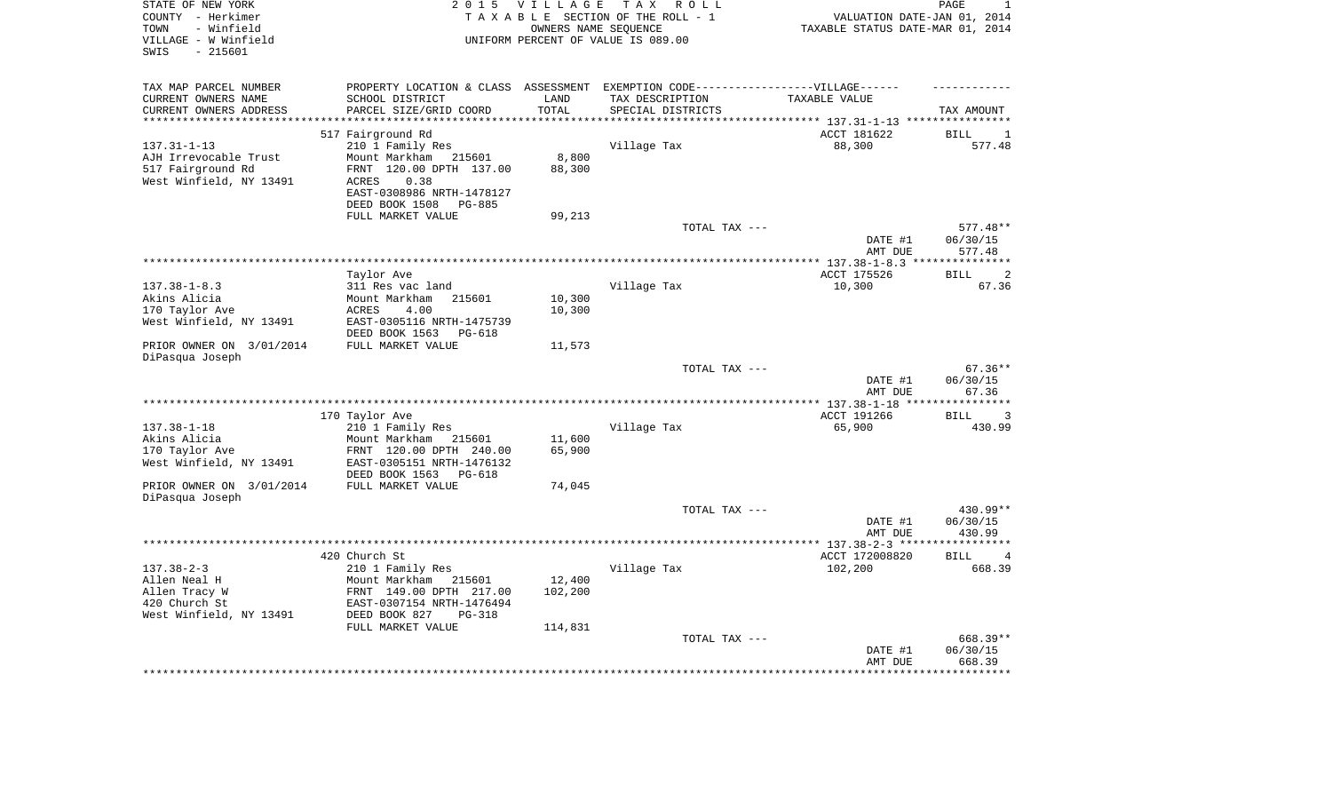STATE OF NEW YORK
COUNTY - Herkimer
TOWN - Winfield
VILLAGE - W Winfield
SWIS - 215601

2 0 1 5 V I L L A G E T A X R O L L
T A X A B L E SECTION OF THE ROLL - 1
OWNERS NAME SEQUENCE
UNIFORM PERCENT OF VALUE IS 089.00

VALUATION DATE-JAN 01, 2014
TAXABLE STATUS DATE-MAR 01, 2014

| TAX MAP PARCEL NUMBER<br>CURRENT OWNERS NAME<br>CURRENT OWNERS ADDRESS | PROPERTY LOCATION & CLASS<br>SCHOOL DISTRICT<br>PARCEL SIZE/GRID COORD | ASSESSMENT<br>LAND<br>TOTAL | EXEMPTION CODE------VILLAGE------<br>TAX DESCRIPTION<br>SPECIAL DISTRICTS | TAXABLE VALUE | TAX AMOUNT |
|---|---|---|---|---|---|
| | 517 Fairground Rd | | | ACCT 181622 | BILL 1 |
| 137.31-1-13 | 210 1 Family Res | | Village Tax | 88,300 | 577.48 |
| AJH Irrevocable Trust | Mount Markham 215601 | 8,800 | | | |
| 517 Fairground Rd | FRNT 120.00 DPTH 137.00 | 88,300 | | | |
| West Winfield, NY 13491 | ACRES 0.38 | | | | |
| | EAST-0308986 NRTH-1478127 | | | | |
| | DEED BOOK 1508 PG-885 | | | | |
| | FULL MARKET VALUE | 99,213 | | | |
| | | | TOTAL TAX --- | | 577.48** |
| | | | | DATE #1 | 06/30/15 |
| | | | | AMT DUE | 577.48 |
| | Taylor Ave | | | ACCT 175526 | BILL 2 |
| 137.38-1-8.3 | 311 Res vac land | | Village Tax | 10,300 | 67.36 |
| Akins Alicia | Mount Markham 215601 | 10,300 | | | |
| 170 Taylor Ave | ACRES 4.00 | 10,300 | | | |
| West Winfield, NY 13491 | EAST-0305116 NRTH-1475739 | | | | |
| | DEED BOOK 1563 PG-618 | | | | |
| PRIOR OWNER ON 3/01/2014 | FULL MARKET VALUE | 11,573 | | | |
| DiPasqua Joseph | | | | | |
| | | | TOTAL TAX --- | | 67.36** |
| | | | | DATE #1 | 06/30/15 |
| | | | | AMT DUE | 67.36 |
| | 170 Taylor Ave | | | ACCT 191266 | BILL 3 |
| 137.38-1-18 | 210 1 Family Res | | Village Tax | 65,900 | 430.99 |
| Akins Alicia | Mount Markham 215601 | 11,600 | | | |
| 170 Taylor Ave | FRNT 120.00 DPTH 240.00 | 65,900 | | | |
| West Winfield, NY 13491 | EAST-0305151 NRTH-1476132 | | | | |
| | DEED BOOK 1563 PG-618 | | | | |
| PRIOR OWNER ON 3/01/2014 | FULL MARKET VALUE | 74,045 | | | |
| DiPasqua Joseph | | | | | |
| | | | TOTAL TAX --- | | 430.99** |
| | | | | DATE #1 | 06/30/15 |
| | | | | AMT DUE | 430.99 |
| | 420 Church St | | | ACCT 172008820 | BILL 4 |
| 137.38-2-3 | 210 1 Family Res | | Village Tax | 102,200 | 668.39 |
| Allen Neal H | Mount Markham 215601 | 12,400 | | | |
| Allen Tracy W | FRNT 149.00 DPTH 217.00 | 102,200 | | | |
| 420 Church St | EAST-0307154 NRTH-1476494 | | | | |
| West Winfield, NY 13491 | DEED BOOK 827 PG-318 | | | | |
| | FULL MARKET VALUE | 114,831 | | | |
| | | | TOTAL TAX --- | | 668.39** |
| | | | | DATE #1 | 06/30/15 |
| | | | | AMT DUE | 668.39 |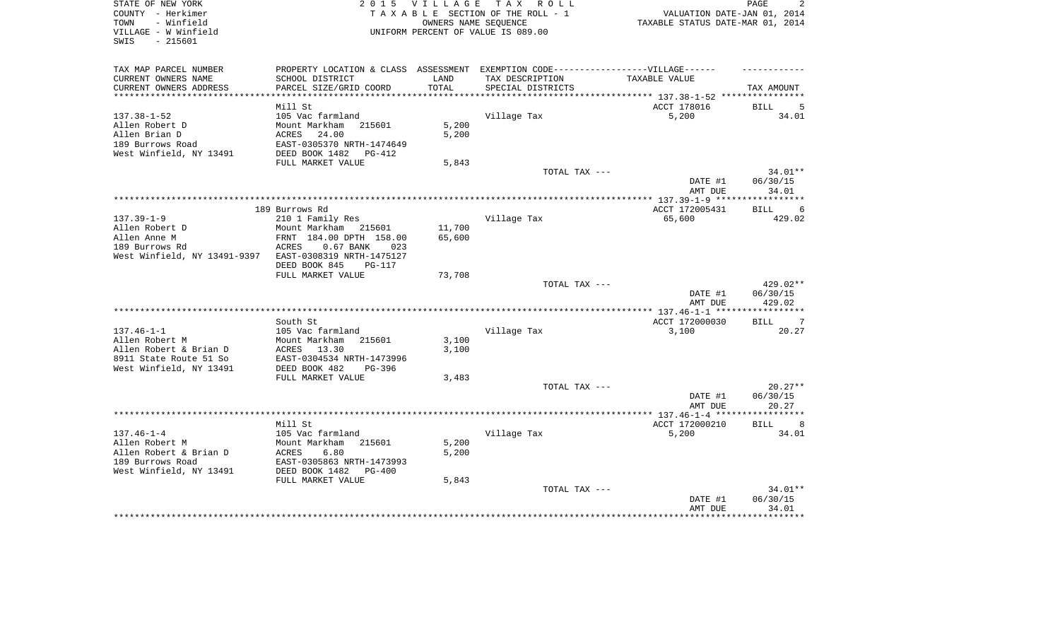STATE OF NEW YORK
COUNTY - Herkimer
TOWN - Winfield
VILLAGE - W Winfield
SWIS - 215601

2015 VILLAGE TAX ROLL
TAXABLE SECTION OF THE ROLL - 1
OWNERS NAME SEQUENCE
UNIFORM PERCENT OF VALUE IS 089.00

VALUATION DATE-JAN 01, 2014
TAXABLE STATUS DATE-MAR 01, 2014

| TAX MAP PARCEL NUMBER<br>CURRENT OWNERS NAME<br>CURRENT OWNERS ADDRESS | PROPERTY LOCATION & CLASS<br>SCHOOL DISTRICT<br>PARCEL SIZE/GRID COORD | ASSESSMENT<br>LAND<br>TOTAL | EXEMPTION CODE------VILLAGE------<br>TAX DESCRIPTION<br>SPECIAL DISTRICTS | TAXABLE VALUE | TAX AMOUNT |
|---|---|---|---|---|---|
| **137.38-1-52** | Mill St | | | ACCT 178016 | BILL 5 |
| 137.38-1-52 | 105 Vac farmland | | Village Tax | 5,200 | 34.01 |
| Allen Robert D | Mount Markham 215601 | 5,200 | | | |
| Allen Brian D | ACRES 24.00 | 5,200 | | | |
| 189 Burrows Road | EAST-0305370 NRTH-1474649 | | | | |
| West Winfield, NY 13491 | DEED BOOK 1482 PG-412 | | | | |
| | FULL MARKET VALUE | 5,843 | | | |
| | | | TOTAL TAX --- | | 34.01** |
| | | | | DATE #1 | 06/30/15 |
| | | | | AMT DUE | 34.01 |
| **137.39-1-9** | 189 Burrows Rd | | | ACCT 172005431 | BILL 6 |
| 137.39-1-9 | 210 1 Family Res | | Village Tax | 65,600 | 429.02 |
| Allen Robert D | Mount Markham 215601 | 11,700 | | | |
| Allen Anne M | FRNT 184.00 DPTH 158.00 | 65,600 | | | |
| 189 Burrows Rd | ACRES 0.67 BANK 023 | | | | |
| West Winfield, NY 13491-9397 | EAST-0308319 NRTH-1475127 | | | | |
| | DEED BOOK 845 PG-117 | | | | |
| | FULL MARKET VALUE | 73,708 | | | |
| | | | TOTAL TAX --- | | 429.02** |
| | | | | DATE #1 | 06/30/15 |
| | | | | AMT DUE | 429.02 |
| **137.46-1-1** | South St | | | ACCT 172000030 | BILL 7 |
| 137.46-1-1 | 105 Vac farmland | | Village Tax | 3,100 | 20.27 |
| Allen Robert M | Mount Markham 215601 | 3,100 | | | |
| Allen Robert & Brian D | ACRES 13.30 | 3,100 | | | |
| 8911 State Route 51 So | EAST-0304534 NRTH-1473996 | | | | |
| West Winfield, NY 13491 | DEED BOOK 482 PG-396 | | | | |
| | FULL MARKET VALUE | 3,483 | | | |
| | | | TOTAL TAX --- | | 20.27** |
| | | | | DATE #1 | 06/30/15 |
| | | | | AMT DUE | 20.27 |
| **137.46-1-4** | Mill St | | | ACCT 172000210 | BILL 8 |
| 137.46-1-4 | 105 Vac farmland | | Village Tax | 5,200 | 34.01 |
| Allen Robert M | Mount Markham 215601 | 5,200 | | | |
| Allen Robert & Brian D | ACRES 6.80 | 5,200 | | | |
| 189 Burrows Road | EAST-0305863 NRTH-1473993 | | | | |
| West Winfield, NY 13491 | DEED BOOK 1482 PG-400 | | | | |
| | FULL MARKET VALUE | 5,843 | | | |
| | | | TOTAL TAX --- | | 34.01** |
| | | | | DATE #1 | 06/30/15 |
| | | | | AMT DUE | 34.01 |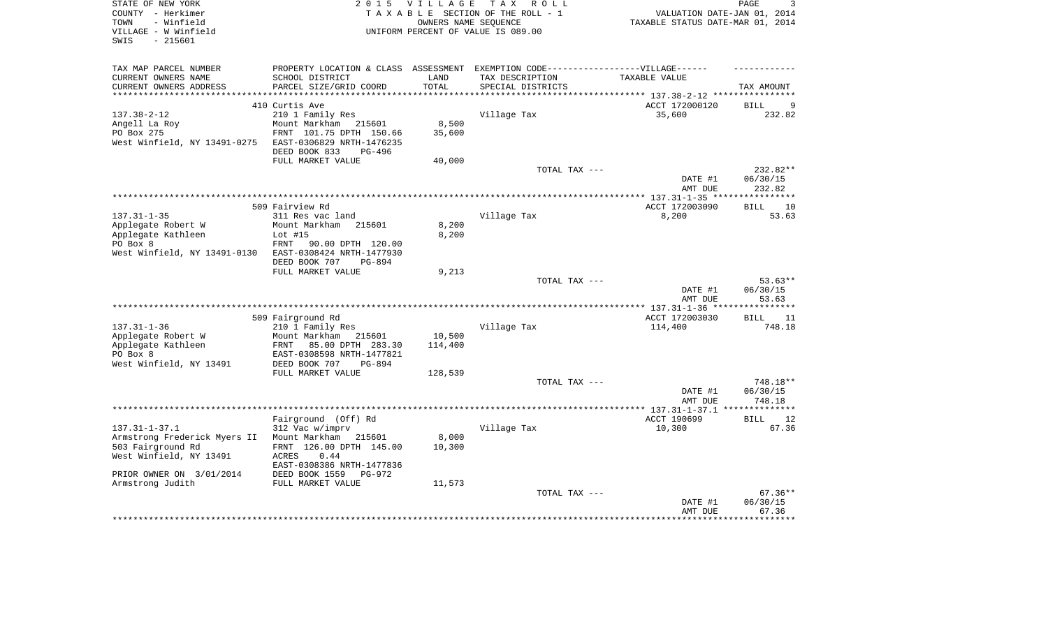STATE OF NEW YORK
COUNTY - Herkimer
TOWN - Winfield
VILLAGE - W Winfield
SWIS - 215601

2015 VILLAGE TAX ROLL
TAXABLE SECTION OF THE ROLL - 1
OWNERS NAME SEQUENCE
UNIFORM PERCENT OF VALUE IS 089.00

VALUATION DATE-JAN 01, 2014
TAXABLE STATUS DATE-MAR 01, 2014

| TAX MAP PARCEL NUMBER / CURRENT OWNERS NAME / CURRENT OWNERS ADDRESS | PROPERTY LOCATION & CLASS / SCHOOL DISTRICT / PARCEL SIZE/GRID COORD | ASSESSMENT LAND / TOTAL | EXEMPTION CODE / TAX DESCRIPTION / SPECIAL DISTRICTS | TAXABLE VALUE | TAX AMOUNT |
|---|---|---|---|---|---|
| **137.38-2-12** | 410 Curtis Ave | | | ACCT 172000120 | BILL 9 |
| Angell La Roy | 210 1 Family Res | | Village Tax | 35,600 | 232.82 |
| PO Box 275 | Mount Markham 215601 | 8,500 | | | |
| West Winfield, NY 13491-0275 | FRNT 101.75 DPTH 150.66 | 35,600 | | | |
| | EAST-0306829 NRTH-1476235 | | | | |
| | DEED BOOK 833 PG-496 | | | | |
| | FULL MARKET VALUE | 40,000 | | | |
| | | | TOTAL TAX --- | | 232.82** |
| | | | | DATE #1 | 06/30/15 |
| | | | | AMT DUE | 232.82 |
| **137.31-1-35** | 509 Fairview Rd | | | ACCT 172003090 | BILL 10 |
| Applegate Robert W | 311 Res vac land | | Village Tax | 8,200 | 53.63 |
| Applegate Kathleen | Mount Markham 215601 | 8,200 | | | |
| PO Box 8 | Lot #15 | 8,200 | | | |
| West Winfield, NY 13491-0130 | FRNT 90.00 DPTH 120.00 | | | | |
| | EAST-0308424 NRTH-1477930 | | | | |
| | DEED BOOK 707 PG-894 | | | | |
| | FULL MARKET VALUE | 9,213 | | | |
| | | | TOTAL TAX --- | | 53.63** |
| | | | | DATE #1 | 06/30/15 |
| | | | | AMT DUE | 53.63 |
| **137.31-1-36** | 509 Fairground Rd | | | ACCT 172003030 | BILL 11 |
| Applegate Robert W | 210 1 Family Res | | Village Tax | 114,400 | 748.18 |
| Applegate Kathleen | Mount Markham 215601 | 10,500 | | | |
| PO Box 8 | FRNT 85.00 DPTH 283.30 | 114,400 | | | |
| West Winfield, NY 13491 | EAST-0308598 NRTH-1477821 | | | | |
| | DEED BOOK 707 PG-894 | | | | |
| | FULL MARKET VALUE | 128,539 | | | |
| | | | TOTAL TAX --- | | 748.18** |
| | | | | DATE #1 | 06/30/15 |
| | | | | AMT DUE | 748.18 |
| **137.31-1-37.1** | Fairground (Off) Rd | | | ACCT 190699 | BILL 12 |
| Armstrong Frederick Myers II | 312 Vac w/imprv | | Village Tax | 10,300 | 67.36 |
| 503 Fairground Rd | Mount Markham 215601 | 8,000 | | | |
| West Winfield, NY 13491 | FRNT 126.00 DPTH 145.00 | 10,300 | | | |
| | ACRES 0.44 | | | | |
| | EAST-0308386 NRTH-1477836 | | | | |
| PRIOR OWNER ON 3/01/2014 | DEED BOOK 1559 PG-972 | | | | |
| Armstrong Judith | FULL MARKET VALUE | 11,573 | | | |
| | | | TOTAL TAX --- | | 67.36** |
| | | | | DATE #1 | 06/30/15 |
| | | | | AMT DUE | 67.36 |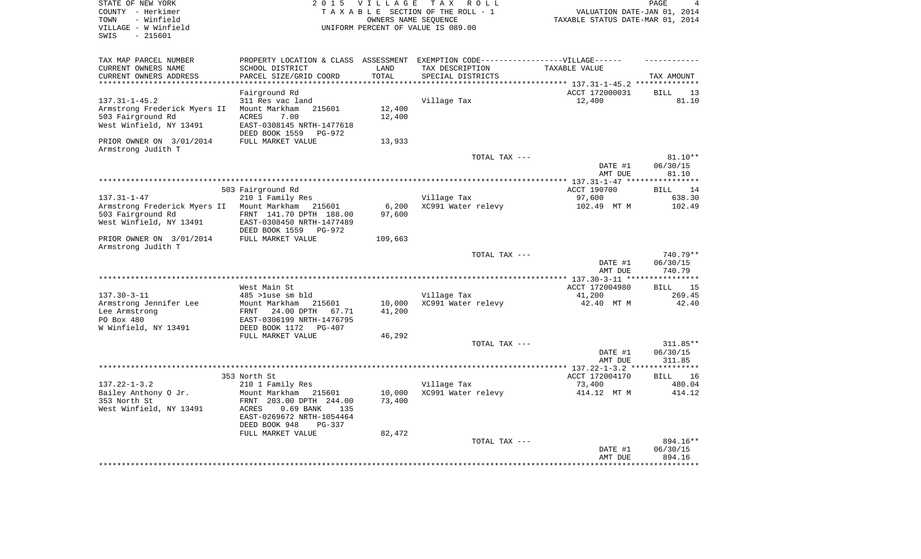STATE OF NEW YORK
COUNTY - Herkimer
TOWN - Winfield
VILLAGE - W Winfield
SWIS - 215601

# 2015 VILLAGE TAX ROLL

TAXABLE SECTION OF THE ROLL - 1
OWNERS NAME SEQUENCE
UNIFORM PERCENT OF VALUE IS 089.00

VALUATION DATE-JAN 01, 2014
TAXABLE STATUS DATE-MAR 01, 2014

| TAX MAP PARCEL NUMBER<br>CURRENT OWNERS NAME<br>CURRENT OWNERS ADDRESS | PROPERTY LOCATION & CLASS<br>SCHOOL DISTRICT<br>PARCEL SIZE/GRID COORD | ASSESSMENT<br>LAND<br>TOTAL | EXEMPTION CODE------VILLAGE------<br>TAX DESCRIPTION<br>SPECIAL DISTRICTS | TAXABLE VALUE | TAX AMOUNT |
|---|---|---|---|---|---|
| 137.31-1-45.2 | Fairground Rd | | | ACCT 172000031 | BILL 13 |
| Armstrong Frederick Myers II | 311 Res vac land | | Village Tax | 12,400 | 81.10 |
| 503 Fairground Rd | Mount Markham 215601 | 12,400 | | | |
| West Winfield, NY 13491 | ACRES 7.00 | 12,400 | | | |
| | EAST-0308145 NRTH-1477618 | | | | |
| | DEED BOOK 1559 PG-972 | | | | |
| PRIOR OWNER ON 3/01/2014 | FULL MARKET VALUE | 13,933 | | | |
| Armstrong Judith T | | | | | |
| | | | TOTAL TAX --- | | 81.10** |
| | | | | DATE #1 | 06/30/15 |
| | | | | AMT DUE | 81.10 |
| 137.31-1-47 | 503 Fairground Rd | | | ACCT 190700 | BILL 14 |
| Armstrong Frederick Myers II | 210 1 Family Res | | Village Tax | 97,600 | 638.30 |
| 503 Fairground Rd | Mount Markham 215601 | 6,200 | XC991 Water relevy | 102.49 MT M | 102.49 |
| West Winfield, NY 13491 | FRNT 141.70 DPTH 188.00 | 97,600 | | | |
| | EAST-0308450 NRTH-1477489 | | | | |
| | DEED BOOK 1559 PG-972 | | | | |
| PRIOR OWNER ON 3/01/2014 | FULL MARKET VALUE | 109,663 | | | |
| Armstrong Judith T | | | | | |
| | | | TOTAL TAX --- | | 740.79** |
| | | | | DATE #1 | 06/30/15 |
| | | | | AMT DUE | 740.79 |
| 137.30-3-11 | West Main St | | | ACCT 172004980 | BILL 15 |
| Armstrong Jennifer Lee | 485 >1use sm bld | | Village Tax | 41,200 | 269.45 |
| Lee Armstrong | Mount Markham 215601 | 10,000 | XC991 Water relevy | 42.40 MT M | 42.40 |
| PO Box 480 | FRNT 24.00 DPTH 67.71 | 41,200 | | | |
| W Winfield, NY 13491 | EAST-0306199 NRTH-1476795 | | | | |
| | DEED BOOK 1172 PG-407 | | | | |
| | FULL MARKET VALUE | 46,292 | | | |
| | | | TOTAL TAX --- | | 311.85** |
| | | | | DATE #1 | 06/30/15 |
| | | | | AMT DUE | 311.85 |
| 137.22-1-3.2 | 353 North St | | | ACCT 172004170 | BILL 16 |
| Bailey Anthony O Jr. | 210 1 Family Res | | Village Tax | 73,400 | 480.04 |
| 353 North St | Mount Markham 215601 | 10,000 | XC991 Water relevy | 414.12 MT M | 414.12 |
| West Winfield, NY 13491 | FRNT 203.00 DPTH 244.00 | 73,400 | | | |
| | ACRES 0.69 BANK 135 | | | | |
| | EAST-0269672 NRTH-1054464 | | | | |
| | DEED BOOK 948 PG-337 | | | | |
| | FULL MARKET VALUE | 82,472 | | | |
| | | | TOTAL TAX --- | | 894.16** |
| | | | | DATE #1 | 06/30/15 |
| | | | | AMT DUE | 894.16 |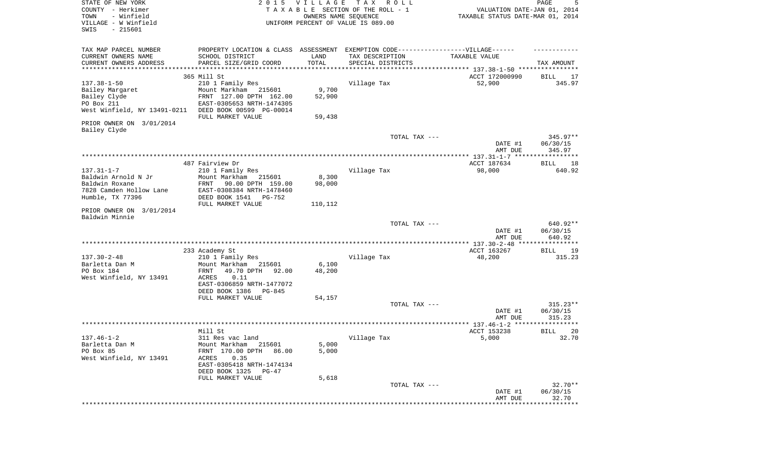STATE OF NEW YORK
COUNTY - Herkimer
TOWN - Winfield
VILLAGE - W Winfield
SWIS - 215601

2015 VILLAGE TAX ROLL
TAXABLE SECTION OF THE ROLL - 1
OWNERS NAME SEQUENCE
UNIFORM PERCENT OF VALUE IS 089.00

VALUATION DATE-JAN 01, 2014
TAXABLE STATUS DATE-MAR 01, 2014

| TAX MAP PARCEL NUMBER / CURRENT OWNERS NAME / CURRENT OWNERS ADDRESS | PROPERTY LOCATION & CLASS / SCHOOL DISTRICT / PARCEL SIZE/GRID COORD | ASSESSMENT LAND / TOTAL | EXEMPTION CODE / TAX DESCRIPTION / SPECIAL DISTRICTS | VILLAGE TAXABLE VALUE | TAX AMOUNT |
|---|---|---|---|---|---|
| **137.38-1-50** | 365 Mill St | | | ACCT 172000990 | BILL 17 |
| | 210 1 Family Res | | Village Tax | 52,900 | 345.97 |
| Bailey Margaret | Mount Markham 215601 | 9,700 | | | |
| Bailey Clyde | FRNT 127.00 DPTH 162.00 | 52,900 | | | |
| PO Box 211 | EAST-0305653 NRTH-1474305 | | | | |
| West Winfield, NY 13491-0211 | DEED BOOK 00599 PG-00014 | | | | |
| | FULL MARKET VALUE | 59,438 | | | |
| PRIOR OWNER ON 3/01/2014 Bailey Clyde | | | | | |
| | | | TOTAL TAX --- | | 345.97** |
| | | | | DATE #1 | 06/30/15 |
| | | | | AMT DUE | 345.97 |
| **137.31-1-7** | 487 Fairview Dr | | | ACCT 187634 | BILL 18 |
| | 210 1 Family Res | | Village Tax | 98,000 | 640.92 |
| Baldwin Arnold N Jr | Mount Markham 215601 | 8,300 | | | |
| Baldwin Roxane | FRNT 90.00 DPTH 159.00 | 98,000 | | | |
| 7828 Camden Hollow Lane | EAST-0308384 NRTH-1478460 | | | | |
| Humble, TX 77396 | DEED BOOK 1541 PG-752 | | | | |
| | FULL MARKET VALUE | 110,112 | | | |
| PRIOR OWNER ON 3/01/2014 Baldwin Minnie | | | | | |
| | | | TOTAL TAX --- | | 640.92** |
| | | | | DATE #1 | 06/30/15 |
| | | | | AMT DUE | 640.92 |
| **137.30-2-48** | 233 Academy St | | | ACCT 163267 | BILL 19 |
| | 210 1 Family Res | | Village Tax | 48,200 | 315.23 |
| Barletta Dan M | Mount Markham 215601 | 6,100 | | | |
| PO Box 184 | FRNT 49.70 DPTH 92.00 | 48,200 | | | |
| West Winfield, NY 13491 | ACRES 0.11 | | | | |
| | EAST-0306859 NRTH-1477072 | | | | |
| | DEED BOOK 1386 PG-845 | | | | |
| | FULL MARKET VALUE | 54,157 | | | |
| | | | TOTAL TAX --- | | 315.23** |
| | | | | DATE #1 | 06/30/15 |
| | | | | AMT DUE | 315.23 |
| **137.46-1-2** | Mill St | | | ACCT 153238 | BILL 20 |
| | 311 Res vac land | | Village Tax | 5,000 | 32.70 |
| Barletta Dan M | Mount Markham 215601 | 5,000 | | | |
| PO Box 85 | FRNT 170.00 DPTH 86.00 | 5,000 | | | |
| West Winfield, NY 13491 | ACRES 0.35 | | | | |
| | EAST-0305418 NRTH-1474134 | | | | |
| | DEED BOOK 1325 PG-47 | | | | |
| | FULL MARKET VALUE | 5,618 | | | |
| | | | TOTAL TAX --- | | 32.70** |
| | | | | DATE #1 | 06/30/15 |
| | | | | AMT DUE | 32.70 |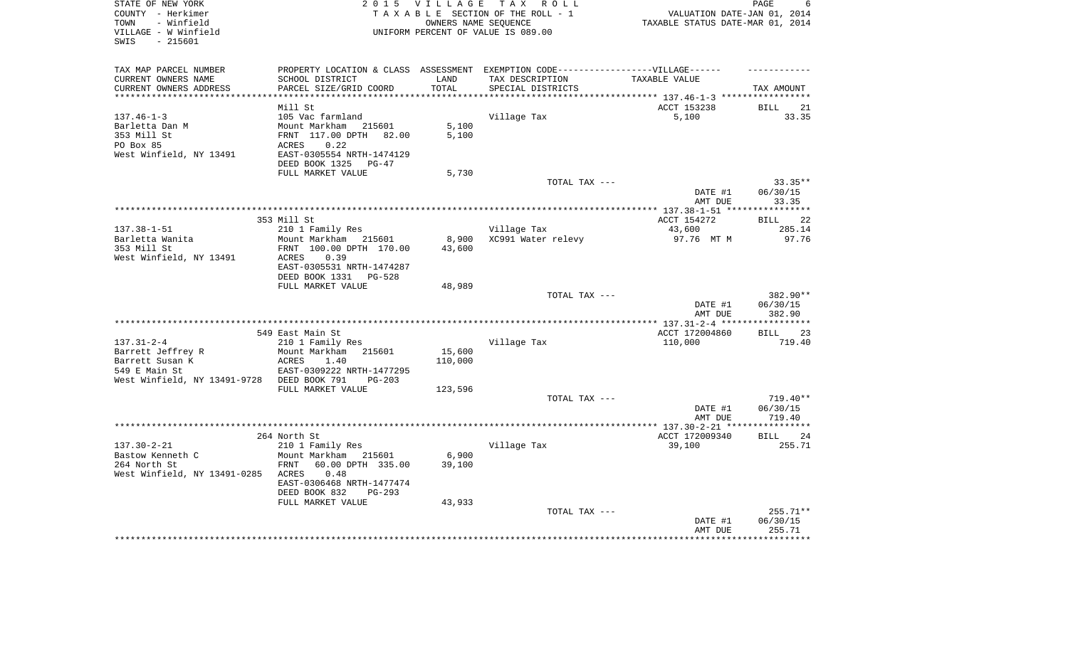STATE OF NEW YORK
COUNTY - Herkimer
TOWN - Winfield
VILLAGE - W Winfield
SWIS - 215601

2015 VILLAGE TAX ROLL
TAXABLE SECTION OF THE ROLL - 1
OWNERS NAME SEQUENCE
UNIFORM PERCENT OF VALUE IS 089.00

VALUATION DATE-JAN 01, 2014
TAXABLE STATUS DATE-MAR 01, 2014

| TAX MAP PARCEL NUMBER<br>CURRENT OWNERS NAME<br>CURRENT OWNERS ADDRESS | PROPERTY LOCATION & CLASS<br>SCHOOL DISTRICT<br>PARCEL SIZE/GRID COORD | ASSESSMENT<br>LAND<br>TOTAL | EXEMPTION CODE------VILLAGE------<br>TAX DESCRIPTION<br>SPECIAL DISTRICTS | TAXABLE VALUE | TAX AMOUNT |
|---|---|---|---|---|---|
| 137.46-1-3 | Mill St | | | ACCT 153238 | BILL 21 |
| 137.46-1-3 | 105 Vac farmland | | Village Tax | 5,100 | 33.35 |
| Barletta Dan M | Mount Markham 215601 | 5,100 | | | |
| 353 Mill St | FRNT 117.00 DPTH 82.00 | 5,100 | | | |
| PO Box 85 | ACRES 0.22 | | | | |
| West Winfield, NY 13491 | EAST-0305554 NRTH-1474129 | | | | |
| | DEED BOOK 1325 PG-47 | | | | |
| | FULL MARKET VALUE | 5,730 | | | |
| | | | TOTAL TAX --- | | 33.35** |
| | | | | DATE #1 | 06/30/15 |
| | | | | AMT DUE | 33.35 |
| 137.38-1-51 | 353 Mill St | | | ACCT 154272 | BILL 22 |
| 137.38-1-51 | 210 1 Family Res | | Village Tax | 43,600 | 285.14 |
| Barletta Wanita | Mount Markham 215601 | 8,900 | XC991 Water relevy | 97.76 MT M | 97.76 |
| 353 Mill St | FRNT 100.00 DPTH 170.00 | 43,600 | | | |
| West Winfield, NY 13491 | ACRES 0.39 | | | | |
| | EAST-0305531 NRTH-1474287 | | | | |
| | DEED BOOK 1331 PG-528 | | | | |
| | FULL MARKET VALUE | 48,989 | | | |
| | | | TOTAL TAX --- | | 382.90** |
| | | | | DATE #1 | 06/30/15 |
| | | | | AMT DUE | 382.90 |
| 137.31-2-4 | 549 East Main St | | | ACCT 172004860 | BILL 23 |
| 137.31-2-4 | 210 1 Family Res | | Village Tax | 110,000 | 719.40 |
| Barrett Jeffrey R | Mount Markham 215601 | 15,600 | | | |
| Barrett Susan K | ACRES 1.40 | 110,000 | | | |
| 549 E Main St | EAST-0309222 NRTH-1477295 | | | | |
| West Winfield, NY 13491-9728 | DEED BOOK 791 PG-203 | | | | |
| | FULL MARKET VALUE | 123,596 | | | |
| | | | TOTAL TAX --- | | 719.40** |
| | | | | DATE #1 | 06/30/15 |
| | | | | AMT DUE | 719.40 |
| 137.30-2-21 | 264 North St | | | ACCT 172009340 | BILL 24 |
| 137.30-2-21 | 210 1 Family Res | | Village Tax | 39,100 | 255.71 |
| Bastow Kenneth C | Mount Markham 215601 | 6,900 | | | |
| 264 North St | FRNT 60.00 DPTH 335.00 | 39,100 | | | |
| West Winfield, NY 13491-0285 | ACRES 0.48 | | | | |
| | EAST-0306468 NRTH-1477474 | | | | |
| | DEED BOOK 832 PG-293 | | | | |
| | FULL MARKET VALUE | 43,933 | | | |
| | | | TOTAL TAX --- | | 255.71** |
| | | | | DATE #1 | 06/30/15 |
| | | | | AMT DUE | 255.71 |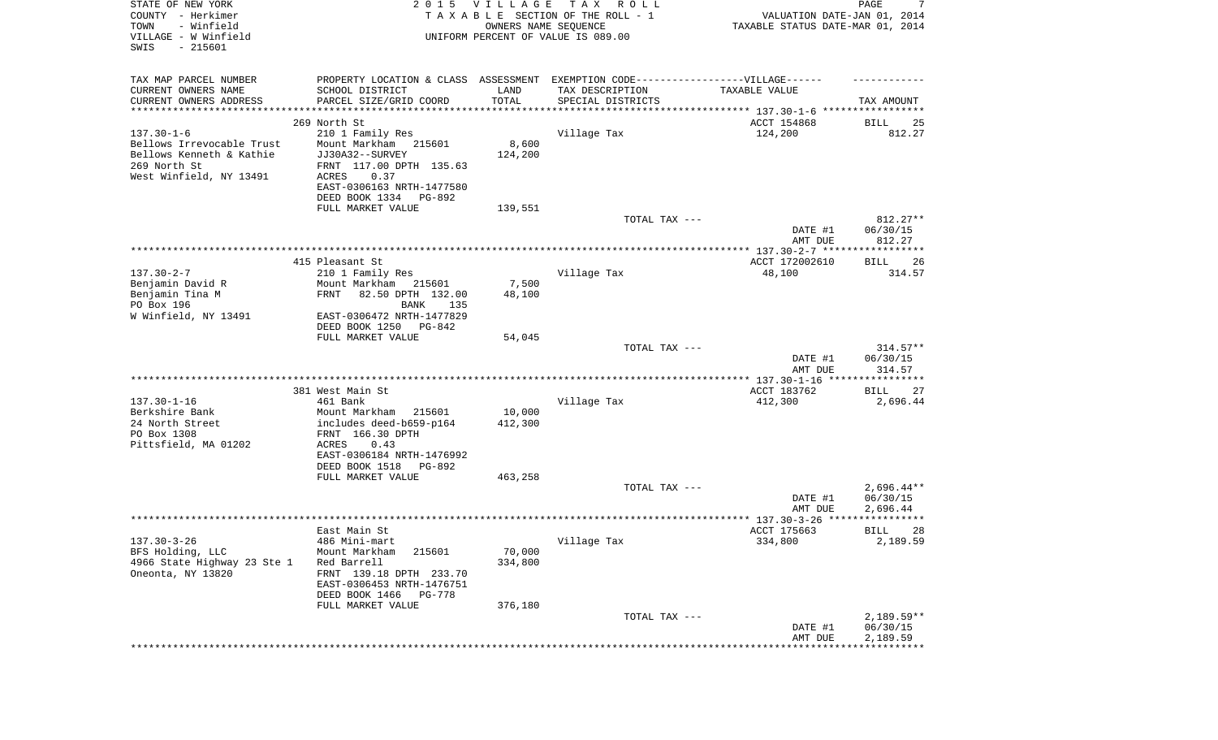STATE OF NEW YORK
COUNTY - Herkimer
TOWN - Winfield
VILLAGE - W Winfield
SWIS - 215601

2015 VILLAGE TAX ROLL
TAXABLE SECTION OF THE ROLL - 1
OWNERS NAME SEQUENCE
UNIFORM PERCENT OF VALUE IS 089.00

VALUATION DATE-JAN 01, 2014
TAXABLE STATUS DATE-MAR 01, 2014

| TAX MAP PARCEL NUMBER / CURRENT OWNERS NAME / CURRENT OWNERS ADDRESS | PROPERTY LOCATION & CLASS / SCHOOL DISTRICT / PARCEL SIZE/GRID COORD | ASSESSMENT LAND / TOTAL | EXEMPTION CODE / TAX DESCRIPTION / SPECIAL DISTRICTS | TAXABLE VALUE | TAX AMOUNT |
|---|---|---|---|---|---|
| | 269 North St | | | ACCT 154868 | BILL 25 |
| 137.30-1-6 | 210 1 Family Res | | Village Tax | 124,200 | 812.27 |
| Bellows Irrevocable Trust | Mount Markham 215601 | 8,600 | | | |
| Bellows Kenneth & Kathie | JJ30A32--SURVEY | 124,200 | | | |
| 269 North St | FRNT 117.00 DPTH 135.63 | | | | |
| West Winfield, NY 13491 | ACRES 0.37 | | | | |
| | EAST-0306163 NRTH-1477580 | | | | |
| | DEED BOOK 1334 PG-892 | | | | |
| | FULL MARKET VALUE | 139,551 | | | |
| | | | TOTAL TAX --- | | 812.27** |
| | | | | DATE #1 | 06/30/15 |
| | | | | AMT DUE | 812.27 |
| | 415 Pleasant St | | | ACCT 172002610 | BILL 26 |
| 137.30-2-7 | 210 1 Family Res | | Village Tax | 48,100 | 314.57 |
| Benjamin David R | Mount Markham 215601 | 7,500 | | | |
| Benjamin Tina M | FRNT 82.50 DPTH 132.00 | 48,100 | | | |
| PO Box 196 | BANK 135 | | | | |
| W Winfield, NY 13491 | EAST-0306472 NRTH-1477829 | | | | |
| | DEED BOOK 1250 PG-842 | | | | |
| | FULL MARKET VALUE | 54,045 | | | |
| | | | TOTAL TAX --- | | 314.57** |
| | | | | DATE #1 | 06/30/15 |
| | | | | AMT DUE | 314.57 |
| | 381 West Main St | | | ACCT 183762 | BILL 27 |
| 137.30-1-16 | 461 Bank | | Village Tax | 412,300 | 2,696.44 |
| Berkshire Bank | Mount Markham 215601 | 10,000 | | | |
| 24 North Street | includes deed-b659-p164 | 412,300 | | | |
| PO Box 1308 | FRNT 166.30 DPTH | | | | |
| Pittsfield, MA 01202 | ACRES 0.43 | | | | |
| | EAST-0306184 NRTH-1476992 | | | | |
| | DEED BOOK 1518 PG-892 | | | | |
| | FULL MARKET VALUE | 463,258 | | | |
| | | | TOTAL TAX --- | | 2,696.44** |
| | | | | DATE #1 | 06/30/15 |
| | | | | AMT DUE | 2,696.44 |
| | East Main St | | | ACCT 175663 | BILL 28 |
| 137.30-3-26 | 486 Mini-mart | | Village Tax | 334,800 | 2,189.59 |
| BFS Holding, LLC | Mount Markham 215601 | 70,000 | | | |
| 4966 State Highway 23 Ste 1 | Red Barrell | 334,800 | | | |
| Oneonta, NY 13820 | FRNT 139.18 DPTH 233.70 | | | | |
| | EAST-0306453 NRTH-1476751 | | | | |
| | DEED BOOK 1466 PG-778 | | | | |
| | FULL MARKET VALUE | 376,180 | | | |
| | | | TOTAL TAX --- | | 2,189.59** |
| | | | | DATE #1 | 06/30/15 |
| | | | | AMT DUE | 2,189.59 |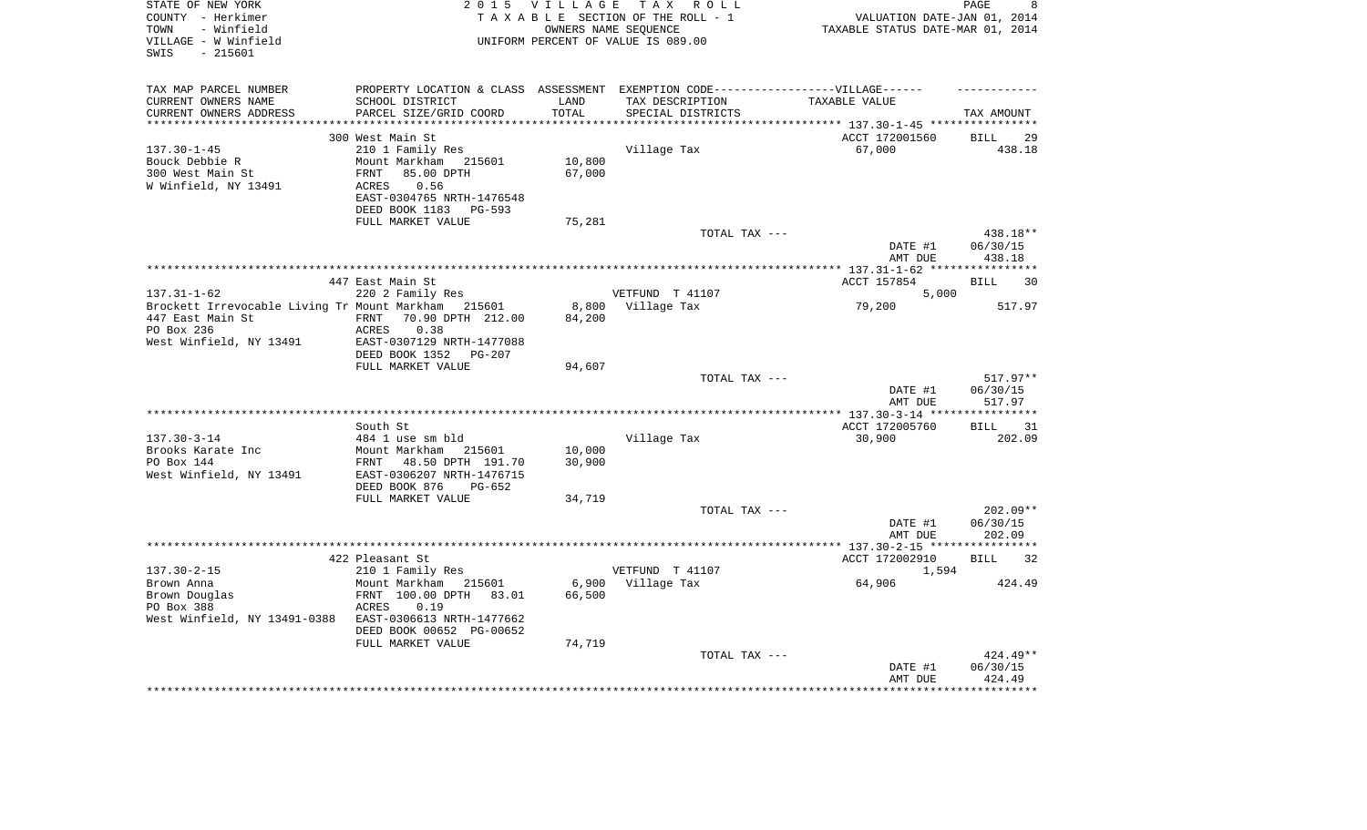STATE OF NEW YORK
COUNTY - Herkimer
TOWN - Winfield
VILLAGE - W Winfield
SWIS - 215601

2 0 1 5 V I L L A G E T A X R O L L
T A X A B L E SECTION OF THE ROLL - 1
OWNERS NAME SEQUENCE
UNIFORM PERCENT OF VALUE IS 089.00

VALUATION DATE-JAN 01, 2014
TAXABLE STATUS DATE-MAR 01, 2014

| TAX MAP PARCEL NUMBER<br>CURRENT OWNERS NAME<br>CURRENT OWNERS ADDRESS | PROPERTY LOCATION & CLASS<br>SCHOOL DISTRICT<br>PARCEL SIZE/GRID COORD | ASSESSMENT<br>LAND<br>TOTAL | EXEMPTION CODE------VILLAGE------<br>TAX DESCRIPTION<br>SPECIAL DISTRICTS | TAXABLE VALUE | TAX AMOUNT |
|---|---|---|---|---|---|
| | 300 West Main St | | | ACCT 172001560 | BILL 29 |
| 137.30-1-45 | 210 1 Family Res | | Village Tax | 67,000 | 438.18 |
| Bouck Debbie R | Mount Markham 215601 | 10,800 | | | |
| 300 West Main St | FRNT 85.00 DPTH | 67,000 | | | |
| W Winfield, NY 13491 | ACRES 0.56 | | | | |
| | EAST-0304765 NRTH-1476548 | | | | |
| | DEED BOOK 1183 PG-593 | | | | |
| | FULL MARKET VALUE | 75,281 | | | |
| | | | TOTAL TAX --- | | 438.18** |
| | | | | DATE #1 | 06/30/15 |
| | | | | AMT DUE | 438.18 |
| | 447 East Main St | | | ACCT 157854 | BILL 30 |
| 137.31-1-62 | 220 2 Family Res | | VETFUND T 41107 | 5,000 | |
| Brockett Irrevocable Living Tr | Mount Markham 215601 | 8,800 | Village Tax | 79,200 | 517.97 |
| 447 East Main St | FRNT 70.90 DPTH 212.00 | 84,200 | | | |
| PO Box 236 | ACRES 0.38 | | | | |
| West Winfield, NY 13491 | EAST-0307129 NRTH-1477088 | | | | |
| | DEED BOOK 1352 PG-207 | | | | |
| | FULL MARKET VALUE | 94,607 | | | |
| | | | TOTAL TAX --- | | 517.97** |
| | | | | DATE #1 | 06/30/15 |
| | | | | AMT DUE | 517.97 |
| | South St | | | ACCT 172005760 | BILL 31 |
| 137.30-3-14 | 484 1 use sm bld | | Village Tax | 30,900 | 202.09 |
| Brooks Karate Inc | Mount Markham 215601 | 10,000 | | | |
| PO Box 144 | FRNT 48.50 DPTH 191.70 | 30,900 | | | |
| West Winfield, NY 13491 | EAST-0306207 NRTH-1476715 | | | | |
| | DEED BOOK 876 PG-652 | | | | |
| | FULL MARKET VALUE | 34,719 | | | |
| | | | TOTAL TAX --- | | 202.09** |
| | | | | DATE #1 | 06/30/15 |
| | | | | AMT DUE | 202.09 |
| | 422 Pleasant St | | | ACCT 172002910 | BILL 32 |
| 137.30-2-15 | 210 1 Family Res | | VETFUND T 41107 | 1,594 | |
| Brown Anna | Mount Markham 215601 | 6,900 | Village Tax | 64,906 | 424.49 |
| Brown Douglas | FRNT 100.00 DPTH 83.01 | 66,500 | | | |
| PO Box 388 | ACRES 0.19 | | | | |
| West Winfield, NY 13491-0388 | EAST-0306613 NRTH-1477662 | | | | |
| | DEED BOOK 00652 PG-00652 | | | | |
| | FULL MARKET VALUE | 74,719 | | | |
| | | | TOTAL TAX --- | | 424.49** |
| | | | | DATE #1 | 06/30/15 |
| | | | | AMT DUE | 424.49 |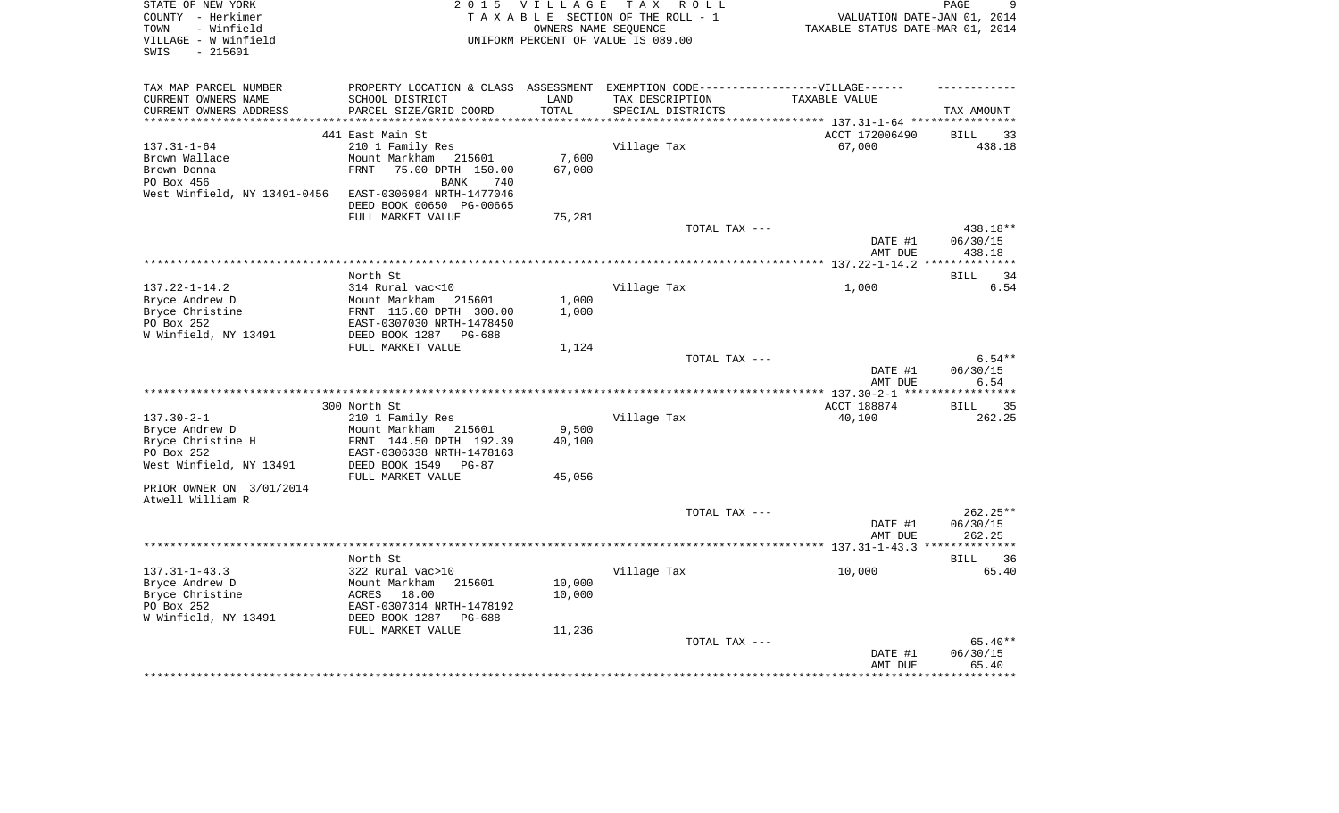STATE OF NEW YORK — 2015 VILLAGE TAX ROLL
COUNTY - Herkimer — TAXABLE SECTION OF THE ROLL - 1 — VALUATION DATE-JAN 01, 2014
TOWN - Winfield — OWNERS NAME SEQUENCE — TAXABLE STATUS DATE-MAR 01, 2014
VILLAGE - W Winfield — UNIFORM PERCENT OF VALUE IS 089.00
SWIS - 215601

| TAX MAP PARCEL NUMBER / CURRENT OWNERS NAME / CURRENT OWNERS ADDRESS | PROPERTY LOCATION & CLASS / SCHOOL DISTRICT / PARCEL SIZE/GRID COORD | ASSESSMENT LAND / TOTAL | EXEMPTION CODE / TAX DESCRIPTION / SPECIAL DISTRICTS | VILLAGE TAXABLE VALUE | TAX AMOUNT |
|---|---|---|---|---|---|
| **137.31-1-64** | 441 East Main St | | | ACCT 172006490 | BILL 33 |
| Brown Wallace | 210 1 Family Res | 7,600 | Village Tax | 67,000 | 438.18 |
| Brown Donna | Mount Markham 215601 | 67,000 | | | |
| PO Box 456 | FRNT 75.00 DPTH 150.00 BANK 740 | | | | |
| West Winfield, NY 13491-0456 | EAST-0306984 NRTH-1477046 | | | | |
| | DEED BOOK 00650 PG-00665 | | | | |
| | FULL MARKET VALUE | 75,281 | | | |
| | | | TOTAL TAX --- | | 438.18** |
| | | | | DATE #1 | 06/30/15 |
| | | | | AMT DUE | 438.18 |
| **137.22-1-14.2** | North St | | | | BILL 34 |
| Bryce Andrew D | 314 Rural vac<10 | 1,000 | Village Tax | 1,000 | 6.54 |
| Bryce Christine | Mount Markham 215601 | 1,000 | | | |
| PO Box 252 | FRNT 115.00 DPTH 300.00 | | | | |
| W Winfield, NY 13491 | EAST-0307030 NRTH-1478450 | | | | |
| | DEED BOOK 1287 PG-688 | | | | |
| | FULL MARKET VALUE | 1,124 | | | |
| | | | TOTAL TAX --- | | 6.54** |
| | | | | DATE #1 | 06/30/15 |
| | | | | AMT DUE | 6.54 |
| **137.30-2-1** | 300 North St | | | ACCT 188874 | BILL 35 |
| Bryce Andrew D | 210 1 Family Res | 9,500 | Village Tax | 40,100 | 262.25 |
| Bryce Christine H | Mount Markham 215601 | 40,100 | | | |
| PO Box 252 | FRNT 144.50 DPTH 192.39 | | | | |
| West Winfield, NY 13491 | EAST-0306338 NRTH-1478163 | | | | |
| | DEED BOOK 1549 PG-87 | | | | |
| | FULL MARKET VALUE | 45,056 | | | |
| PRIOR OWNER ON 3/01/2014 | | | | | |
| Atwell William R | | | | | |
| | | | TOTAL TAX --- | | 262.25** |
| | | | | DATE #1 | 06/30/15 |
| | | | | AMT DUE | 262.25 |
| **137.31-1-43.3** | North St | | | | BILL 36 |
| Bryce Andrew D | 322 Rural vac>10 | 10,000 | Village Tax | 10,000 | 65.40 |
| Bryce Christine | Mount Markham 215601 | 10,000 | | | |
| PO Box 252 | ACRES 18.00 | | | | |
| W Winfield, NY 13491 | EAST-0307314 NRTH-1478192 | | | | |
| | DEED BOOK 1287 PG-688 | | | | |
| | FULL MARKET VALUE | 11,236 | | | |
| | | | TOTAL TAX --- | | 65.40** |
| | | | | DATE #1 | 06/30/15 |
| | | | | AMT DUE | 65.40 |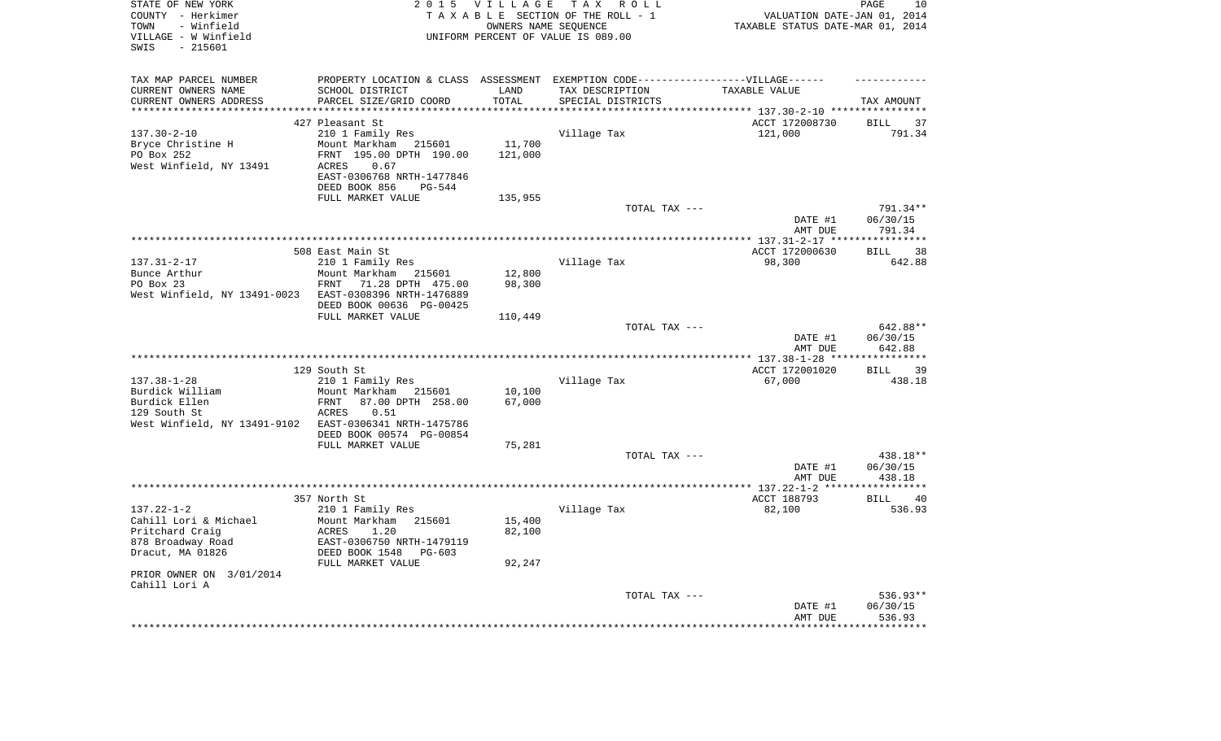STATE OF NEW YORK
COUNTY - Herkimer
TOWN - Winfield
VILLAGE - W Winfield
SWIS - 215601

2 0 1 5 V I L L A G E T A X R O L L
T A X A B L E SECTION OF THE ROLL - 1
OWNERS NAME SEQUENCE
UNIFORM PERCENT OF VALUE IS 089.00

VALUATION DATE-JAN 01, 2014
TAXABLE STATUS DATE-MAR 01, 2014

| TAX MAP PARCEL NUMBER<br>CURRENT OWNERS NAME<br>CURRENT OWNERS ADDRESS | PROPERTY LOCATION & CLASS<br>SCHOOL DISTRICT<br>PARCEL SIZE/GRID COORD | ASSESSMENT<br>LAND<br>TOTAL | EXEMPTION CODE-----VILLAGE------<br>TAX DESCRIPTION<br>SPECIAL DISTRICTS | TAXABLE VALUE | TAX AMOUNT |
|---|---|---|---|---|---|
| | 427 Pleasant St | | | ACCT 172008730 | BILL 37 |
| 137.30-2-10 | 210 1 Family Res | | Village Tax | 121,000 | 791.34 |
| Bryce Christine H | Mount Markham 215601 | 11,700 | | | |
| PO Box 252 | FRNT 195.00 DPTH 190.00 | 121,000 | | | |
| West Winfield, NY 13491 | ACRES 0.67 | | | | |
| | EAST-0306768 NRTH-1477846 | | | | |
| | DEED BOOK 856 PG-544 | | | | |
| | FULL MARKET VALUE | 135,955 | | | |
| | | | TOTAL TAX --- | | 791.34** |
| | | | | DATE #1 | 06/30/15 |
| | | | | AMT DUE | 791.34 |
| | 508 East Main St | | | ACCT 172000630 | BILL 38 |
| 137.31-2-17 | 210 1 Family Res | | Village Tax | 98,300 | 642.88 |
| Bunce Arthur | Mount Markham 215601 | 12,800 | | | |
| PO Box 23 | FRNT 71.28 DPTH 475.00 | 98,300 | | | |
| West Winfield, NY 13491-0023 | EAST-0308396 NRTH-1476889 | | | | |
| | DEED BOOK 00636 PG-00425 | | | | |
| | FULL MARKET VALUE | 110,449 | | | |
| | | | TOTAL TAX --- | | 642.88** |
| | | | | DATE #1 | 06/30/15 |
| | | | | AMT DUE | 642.88 |
| | 129 South St | | | ACCT 172001020 | BILL 39 |
| 137.38-1-28 | 210 1 Family Res | | Village Tax | 67,000 | 438.18 |
| Burdick William | Mount Markham 215601 | 10,100 | | | |
| Burdick Ellen | FRNT 87.00 DPTH 258.00 | 67,000 | | | |
| 129 South St | ACRES 0.51 | | | | |
| West Winfield, NY 13491-9102 | EAST-0306341 NRTH-1475786 | | | | |
| | DEED BOOK 00574 PG-00854 | | | | |
| | FULL MARKET VALUE | 75,281 | | | |
| | | | TOTAL TAX --- | | 438.18** |
| | | | | DATE #1 | 06/30/15 |
| | | | | AMT DUE | 438.18 |
| | 357 North St | | | ACCT 188793 | BILL 40 |
| 137.22-1-2 | 210 1 Family Res | | Village Tax | 82,100 | 536.93 |
| Cahill Lori & Michael | Mount Markham 215601 | 15,400 | | | |
| Pritchard Craig | ACRES 1.20 | 82,100 | | | |
| 878 Broadway Road | EAST-0306750 NRTH-1479119 | | | | |
| Dracut, MA 01826 | DEED BOOK 1548 PG-603 | | | | |
| | FULL MARKET VALUE | 92,247 | | | |
| PRIOR OWNER ON 3/01/2014 | | | | | |
| Cahill Lori A | | | | | |
| | | | TOTAL TAX --- | | 536.93** |
| | | | | DATE #1 | 06/30/15 |
| | | | | AMT DUE | 536.93 |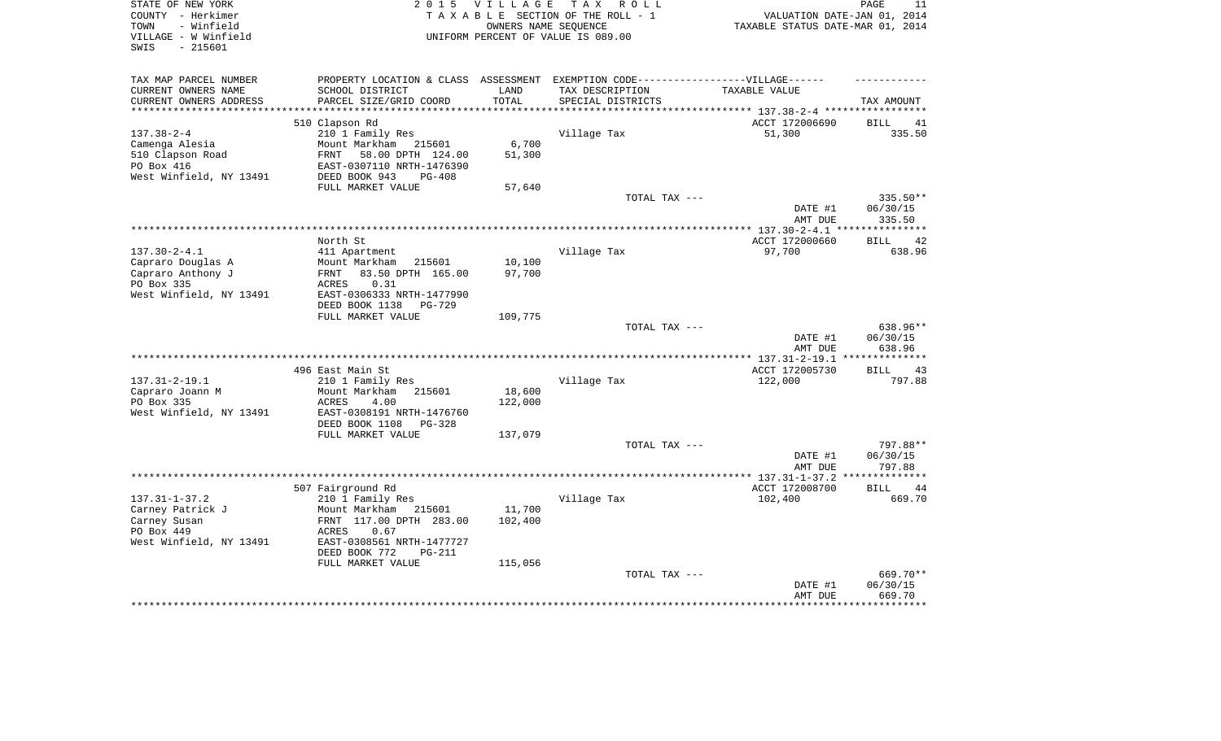STATE OF NEW YORK
COUNTY - Herkimer
TOWN - Winfield
VILLAGE - W Winfield
SWIS - 215601

2 0 1 5 V I L L A G E T A X R O L L
T A X A B L E SECTION OF THE ROLL - 1
OWNERS NAME SEQUENCE
UNIFORM PERCENT OF VALUE IS 089.00

VALUATION DATE-JAN 01, 2014
TAXABLE STATUS DATE-MAR 01, 2014

| TAX MAP PARCEL NUMBER / CURRENT OWNERS NAME / CURRENT OWNERS ADDRESS | PROPERTY LOCATION & CLASS / SCHOOL DISTRICT / PARCEL SIZE/GRID COORD | ASSESSMENT LAND / TOTAL | EXEMPTION CODE-VILLAGE / TAX DESCRIPTION / SPECIAL DISTRICTS | TAXABLE VALUE | TAX AMOUNT |
|---|---|---|---|---|---|
| 137.38-2-4 | 510 Clapson Rd | | | ACCT 172006690 | BILL 41 |
| Camenga Alesia | 210 1 Family Res | | Village Tax | 51,300 | 335.50 |
| 510 Clapson Road | Mount Markham 215601 | 6,700 | | | |
| PO Box 416 | FRNT 58.00 DPTH 124.00 | 51,300 | | | |
| West Winfield, NY 13491 | EAST-0307110 NRTH-1476390 | | | | |
| | DEED BOOK 943 PG-408 | | | | |
| | FULL MARKET VALUE | 57,640 | | | |
| | | | TOTAL TAX --- | | 335.50** |
| | | | | DATE #1 | 06/30/15 |
| | | | | AMT DUE | 335.50 |
| 137.30-2-4.1 | North St | | | ACCT 172000660 | BILL 42 |
| Capraro Douglas A | 411 Apartment | | Village Tax | 97,700 | 638.96 |
| Capraro Anthony J | Mount Markham 215601 | 10,100 | | | |
| PO Box 335 | FRNT 83.50 DPTH 165.00 | 97,700 | | | |
| West Winfield, NY 13491 | ACRES 0.31 | | | | |
| | EAST-0306333 NRTH-1477990 | | | | |
| | DEED BOOK 1138 PG-729 | | | | |
| | FULL MARKET VALUE | 109,775 | | | |
| | | | TOTAL TAX --- | | 638.96** |
| | | | | DATE #1 | 06/30/15 |
| | | | | AMT DUE | 638.96 |
| 137.31-2-19.1 | 496 East Main St | | | ACCT 172005730 | BILL 43 |
| Capraro Joann M | 210 1 Family Res | | Village Tax | 122,000 | 797.88 |
| PO Box 335 | Mount Markham 215601 | 18,600 | | | |
| West Winfield, NY 13491 | ACRES 4.00 | 122,000 | | | |
| | EAST-0308191 NRTH-1476760 | | | | |
| | DEED BOOK 1108 PG-328 | | | | |
| | FULL MARKET VALUE | 137,079 | | | |
| | | | TOTAL TAX --- | | 797.88** |
| | | | | DATE #1 | 06/30/15 |
| | | | | AMT DUE | 797.88 |
| 137.31-1-37.2 | 507 Fairground Rd | | | ACCT 172008700 | BILL 44 |
| Carney Patrick J | 210 1 Family Res | | Village Tax | 102,400 | 669.70 |
| Carney Susan | Mount Markham 215601 | 11,700 | | | |
| PO Box 449 | FRNT 117.00 DPTH 283.00 | 102,400 | | | |
| West Winfield, NY 13491 | ACRES 0.67 | | | | |
| | EAST-0308561 NRTH-1477727 | | | | |
| | DEED BOOK 772 PG-211 | | | | |
| | FULL MARKET VALUE | 115,056 | | | |
| | | | TOTAL TAX --- | | 669.70** |
| | | | | DATE #1 | 06/30/15 |
| | | | | AMT DUE | 669.70 |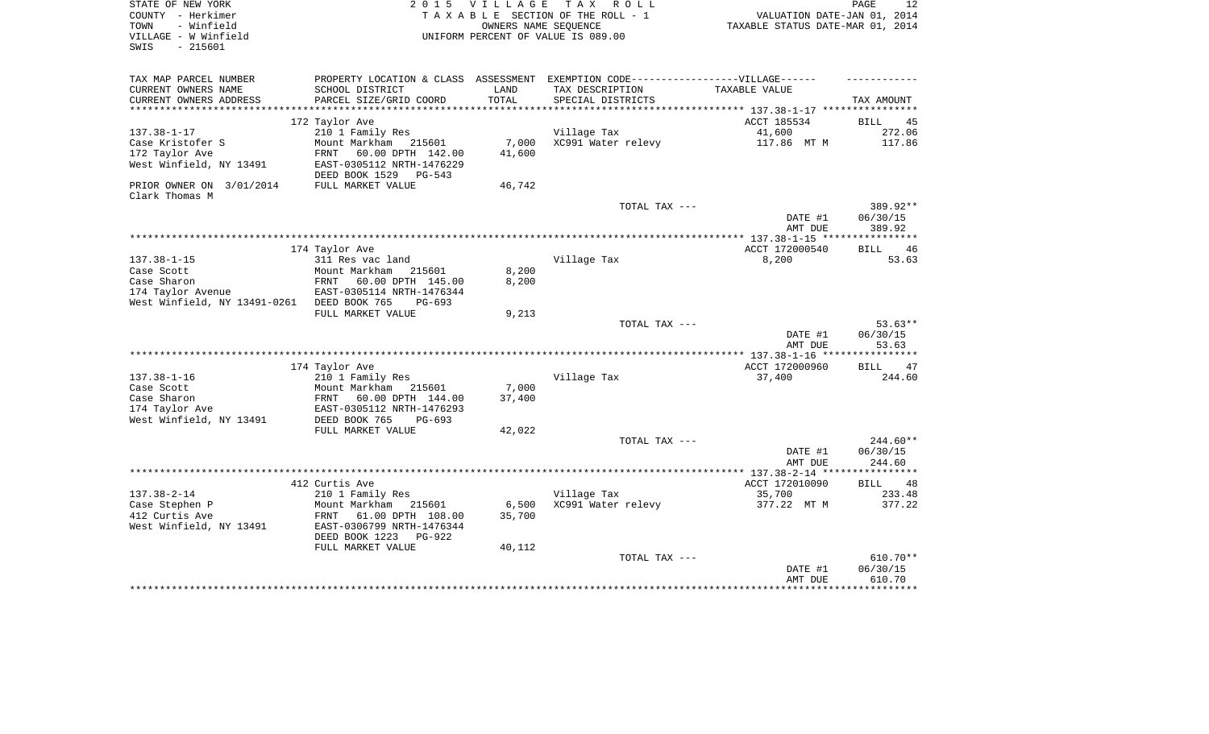STATE OF NEW YORK
COUNTY - Herkimer
TOWN - Winfield
VILLAGE - W Winfield
SWIS - 215601

2 0 1 5 V I L L A G E T A X R O L L
T A X A B L E SECTION OF THE ROLL - 1
OWNERS NAME SEQUENCE
UNIFORM PERCENT OF VALUE IS 089.00

VALUATION DATE-JAN 01, 2014
TAXABLE STATUS DATE-MAR 01, 2014

| TAX MAP PARCEL NUMBER / CURRENT OWNERS NAME / CURRENT OWNERS ADDRESS | PROPERTY LOCATION & CLASS / SCHOOL DISTRICT / PARCEL SIZE/GRID COORD | ASSESSMENT LAND / TOTAL | EXEMPTION CODE-----VILLAGE------ TAX DESCRIPTION / SPECIAL DISTRICTS | TAXABLE VALUE | TAX AMOUNT |
|---|---|---|---|---|---|
| 137.38-1-17 | 172 Taylor Ave | | | ACCT 185534 | BILL 45 |
| Case Kristofer S | 210 1 Family Res | | Village Tax | 41,600 | 272.06 |
| 172 Taylor Ave | Mount Markham 215601 | 7,000 | XC991 Water relevy | 117.86 MT M | 117.86 |
| West Winfield, NY 13491 | FRNT 60.00 DPTH 142.00 | 41,600 | | | |
| | EAST-0305112 NRTH-1476229 | | | | |
| | DEED BOOK 1529 PG-543 | | | | |
| PRIOR OWNER ON 3/01/2014 Clark Thomas M | FULL MARKET VALUE | 46,742 | | | |
| | | | TOTAL TAX --- | | 389.92** |
| | | | | DATE #1 | 06/30/15 |
| | | | | AMT DUE | 389.92 |
| 137.38-1-15 | 174 Taylor Ave | | | ACCT 172000540 | BILL 46 |
| Case Scott | 311 Res vac land | | Village Tax | 8,200 | 53.63 |
| Case Sharon | Mount Markham 215601 | 8,200 | | | |
| 174 Taylor Avenue | FRNT 60.00 DPTH 145.00 | 8,200 | | | |
| West Winfield, NY 13491-0261 | EAST-0305114 NRTH-1476344 | | | | |
| | DEED BOOK 765 PG-693 | | | | |
| | FULL MARKET VALUE | 9,213 | | | |
| | | | TOTAL TAX --- | | 53.63** |
| | | | | DATE #1 | 06/30/15 |
| | | | | AMT DUE | 53.63 |
| 137.38-1-16 | 174 Taylor Ave | | | ACCT 172000960 | BILL 47 |
| Case Scott | 210 1 Family Res | | Village Tax | 37,400 | 244.60 |
| Case Sharon | Mount Markham 215601 | 7,000 | | | |
| 174 Taylor Ave | FRNT 60.00 DPTH 144.00 | 37,400 | | | |
| West Winfield, NY 13491 | EAST-0305112 NRTH-1476293 | | | | |
| | DEED BOOK 765 PG-693 | | | | |
| | FULL MARKET VALUE | 42,022 | | | |
| | | | TOTAL TAX --- | | 244.60** |
| | | | | DATE #1 | 06/30/15 |
| | | | | AMT DUE | 244.60 |
| 137.38-2-14 | 412 Curtis Ave | | | ACCT 172010090 | BILL 48 |
| Case Stephen P | 210 1 Family Res | | Village Tax | 35,700 | 233.48 |
| 412 Curtis Ave | Mount Markham 215601 | 6,500 | XC991 Water relevy | 377.22 MT M | 377.22 |
| West Winfield, NY 13491 | FRNT 61.00 DPTH 108.00 | 35,700 | | | |
| | EAST-0306799 NRTH-1476344 | | | | |
| | DEED BOOK 1223 PG-922 | | | | |
| | FULL MARKET VALUE | 40,112 | | | |
| | | | TOTAL TAX --- | | 610.70** |
| | | | | DATE #1 | 06/30/15 |
| | | | | AMT DUE | 610.70 |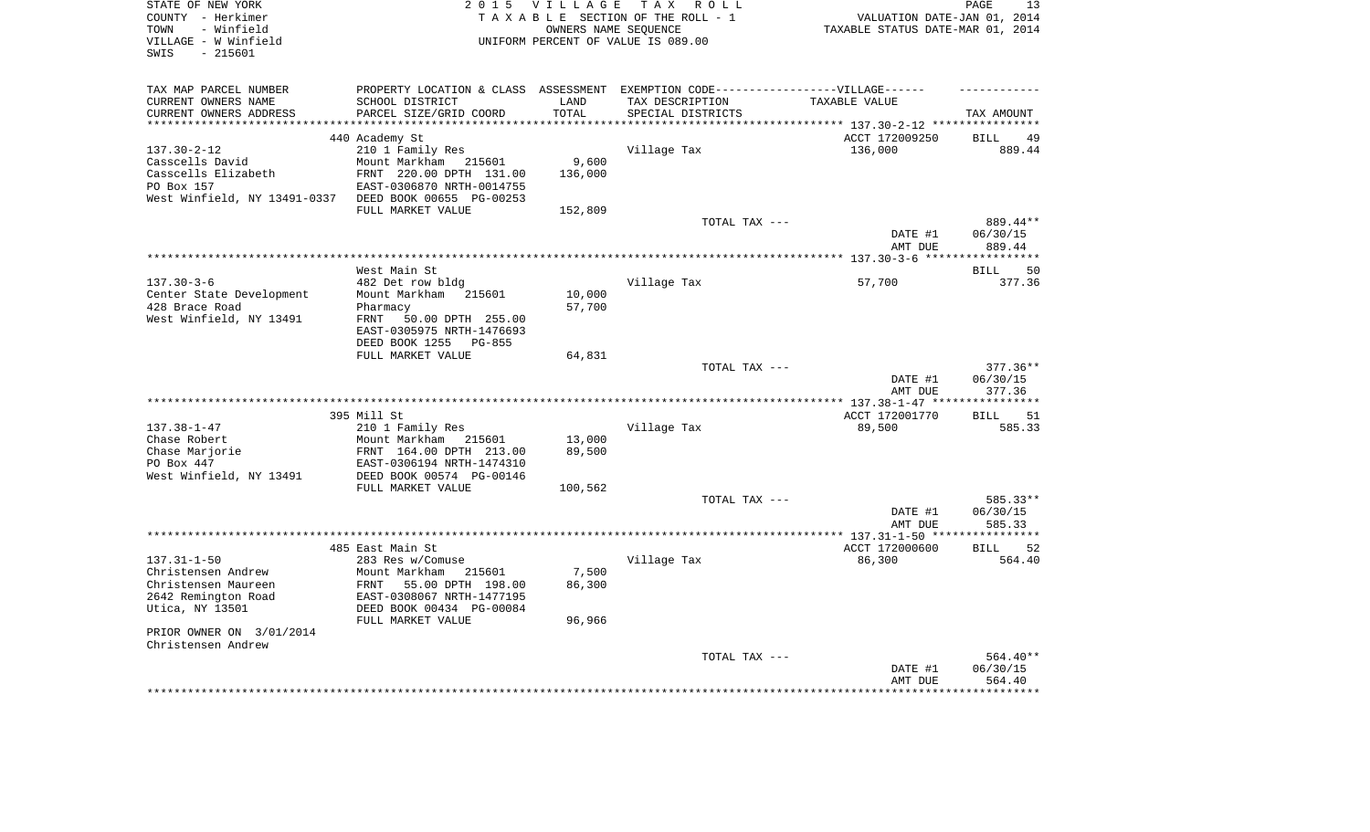STATE OF NEW YORK
COUNTY - Herkimer
TOWN - Winfield
VILLAGE - W Winfield
SWIS - 215601

2 0 1 5 V I L L A G E T A X R O L L
T A X A B L E SECTION OF THE ROLL - 1
OWNERS NAME SEQUENCE
UNIFORM PERCENT OF VALUE IS 089.00

VALUATION DATE-JAN 01, 2014
TAXABLE STATUS DATE-MAR 01, 2014

| TAX MAP PARCEL NUMBER<br>CURRENT OWNERS NAME<br>CURRENT OWNERS ADDRESS | PROPERTY LOCATION & CLASS<br>SCHOOL DISTRICT<br>PARCEL SIZE/GRID COORD | ASSESSMENT<br>LAND<br>TOTAL | EXEMPTION CODE------------------VILLAGE------<br>TAX DESCRIPTION<br>SPECIAL DISTRICTS | TAXABLE VALUE | TAX AMOUNT |
|---|---|---|---|---|---|
| **137.30-2-12** | 440 Academy St | | | ACCT 172009250 | BILL 49 |
| 137.30-2-12 | 210 1 Family Res | | Village Tax | 136,000 | 889.44 |
| Casscells David | Mount Markham 215601 | 9,600 | | | |
| Casscells Elizabeth | FRNT 220.00 DPTH 131.00 | 136,000 | | | |
| PO Box 157 | EAST-0306870 NRTH-0014755 | | | | |
| West Winfield, NY 13491-0337 | DEED BOOK 00655 PG-00253 | | | | |
| | FULL MARKET VALUE | 152,809 | | | |
| | | | TOTAL TAX --- | | 889.44** |
| | | | | DATE #1 | 06/30/15 |
| | | | | AMT DUE | 889.44 |
| **137.30-3-6** | West Main St | | | | BILL 50 |
| 137.30-3-6 | 482 Det row bldg | | Village Tax | 57,700 | 377.36 |
| Center State Development | Mount Markham 215601 | 10,000 | | | |
| 428 Brace Road | Pharmacy | 57,700 | | | |
| West Winfield, NY 13491 | FRNT 50.00 DPTH 255.00 | | | | |
| | EAST-0305975 NRTH-1476693 | | | | |
| | DEED BOOK 1255 PG-855 | | | | |
| | FULL MARKET VALUE | 64,831 | | | |
| | | | TOTAL TAX --- | | 377.36** |
| | | | | DATE #1 | 06/30/15 |
| | | | | AMT DUE | 377.36 |
| **137.38-1-47** | 395 Mill St | | | ACCT 172001770 | BILL 51 |
| 137.38-1-47 | 210 1 Family Res | | Village Tax | 89,500 | 585.33 |
| Chase Robert | Mount Markham 215601 | 13,000 | | | |
| Chase Marjorie | FRNT 164.00 DPTH 213.00 | 89,500 | | | |
| PO Box 447 | EAST-0306194 NRTH-1474310 | | | | |
| West Winfield, NY 13491 | DEED BOOK 00574 PG-00146 | | | | |
| | FULL MARKET VALUE | 100,562 | | | |
| | | | TOTAL TAX --- | | 585.33** |
| | | | | DATE #1 | 06/30/15 |
| | | | | AMT DUE | 585.33 |
| **137.31-1-50** | 485 East Main St | | | ACCT 172000600 | BILL 52 |
| 137.31-1-50 | 283 Res w/Comuse | | Village Tax | 86,300 | 564.40 |
| Christensen Andrew | Mount Markham 215601 | 7,500 | | | |
| Christensen Maureen | FRNT 55.00 DPTH 198.00 | 86,300 | | | |
| 2642 Remington Road | EAST-0308067 NRTH-1477195 | | | | |
| Utica, NY 13501 | DEED BOOK 00434 PG-00084 | | | | |
| | FULL MARKET VALUE | 96,966 | | | |
| PRIOR OWNER ON 3/01/2014 | | | | | |
| Christensen Andrew | | | | | |
| | | | TOTAL TAX --- | | 564.40** |
| | | | | DATE #1 | 06/30/15 |
| | | | | AMT DUE | 564.40 |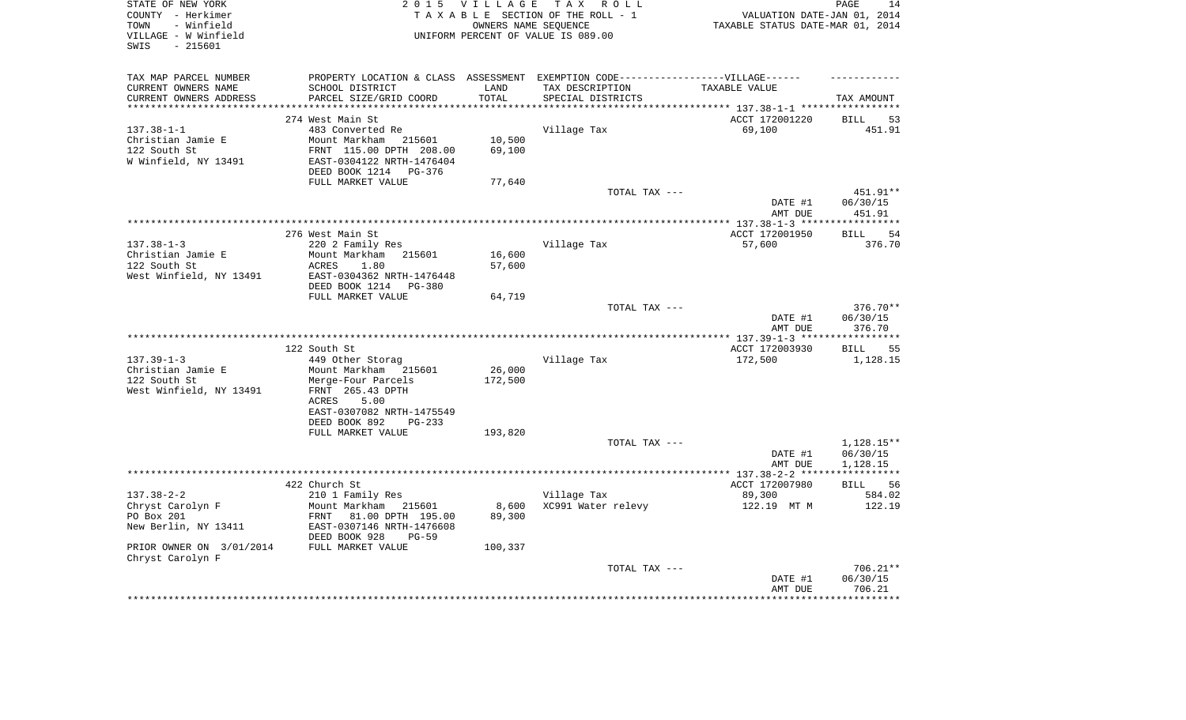STATE OF NEW YORK
COUNTY - Herkimer
TOWN - Winfield
VILLAGE - W Winfield
SWIS - 215601

2 0 1 5 V I L L A G E T A X R O L L
T A X A B L E SECTION OF THE ROLL - 1
OWNERS NAME SEQUENCE
UNIFORM PERCENT OF VALUE IS 089.00

VALUATION DATE-JAN 01, 2014
TAXABLE STATUS DATE-MAR 01, 2014

| TAX MAP PARCEL NUMBER<br>CURRENT OWNERS NAME<br>CURRENT OWNERS ADDRESS | PROPERTY LOCATION & CLASS<br>SCHOOL DISTRICT<br>PARCEL SIZE/GRID COORD | ASSESSMENT<br>LAND<br>TOTAL | EXEMPTION CODE------------------VILLAGE------<br>TAX DESCRIPTION<br>SPECIAL DISTRICTS | TAXABLE VALUE | TAX AMOUNT |
|---|---|---|---|---|---|
| | 274 West Main St | | | ACCT 172001220 | BILL 53 |
| 137.38-1-1 | 483 Converted Re | | Village Tax | 69,100 | 451.91 |
| Christian Jamie E | Mount Markham 215601 | 10,500 | | | |
| 122 South St | FRNT 115.00 DPTH 208.00 | 69,100 | | | |
| W Winfield, NY 13491 | EAST-0304122 NRTH-1476404 | | | | |
| | DEED BOOK 1214 PG-376 | | | | |
| | FULL MARKET VALUE | 77,640 | | | |
| | | | TOTAL TAX --- | | 451.91** |
| | | | | DATE #1 | 06/30/15 |
| | | | | AMT DUE | 451.91 |
| | 276 West Main St | | | ACCT 172001950 | BILL 54 |
| 137.38-1-3 | 220 2 Family Res | | Village Tax | 57,600 | 376.70 |
| Christian Jamie E | Mount Markham 215601 | 16,600 | | | |
| 122 South St | ACRES 1.80 | 57,600 | | | |
| West Winfield, NY 13491 | EAST-0304362 NRTH-1476448 | | | | |
| | DEED BOOK 1214 PG-380 | | | | |
| | FULL MARKET VALUE | 64,719 | | | |
| | | | TOTAL TAX --- | | 376.70** |
| | | | | DATE #1 | 06/30/15 |
| | | | | AMT DUE | 376.70 |
| | 122 South St | | | ACCT 172003930 | BILL 55 |
| 137.39-1-3 | 449 Other Storag | | Village Tax | 172,500 | 1,128.15 |
| Christian Jamie E | Mount Markham 215601 | 26,000 | | | |
| 122 South St | Merge-Four Parcels | 172,500 | | | |
| West Winfield, NY 13491 | FRNT 265.43 DPTH | | | | |
| | ACRES 5.00 | | | | |
| | EAST-0307082 NRTH-1475549 | | | | |
| | DEED BOOK 892 PG-233 | | | | |
| | FULL MARKET VALUE | 193,820 | | | |
| | | | TOTAL TAX --- | | 1,128.15** |
| | | | | DATE #1 | 06/30/15 |
| | | | | AMT DUE | 1,128.15 |
| | 422 Church St | | | ACCT 172007980 | BILL 56 |
| 137.38-2-2 | 210 1 Family Res | | Village Tax | 89,300 | 584.02 |
| Chryst Carolyn F | Mount Markham 215601 | 8,600 | XC991 Water relevy | 122.19 MT M | 122.19 |
| PO Box 201 | FRNT 81.00 DPTH 195.00 | 89,300 | | | |
| New Berlin, NY 13411 | EAST-0307146 NRTH-1476608 | | | | |
| | DEED BOOK 928 PG-59 | | | | |
| PRIOR OWNER ON 3/01/2014 | FULL MARKET VALUE | 100,337 | | | |
| Chryst Carolyn F | | | | | |
| | | | TOTAL TAX --- | | 706.21** |
| | | | | DATE #1 | 06/30/15 |
| | | | | AMT DUE | 706.21 |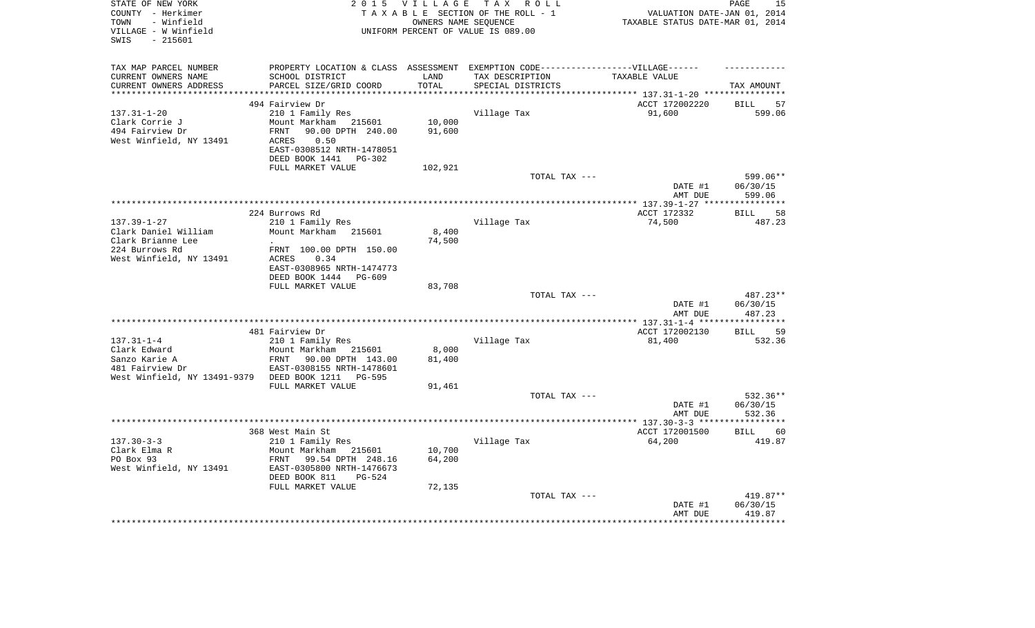STATE OF NEW YORK
COUNTY - Herkimer
TOWN - Winfield
VILLAGE - W Winfield
SWIS - 215601

2015 VILLAGE TAX ROLL
TAXABLE SECTION OF THE ROLL - 1
OWNERS NAME SEQUENCE
UNIFORM PERCENT OF VALUE IS 089.00

VALUATION DATE-JAN 01, 2014
TAXABLE STATUS DATE-MAR 01, 2014

| TAX MAP PARCEL NUMBER<br>CURRENT OWNERS NAME<br>CURRENT OWNERS ADDRESS | PROPERTY LOCATION & CLASS<br>SCHOOL DISTRICT<br>PARCEL SIZE/GRID COORD | ASSESSMENT<br>LAND<br>TOTAL | EXEMPTION CODE------VILLAGE------<br>TAX DESCRIPTION<br>SPECIAL DISTRICTS | TAXABLE VALUE | TAX AMOUNT |
|---|---|---|---|---|---|
| | 494 Fairview Dr | | | ACCT 172002220 | BILL 57 |
| 137.31-1-20 | 210 1 Family Res | | Village Tax | 91,600 | 599.06 |
| Clark Corrie J | Mount Markham 215601 | 10,000 | | | |
| 494 Fairview Dr | FRNT 90.00 DPTH 240.00 | 91,600 | | | |
| West Winfield, NY 13491 | ACRES 0.50 | | | | |
| | EAST-0308512 NRTH-1478051 | | | | |
| | DEED BOOK 1441 PG-302 | | | | |
| | FULL MARKET VALUE | 102,921 | | | |
| | | | TOTAL TAX --- | | 599.06** |
| | | | | DATE #1 | 06/30/15 |
| | | | | AMT DUE | 599.06 |
| | 224 Burrows Rd | | | ACCT 172332 | BILL 58 |
| 137.39-1-27 | 210 1 Family Res | | Village Tax | 74,500 | 487.23 |
| Clark Daniel William | Mount Markham 215601 | 8,400 | | | |
| Clark Brianne Lee | . | 74,500 | | | |
| 224 Burrows Rd | FRNT 100.00 DPTH 150.00 | | | | |
| West Winfield, NY 13491 | ACRES 0.34 | | | | |
| | EAST-0308965 NRTH-1474773 | | | | |
| | DEED BOOK 1444 PG-609 | | | | |
| | FULL MARKET VALUE | 83,708 | | | |
| | | | TOTAL TAX --- | | 487.23** |
| | | | | DATE #1 | 06/30/15 |
| | | | | AMT DUE | 487.23 |
| | 481 Fairview Dr | | | ACCT 172002130 | BILL 59 |
| 137.31-1-4 | 210 1 Family Res | | Village Tax | 81,400 | 532.36 |
| Clark Edward | Mount Markham 215601 | 8,000 | | | |
| Sanzo Karie A | FRNT 90.00 DPTH 143.00 | 81,400 | | | |
| 481 Fairview Dr | EAST-0308155 NRTH-1478601 | | | | |
| West Winfield, NY 13491-9379 | DEED BOOK 1211 PG-595 | | | | |
| | FULL MARKET VALUE | 91,461 | | | |
| | | | TOTAL TAX --- | | 532.36** |
| | | | | DATE #1 | 06/30/15 |
| | | | | AMT DUE | 532.36 |
| | 368 West Main St | | | ACCT 172001500 | BILL 60 |
| 137.30-3-3 | 210 1 Family Res | | Village Tax | 64,200 | 419.87 |
| Clark Elma R | Mount Markham 215601 | 10,700 | | | |
| PO Box 93 | FRNT 99.54 DPTH 248.16 | 64,200 | | | |
| West Winfield, NY 13491 | EAST-0305800 NRTH-1476673 | | | | |
| | DEED BOOK 811 PG-524 | | | | |
| | FULL MARKET VALUE | 72,135 | | | |
| | | | TOTAL TAX --- | | 419.87** |
| | | | | DATE #1 | 06/30/15 |
| | | | | AMT DUE | 419.87 |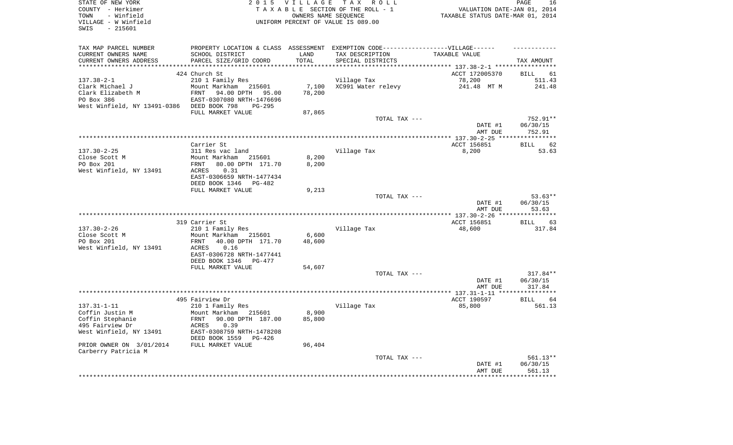STATE OF NEW YORK
COUNTY - Herkimer
TOWN - Winfield
VILLAGE - W Winfield
SWIS - 215601

2 0 1 5 V I L L A G E T A X R O L L
T A X A B L E SECTION OF THE ROLL - 1
OWNERS NAME SEQUENCE
UNIFORM PERCENT OF VALUE IS 089.00

VALUATION DATE-JAN 01, 2014
TAXABLE STATUS DATE-MAR 01, 2014

| TAX MAP PARCEL NUMBER<br>CURRENT OWNERS NAME<br>CURRENT OWNERS ADDRESS | PROPERTY LOCATION & CLASS<br>SCHOOL DISTRICT<br>PARCEL SIZE/GRID COORD | ASSESSMENT<br>LAND<br>TOTAL | EXEMPTION CODE------VILLAGE------<br>TAX DESCRIPTION<br>SPECIAL DISTRICTS | TAXABLE VALUE | TAX AMOUNT |
|---|---|---|---|---|---|
| | 424 Church St | | | ACCT 172005370 | BILL 61 |
| 137.38-2-1 | 210 1 Family Res | | Village Tax | 78,200 | 511.43 |
| Clark Michael J | Mount Markham 215601 | 7,100 | XC991 Water relevy | 241.48 MT M | 241.48 |
| Clark Elizabeth M | FRNT 94.00 DPTH 95.00 | 78,200 | | | |
| PO Box 386 | EAST-0307080 NRTH-1476696 | | | | |
| West Winfield, NY 13491-0386 | DEED BOOK 798 PG-295 | | | | |
| | FULL MARKET VALUE | 87,865 | | | |
| | | | TOTAL TAX --- | | 752.91** |
| | | | | DATE #1 | 06/30/15 |
| | | | | AMT DUE | 752.91 |
| | Carrier St | | | ACCT 156851 | BILL 62 |
| 137.30-2-25 | 311 Res vac land | | Village Tax | 8,200 | 53.63 |
| Close Scott M | Mount Markham 215601 | 8,200 | | | |
| PO Box 201 | FRNT 80.00 DPTH 171.70 | 8,200 | | | |
| West Winfield, NY 13491 | ACRES 0.31 | | | | |
| | EAST-0306659 NRTH-1477434 | | | | |
| | DEED BOOK 1346 PG-482 | | | | |
| | FULL MARKET VALUE | 9,213 | | | |
| | | | TOTAL TAX --- | | 53.63** |
| | | | | DATE #1 | 06/30/15 |
| | | | | AMT DUE | 53.63 |
| | 319 Carrier St | | | ACCT 156851 | BILL 63 |
| 137.30-2-26 | 210 1 Family Res | | Village Tax | 48,600 | 317.84 |
| Close Scott M | Mount Markham 215601 | 6,600 | | | |
| PO Box 201 | FRNT 40.00 DPTH 171.70 | 48,600 | | | |
| West Winfield, NY 13491 | ACRES 0.16 | | | | |
| | EAST-0306728 NRTH-1477441 | | | | |
| | DEED BOOK 1346 PG-477 | | | | |
| | FULL MARKET VALUE | 54,607 | | | |
| | | | TOTAL TAX --- | | 317.84** |
| | | | | DATE #1 | 06/30/15 |
| | | | | AMT DUE | 317.84 |
| | 495 Fairview Dr | | | ACCT 190597 | BILL 64 |
| 137.31-1-11 | 210 1 Family Res | | Village Tax | 85,800 | 561.13 |
| Coffin Justin M | Mount Markham 215601 | 8,900 | | | |
| Coffin Stephanie | FRNT 90.00 DPTH 187.00 | 85,800 | | | |
| 495 Fairview Dr | ACRES 0.39 | | | | |
| West Winfield, NY 13491 | EAST-0308759 NRTH-1478208 | | | | |
| | DEED BOOK 1559 PG-426 | | | | |
| PRIOR OWNER ON 3/01/2014 | FULL MARKET VALUE | 96,404 | | | |
| Carberry Patricia M | | | | | |
| | | | TOTAL TAX --- | | 561.13** |
| | | | | DATE #1 | 06/30/15 |
| | | | | AMT DUE | 561.13 |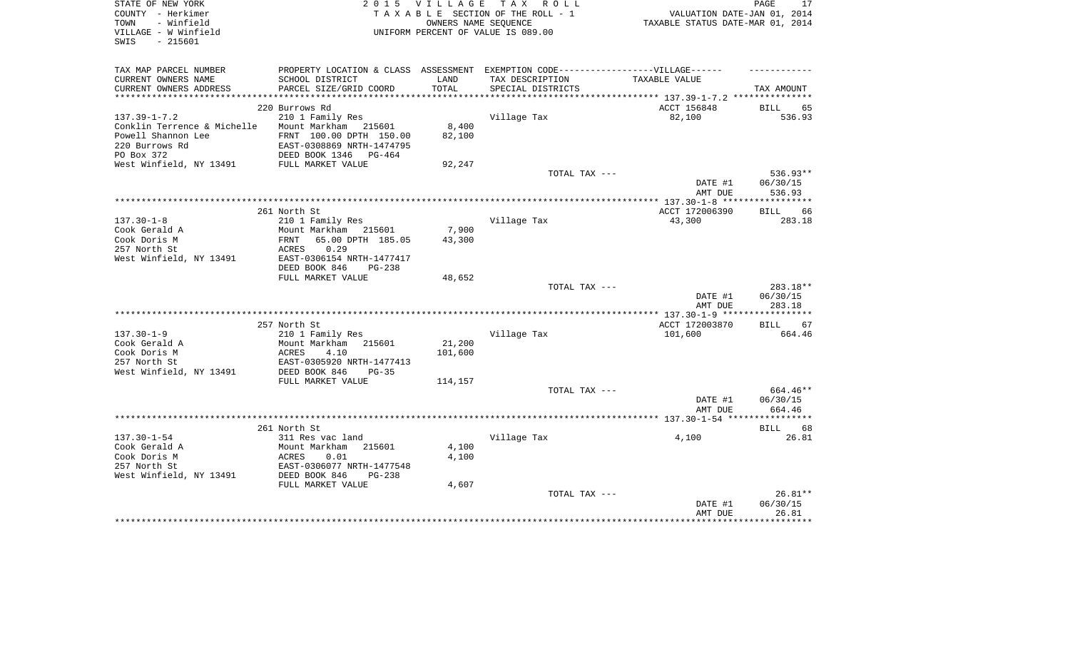STATE OF NEW YORK
COUNTY - Herkimer
TOWN - Winfield
VILLAGE - W Winfield
SWIS - 215601

2 0 1 5 V I L L A G E T A X R O L L
T A X A B L E SECTION OF THE ROLL - 1
OWNERS NAME SEQUENCE
UNIFORM PERCENT OF VALUE IS 089.00

VALUATION DATE-JAN 01, 2014
TAXABLE STATUS DATE-MAR 01, 2014

| TAX MAP PARCEL NUMBER<br>CURRENT OWNERS NAME<br>CURRENT OWNERS ADDRESS | PROPERTY LOCATION & CLASS<br>SCHOOL DISTRICT<br>PARCEL SIZE/GRID COORD | ASSESSMENT<br>LAND<br>TOTAL | EXEMPTION CODE------------------VILLAGE------<br>TAX DESCRIPTION<br>SPECIAL DISTRICTS | TAXABLE VALUE | TAX AMOUNT |
|---|---|---|---|---|---|
| | 220 Burrows Rd | | | ACCT 156848 | BILL 65 |
| 137.39-1-7.2 | 210 1 Family Res | | Village Tax | 82,100 | 536.93 |
| Conklin Terrence & Michelle | Mount Markham 215601 | 8,400 | | | |
| Powell Shannon Lee | FRNT 100.00 DPTH 150.00 | 82,100 | | | |
| 220 Burrows Rd | EAST-0308869 NRTH-1474795 | | | | |
| PO Box 372 | DEED BOOK 1346 PG-464 | | | | |
| West Winfield, NY 13491 | FULL MARKET VALUE | 92,247 | | | |
| | | | TOTAL TAX --- | | 536.93** |
| | | | | DATE #1 | 06/30/15 |
| | | | | AMT DUE | 536.93 |
| | 261 North St | | | ACCT 172006390 | BILL 66 |
| 137.30-1-8 | 210 1 Family Res | | Village Tax | 43,300 | 283.18 |
| Cook Gerald A | Mount Markham 215601 | 7,900 | | | |
| Cook Doris M | FRNT 65.00 DPTH 185.05 | 43,300 | | | |
| 257 North St | ACRES 0.29 | | | | |
| West Winfield, NY 13491 | EAST-0306154 NRTH-1477417 | | | | |
| | DEED BOOK 846 PG-238 | | | | |
| | FULL MARKET VALUE | 48,652 | | | |
| | | | TOTAL TAX --- | | 283.18** |
| | | | | DATE #1 | 06/30/15 |
| | | | | AMT DUE | 283.18 |
| | 257 North St | | | ACCT 172003870 | BILL 67 |
| 137.30-1-9 | 210 1 Family Res | | Village Tax | 101,600 | 664.46 |
| Cook Gerald A | Mount Markham 215601 | 21,200 | | | |
| Cook Doris M | ACRES 4.10 | 101,600 | | | |
| 257 North St | EAST-0305920 NRTH-1477413 | | | | |
| West Winfield, NY 13491 | DEED BOOK 846 PG-35 | | | | |
| | FULL MARKET VALUE | 114,157 | | | |
| | | | TOTAL TAX --- | | 664.46** |
| | | | | DATE #1 | 06/30/15 |
| | | | | AMT DUE | 664.46 |
| | 261 North St | | | | BILL 68 |
| 137.30-1-54 | 311 Res vac land | | Village Tax | 4,100 | 26.81 |
| Cook Gerald A | Mount Markham 215601 | 4,100 | | | |
| Cook Doris M | ACRES 0.01 | 4,100 | | | |
| 257 North St | EAST-0306077 NRTH-1477548 | | | | |
| West Winfield, NY 13491 | DEED BOOK 846 PG-238 | | | | |
| | FULL MARKET VALUE | 4,607 | | | |
| | | | TOTAL TAX --- | | 26.81** |
| | | | | DATE #1 | 06/30/15 |
| | | | | AMT DUE | 26.81 |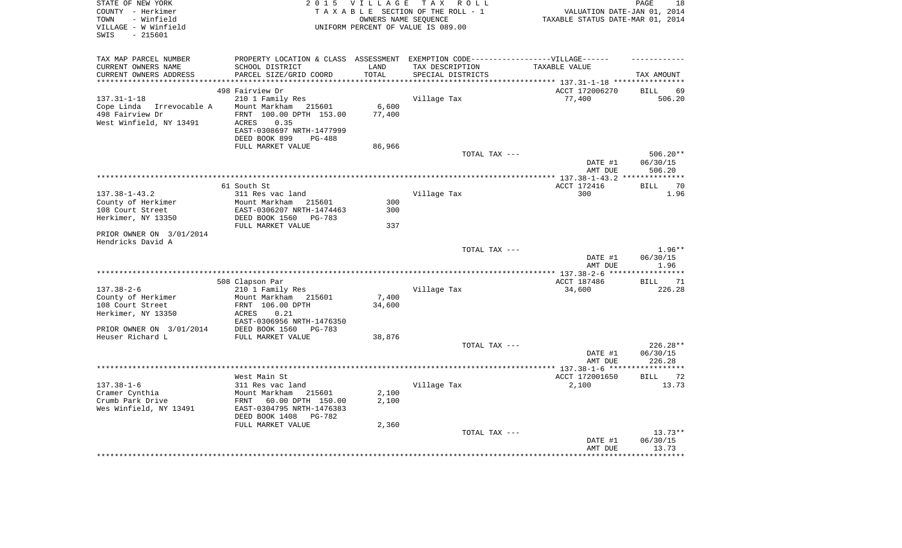STATE OF NEW YORK
COUNTY - Herkimer
TOWN - Winfield
VILLAGE - W Winfield
SWIS - 215601

2015 VILLAGE TAX ROLL
TAXABLE SECTION OF THE ROLL - 1
OWNERS NAME SEQUENCE
UNIFORM PERCENT OF VALUE IS 089.00

VALUATION DATE-JAN 01, 2014
TAXABLE STATUS DATE-MAR 01, 2014

| TAX MAP PARCEL NUMBER / CURRENT OWNERS NAME / CURRENT OWNERS ADDRESS | PROPERTY LOCATION & CLASS / SCHOOL DISTRICT / PARCEL SIZE/GRID COORD | ASSESSMENT LAND / TOTAL | EXEMPTION CODE / TAX DESCRIPTION / SPECIAL DISTRICTS | TAXABLE VALUE | TAX AMOUNT |
|---|---|---|---|---|---|
| 137.31-1-18 | 498 Fairview Dr | | | ACCT 172006270 | BILL 69 |
| Cope Linda Irrevocable A | 210 1 Family Res | | Village Tax | 77,400 | 506.20 |
| 498 Fairview Dr | Mount Markham 215601 | 6,600 | | | |
| West Winfield, NY 13491 | FRNT 100.00 DPTH 153.00 | 77,400 | | | |
| | ACRES 0.35 | | | | |
| | EAST-0308697 NRTH-1477999 | | | | |
| | DEED BOOK 899 PG-488 | | | | |
| | FULL MARKET VALUE | 86,966 | | | |
| | | | TOTAL TAX --- | | 506.20** |
| | | | | DATE #1 | 06/30/15 |
| | | | | AMT DUE | 506.20 |
| 137.38-1-43.2 | 61 South St | | | ACCT 172416 | BILL 70 |
| County of Herkimer | 311 Res vac land | | Village Tax | 300 | 1.96 |
| 108 Court Street | Mount Markham 215601 | 300 | | | |
| Herkimer, NY 13350 | EAST-0306207 NRTH-1474463 | 300 | | | |
| | DEED BOOK 1560 PG-783 | | | | |
| PRIOR OWNER ON 3/01/2014 | FULL MARKET VALUE | 337 | | | |
| Hendricks David A | | | | | |
| | | | TOTAL TAX --- | | 1.96** |
| | | | | DATE #1 | 06/30/15 |
| | | | | AMT DUE | 1.96 |
| 137.38-2-6 | 508 Clapson Par | | | ACCT 187486 | BILL 71 |
| County of Herkimer | 210 1 Family Res | | Village Tax | 34,600 | 226.28 |
| 108 Court Street | Mount Markham 215601 | 7,400 | | | |
| Herkimer, NY 13350 | FRNT 106.00 DPTH | 34,600 | | | |
| | ACRES 0.21 | | | | |
| | EAST-0306956 NRTH-1476350 | | | | |
| PRIOR OWNER ON 3/01/2014 | DEED BOOK 1560 PG-783 | | | | |
| Heuser Richard L | FULL MARKET VALUE | 38,876 | | | |
| | | | TOTAL TAX --- | | 226.28** |
| | | | | DATE #1 | 06/30/15 |
| | | | | AMT DUE | 226.28 |
| 137.38-1-6 | West Main St | | | ACCT 172001650 | BILL 72 |
| Cramer Cynthia | 311 Res vac land | | Village Tax | 2,100 | 13.73 |
| Crumb Park Drive | Mount Markham 215601 | 2,100 | | | |
| Wes Winfield, NY 13491 | FRNT 60.00 DPTH 150.00 | 2,100 | | | |
| | EAST-0304795 NRTH-1476383 | | | | |
| | DEED BOOK 1408 PG-782 | | | | |
| | FULL MARKET VALUE | 2,360 | | | |
| | | | TOTAL TAX --- | | 13.73** |
| | | | | DATE #1 | 06/30/15 |
| | | | | AMT DUE | 13.73 |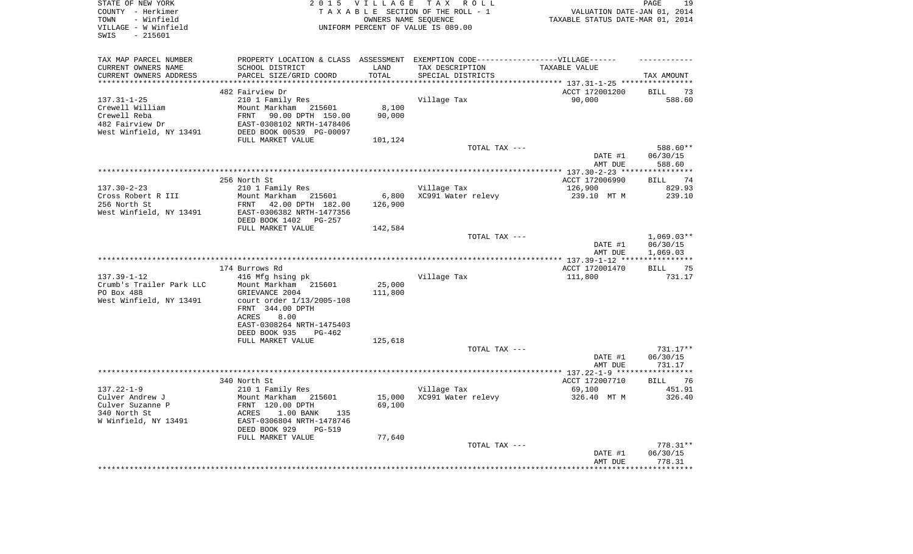STATE OF NEW YORK | 2015 VILLAGE TAX ROLL | PAGE 19
COUNTY - Herkimer | TAXABLE SECTION OF THE ROLL - 1 | VALUATION DATE-JAN 01, 2014
TOWN - Winfield | OWNERS NAME SEQUENCE | TAXABLE STATUS DATE-MAR 01, 2014
VILLAGE - W Winfield | UNIFORM PERCENT OF VALUE IS 089.00
SWIS - 215601

| TAX MAP PARCEL NUMBER<br>CURRENT OWNERS NAME<br>CURRENT OWNERS ADDRESS | PROPERTY LOCATION & CLASS<br>SCHOOL DISTRICT<br>PARCEL SIZE/GRID COORD | ASSESSMENT<br>LAND<br>TOTAL | EXEMPTION CODE------VILLAGE------<br>TAX DESCRIPTION<br>SPECIAL DISTRICTS | TAXABLE VALUE | TAX AMOUNT |
|---|---|---|---|---|---|
| | 482 Fairview Dr | | | ACCT 172001200 | BILL 73 |
| 137.31-1-25 | 210 1 Family Res | | Village Tax | 90,000 | 588.60 |
| Crewell William | Mount Markham 215601 | 8,100 | | | |
| Crewell Reba | FRNT 90.00 DPTH 150.00 | 90,000 | | | |
| 482 Fairview Dr | EAST-0308102 NRTH-1478406 | | | | |
| West Winfield, NY 13491 | DEED BOOK 00539 PG-00097 | | | | |
| | FULL MARKET VALUE | 101,124 | | | |
| | | | TOTAL TAX --- | | 588.60** |
| | | | | DATE #1 | 06/30/15 |
| | | | | AMT DUE | 588.60 |
| | 256 North St | | | ACCT 172006990 | BILL 74 |
| 137.30-2-23 | 210 1 Family Res | | Village Tax | 126,900 | 829.93 |
| Cross Robert R III | Mount Markham 215601 | 6,800 | XC991 Water relevy | 239.10 MT M | 239.10 |
| 256 North St | FRNT 42.00 DPTH 182.00 | 126,900 | | | |
| West Winfield, NY 13491 | EAST-0306382 NRTH-1477356 | | | | |
| | DEED BOOK 1402 PG-257 | | | | |
| | FULL MARKET VALUE | 142,584 | | | |
| | | | TOTAL TAX --- | | 1,069.03** |
| | | | | DATE #1 | 06/30/15 |
| | | | | AMT DUE | 1,069.03 |
| | 174 Burrows Rd | | | ACCT 172001470 | BILL 75 |
| 137.39-1-12 | 416 Mfg hsing pk | | Village Tax | 111,800 | 731.17 |
| Crumb's Trailer Park LLC | Mount Markham 215601 | 25,000 | | | |
| PO Box 488 | GRIEVANCE 2004 | 111,800 | | | |
| West Winfield, NY 13491 | court order 1/13/2005-108 | | | | |
| | FRNT 344.00 DPTH | | | | |
| | ACRES 8.00 | | | | |
| | EAST-0308264 NRTH-1475403 | | | | |
| | DEED BOOK 935 PG-462 | | | | |
| | FULL MARKET VALUE | 125,618 | | | |
| | | | TOTAL TAX --- | | 731.17** |
| | | | | DATE #1 | 06/30/15 |
| | | | | AMT DUE | 731.17 |
| | 340 North St | | | ACCT 172007710 | BILL 76 |
| 137.22-1-9 | 210 1 Family Res | | Village Tax | 69,100 | 451.91 |
| Culver Andrew J | Mount Markham 215601 | 15,000 | XC991 Water relevy | 326.40 MT M | 326.40 |
| Culver Suzanne P | FRNT 120.00 DPTH | 69,100 | | | |
| 340 North St | ACRES 1.00 BANK 135 | | | | |
| W Winfield, NY 13491 | EAST-0306804 NRTH-1478746 | | | | |
| | DEED BOOK 929 PG-519 | | | | |
| | FULL MARKET VALUE | 77,640 | | | |
| | | | TOTAL TAX --- | | 778.31** |
| | | | | DATE #1 | 06/30/15 |
| | | | | AMT DUE | 778.31 |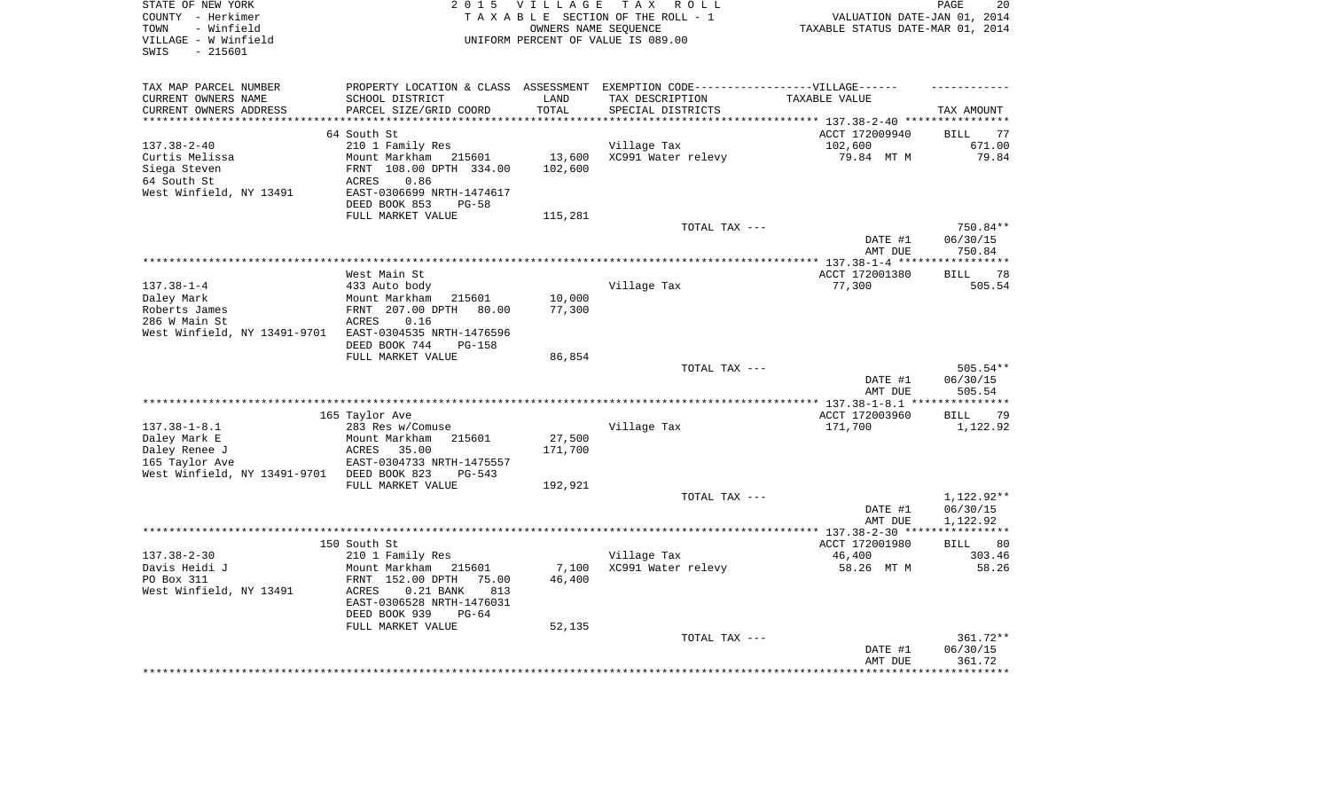STATE OF NEW YORK
COUNTY - Herkimer
TOWN - Winfield
VILLAGE - W Winfield
SWIS - 215601

2 0 1 5 V I L L A G E T A X R O L L
T A X A B L E SECTION OF THE ROLL - 1
OWNERS NAME SEQUENCE
UNIFORM PERCENT OF VALUE IS 089.00

VALUATION DATE-JAN 01, 2014
TAXABLE STATUS DATE-MAR 01, 2014

| TAX MAP PARCEL NUMBER<br>CURRENT OWNERS NAME<br>CURRENT OWNERS ADDRESS | PROPERTY LOCATION & CLASS<br>SCHOOL DISTRICT<br>PARCEL SIZE/GRID COORD | ASSESSMENT<br>LAND<br>TOTAL | EXEMPTION CODE------VILLAGE------<br>TAX DESCRIPTION<br>SPECIAL DISTRICTS | TAXABLE VALUE | TAX AMOUNT |
|---|---|---|---|---|---|
| | 64 South St | | | ACCT 172009940 | BILL 77 |
| 137.38-2-40 | 210 1 Family Res | | Village Tax | 102,600 | 671.00 |
| Curtis Melissa | Mount Markham 215601 | 13,600 | XC991 Water relevy | 79.84 MT M | 79.84 |
| Siega Steven | FRNT 108.00 DPTH 334.00 | 102,600 | | | |
| 64 South St | ACRES 0.86 | | | | |
| West Winfield, NY 13491 | EAST-0306699 NRTH-1474617 | | | | |
| | DEED BOOK 853 PG-58 | | | | |
| | FULL MARKET VALUE | 115,281 | | | |
| | | | TOTAL TAX --- | | 750.84** |
| | | | | DATE #1 | 06/30/15 |
| | | | | AMT DUE | 750.84 |
| | West Main St | | | ACCT 172001380 | BILL 78 |
| 137.38-1-4 | 433 Auto body | | Village Tax | 77,300 | 505.54 |
| Daley Mark | Mount Markham 215601 | 10,000 | | | |
| Roberts James | FRNT 207.00 DPTH 80.00 | 77,300 | | | |
| 286 W Main St | ACRES 0.16 | | | | |
| West Winfield, NY 13491-9701 | EAST-0304535 NRTH-1476596 | | | | |
| | DEED BOOK 744 PG-158 | | | | |
| | FULL MARKET VALUE | 86,854 | | | |
| | | | TOTAL TAX --- | | 505.54** |
| | | | | DATE #1 | 06/30/15 |
| | | | | AMT DUE | 505.54 |
| | 165 Taylor Ave | | | ACCT 172003960 | BILL 79 |
| 137.38-1-8.1 | 283 Res w/Comuse | | Village Tax | 171,700 | 1,122.92 |
| Daley Mark E | Mount Markham 215601 | 27,500 | | | |
| Daley Renee J | ACRES 35.00 | 171,700 | | | |
| 165 Taylor Ave | EAST-0304733 NRTH-1475557 | | | | |
| West Winfield, NY 13491-9701 | DEED BOOK 823 PG-543 | | | | |
| | FULL MARKET VALUE | 192,921 | | | |
| | | | TOTAL TAX --- | | 1,122.92** |
| | | | | DATE #1 | 06/30/15 |
| | | | | AMT DUE | 1,122.92 |
| | 150 South St | | | ACCT 172001980 | BILL 80 |
| 137.38-2-30 | 210 1 Family Res | | Village Tax | 46,400 | 303.46 |
| Davis Heidi J | Mount Markham 215601 | 7,100 | XC991 Water relevy | 58.26 MT M | 58.26 |
| PO Box 311 | FRNT 152.00 DPTH 75.00 | 46,400 | | | |
| West Winfield, NY 13491 | ACRES 0.21 BANK 813 | | | | |
| | EAST-0306528 NRTH-1476031 | | | | |
| | DEED BOOK 939 PG-64 | | | | |
| | FULL MARKET VALUE | 52,135 | | | |
| | | | TOTAL TAX --- | | 361.72** |
| | | | | DATE #1 | 06/30/15 |
| | | | | AMT DUE | 361.72 |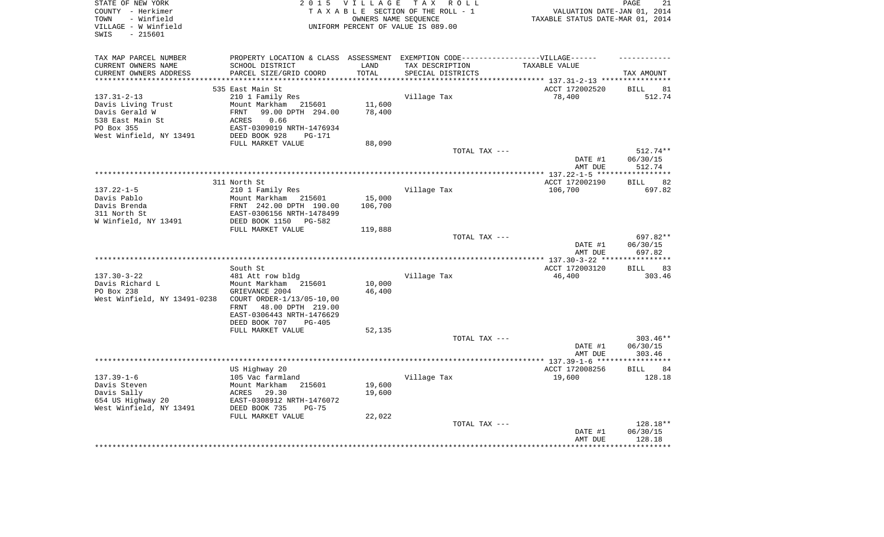STATE OF NEW YORK
COUNTY - Herkimer
TOWN - Winfield
VILLAGE - W Winfield
SWIS - 215601

2 0 1 5 V I L L A G E T A X R O L L
T A X A B L E SECTION OF THE ROLL - 1
OWNERS NAME SEQUENCE
UNIFORM PERCENT OF VALUE IS 089.00

VALUATION DATE-JAN 01, 2014
TAXABLE STATUS DATE-MAR 01, 2014

| TAX MAP PARCEL NUMBER / CURRENT OWNERS NAME / CURRENT OWNERS ADDRESS | PROPERTY LOCATION & CLASS / SCHOOL DISTRICT / PARCEL SIZE/GRID COORD | ASSESSMENT LAND / TOTAL | EXEMPTION CODE / TAX DESCRIPTION / SPECIAL DISTRICTS | VILLAGE TAXABLE VALUE | TAX AMOUNT |
|---|---|---|---|---|---|
| | 535 East Main St | | | ACCT 172002520 | BILL 81 |
| 137.31-2-13 | 210 1 Family Res | | Village Tax | 78,400 | 512.74 |
| Davis Living Trust | Mount Markham 215601 | 11,600 | | | |
| Davis Gerald W | FRNT 99.00 DPTH 294.00 | 78,400 | | | |
| 538 East Main St | ACRES 0.66 | | | | |
| PO Box 355 | EAST-0309019 NRTH-1476934 | | | | |
| West Winfield, NY 13491 | DEED BOOK 928 PG-171 | | | | |
| | FULL MARKET VALUE | 88,090 | | | |
| | | | TOTAL TAX --- | | 512.74** |
| | | | | DATE #1 | 06/30/15 |
| | | | | AMT DUE | 512.74 |
| | 311 North St | | | ACCT 172002190 | BILL 82 |
| 137.22-1-5 | 210 1 Family Res | | Village Tax | 106,700 | 697.82 |
| Davis Pablo | Mount Markham 215601 | 15,000 | | | |
| Davis Brenda | FRNT 242.00 DPTH 190.00 | 106,700 | | | |
| 311 North St | EAST-0306156 NRTH-1478499 | | | | |
| W Winfield, NY 13491 | DEED BOOK 1150 PG-582 | | | | |
| | FULL MARKET VALUE | 119,888 | | | |
| | | | TOTAL TAX --- | | 697.82** |
| | | | | DATE #1 | 06/30/15 |
| | | | | AMT DUE | 697.82 |
| | South St | | | ACCT 172003120 | BILL 83 |
| 137.30-3-22 | 481 Att row bldg | | Village Tax | 46,400 | 303.46 |
| Davis Richard L | Mount Markham 215601 | 10,000 | | | |
| PO Box 238 | GRIEVANCE 2004 | 46,400 | | | |
| West Winfield, NY 13491-0238 | COURT ORDER-1/13/05-10,00 | | | | |
| | FRNT 48.00 DPTH 219.00 | | | | |
| | EAST-0306443 NRTH-1476629 | | | | |
| | DEED BOOK 707 PG-405 | | | | |
| | FULL MARKET VALUE | 52,135 | | | |
| | | | TOTAL TAX --- | | 303.46** |
| | | | | DATE #1 | 06/30/15 |
| | | | | AMT DUE | 303.46 |
| | US Highway 20 | | | ACCT 172008256 | BILL 84 |
| 137.39-1-6 | 105 Vac farmland | | Village Tax | 19,600 | 128.18 |
| Davis Steven | Mount Markham 215601 | 19,600 | | | |
| Davis Sally | ACRES 29.30 | 19,600 | | | |
| 654 US Highway 20 | EAST-0308912 NRTH-1476072 | | | | |
| West Winfield, NY 13491 | DEED BOOK 735 PG-75 | | | | |
| | FULL MARKET VALUE | 22,022 | | | |
| | | | TOTAL TAX --- | | 128.18** |
| | | | | DATE #1 | 06/30/15 |
| | | | | AMT DUE | 128.18 |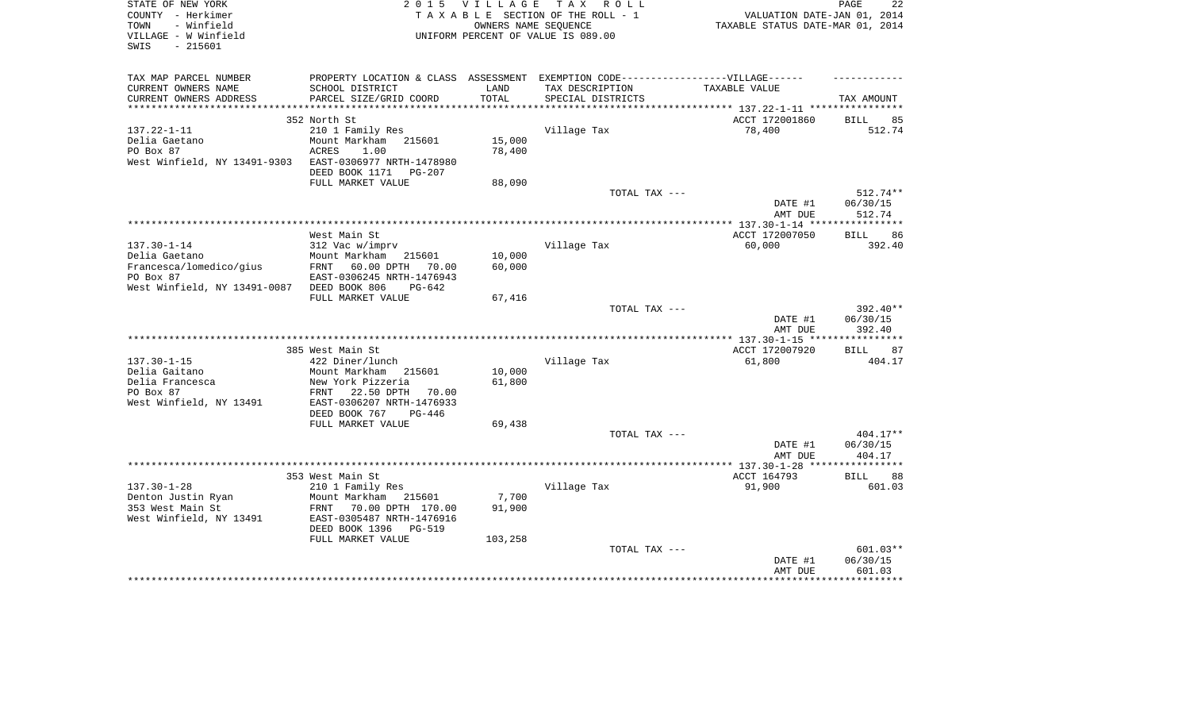STATE OF NEW YORK
COUNTY - Herkimer
TOWN - Winfield
VILLAGE - W Winfield
SWIS - 215601

2 0 1 5 V I L L A G E T A X R O L L
T A X A B L E SECTION OF THE ROLL - 1
OWNERS NAME SEQUENCE
UNIFORM PERCENT OF VALUE IS 089.00

VALUATION DATE-JAN 01, 2014
TAXABLE STATUS DATE-MAR 01, 2014

| TAX MAP PARCEL NUMBER / CURRENT OWNERS NAME / CURRENT OWNERS ADDRESS | PROPERTY LOCATION & CLASS / SCHOOL DISTRICT / PARCEL SIZE/GRID COORD | ASSESSMENT LAND / TOTAL | EXEMPTION CODE / TAX DESCRIPTION / SPECIAL DISTRICTS | TAXABLE VALUE | TAX AMOUNT |
|---|---|---|---|---|---|
| 137.22-1-11 | 352 North St | | | ACCT 172001860 | BILL 85 |
| Delia Gaetano | 210 1 Family Res | | Village Tax | 78,400 | 512.74 |
| PO Box 87 | Mount Markham 215601 | 15,000 | | | |
| West Winfield, NY 13491-9303 | ACRES 1.00 | 78,400 | | | |
| | EAST-0306977 NRTH-1478980 | | | | |
| | DEED BOOK 1171 PG-207 | | | | |
| | FULL MARKET VALUE | 88,090 | | | |
| | | | TOTAL TAX --- | | 512.74** |
| | | | | DATE #1 | 06/30/15 |
| | | | | AMT DUE | 512.74 |
| 137.30-1-14 | West Main St | | | ACCT 172007050 | BILL 86 |
| Delia Gaetano | 312 Vac w/imprv | | Village Tax | 60,000 | 392.40 |
| Francesca/lomedico/gius | Mount Markham 215601 | 10,000 | | | |
| PO Box 87 | FRNT 60.00 DPTH 70.00 | 60,000 | | | |
| West Winfield, NY 13491-0087 | EAST-0306245 NRTH-1476943 | | | | |
| | DEED BOOK 806 PG-642 | | | | |
| | FULL MARKET VALUE | 67,416 | | | |
| | | | TOTAL TAX --- | | 392.40** |
| | | | | DATE #1 | 06/30/15 |
| | | | | AMT DUE | 392.40 |
| 137.30-1-15 | 385 West Main St | | | ACCT 172007920 | BILL 87 |
| Delia Gaitano | 422 Diner/lunch | | Village Tax | 61,800 | 404.17 |
| Delia Francesca | Mount Markham 215601 | 10,000 | | | |
| PO Box 87 | New York Pizzeria | 61,800 | | | |
| West Winfield, NY 13491 | FRNT 22.50 DPTH 70.00 | | | | |
| | EAST-0306207 NRTH-1476933 | | | | |
| | DEED BOOK 767 PG-446 | | | | |
| | FULL MARKET VALUE | 69,438 | | | |
| | | | TOTAL TAX --- | | 404.17** |
| | | | | DATE #1 | 06/30/15 |
| | | | | AMT DUE | 404.17 |
| 137.30-1-28 | 353 West Main St | | | ACCT 164793 | BILL 88 |
| Denton Justin Ryan | 210 1 Family Res | | Village Tax | 91,900 | 601.03 |
| 353 West Main St | Mount Markham 215601 | 7,700 | | | |
| West Winfield, NY 13491 | FRNT 70.00 DPTH 170.00 | 91,900 | | | |
| | EAST-0305487 NRTH-1476916 | | | | |
| | DEED BOOK 1396 PG-519 | | | | |
| | FULL MARKET VALUE | 103,258 | | | |
| | | | TOTAL TAX --- | | 601.03** |
| | | | | DATE #1 | 06/30/15 |
| | | | | AMT DUE | 601.03 |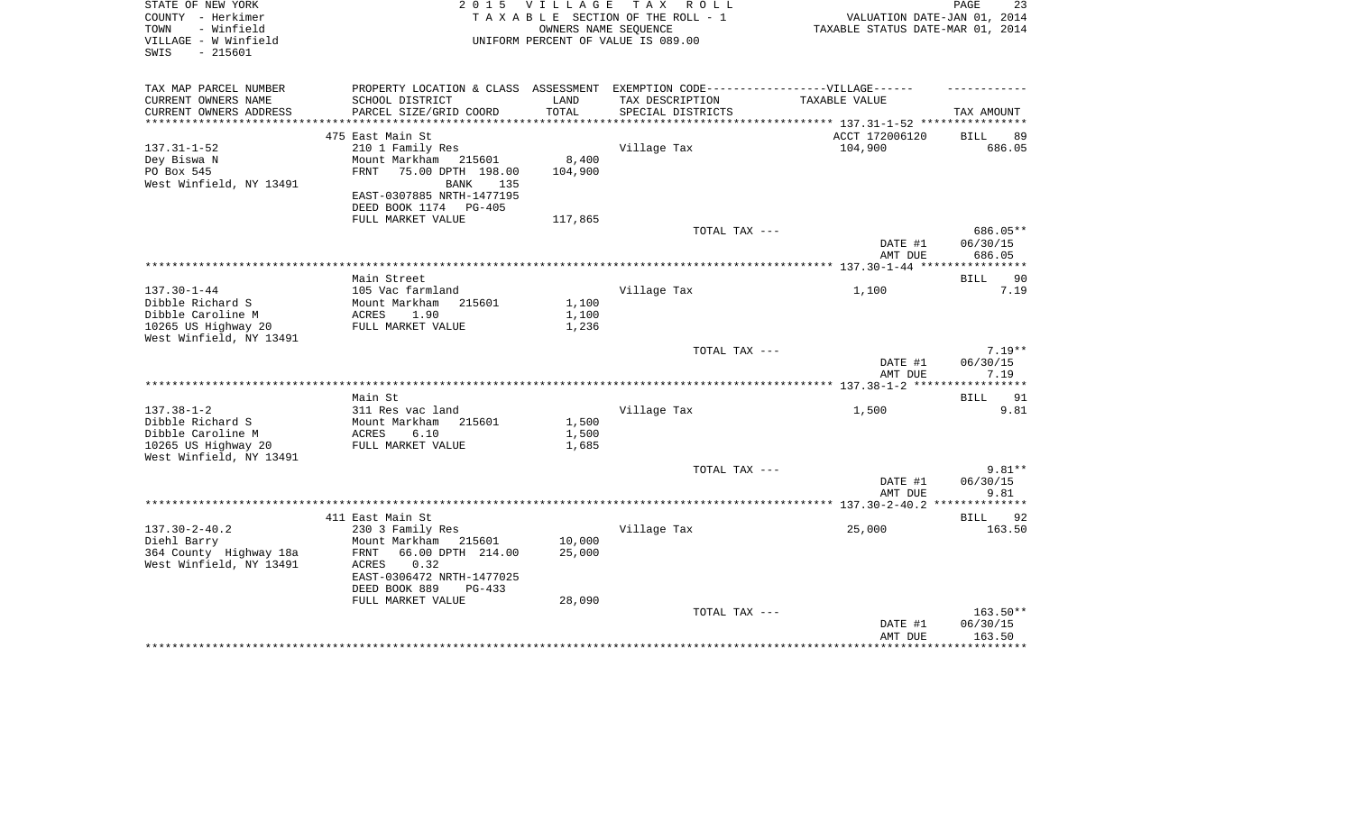STATE OF NEW YORK
COUNTY - Herkimer
TOWN - Winfield
VILLAGE - W Winfield
SWIS - 215601

2 0 1 5 V I L L A G E T A X R O L L
T A X A B L E SECTION OF THE ROLL - 1
OWNERS NAME SEQUENCE
UNIFORM PERCENT OF VALUE IS 089.00

VALUATION DATE-JAN 01, 2014
TAXABLE STATUS DATE-MAR 01, 2014

| TAX MAP PARCEL NUMBER / CURRENT OWNERS NAME / CURRENT OWNERS ADDRESS | PROPERTY LOCATION & CLASS / SCHOOL DISTRICT / PARCEL SIZE/GRID COORD | ASSESSMENT LAND / TOTAL | EXEMPTION CODE-----VILLAGE------ TAX DESCRIPTION / SPECIAL DISTRICTS | TAXABLE VALUE | TAX AMOUNT |
|---|---|---|---|---|---|
| 137.31-1-52 | 475 East Main St | | | ACCT 172006120 | BILL 89 |
| Dey Biswa N | 210 1 Family Res | | Village Tax | 104,900 | 686.05 |
| PO Box 545 | Mount Markham 215601 | 8,400 | | | |
| West Winfield, NY 13491 | FRNT 75.00 DPTH 198.00 | 104,900 | | | |
| | BANK 135 | | | | |
| | EAST-0307885 NRTH-1477195 | | | | |
| | DEED BOOK 1174 PG-405 | | | | |
| | FULL MARKET VALUE | 117,865 | | | |
| | | | TOTAL TAX --- | | 686.05** |
| | | | | DATE #1 | 06/30/15 |
| | | | | AMT DUE | 686.05 |
| 137.30-1-44 | Main Street | | | | BILL 90 |
| Dibble Richard S | 105 Vac farmland | | Village Tax | 1,100 | 7.19 |
| Dibble Caroline M | Mount Markham 215601 | 1,100 | | | |
| 10265 US Highway 20 | ACRES 1.90 | 1,100 | | | |
| West Winfield, NY 13491 | FULL MARKET VALUE | 1,236 | | | |
| | | | TOTAL TAX --- | | 7.19** |
| | | | | DATE #1 | 06/30/15 |
| | | | | AMT DUE | 7.19 |
| 137.38-1-2 | Main St | | | | BILL 91 |
| Dibble Richard S | 311 Res vac land | | Village Tax | 1,500 | 9.81 |
| Dibble Caroline M | Mount Markham 215601 | 1,500 | | | |
| 10265 US Highway 20 | ACRES 6.10 | 1,500 | | | |
| West Winfield, NY 13491 | FULL MARKET VALUE | 1,685 | | | |
| | | | TOTAL TAX --- | | 9.81** |
| | | | | DATE #1 | 06/30/15 |
| | | | | AMT DUE | 9.81 |
| 137.30-2-40.2 | 411 East Main St | | | | BILL 92 |
| Diehl Barry | 230 3 Family Res | | Village Tax | 25,000 | 163.50 |
| 364 County Highway 18a | Mount Markham 215601 | 10,000 | | | |
| West Winfield, NY 13491 | FRNT 66.00 DPTH 214.00 | 25,000 | | | |
| | ACRES 0.32 | | | | |
| | EAST-0306472 NRTH-1477025 | | | | |
| | DEED BOOK 889 PG-433 | | | | |
| | FULL MARKET VALUE | 28,090 | | | |
| | | | TOTAL TAX --- | | 163.50** |
| | | | | DATE #1 | 06/30/15 |
| | | | | AMT DUE | 163.50 |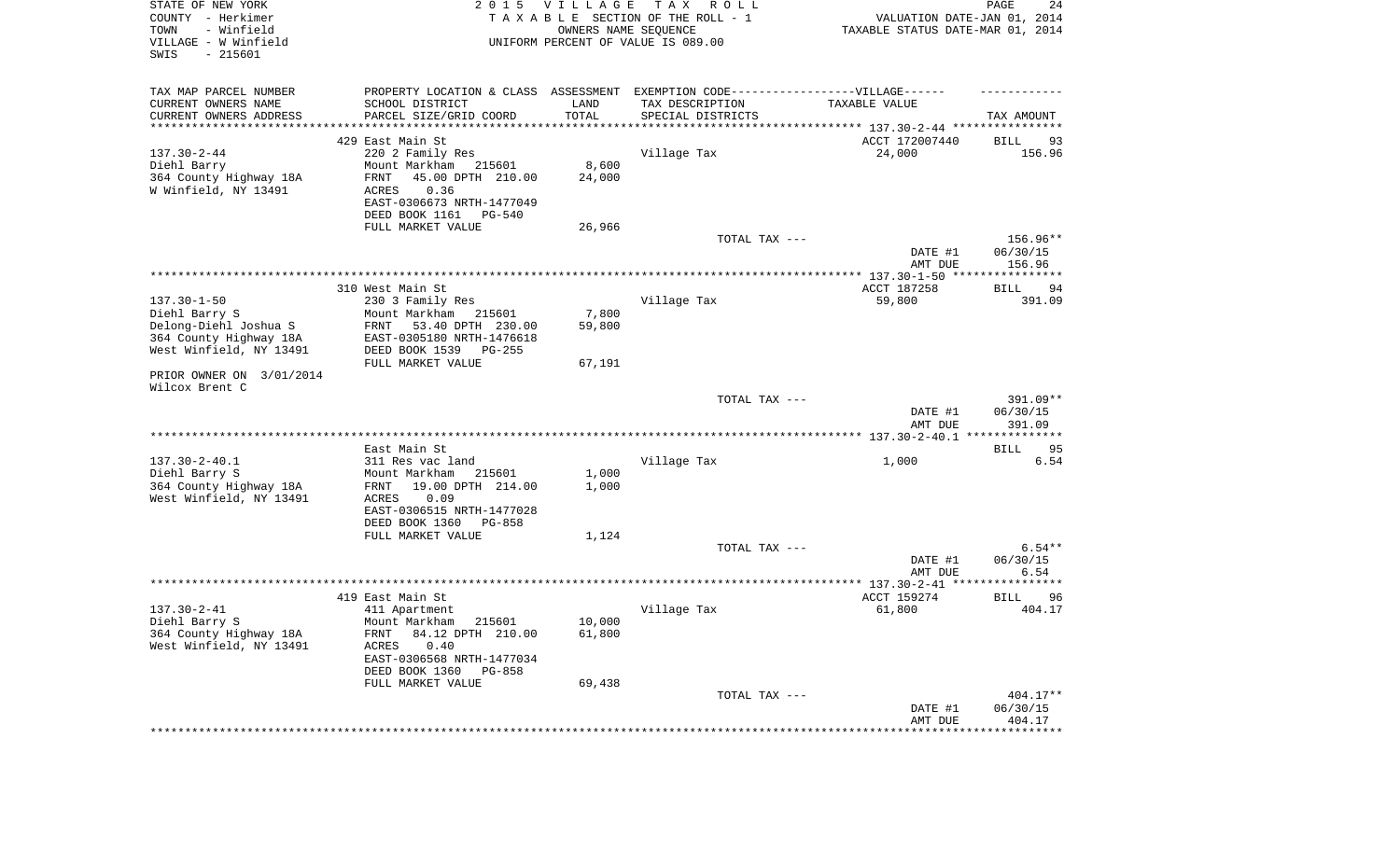STATE OF NEW YORK
COUNTY - Herkimer
TOWN - Winfield
VILLAGE - W Winfield
SWIS - 215601

2 0 1 5 V I L L A G E T A X R O L L
T A X A B L E SECTION OF THE ROLL - 1
OWNERS NAME SEQUENCE
UNIFORM PERCENT OF VALUE IS 089.00

VALUATION DATE-JAN 01, 2014
TAXABLE STATUS DATE-MAR 01, 2014

| TAX MAP PARCEL NUMBER<br>CURRENT OWNERS NAME<br>CURRENT OWNERS ADDRESS | PROPERTY LOCATION & CLASS<br>SCHOOL DISTRICT<br>PARCEL SIZE/GRID COORD | ASSESSMENT<br>LAND<br>TOTAL | EXEMPTION CODE------VILLAGE------<br>TAX DESCRIPTION<br>SPECIAL DISTRICTS | TAXABLE VALUE | TAX AMOUNT |
|---|---|---|---|---|---|
| **137.30-2-44** | 429 East Main St | | | ACCT 172007440 | BILL 93 |
| 137.30-2-44 | 220 2 Family Res | | Village Tax | 24,000 | 156.96 |
| Diehl Barry | Mount Markham 215601 | 8,600 | | | |
| 364 County Highway 18A | FRNT 45.00 DPTH 210.00 | 24,000 | | | |
| W Winfield, NY 13491 | ACRES 0.36 | | | | |
| | EAST-0306673 NRTH-1477049 | | | | |
| | DEED BOOK 1161 PG-540 | | | | |
| | FULL MARKET VALUE | 26,966 | | | |
| | | | TOTAL TAX --- | | 156.96** |
| | | | | DATE #1 | 06/30/15 |
| | | | | AMT DUE | 156.96 |
| **137.30-1-50** | 310 West Main St | | | ACCT 187258 | BILL 94 |
| 137.30-1-50 | 230 3 Family Res | | Village Tax | 59,800 | 391.09 |
| Diehl Barry S | Mount Markham 215601 | 7,800 | | | |
| Delong-Diehl Joshua S | FRNT 53.40 DPTH 230.00 | 59,800 | | | |
| 364 County Highway 18A | EAST-0305180 NRTH-1476618 | | | | |
| West Winfield, NY 13491 | DEED BOOK 1539 PG-255 | | | | |
| | FULL MARKET VALUE | 67,191 | | | |
| PRIOR OWNER ON 3/01/2014 | | | | | |
| Wilcox Brent C | | | | | |
| | | | TOTAL TAX --- | | 391.09** |
| | | | | DATE #1 | 06/30/15 |
| | | | | AMT DUE | 391.09 |
| **137.30-2-40.1** | East Main St | | | | BILL 95 |
| 137.30-2-40.1 | 311 Res vac land | | Village Tax | 1,000 | 6.54 |
| Diehl Barry S | Mount Markham 215601 | 1,000 | | | |
| 364 County Highway 18A | FRNT 19.00 DPTH 214.00 | 1,000 | | | |
| West Winfield, NY 13491 | ACRES 0.09 | | | | |
| | EAST-0306515 NRTH-1477028 | | | | |
| | DEED BOOK 1360 PG-858 | | | | |
| | FULL MARKET VALUE | 1,124 | | | |
| | | | TOTAL TAX --- | | 6.54** |
| | | | | DATE #1 | 06/30/15 |
| | | | | AMT DUE | 6.54 |
| **137.30-2-41** | 419 East Main St | | | ACCT 159274 | BILL 96 |
| 137.30-2-41 | 411 Apartment | | Village Tax | 61,800 | 404.17 |
| Diehl Barry S | Mount Markham 215601 | 10,000 | | | |
| 364 County Highway 18A | FRNT 84.12 DPTH 210.00 | 61,800 | | | |
| West Winfield, NY 13491 | ACRES 0.40 | | | | |
| | EAST-0306568 NRTH-1477034 | | | | |
| | DEED BOOK 1360 PG-858 | | | | |
| | FULL MARKET VALUE | 69,438 | | | |
| | | | TOTAL TAX --- | | 404.17** |
| | | | | DATE #1 | 06/30/15 |
| | | | | AMT DUE | 404.17 |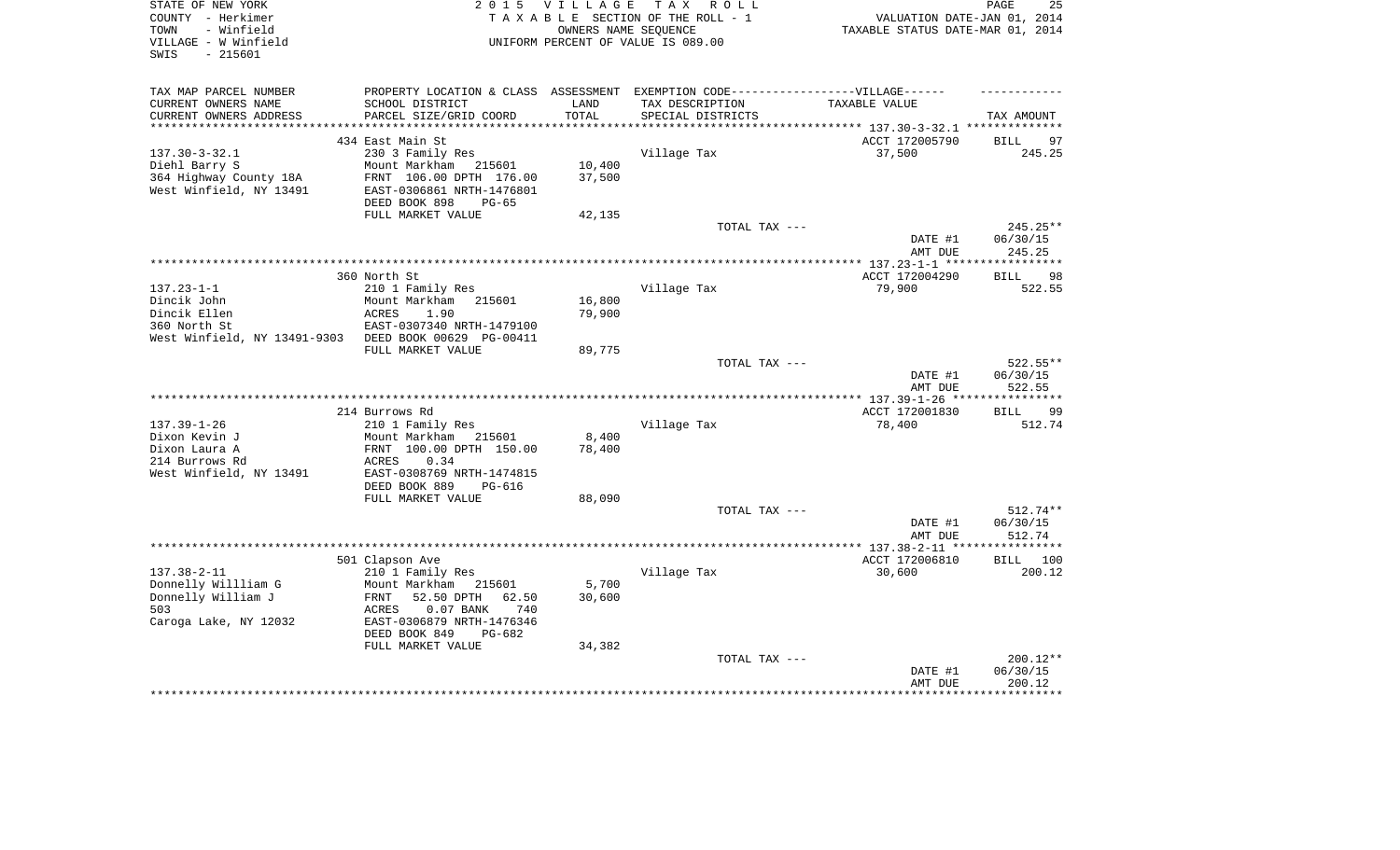STATE OF NEW YORK
COUNTY - Herkimer
TOWN - Winfield
VILLAGE - W Winfield
SWIS - 215601

2015 VILLAGE TAX ROLL
TAXABLE SECTION OF THE ROLL - 1
OWNERS NAME SEQUENCE
UNIFORM PERCENT OF VALUE IS 089.00

VALUATION DATE-JAN 01, 2014
TAXABLE STATUS DATE-MAR 01, 2014

| TAX MAP PARCEL NUMBER<br>CURRENT OWNERS NAME<br>CURRENT OWNERS ADDRESS | PROPERTY LOCATION & CLASS<br>SCHOOL DISTRICT<br>PARCEL SIZE/GRID COORD | ASSESSMENT<br>LAND<br>TOTAL | EXEMPTION CODE------VILLAGE------<br>TAX DESCRIPTION<br>SPECIAL DISTRICTS | TAXABLE VALUE | TAX AMOUNT |
|---|---|---|---|---|---|
| 137.30-3-32.1 | 434 East Main St | | | ACCT 172005790 | BILL 97 |
| 137.30-3-32.1 | 230 3 Family Res | | Village Tax | 37,500 | 245.25 |
| Diehl Barry S | Mount Markham 215601 | 10,400 | | | |
| 364 Highway County 18A | FRNT 106.00 DPTH 176.00 | 37,500 | | | |
| West Winfield, NY 13491 | EAST-0306861 NRTH-1476801 | | | | |
| | DEED BOOK 898 PG-65 | | | | |
| | FULL MARKET VALUE | 42,135 | | | |
| | | | TOTAL TAX --- | | 245.25** |
| | | | | DATE #1 | 06/30/15 |
| | | | | AMT DUE | 245.25 |
| 137.23-1-1 | 360 North St | | | ACCT 172004290 | BILL 98 |
| 137.23-1-1 | 210 1 Family Res | | Village Tax | 79,900 | 522.55 |
| Dincik John | Mount Markham 215601 | 16,800 | | | |
| Dincik Ellen | ACRES 1.90 | 79,900 | | | |
| 360 North St | EAST-0307340 NRTH-1479100 | | | | |
| West Winfield, NY 13491-9303 | DEED BOOK 00629 PG-00411 | | | | |
| | FULL MARKET VALUE | 89,775 | | | |
| | | | TOTAL TAX --- | | 522.55** |
| | | | | DATE #1 | 06/30/15 |
| | | | | AMT DUE | 522.55 |
| 137.39-1-26 | 214 Burrows Rd | | | ACCT 172001830 | BILL 99 |
| 137.39-1-26 | 210 1 Family Res | | Village Tax | 78,400 | 512.74 |
| Dixon Kevin J | Mount Markham 215601 | 8,400 | | | |
| Dixon Laura A | FRNT 100.00 DPTH 150.00 | 78,400 | | | |
| 214 Burrows Rd | ACRES 0.34 | | | | |
| West Winfield, NY 13491 | EAST-0308769 NRTH-1474815 | | | | |
| | DEED BOOK 889 PG-616 | | | | |
| | FULL MARKET VALUE | 88,090 | | | |
| | | | TOTAL TAX --- | | 512.74** |
| | | | | DATE #1 | 06/30/15 |
| | | | | AMT DUE | 512.74 |
| 137.38-2-11 | 501 Clapson Ave | | | ACCT 172006810 | BILL 100 |
| 137.38-2-11 | 210 1 Family Res | | Village Tax | 30,600 | 200.12 |
| Donnelly Willliam G | Mount Markham 215601 | 5,700 | | | |
| Donnelly William J | FRNT 52.50 DPTH 62.50 | 30,600 | | | |
| 503 | ACRES 0.07 BANK 740 | | | | |
| Caroga Lake, NY 12032 | EAST-0306879 NRTH-1476346 | | | | |
| | DEED BOOK 849 PG-682 | | | | |
| | FULL MARKET VALUE | 34,382 | | | |
| | | | TOTAL TAX --- | | 200.12** |
| | | | | DATE #1 | 06/30/15 |
| | | | | AMT DUE | 200.12 |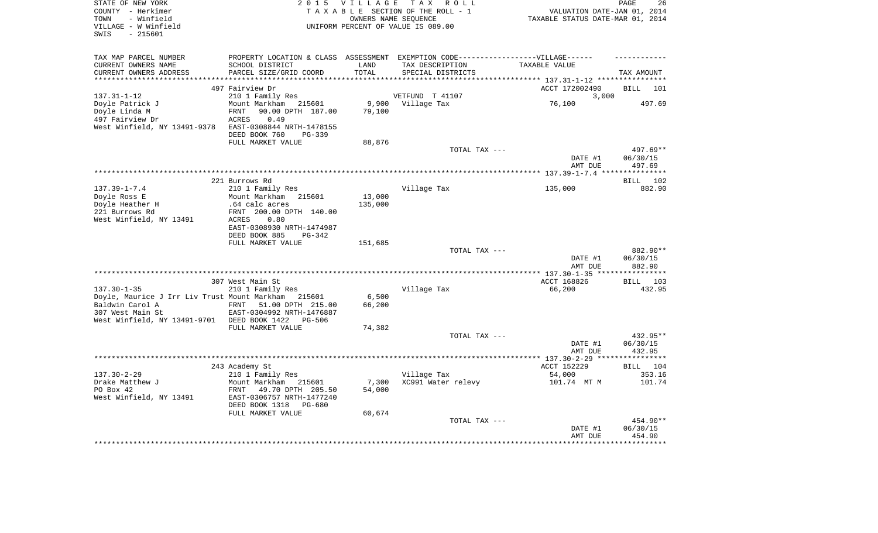STATE OF NEW YORK
COUNTY - Herkimer
TOWN - Winfield
VILLAGE - W Winfield
SWIS - 215601

2 0 1 5 V I L L A G E T A X R O L L
T A X A B L E SECTION OF THE ROLL - 1
OWNERS NAME SEQUENCE
UNIFORM PERCENT OF VALUE IS 089.00

VALUATION DATE-JAN 01, 2014
TAXABLE STATUS DATE-MAR 01, 2014

| TAX MAP PARCEL NUMBER<br>CURRENT OWNERS NAME<br>CURRENT OWNERS ADDRESS | PROPERTY LOCATION & CLASS<br>SCHOOL DISTRICT<br>PARCEL SIZE/GRID COORD | ASSESSMENT<br>LAND<br>TOTAL | EXEMPTION CODE------------------VILLAGE------<br>TAX DESCRIPTION<br>SPECIAL DISTRICTS | TAXABLE VALUE | TAX AMOUNT |
|---|---|---|---|---|---|
| | 497 Fairview Dr | | | ACCT 172002490 | BILL 101 |
| 137.31-1-12 | 210 1 Family Res | | VETFUND T 41107 | 3,000 | |
| Doyle Patrick J | Mount Markham 215601 | 9,900 | Village Tax | 76,100 | 497.69 |
| Doyle Linda M | FRNT 90.00 DPTH 187.00 | 79,100 | | | |
| 497 Fairview Dr | ACRES 0.49 | | | | |
| West Winfield, NY 13491-9378 | EAST-0308844 NRTH-1478155 | | | | |
| | DEED BOOK 760 PG-339 | | | | |
| | FULL MARKET VALUE | 88,876 | | | |
| | | | TOTAL TAX --- | | 497.69** |
| | | | | DATE #1 | 06/30/15 |
| | | | | AMT DUE | 497.69 |
| | 221 Burrows Rd | | | | BILL 102 |
| 137.39-1-7.4 | 210 1 Family Res | | Village Tax | 135,000 | 882.90 |
| Doyle Ross E | Mount Markham 215601 | 13,000 | | | |
| Doyle Heather H | .64 calc acres | 135,000 | | | |
| 221 Burrows Rd | FRNT 200.00 DPTH 140.00 | | | | |
| West Winfield, NY 13491 | ACRES 0.80 | | | | |
| | EAST-0308930 NRTH-1474987 | | | | |
| | DEED BOOK 885 PG-342 | | | | |
| | FULL MARKET VALUE | 151,685 | | | |
| | | | TOTAL TAX --- | | 882.90** |
| | | | | DATE #1 | 06/30/15 |
| | | | | AMT DUE | 882.90 |
| | 307 West Main St | | | ACCT 168826 | BILL 103 |
| 137.30-1-35 | 210 1 Family Res | | Village Tax | 66,200 | 432.95 |
| Doyle, Maurice J Irr Liv Trust | Mount Markham 215601 | 6,500 | | | |
| Baldwin Carol A | FRNT 51.00 DPTH 215.00 | 66,200 | | | |
| 307 West Main St | EAST-0304992 NRTH-1476887 | | | | |
| West Winfield, NY 13491-9701 | DEED BOOK 1422 PG-506 | | | | |
| | FULL MARKET VALUE | 74,382 | | | |
| | | | TOTAL TAX --- | | 432.95** |
| | | | | DATE #1 | 06/30/15 |
| | | | | AMT DUE | 432.95 |
| | 243 Academy St | | | ACCT 152229 | BILL 104 |
| 137.30-2-29 | 210 1 Family Res | | Village Tax | 54,000 | 353.16 |
| Drake Matthew J | Mount Markham 215601 | 7,300 | XC991 Water relevy | 101.74 MT M | 101.74 |
| PO Box 42 | FRNT 49.70 DPTH 205.50 | 54,000 | | | |
| West Winfield, NY 13491 | EAST-0306757 NRTH-1477240 | | | | |
| | DEED BOOK 1318 PG-680 | | | | |
| | FULL MARKET VALUE | 60,674 | | | |
| | | | TOTAL TAX --- | | 454.90** |
| | | | | DATE #1 | 06/30/15 |
| | | | | AMT DUE | 454.90 |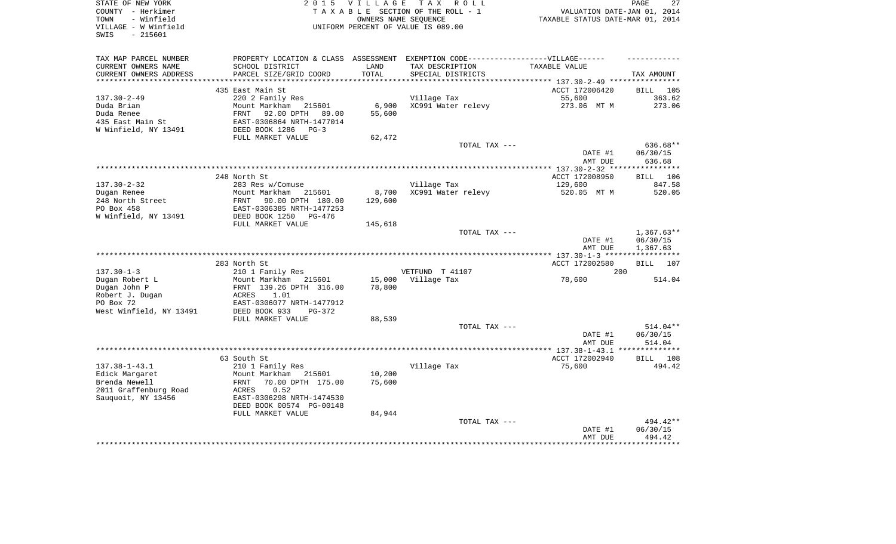STATE OF NEW YORK
COUNTY - Herkimer
TOWN - Winfield
VILLAGE - W Winfield
SWIS - 215601

2 0 1 5 V I L L A G E T A X R O L L
T A X A B L E SECTION OF THE ROLL - 1
OWNERS NAME SEQUENCE
UNIFORM PERCENT OF VALUE IS 089.00

VALUATION DATE-JAN 01, 2014
TAXABLE STATUS DATE-MAR 01, 2014

| TAX MAP PARCEL NUMBER<br>CURRENT OWNERS NAME<br>CURRENT OWNERS ADDRESS | PROPERTY LOCATION & CLASS<br>SCHOOL DISTRICT<br>PARCEL SIZE/GRID COORD | ASSESSMENT<br>LAND<br>TOTAL | EXEMPTION CODE------------------VILLAGE------<br>TAX DESCRIPTION<br>SPECIAL DISTRICTS | TAXABLE VALUE | TAX AMOUNT |
|---|---|---|---|---|---|
| **137.30-2-49** | 435 East Main St | | | ACCT 172006420 | BILL 105 |
| 137.30-2-49 | 220 2 Family Res | | Village Tax | 55,600 | 363.62 |
| Duda Brian | Mount Markham 215601 | 6,900 | XC991 Water relevy | 273.06 MT M | 273.06 |
| Duda Renee | FRNT 92.00 DPTH 89.00 | 55,600 | | | |
| 435 East Main St | EAST-0306864 NRTH-1477014 | | | | |
| W Winfield, NY 13491 | DEED BOOK 1286 PG-3 | | | | |
| | FULL MARKET VALUE | 62,472 | | | |
| | | | TOTAL TAX --- | | 636.68** |
| | | | | DATE #1 | 06/30/15 |
| | | | | AMT DUE | 636.68 |
| **137.30-2-32** | 248 North St | | | ACCT 172008950 | BILL 106 |
| 137.30-2-32 | 283 Res w/Comuse | | Village Tax | 129,600 | 847.58 |
| Dugan Renee | Mount Markham 215601 | 8,700 | XC991 Water relevy | 520.05 MT M | 520.05 |
| 248 North Street | FRNT 90.00 DPTH 180.00 | 129,600 | | | |
| PO Box 458 | EAST-0306385 NRTH-1477253 | | | | |
| W Winfield, NY 13491 | DEED BOOK 1250 PG-476 | | | | |
| | FULL MARKET VALUE | 145,618 | | | |
| | | | TOTAL TAX --- | | 1,367.63** |
| | | | | DATE #1 | 06/30/15 |
| | | | | AMT DUE | 1,367.63 |
| **137.30-1-3** | 283 North St | | | ACCT 172002580 | BILL 107 |
| 137.30-1-3 | 210 1 Family Res | | VETFUND T 41107 | 200 | |
| Dugan Robert L | Mount Markham 215601 | 15,000 | Village Tax | 78,600 | 514.04 |
| Dugan John P | FRNT 139.26 DPTH 316.00 | 78,800 | | | |
| Robert J. Dugan | ACRES 1.01 | | | | |
| PO Box 72 | EAST-0306077 NRTH-1477912 | | | | |
| West Winfield, NY 13491 | DEED BOOK 933 PG-372 | | | | |
| | FULL MARKET VALUE | 88,539 | | | |
| | | | TOTAL TAX --- | | 514.04** |
| | | | | DATE #1 | 06/30/15 |
| | | | | AMT DUE | 514.04 |
| **137.38-1-43.1** | 63 South St | | | ACCT 172002940 | BILL 108 |
| 137.38-1-43.1 | 210 1 Family Res | | Village Tax | 75,600 | 494.42 |
| Edick Margaret | Mount Markham 215601 | 10,200 | | | |
| Brenda Newell | FRNT 70.00 DPTH 175.00 | 75,600 | | | |
| 2011 Graffenburg Road | ACRES 0.52 | | | | |
| Sauquoit, NY 13456 | EAST-0306298 NRTH-1474530 | | | | |
| | DEED BOOK 00574 PG-00148 | | | | |
| | FULL MARKET VALUE | 84,944 | | | |
| | | | TOTAL TAX --- | | 494.42** |
| | | | | DATE #1 | 06/30/15 |
| | | | | AMT DUE | 494.42 |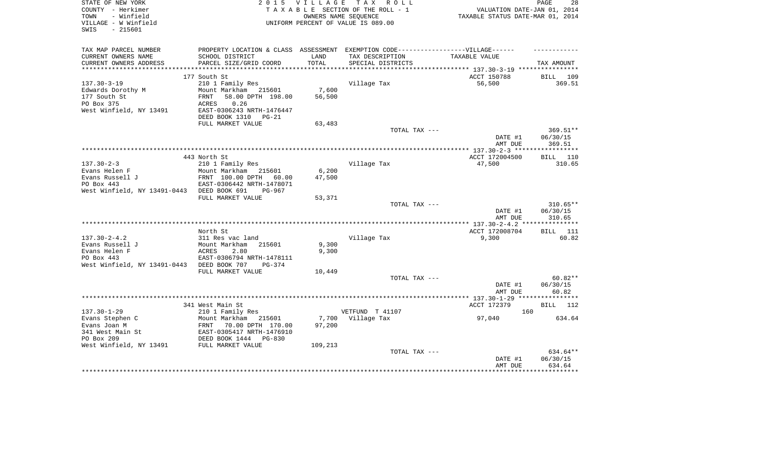STATE OF NEW YORK
COUNTY - Herkimer
TOWN - Winfield
VILLAGE - W Winfield
SWIS - 215601

2015 VILLAGE TAX ROLL
TAXABLE SECTION OF THE ROLL - 1
OWNERS NAME SEQUENCE
UNIFORM PERCENT OF VALUE IS 089.00

VALUATION DATE-JAN 01, 2014
TAXABLE STATUS DATE-MAR 01, 2014

| TAX MAP PARCEL NUMBER<br>CURRENT OWNERS NAME<br>CURRENT OWNERS ADDRESS | PROPERTY LOCATION & CLASS<br>SCHOOL DISTRICT<br>PARCEL SIZE/GRID COORD | ASSESSMENT<br>LAND<br>TOTAL | EXEMPTION CODE------VILLAGE------<br>TAX DESCRIPTION<br>SPECIAL DISTRICTS | TAXABLE VALUE | TAX AMOUNT |
|---|---|---|---|---|---|
| 137.30-3-19 | 177 South St | | | ACCT 150788 | BILL 109 |
| Edwards Dorothy M | 210 1 Family Res | | Village Tax | 56,500 | 369.51 |
| 177 South St | Mount Markham 215601 | 7,600 | | | |
| PO Box 375 | FRNT 58.00 DPTH 198.00 | 56,500 | | | |
| West Winfield, NY 13491 | ACRES 0.26 | | | | |
| | EAST-0306243 NRTH-1476447 | | | | |
| | DEED BOOK 1310 PG-21 | | | | |
| | FULL MARKET VALUE | 63,483 | | | |
| | | | TOTAL TAX --- | | 369.51** |
| | | | | DATE #1 | 06/30/15 |
| | | | | AMT DUE | 369.51 |
| 137.30-2-3 | 443 North St | | | ACCT 172004500 | BILL 110 |
| Evans Helen F | 210 1 Family Res | | Village Tax | 47,500 | 310.65 |
| Evans Russell J | Mount Markham 215601 | 6,200 | | | |
| PO Box 443 | FRNT 100.00 DPTH 60.00 | 47,500 | | | |
| West Winfield, NY 13491-0443 | EAST-0306442 NRTH-1478071 | | | | |
| | DEED BOOK 691 PG-967 | | | | |
| | FULL MARKET VALUE | 53,371 | | | |
| | | | TOTAL TAX --- | | 310.65** |
| | | | | DATE #1 | 06/30/15 |
| | | | | AMT DUE | 310.65 |
| 137.30-2-4.2 | North St | | | ACCT 172008704 | BILL 111 |
| Evans Russell J | 311 Res vac land | | Village Tax | 9,300 | 60.82 |
| Evans Helen F | Mount Markham 215601 | 9,300 | | | |
| PO Box 443 | ACRES 2.80 | 9,300 | | | |
| West Winfield, NY 13491-0443 | EAST-0306794 NRTH-1478111 | | | | |
| | DEED BOOK 707 PG-374 | | | | |
| | FULL MARKET VALUE | 10,449 | | | |
| | | | TOTAL TAX --- | | 60.82** |
| | | | | DATE #1 | 06/30/15 |
| | | | | AMT DUE | 60.82 |
| 137.30-1-29 | 341 West Main St | | | ACCT 172379 | BILL 112 |
| Evans Stephen C | 210 1 Family Res | | VETFUND T 41107 | 160 | |
| Evans Joan M | Mount Markham 215601 | 7,700 | Village Tax | 97,040 | 634.64 |
| 341 West Main St | FRNT 70.00 DPTH 170.00 | 97,200 | | | |
| PO Box 209 | EAST-0305417 NRTH-1476910 | | | | |
| West Winfield, NY 13491 | DEED BOOK 1444 PG-830 | | | | |
| | FULL MARKET VALUE | 109,213 | | | |
| | | | TOTAL TAX --- | | 634.64** |
| | | | | DATE #1 | 06/30/15 |
| | | | | AMT DUE | 634.64 |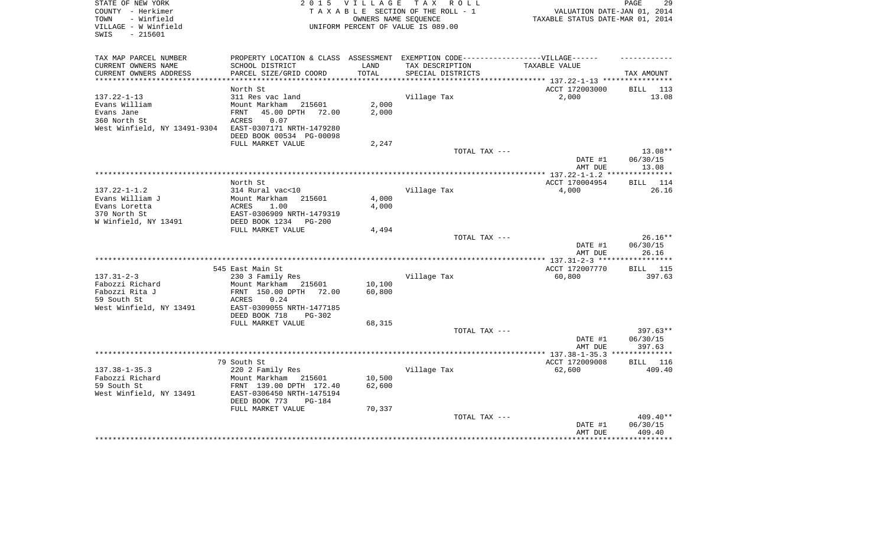STATE OF NEW YORK
COUNTY - Herkimer
TOWN - Winfield
VILLAGE - W Winfield
SWIS - 215601

2015 VILLAGE TAX ROLL
TAXABLE SECTION OF THE ROLL - 1
OWNERS NAME SEQUENCE
UNIFORM PERCENT OF VALUE IS 089.00

VALUATION DATE-JAN 01, 2014
TAXABLE STATUS DATE-MAR 01, 2014

| TAX MAP PARCEL NUMBER<br>CURRENT OWNERS NAME<br>CURRENT OWNERS ADDRESS | PROPERTY LOCATION & CLASS<br>SCHOOL DISTRICT<br>PARCEL SIZE/GRID COORD | ASSESSMENT<br>LAND<br>TOTAL | EXEMPTION CODE---VILLAGE---<br>TAX DESCRIPTION<br>SPECIAL DISTRICTS | TAXABLE VALUE | TAX AMOUNT |
|---|---|---|---|---|---|
| | North St | | | ACCT 172003000 | BILL 113 |
| 137.22-1-13 | 311 Res vac land | | Village Tax | 2,000 | 13.08 |
| Evans William | Mount Markham 215601 | 2,000 | | | |
| Evans Jane | FRNT 45.00 DPTH 72.00 | 2,000 | | | |
| 360 North St | ACRES 0.07 | | | | |
| West Winfield, NY 13491-9304 | EAST-0307171 NRTH-1479280 | | | | |
| | DEED BOOK 00534 PG-00098 | | | | |
| | FULL MARKET VALUE | 2,247 | | | |
| | | | TOTAL TAX --- | | 13.08** |
| | | | | DATE #1 | 06/30/15 |
| | | | | AMT DUE | 13.08 |
| | North St | | | ACCT 170004954 | BILL 114 |
| 137.22-1-1.2 | 314 Rural vac<10 | | Village Tax | 4,000 | 26.16 |
| Evans William J | Mount Markham 215601 | 4,000 | | | |
| Evans Loretta | ACRES 1.00 | 4,000 | | | |
| 370 North St | EAST-0306909 NRTH-1479319 | | | | |
| W Winfield, NY 13491 | DEED BOOK 1234 PG-200 | | | | |
| | FULL MARKET VALUE | 4,494 | | | |
| | | | TOTAL TAX --- | | 26.16** |
| | | | | DATE #1 | 06/30/15 |
| | | | | AMT DUE | 26.16 |
| | 545 East Main St | | | ACCT 172007770 | BILL 115 |
| 137.31-2-3 | 230 3 Family Res | | Village Tax | 60,800 | 397.63 |
| Fabozzi Richard | Mount Markham 215601 | 10,100 | | | |
| Fabozzi Rita J | FRNT 150.00 DPTH 72.00 | 60,800 | | | |
| 59 South St | ACRES 0.24 | | | | |
| West Winfield, NY 13491 | EAST-0309055 NRTH-1477185 | | | | |
| | DEED BOOK 718 PG-302 | | | | |
| | FULL MARKET VALUE | 68,315 | | | |
| | | | TOTAL TAX --- | | 397.63** |
| | | | | DATE #1 | 06/30/15 |
| | | | | AMT DUE | 397.63 |
| | 79 South St | | | ACCT 172009008 | BILL 116 |
| 137.38-1-35.3 | 220 2 Family Res | | Village Tax | 62,600 | 409.40 |
| Fabozzi Richard | Mount Markham 215601 | 10,500 | | | |
| 59 South St | FRNT 139.00 DPTH 172.40 | 62,600 | | | |
| West Winfield, NY 13491 | EAST-0306450 NRTH-1475194 | | | | |
| | DEED BOOK 773 PG-184 | | | | |
| | FULL MARKET VALUE | 70,337 | | | |
| | | | TOTAL TAX --- | | 409.40** |
| | | | | DATE #1 | 06/30/15 |
| | | | | AMT DUE | 409.40 |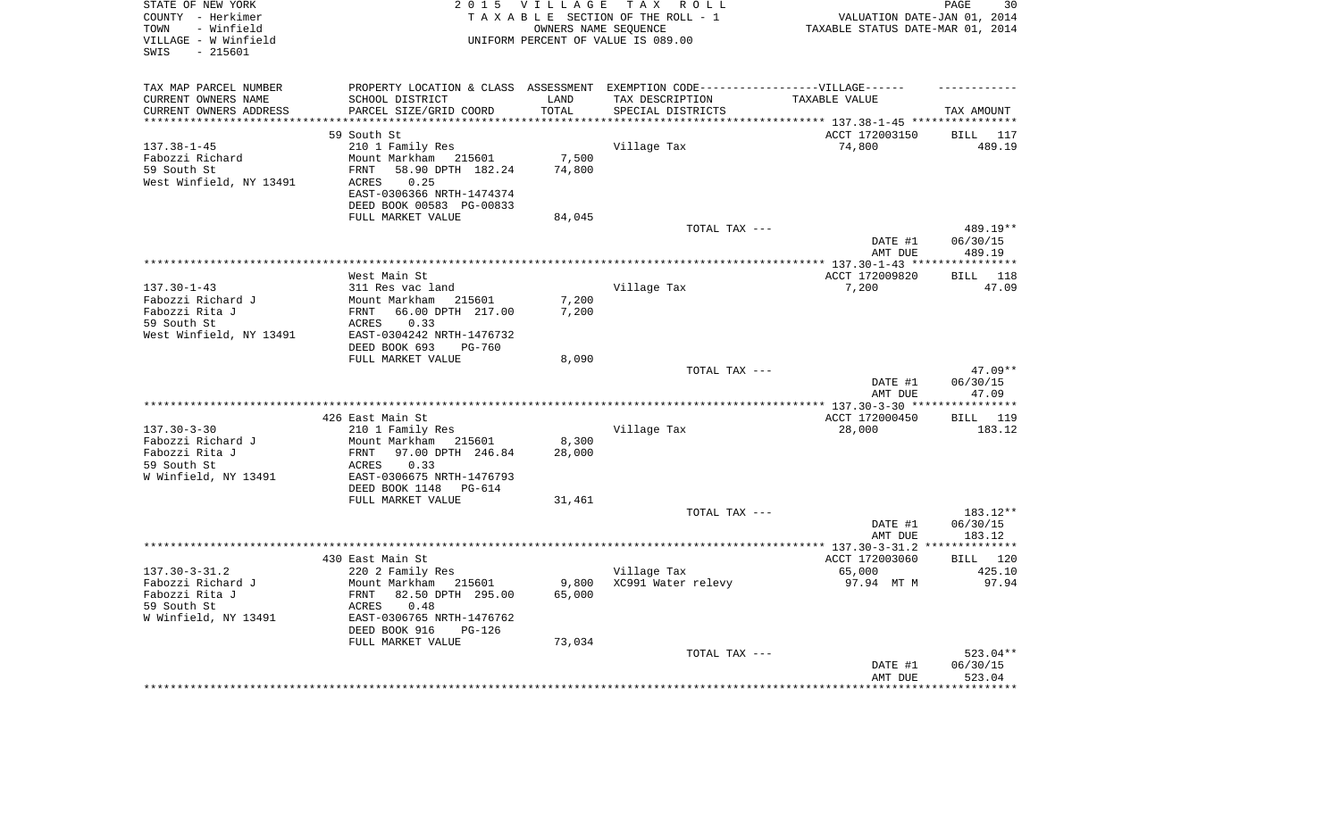STATE OF NEW YORK
COUNTY - Herkimer
TOWN - Winfield
VILLAGE - W Winfield
SWIS - 215601

2015 VILLAGE TAX ROLL
TAXABLE SECTION OF THE ROLL - 1
OWNERS NAME SEQUENCE
UNIFORM PERCENT OF VALUE IS 089.00

VALUATION DATE-JAN 01, 2014
TAXABLE STATUS DATE-MAR 01, 2014

| TAX MAP PARCEL NUMBER<br>CURRENT OWNERS NAME<br>CURRENT OWNERS ADDRESS | PROPERTY LOCATION & CLASS<br>SCHOOL DISTRICT<br>PARCEL SIZE/GRID COORD | ASSESSMENT<br>LAND<br>TOTAL | EXEMPTION CODE------VILLAGE------<br>TAX DESCRIPTION<br>SPECIAL DISTRICTS | TAXABLE VALUE | TAX AMOUNT |
|---|---|---|---|---|---|
| 137.38-1-45 | 59 South St | | | ACCT 172003150 | BILL 117 |
| | 210 1 Family Res | | Village Tax | 74,800 | 489.19 |
| Fabozzi Richard | Mount Markham 215601 | 7,500 | | | |
| 59 South St | FRNT 58.90 DPTH 182.24 | 74,800 | | | |
| West Winfield, NY 13491 | ACRES 0.25 | | | | |
| | EAST-0306366 NRTH-1474374 | | | | |
| | DEED BOOK 00583 PG-00833 | | | | |
| | FULL MARKET VALUE | 84,045 | | | |
| | | | TOTAL TAX --- | | 489.19** |
| | | | | DATE #1 | 06/30/15 |
| | | | | AMT DUE | 489.19 |
| 137.30-1-43 | West Main St | | | ACCT 172009820 | BILL 118 |
| | 311 Res vac land | | Village Tax | 7,200 | 47.09 |
| Fabozzi Richard J | Mount Markham 215601 | 7,200 | | | |
| Fabozzi Rita J | FRNT 66.00 DPTH 217.00 | 7,200 | | | |
| 59 South St | ACRES 0.33 | | | | |
| West Winfield, NY 13491 | EAST-0304242 NRTH-1476732 | | | | |
| | DEED BOOK 693 PG-760 | | | | |
| | FULL MARKET VALUE | 8,090 | | | |
| | | | TOTAL TAX --- | | 47.09** |
| | | | | DATE #1 | 06/30/15 |
| | | | | AMT DUE | 47.09 |
| 137.30-3-30 | 426 East Main St | | | ACCT 172000450 | BILL 119 |
| | 210 1 Family Res | | Village Tax | 28,000 | 183.12 |
| Fabozzi Richard J | Mount Markham 215601 | 8,300 | | | |
| Fabozzi Rita J | FRNT 97.00 DPTH 246.84 | 28,000 | | | |
| 59 South St | ACRES 0.33 | | | | |
| W Winfield, NY 13491 | EAST-0306675 NRTH-1476793 | | | | |
| | DEED BOOK 1148 PG-614 | | | | |
| | FULL MARKET VALUE | 31,461 | | | |
| | | | TOTAL TAX --- | | 183.12** |
| | | | | DATE #1 | 06/30/15 |
| | | | | AMT DUE | 183.12 |
| 137.30-3-31.2 | 430 East Main St | | | ACCT 172003060 | BILL 120 |
| | 220 2 Family Res | | Village Tax | 65,000 | 425.10 |
| Fabozzi Richard J | Mount Markham 215601 | 9,800 | XC991 Water relevy | 97.94 MT M | 97.94 |
| Fabozzi Rita J | FRNT 82.50 DPTH 295.00 | 65,000 | | | |
| 59 South St | ACRES 0.48 | | | | |
| W Winfield, NY 13491 | EAST-0306765 NRTH-1476762 | | | | |
| | DEED BOOK 916 PG-126 | | | | |
| | FULL MARKET VALUE | 73,034 | | | |
| | | | TOTAL TAX --- | | 523.04** |
| | | | | DATE #1 | 06/30/15 |
| | | | | AMT DUE | 523.04 |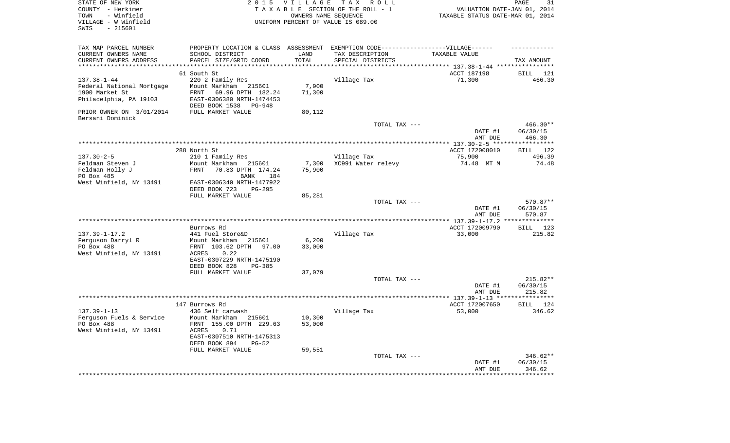STATE OF NEW YORK
COUNTY - Herkimer
TOWN - Winfield
VILLAGE - W Winfield
SWIS - 215601

2 0 1 5 V I L L A G E T A X R O L L
T A X A B L E SECTION OF THE ROLL - 1
OWNERS NAME SEQUENCE
UNIFORM PERCENT OF VALUE IS 089.00

VALUATION DATE-JAN 01, 2014
TAXABLE STATUS DATE-MAR 01, 2014

| TAX MAP PARCEL NUMBER / CURRENT OWNERS NAME / CURRENT OWNERS ADDRESS | PROPERTY LOCATION & CLASS / SCHOOL DISTRICT / PARCEL SIZE/GRID COORD | ASSESSMENT LAND / TOTAL | EXEMPTION CODE / TAX DESCRIPTION / SPECIAL DISTRICTS | TAXABLE VALUE | TAX AMOUNT |
|---|---|---|---|---|---|
| 137.38-1-44 | 61 South St | | | ACCT 187198 | BILL 121 |
| | 220 2 Family Res | | Village Tax | 71,300 | 466.30 |
| Federal National Mortgage | Mount Markham 215601 | 7,900 | | | |
| 1900 Market St | FRNT 69.96 DPTH 182.24 | 71,300 | | | |
| Philadelphia, PA 19103 | EAST-0306380 NRTH-1474453 | | | | |
| | DEED BOOK 1538 PG-948 | | | | |
| PRIOR OWNER ON 3/01/2014 | FULL MARKET VALUE | 80,112 | | | |
| Bersani Dominick | | | | | |
| | | | TOTAL TAX --- | | 466.30** |
| | | | | DATE #1 | 06/30/15 |
| | | | | AMT DUE | 466.30 |
| 137.30-2-5 | 288 North St | | | ACCT 172008010 | BILL 122 |
| | 210 1 Family Res | | Village Tax | 75,900 | 496.39 |
| Feldman Steven J | Mount Markham 215601 | 7,300 | XC991 Water relevy | 74.48 MT M | 74.48 |
| Feldman Holly J | FRNT 70.83 DPTH 174.24 | 75,900 | | | |
| PO Box 485 | BANK 184 | | | | |
| West Winfield, NY 13491 | EAST-0306340 NRTH-1477922 | | | | |
| | DEED BOOK 723 PG-295 | | | | |
| | FULL MARKET VALUE | 85,281 | | | |
| | | | TOTAL TAX --- | | 570.87** |
| | | | | DATE #1 | 06/30/15 |
| | | | | AMT DUE | 570.87 |
| 137.39-1-17.2 | Burrows Rd | | | ACCT 172009790 | BILL 123 |
| | 441 Fuel Store&D | | Village Tax | 33,000 | 215.82 |
| Ferguson Darryl R | Mount Markham 215601 | 6,200 | | | |
| PO Box 488 | FRNT 103.62 DPTH 97.00 | 33,000 | | | |
| West Winfield, NY 13491 | ACRES 0.22 | | | | |
| | EAST-0307229 NRTH-1475190 | | | | |
| | DEED BOOK 828 PG-385 | | | | |
| | FULL MARKET VALUE | 37,079 | | | |
| | | | TOTAL TAX --- | | 215.82** |
| | | | | DATE #1 | 06/30/15 |
| | | | | AMT DUE | 215.82 |
| 137.39-1-13 | 147 Burrows Rd | | | ACCT 172007650 | BILL 124 |
| | 436 Self carwash | | Village Tax | 53,000 | 346.62 |
| Ferguson Fuels & Service | Mount Markham 215601 | 10,300 | | | |
| PO Box 488 | FRNT 155.00 DPTH 229.63 | 53,000 | | | |
| West Winfield, NY 13491 | ACRES 0.71 | | | | |
| | EAST-0307510 NRTH-1475313 | | | | |
| | DEED BOOK 894 PG-52 | | | | |
| | FULL MARKET VALUE | 59,551 | | | |
| | | | TOTAL TAX --- | | 346.62** |
| | | | | DATE #1 | 06/30/15 |
| | | | | AMT DUE | 346.62 |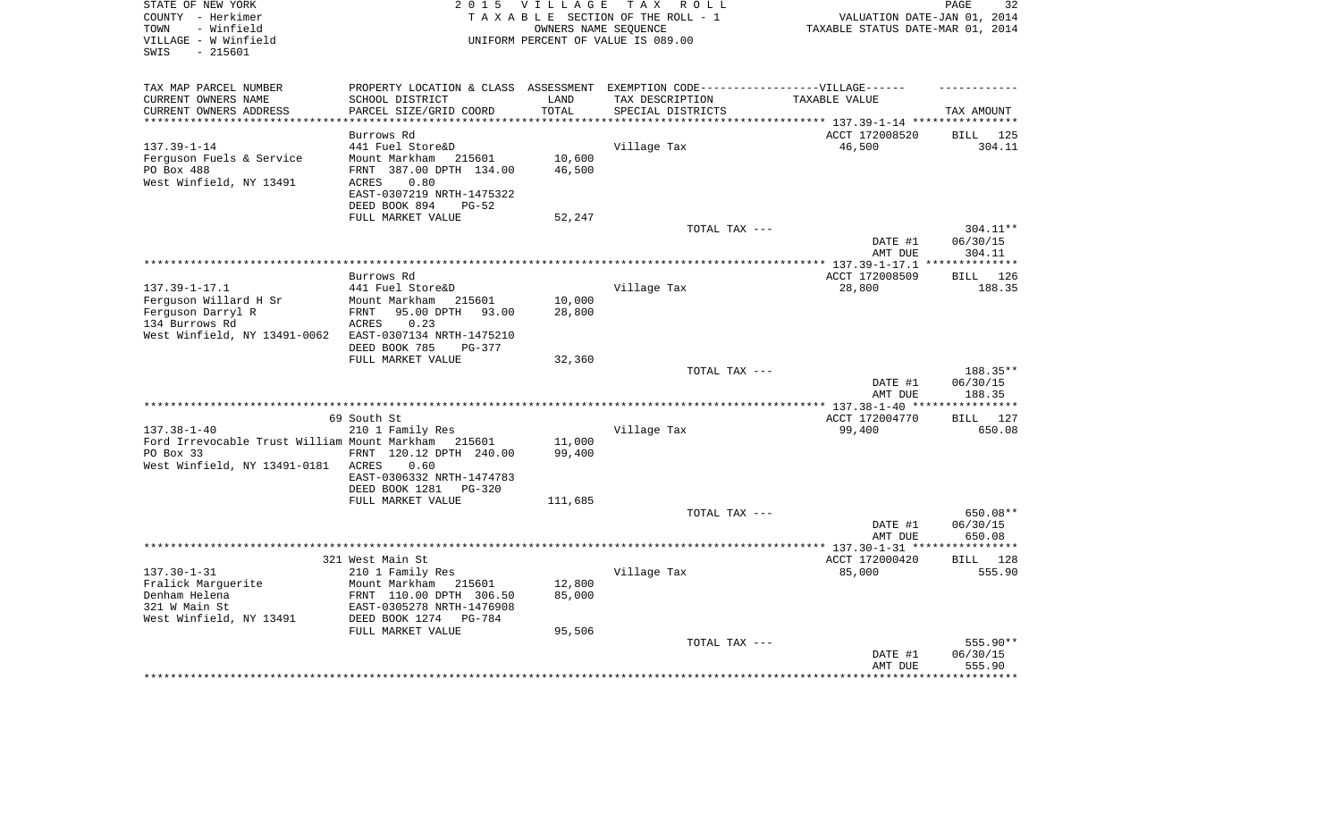STATE OF NEW YORK — 2015 VILLAGE TAX ROLL
COUNTY - Herkimer — TAXABLE SECTION OF THE ROLL - 1 — VALUATION DATE-JAN 01, 2014
TOWN - Winfield — OWNERS NAME SEQUENCE — TAXABLE STATUS DATE-MAR 01, 2014
VILLAGE - W Winfield — UNIFORM PERCENT OF VALUE IS 089.00
SWIS - 215601

| TAX MAP PARCEL NUMBER / CURRENT OWNERS NAME / CURRENT OWNERS ADDRESS | PROPERTY LOCATION & CLASS / SCHOOL DISTRICT / PARCEL SIZE/GRID COORD | ASSESSMENT LAND / TOTAL | EXEMPTION CODE / TAX DESCRIPTION / SPECIAL DISTRICTS | TAXABLE VALUE | TAX AMOUNT |
|---|---|---|---|---|---|
| | Burrows Rd | | | ACCT 172008520 | BILL 125 |
| 137.39-1-14 | 441 Fuel Store&D | | Village Tax | 46,500 | 304.11 |
| Ferguson Fuels & Service | Mount Markham 215601 | 10,600 | | | |
| PO Box 488 | FRNT 387.00 DPTH 134.00 | 46,500 | | | |
| West Winfield, NY 13491 | ACRES 0.80 | | | | |
| | EAST-0307219 NRTH-1475322 | | | | |
| | DEED BOOK 894 PG-52 | | | | |
| | FULL MARKET VALUE | 52,247 | | | |
| | | | TOTAL TAX --- | | 304.11** |
| | | | | DATE #1 | 06/30/15 |
| | | | | AMT DUE | 304.11 |
| | Burrows Rd | | | ACCT 172008509 | BILL 126 |
| 137.39-1-17.1 | 441 Fuel Store&D | | Village Tax | 28,800 | 188.35 |
| Ferguson Willard H Sr | Mount Markham 215601 | 10,000 | | | |
| Ferguson Darryl R | FRNT 95.00 DPTH 93.00 | 28,800 | | | |
| 134 Burrows Rd | ACRES 0.23 | | | | |
| West Winfield, NY 13491-0062 | EAST-0307134 NRTH-1475210 | | | | |
| | DEED BOOK 785 PG-377 | | | | |
| | FULL MARKET VALUE | 32,360 | | | |
| | | | TOTAL TAX --- | | 188.35** |
| | | | | DATE #1 | 06/30/15 |
| | | | | AMT DUE | 188.35 |
| | 69 South St | | | ACCT 172004770 | BILL 127 |
| 137.38-1-40 | 210 1 Family Res | | Village Tax | 99,400 | 650.08 |
| Ford Irrevocable Trust William | Mount Markham 215601 | 11,000 | | | |
| PO Box 33 | FRNT 120.12 DPTH 240.00 | 99,400 | | | |
| West Winfield, NY 13491-0181 | ACRES 0.60 | | | | |
| | EAST-0306332 NRTH-1474783 | | | | |
| | DEED BOOK 1281 PG-320 | | | | |
| | FULL MARKET VALUE | 111,685 | | | |
| | | | TOTAL TAX --- | | 650.08** |
| | | | | DATE #1 | 06/30/15 |
| | | | | AMT DUE | 650.08 |
| | 321 West Main St | | | ACCT 172000420 | BILL 128 |
| 137.30-1-31 | 210 1 Family Res | | Village Tax | 85,000 | 555.90 |
| Fralick Marguerite | Mount Markham 215601 | 12,800 | | | |
| Denham Helena | FRNT 110.00 DPTH 306.50 | 85,000 | | | |
| 321 W Main St | EAST-0305278 NRTH-1476908 | | | | |
| West Winfield, NY 13491 | DEED BOOK 1274 PG-784 | | | | |
| | FULL MARKET VALUE | 95,506 | | | |
| | | | TOTAL TAX --- | | 555.90** |
| | | | | DATE #1 | 06/30/15 |
| | | | | AMT DUE | 555.90 |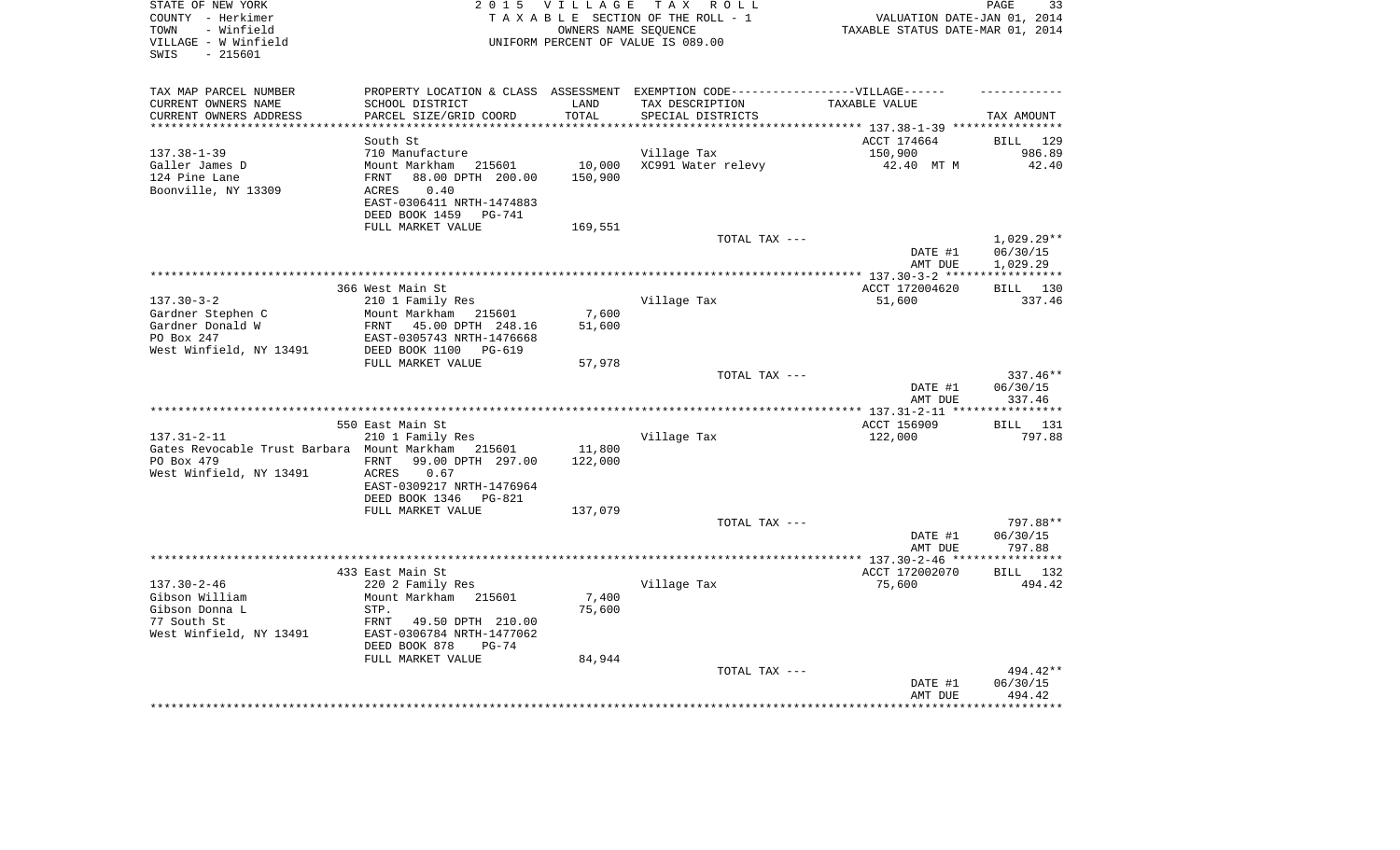STATE OF NEW YORK
COUNTY - Herkimer
TOWN - Winfield
VILLAGE - W Winfield
SWIS - 215601

2015 VILLAGE TAX ROLL
TAXABLE SECTION OF THE ROLL - 1
OWNERS NAME SEQUENCE
UNIFORM PERCENT OF VALUE IS 089.00

VALUATION DATE-JAN 01, 2014
TAXABLE STATUS DATE-MAR 01, 2014

| TAX MAP PARCEL NUMBER / CURRENT OWNERS NAME / CURRENT OWNERS ADDRESS | PROPERTY LOCATION & CLASS / SCHOOL DISTRICT / PARCEL SIZE/GRID COORD | ASSESSMENT LAND / TOTAL | EXEMPTION CODE-----VILLAGE----- TAX DESCRIPTION / SPECIAL DISTRICTS | TAXABLE VALUE | TAX AMOUNT |
|---|---|---|---|---|---|
| **137.38-1-39** | South St | | | ACCT 174664 | BILL 129 |
| Galler James D | 710 Manufacture | | Village Tax | 150,900 | 986.89 |
| 124 Pine Lane | Mount Markham 215601 | 10,000 | XC991 Water relevy | 42.40 MT M | 42.40 |
| Boonville, NY 13309 | FRNT 88.00 DPTH 200.00 | 150,900 | | | |
| | ACRES 0.40 | | | | |
| | EAST-0306411 NRTH-1474883 | | | | |
| | DEED BOOK 1459 PG-741 | | | | |
| | FULL MARKET VALUE | 169,551 | | | |
| | | | TOTAL TAX --- | | 1,029.29** |
| | | | | DATE #1 | 06/30/15 |
| | | | | AMT DUE | 1,029.29 |
| **137.30-3-2** | 366 West Main St | | | ACCT 172004620 | BILL 130 |
| Gardner Stephen C | 210 1 Family Res | | Village Tax | 51,600 | 337.46 |
| Gardner Donald W | Mount Markham 215601 | 7,600 | | | |
| PO Box 247 | FRNT 45.00 DPTH 248.16 | 51,600 | | | |
| West Winfield, NY 13491 | EAST-0305743 NRTH-1476668 | | | | |
| | DEED BOOK 1100 PG-619 | | | | |
| | FULL MARKET VALUE | 57,978 | | | |
| | | | TOTAL TAX --- | | 337.46** |
| | | | | DATE #1 | 06/30/15 |
| | | | | AMT DUE | 337.46 |
| **137.31-2-11** | 550 East Main St | | | ACCT 156909 | BILL 131 |
| Gates Revocable Trust Barbara | 210 1 Family Res | | Village Tax | 122,000 | 797.88 |
| PO Box 479 | Mount Markham 215601 | 11,800 | | | |
| West Winfield, NY 13491 | FRNT 99.00 DPTH 297.00 | 122,000 | | | |
| | ACRES 0.67 | | | | |
| | EAST-0309217 NRTH-1476964 | | | | |
| | DEED BOOK 1346 PG-821 | | | | |
| | FULL MARKET VALUE | 137,079 | | | |
| | | | TOTAL TAX --- | | 797.88** |
| | | | | DATE #1 | 06/30/15 |
| | | | | AMT DUE | 797.88 |
| **137.30-2-46** | 433 East Main St | | | ACCT 172002070 | BILL 132 |
| Gibson William | 220 2 Family Res | | Village Tax | 75,600 | 494.42 |
| Gibson Donna L | Mount Markham 215601 | 7,400 | | | |
| 77 South St | STP. | 75,600 | | | |
| West Winfield, NY 13491 | FRNT 49.50 DPTH 210.00 | | | | |
| | EAST-0306784 NRTH-1477062 | | | | |
| | DEED BOOK 878 PG-74 | | | | |
| | FULL MARKET VALUE | 84,944 | | | |
| | | | TOTAL TAX --- | | 494.42** |
| | | | | DATE #1 | 06/30/15 |
| | | | | AMT DUE | 494.42 |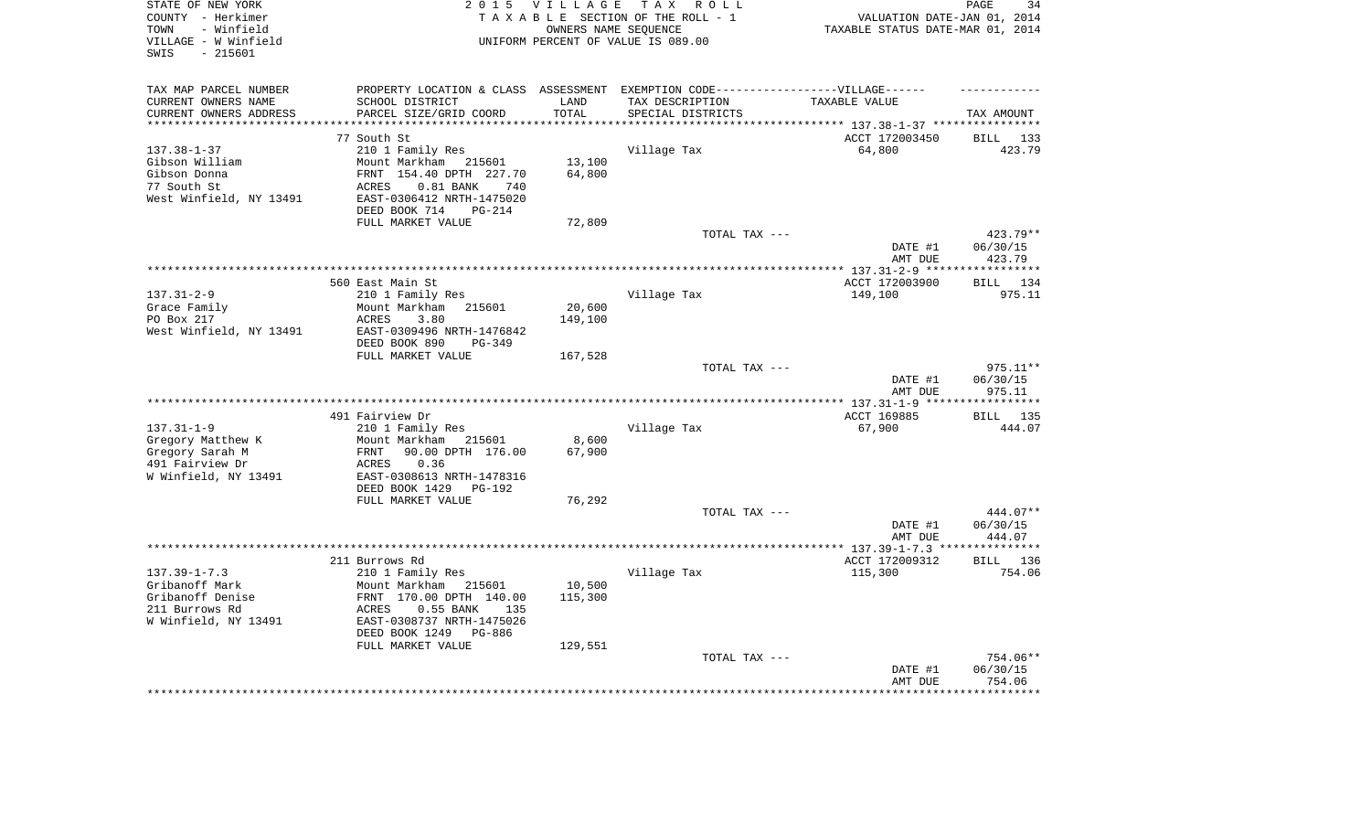STATE OF NEW YORK
COUNTY - Herkimer
TOWN - Winfield
VILLAGE - W Winfield
SWIS - 215601

2 0 1 5 V I L L A G E T A X R O L L
T A X A B L E SECTION OF THE ROLL - 1
OWNERS NAME SEQUENCE
UNIFORM PERCENT OF VALUE IS 089.00

VALUATION DATE-JAN 01, 2014
TAXABLE STATUS DATE-MAR 01, 2014

| TAX MAP PARCEL NUMBER<br>CURRENT OWNERS NAME<br>CURRENT OWNERS ADDRESS | PROPERTY LOCATION & CLASS<br>SCHOOL DISTRICT<br>PARCEL SIZE/GRID COORD | ASSESSMENT<br>LAND<br>TOTAL | EXEMPTION CODE-----VILLAGE------<br>TAX DESCRIPTION<br>SPECIAL DISTRICTS | TAXABLE VALUE | TAX AMOUNT |
|---|---|---|---|---|---|
| | 77 South St | | | ACCT 172003450 | BILL 133 |
| 137.38-1-37 | 210 1 Family Res | | Village Tax | 64,800 | 423.79 |
| Gibson William | Mount Markham 215601 | 13,100 | | | |
| Gibson Donna | FRNT 154.40 DPTH 227.70 | 64,800 | | | |
| 77 South St | ACRES 0.81 BANK 740 | | | | |
| West Winfield, NY 13491 | EAST-0306412 NRTH-1475020 | | | | |
| | DEED BOOK 714 PG-214 | | | | |
| | FULL MARKET VALUE | 72,809 | | | |
| | | | TOTAL TAX --- | | 423.79** |
| | | | | DATE #1 | 06/30/15 |
| | | | | AMT DUE | 423.79 |
| | 560 East Main St | | | ACCT 172003900 | BILL 134 |
| 137.31-2-9 | 210 1 Family Res | | Village Tax | 149,100 | 975.11 |
| Grace Family | Mount Markham 215601 | 20,600 | | | |
| PO Box 217 | ACRES 3.80 | 149,100 | | | |
| West Winfield, NY 13491 | EAST-0309496 NRTH-1476842 | | | | |
| | DEED BOOK 890 PG-349 | | | | |
| | FULL MARKET VALUE | 167,528 | | | |
| | | | TOTAL TAX --- | | 975.11** |
| | | | | DATE #1 | 06/30/15 |
| | | | | AMT DUE | 975.11 |
| | 491 Fairview Dr | | | ACCT 169885 | BILL 135 |
| 137.31-1-9 | 210 1 Family Res | | Village Tax | 67,900 | 444.07 |
| Gregory Matthew K | Mount Markham 215601 | 8,600 | | | |
| Gregory Sarah M | FRNT 90.00 DPTH 176.00 | 67,900 | | | |
| 491 Fairview Dr | ACRES 0.36 | | | | |
| W Winfield, NY 13491 | EAST-0308613 NRTH-1478316 | | | | |
| | DEED BOOK 1429 PG-192 | | | | |
| | FULL MARKET VALUE | 76,292 | | | |
| | | | TOTAL TAX --- | | 444.07** |
| | | | | DATE #1 | 06/30/15 |
| | | | | AMT DUE | 444.07 |
| | 211 Burrows Rd | | | ACCT 172009312 | BILL 136 |
| 137.39-1-7.3 | 210 1 Family Res | | Village Tax | 115,300 | 754.06 |
| Gribanoff Mark | Mount Markham 215601 | 10,500 | | | |
| Gribanoff Denise | FRNT 170.00 DPTH 140.00 | 115,300 | | | |
| 211 Burrows Rd | ACRES 0.55 BANK 135 | | | | |
| W Winfield, NY 13491 | EAST-0308737 NRTH-1475026 | | | | |
| | DEED BOOK 1249 PG-886 | | | | |
| | FULL MARKET VALUE | 129,551 | | | |
| | | | TOTAL TAX --- | | 754.06** |
| | | | | DATE #1 | 06/30/15 |
| | | | | AMT DUE | 754.06 |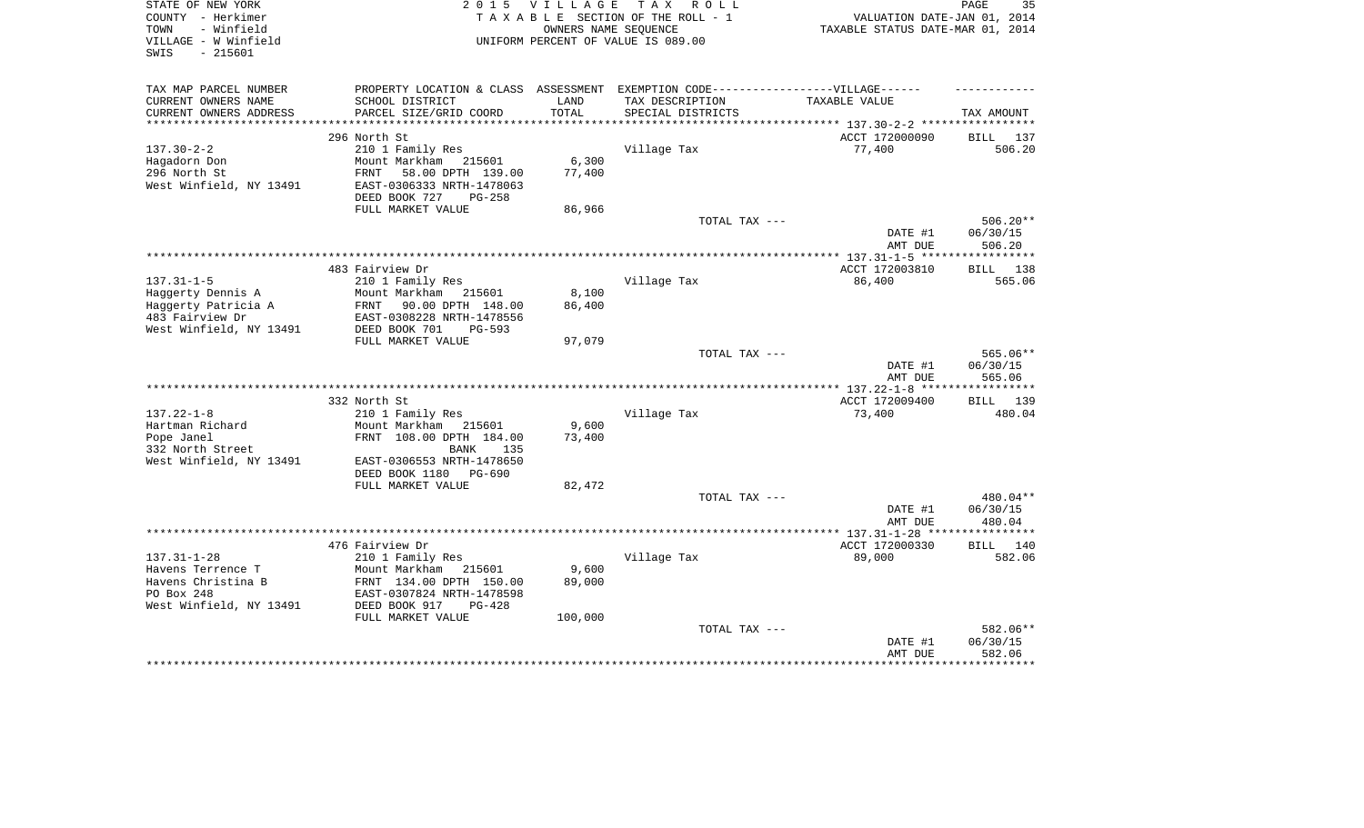STATE OF NEW YORK
COUNTY - Herkimer
TOWN - Winfield
VILLAGE - W Winfield
SWIS - 215601

2 0 1 5 V I L L A G E T A X R O L L
T A X A B L E SECTION OF THE ROLL - 1
OWNERS NAME SEQUENCE
UNIFORM PERCENT OF VALUE IS 089.00

VALUATION DATE-JAN 01, 2014
TAXABLE STATUS DATE-MAR 01, 2014

| TAX MAP PARCEL NUMBER<br>CURRENT OWNERS NAME<br>CURRENT OWNERS ADDRESS | PROPERTY LOCATION & CLASS<br>SCHOOL DISTRICT<br>PARCEL SIZE/GRID COORD | ASSESSMENT<br>LAND<br>TOTAL | EXEMPTION CODE------------------VILLAGE------<br>TAX DESCRIPTION<br>SPECIAL DISTRICTS | TAXABLE VALUE | TAX AMOUNT |
|---|---|---|---|---|---|
| **137.30-2-2** | 296 North St | | | ACCT 172000090 | BILL 137 |
| 137.30-2-2 | 210 1 Family Res | | Village Tax | 77,400 | 506.20 |
| Hagadorn Don | Mount Markham 215601 | 6,300 | | | |
| 296 North St | FRNT 58.00 DPTH 139.00 | 77,400 | | | |
| West Winfield, NY 13491 | EAST-0306333 NRTH-1478063 | | | | |
| | DEED BOOK 727 PG-258 | | | | |
| | FULL MARKET VALUE | 86,966 | | | |
| | | | TOTAL TAX --- | | 506.20** |
| | | | | DATE #1 | 06/30/15 |
| | | | | AMT DUE | 506.20 |
| **137.31-1-5** | 483 Fairview Dr | | | ACCT 172003810 | BILL 138 |
| 137.31-1-5 | 210 1 Family Res | | Village Tax | 86,400 | 565.06 |
| Haggerty Dennis A | Mount Markham 215601 | 8,100 | | | |
| Haggerty Patricia A | FRNT 90.00 DPTH 148.00 | 86,400 | | | |
| 483 Fairview Dr | EAST-0308228 NRTH-1478556 | | | | |
| West Winfield, NY 13491 | DEED BOOK 701 PG-593 | | | | |
| | FULL MARKET VALUE | 97,079 | | | |
| | | | TOTAL TAX --- | | 565.06** |
| | | | | DATE #1 | 06/30/15 |
| | | | | AMT DUE | 565.06 |
| **137.22-1-8** | 332 North St | | | ACCT 172009400 | BILL 139 |
| 137.22-1-8 | 210 1 Family Res | | Village Tax | 73,400 | 480.04 |
| Hartman Richard | Mount Markham 215601 | 9,600 | | | |
| Pope Janel | FRNT 108.00 DPTH 184.00 | 73,400 | | | |
| 332 North Street | BANK 135 | | | | |
| West Winfield, NY 13491 | EAST-0306553 NRTH-1478650 | | | | |
| | DEED BOOK 1180 PG-690 | | | | |
| | FULL MARKET VALUE | 82,472 | | | |
| | | | TOTAL TAX --- | | 480.04** |
| | | | | DATE #1 | 06/30/15 |
| | | | | AMT DUE | 480.04 |
| **137.31-1-28** | 476 Fairview Dr | | | ACCT 172000330 | BILL 140 |
| 137.31-1-28 | 210 1 Family Res | | Village Tax | 89,000 | 582.06 |
| Havens Terrence T | Mount Markham 215601 | 9,600 | | | |
| Havens Christina B | FRNT 134.00 DPTH 150.00 | 89,000 | | | |
| PO Box 248 | EAST-0307824 NRTH-1478598 | | | | |
| West Winfield, NY 13491 | DEED BOOK 917 PG-428 | | | | |
| | FULL MARKET VALUE | 100,000 | | | |
| | | | TOTAL TAX --- | | 582.06** |
| | | | | DATE #1 | 06/30/15 |
| | | | | AMT DUE | 582.06 |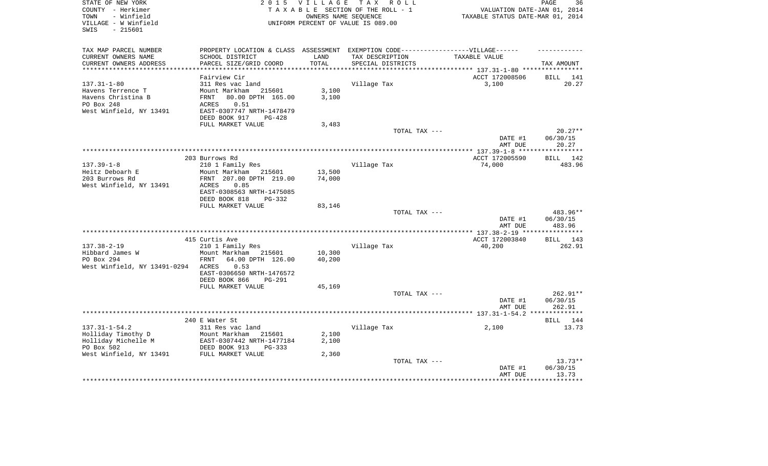STATE OF NEW YORK | COUNTY - Herkimer | TOWN - Winfield | VILLAGE - W Winfield | SWIS - 215601

2 0 1 5 V I L L A G E T A X R O L L
T A X A B L E SECTION OF THE ROLL - 1
OWNERS NAME SEQUENCE
UNIFORM PERCENT OF VALUE IS 089.00

VALUATION DATE-JAN 01, 2014
TAXABLE STATUS DATE-MAR 01, 2014

| TAX MAP PARCEL NUMBER / CURRENT OWNERS NAME / CURRENT OWNERS ADDRESS | PROPERTY LOCATION & CLASS / SCHOOL DISTRICT / PARCEL SIZE/GRID COORD | ASSESSMENT LAND / TOTAL | EXEMPTION CODE / TAX DESCRIPTION / SPECIAL DISTRICTS | TAXABLE VALUE | TAX AMOUNT |
|---|---|---|---|---|---|
| 137.31-1-80 | Fairview Cir | | | ACCT 172008506 | BILL 141 |
| Havens Terrence T | 311 Res vac land | | Village Tax | 3,100 | 20.27 |
| Havens Christina B | Mount Markham 215601 | 3,100 | | | |
| PO Box 248 | FRNT 80.00 DPTH 165.00 | 3,100 | | | |
| West Winfield, NY 13491 | ACRES 0.51 | | | | |
| | EAST-0307747 NRTH-1478479 | | | | |
| | DEED BOOK 917 PG-428 | | | | |
| | FULL MARKET VALUE | 3,483 | | | |
| | | | TOTAL TAX --- | | 20.27** |
| | | | | DATE #1 | 06/30/15 |
| | | | | AMT DUE | 20.27 |
| 137.39-1-8 | 203 Burrows Rd | | | ACCT 172005590 | BILL 142 |
| Heitz Deboarh E | 210 1 Family Res | | Village Tax | 74,000 | 483.96 |
| 203 Burrows Rd | Mount Markham 215601 | 13,500 | | | |
| West Winfield, NY 13491 | FRNT 207.00 DPTH 219.00 | 74,000 | | | |
| | ACRES 0.85 | | | | |
| | EAST-0308563 NRTH-1475085 | | | | |
| | DEED BOOK 818 PG-332 | | | | |
| | FULL MARKET VALUE | 83,146 | | | |
| | | | TOTAL TAX --- | | 483.96** |
| | | | | DATE #1 | 06/30/15 |
| | | | | AMT DUE | 483.96 |
| 137.38-2-19 | 415 Curtis Ave | | | ACCT 172003840 | BILL 143 |
| Hibbard James W | 210 1 Family Res | | Village Tax | 40,200 | 262.91 |
| PO Box 294 | Mount Markham 215601 | 10,300 | | | |
| West Winfield, NY 13491-0294 | FRNT 64.00 DPTH 126.00 | 40,200 | | | |
| | ACRES 0.53 | | | | |
| | EAST-0306650 NRTH-1476572 | | | | |
| | DEED BOOK 866 PG-291 | | | | |
| | FULL MARKET VALUE | 45,169 | | | |
| | | | TOTAL TAX --- | | 262.91** |
| | | | | DATE #1 | 06/30/15 |
| | | | | AMT DUE | 262.91 |
| 137.31-1-54.2 | 240 E Water St | | | | BILL 144 |
| Holliday Timothy D | 311 Res vac land | | Village Tax | 2,100 | 13.73 |
| Holliday Michelle M | Mount Markham 215601 | 2,100 | | | |
| PO Box 502 | EAST-0307442 NRTH-1477184 | 2,100 | | | |
| West Winfield, NY 13491 | DEED BOOK 913 PG-333 | | | | |
| | FULL MARKET VALUE | 2,360 | | | |
| | | | TOTAL TAX --- | | 13.73** |
| | | | | DATE #1 | 06/30/15 |
| | | | | AMT DUE | 13.73 |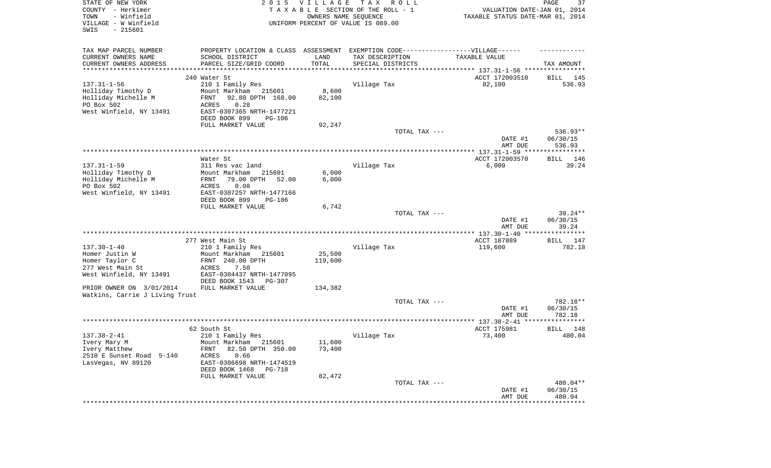STATE OF NEW YORK
COUNTY - Herkimer
TOWN - Winfield
VILLAGE - W Winfield
SWIS - 215601

2 0 1 5 V I L L A G E T A X R O L L
T A X A B L E SECTION OF THE ROLL - 1
OWNERS NAME SEQUENCE
UNIFORM PERCENT OF VALUE IS 089.00

VALUATION DATE-JAN 01, 2014
TAXABLE STATUS DATE-MAR 01, 2014

| TAX MAP PARCEL NUMBER / CURRENT OWNERS NAME / CURRENT OWNERS ADDRESS | PROPERTY LOCATION & CLASS / SCHOOL DISTRICT / PARCEL SIZE/GRID COORD | ASSESSMENT LAND / TOTAL | EXEMPTION CODE / TAX DESCRIPTION / SPECIAL DISTRICTS | TAXABLE VALUE | TAX AMOUNT |
|---|---|---|---|---|---|
| 137.31-1-56 | 240 Water St | | | ACCT 172003510 | BILL 145 |
| 137.31-1-56 | 210 1 Family Res | | Village Tax | 82,100 | 536.93 |
| Holliday Timothy D | Mount Markham 215601 | 8,600 | | | |
| Holliday Michelle M | FRNT 92.80 DPTH 168.00 | 82,100 | | | |
| PO Box 502 | ACRES 0.28 | | | | |
| West Winfield, NY 13491 | EAST-0307365 NRTH-1477221 | | | | |
| | DEED BOOK 899 PG-106 | | | | |
| | FULL MARKET VALUE | 92,247 | | | |
| | | | TOTAL TAX --- | | 536.93** |
| | | | | DATE #1 | 06/30/15 |
| | | | | AMT DUE | 536.93 |
| 137.31-1-59 | Water St | | | ACCT 172003570 | BILL 146 |
| 137.31-1-59 | 311 Res vac land | | Village Tax | 6,000 | 39.24 |
| Holliday Timothy D | Mount Markham 215601 | 6,000 | | | |
| Holliday Michelle M | FRNT 79.00 DPTH 52.00 | 6,000 | | | |
| PO Box 502 | ACRES 0.08 | | | | |
| West Winfield, NY 13491 | EAST-0307257 NRTH-1477166 | | | | |
| | DEED BOOK 899 PG-106 | | | | |
| | FULL MARKET VALUE | 6,742 | | | |
| | | | TOTAL TAX --- | | 39.24** |
| | | | | DATE #1 | 06/30/15 |
| | | | | AMT DUE | 39.24 |
| 137.30-1-40 | 277 West Main St | | | ACCT 187889 | BILL 147 |
| 137.30-1-40 | 210 1 Family Res | | Village Tax | 119,600 | 782.18 |
| Homer Justin W | Mount Markham 215601 | 25,500 | | | |
| Homer Taylor C | FRNT 240.00 DPTH | 119,600 | | | |
| 277 West Main St | ACRES 7.50 | | | | |
| West Winfield, NY 13491 | EAST-0304437 NRTH-1477095 | | | | |
| | DEED BOOK 1543 PG-307 | | | | |
| PRIOR OWNER ON 3/01/2014 | FULL MARKET VALUE | 134,382 | | | |
| Watkins, Carrie J Living Trust | | | | | |
| | | | TOTAL TAX --- | | 782.18** |
| | | | | DATE #1 | 06/30/15 |
| | | | | AMT DUE | 782.18 |
| 137.38-2-41 | 62 South St | | | ACCT 175981 | BILL 148 |
| 137.38-2-41 | 210 1 Family Res | | Village Tax | 73,400 | 480.04 |
| Ivery Mary M | Mount Markham 215601 | 11,600 | | | |
| Ivery Matthew | FRNT 82.50 DPTH 350.00 | 73,400 | | | |
| 2510 E Sunset Road 5-140 | ACRES 0.66 | | | | |
| LasVegas, NV 89120 | EAST-0306698 NRTH-1474519 | | | | |
| | DEED BOOK 1468 PG-718 | | | | |
| | FULL MARKET VALUE | 82,472 | | | |
| | | | TOTAL TAX --- | | 480.04** |
| | | | | DATE #1 | 06/30/15 |
| | | | | AMT DUE | 480.04 |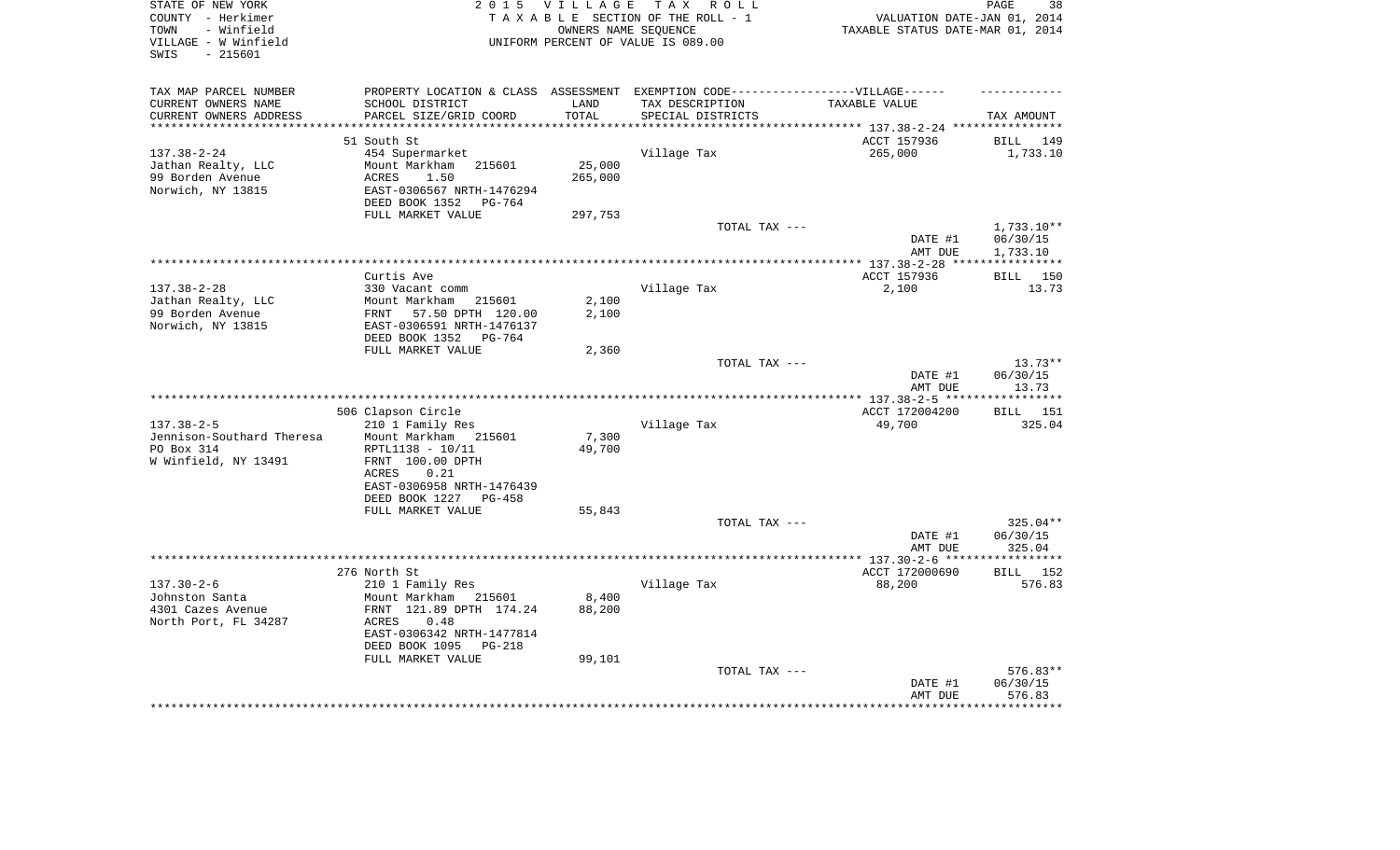STATE OF NEW YORK
COUNTY - Herkimer
TOWN - Winfield
VILLAGE - W Winfield
SWIS - 215601

2 0 1 5 V I L L A G E T A X R O L L
T A X A B L E SECTION OF THE ROLL - 1
OWNERS NAME SEQUENCE
UNIFORM PERCENT OF VALUE IS 089.00

VALUATION DATE-JAN 01, 2014
TAXABLE STATUS DATE-MAR 01, 2014

| TAX MAP PARCEL NUMBER<br>CURRENT OWNERS NAME<br>CURRENT OWNERS ADDRESS | PROPERTY LOCATION & CLASS<br>SCHOOL DISTRICT<br>PARCEL SIZE/GRID COORD | ASSESSMENT<br>LAND<br>TOTAL | EXEMPTION CODE------VILLAGE------<br>TAX DESCRIPTION<br>SPECIAL DISTRICTS | TAXABLE VALUE | TAX AMOUNT |
|---|---|---|---|---|---|
| 137.38-2-24 | 51 South St | | | ACCT 157936 | BILL 149 |
| 137.38-2-24 | 454 Supermarket | | Village Tax | 265,000 | 1,733.10 |
| Jathan Realty, LLC | Mount Markham 215601 | 25,000 | | | |
| 99 Borden Avenue | ACRES 1.50 | 265,000 | | | |
| Norwich, NY 13815 | EAST-0306567 NRTH-1476294 | | | | |
| | DEED BOOK 1352 PG-764 | | | | |
| | FULL MARKET VALUE | 297,753 | | | |
| | | | TOTAL TAX --- | | 1,733.10** |
| | | | | DATE #1 | 06/30/15 |
| | | | | AMT DUE | 1,733.10 |
| 137.38-2-28 | Curtis Ave | | | ACCT 157936 | BILL 150 |
| 137.38-2-28 | 330 Vacant comm | | Village Tax | 2,100 | 13.73 |
| Jathan Realty, LLC | Mount Markham 215601 | 2,100 | | | |
| 99 Borden Avenue | FRNT 57.50 DPTH 120.00 | 2,100 | | | |
| Norwich, NY 13815 | EAST-0306591 NRTH-1476137 | | | | |
| | DEED BOOK 1352 PG-764 | | | | |
| | FULL MARKET VALUE | 2,360 | | | |
| | | | TOTAL TAX --- | | 13.73** |
| | | | | DATE #1 | 06/30/15 |
| | | | | AMT DUE | 13.73 |
| 137.38-2-5 | 506 Clapson Circle | | | ACCT 172004200 | BILL 151 |
| 137.38-2-5 | 210 1 Family Res | | Village Tax | 49,700 | 325.04 |
| Jennison-Southard Theresa | Mount Markham 215601 | 7,300 | | | |
| PO Box 314 | RPTL1138 - 10/11 | 49,700 | | | |
| W Winfield, NY 13491 | FRNT 100.00 DPTH | | | | |
| | ACRES 0.21 | | | | |
| | EAST-0306958 NRTH-1476439 | | | | |
| | DEED BOOK 1227 PG-458 | | | | |
| | FULL MARKET VALUE | 55,843 | | | |
| | | | TOTAL TAX --- | | 325.04** |
| | | | | DATE #1 | 06/30/15 |
| | | | | AMT DUE | 325.04 |
| 137.30-2-6 | 276 North St | | | ACCT 172000690 | BILL 152 |
| 137.30-2-6 | 210 1 Family Res | | Village Tax | 88,200 | 576.83 |
| Johnston Santa | Mount Markham 215601 | 8,400 | | | |
| 4301 Cazes Avenue | FRNT 121.89 DPTH 174.24 | 88,200 | | | |
| North Port, FL 34287 | ACRES 0.48 | | | | |
| | EAST-0306342 NRTH-1477814 | | | | |
| | DEED BOOK 1095 PG-218 | | | | |
| | FULL MARKET VALUE | 99,101 | | | |
| | | | TOTAL TAX --- | | 576.83** |
| | | | | DATE #1 | 06/30/15 |
| | | | | AMT DUE | 576.83 |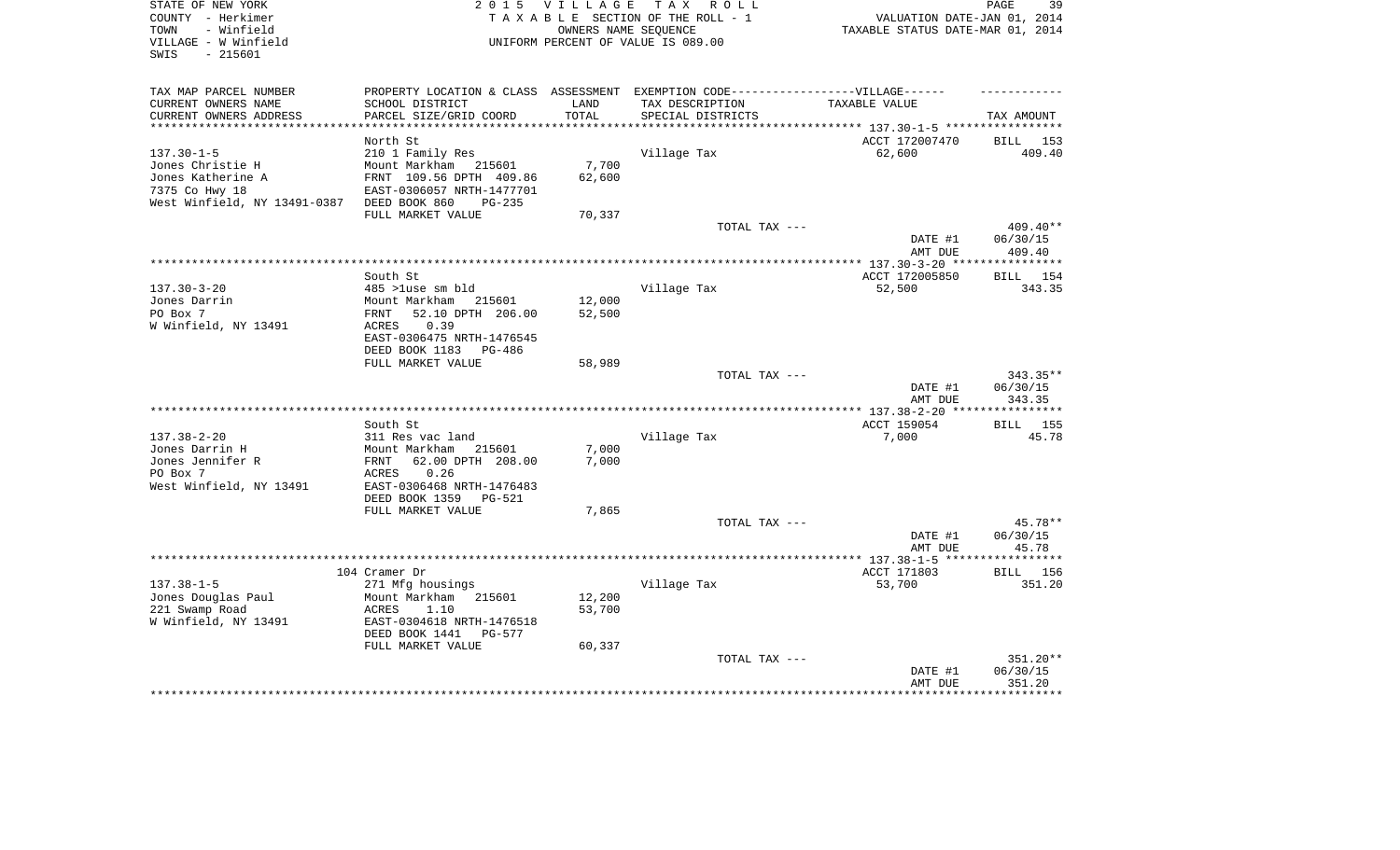STATE OF NEW YORK
COUNTY - Herkimer
TOWN - Winfield
VILLAGE - W Winfield
SWIS - 215601

2015 VILLAGE TAX ROLL
TAXABLE SECTION OF THE ROLL - 1
OWNERS NAME SEQUENCE
UNIFORM PERCENT OF VALUE IS 089.00

VALUATION DATE-JAN 01, 2014
TAXABLE STATUS DATE-MAR 01, 2014

| TAX MAP PARCEL NUMBER / CURRENT OWNERS NAME / CURRENT OWNERS ADDRESS | PROPERTY LOCATION & CLASS / SCHOOL DISTRICT / PARCEL SIZE/GRID COORD | ASSESSMENT LAND / TOTAL | EXEMPTION CODE / TAX DESCRIPTION / SPECIAL DISTRICTS | TAXABLE VALUE | TAX AMOUNT |
|---|---|---|---|---|---|
| | North St | | | ACCT 172007470 | BILL 153 |
| 137.30-1-5 | 210 1 Family Res | | Village Tax | 62,600 | 409.40 |
| Jones Christie H | Mount Markham 215601 | 7,700 | | | |
| Jones Katherine A | FRNT 109.56 DPTH 409.86 | 62,600 | | | |
| 7375 Co Hwy 18 | EAST-0306057 NRTH-1477701 | | | | |
| West Winfield, NY 13491-0387 | DEED BOOK 860 PG-235 | | | | |
| | FULL MARKET VALUE | 70,337 | | | |
| | | | TOTAL TAX --- | | 409.40** |
| | | | | DATE #1 | 06/30/15 |
| | | | | AMT DUE | 409.40 |
| | South St | | | ACCT 172005850 | BILL 154 |
| 137.30-3-20 | 485 >1use sm bld | | Village Tax | 52,500 | 343.35 |
| Jones Darrin | Mount Markham 215601 | 12,000 | | | |
| PO Box 7 | FRNT 52.10 DPTH 206.00 | 52,500 | | | |
| W Winfield, NY 13491 | ACRES 0.39 | | | | |
| | EAST-0306475 NRTH-1476545 | | | | |
| | DEED BOOK 1183 PG-486 | | | | |
| | FULL MARKET VALUE | 58,989 | | | |
| | | | TOTAL TAX --- | | 343.35** |
| | | | | DATE #1 | 06/30/15 |
| | | | | AMT DUE | 343.35 |
| | South St | | | ACCT 159054 | BILL 155 |
| 137.38-2-20 | 311 Res vac land | | Village Tax | 7,000 | 45.78 |
| Jones Darrin H | Mount Markham 215601 | 7,000 | | | |
| Jones Jennifer R | FRNT 62.00 DPTH 208.00 | 7,000 | | | |
| PO Box 7 | ACRES 0.26 | | | | |
| West Winfield, NY 13491 | EAST-0306468 NRTH-1476483 | | | | |
| | DEED BOOK 1359 PG-521 | | | | |
| | FULL MARKET VALUE | 7,865 | | | |
| | | | TOTAL TAX --- | | 45.78** |
| | | | | DATE #1 | 06/30/15 |
| | | | | AMT DUE | 45.78 |
| | 104 Cramer Dr | | | ACCT 171803 | BILL 156 |
| 137.38-1-5 | 271 Mfg housings | | Village Tax | 53,700 | 351.20 |
| Jones Douglas Paul | Mount Markham 215601 | 12,200 | | | |
| 221 Swamp Road | ACRES 1.10 | 53,700 | | | |
| W Winfield, NY 13491 | EAST-0304618 NRTH-1476518 | | | | |
| | DEED BOOK 1441 PG-577 | | | | |
| | FULL MARKET VALUE | 60,337 | | | |
| | | | TOTAL TAX --- | | 351.20** |
| | | | | DATE #1 | 06/30/15 |
| | | | | AMT DUE | 351.20 |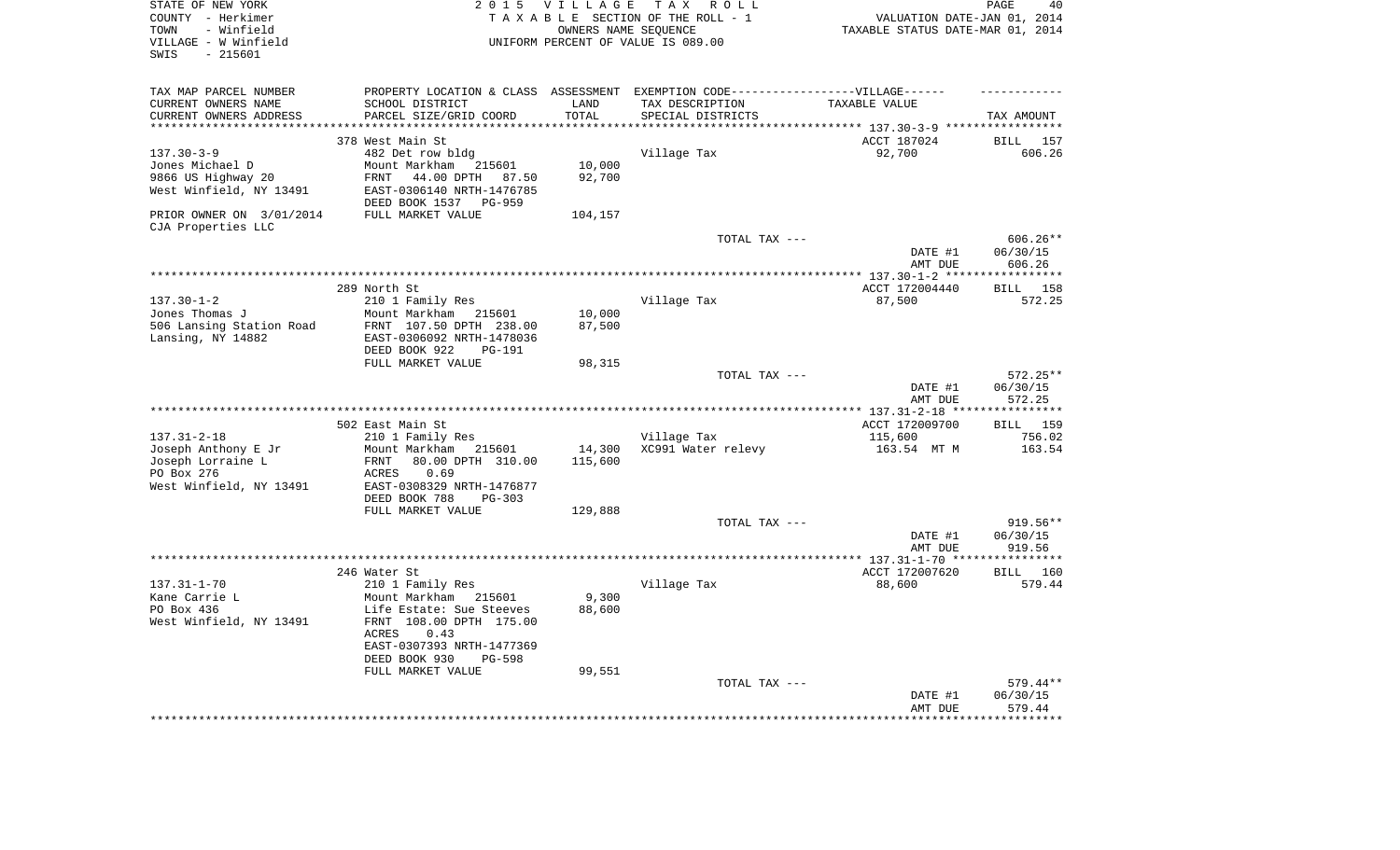STATE OF NEW YORK
COUNTY - Herkimer
TOWN - Winfield
VILLAGE - W Winfield
SWIS - 215601

2015 VILLAGE TAX ROLL
TAXABLE SECTION OF THE ROLL - 1
OWNERS NAME SEQUENCE
UNIFORM PERCENT OF VALUE IS 089.00

VALUATION DATE-JAN 01, 2014
TAXABLE STATUS DATE-MAR 01, 2014

| TAX MAP PARCEL NUMBER / CURRENT OWNERS NAME / CURRENT OWNERS ADDRESS | PROPERTY LOCATION & CLASS / SCHOOL DISTRICT / PARCEL SIZE/GRID COORD | ASSESSMENT LAND / TOTAL | EXEMPTION CODE / TAX DESCRIPTION / SPECIAL DISTRICTS | TAXABLE VALUE | TAX AMOUNT |
|---|---|---|---|---|---|
| 137.30-3-9 | 378 West Main St | | | ACCT 187024 | BILL 157 |
| 137.30-3-9 | 482 Det row bldg | | Village Tax | 92,700 | 606.26 |
| Jones Michael D | Mount Markham 215601 | 10,000 | | | |
| 9866 US Highway 20 | FRNT 44.00 DPTH 87.50 | 92,700 | | | |
| West Winfield, NY 13491 | EAST-0306140 NRTH-1476785 | | | | |
| | DEED BOOK 1537 PG-959 | | | | |
| PRIOR OWNER ON 3/01/2014 | FULL MARKET VALUE | 104,157 | | | |
| CJA Properties LLC | | | | | |
| | | | TOTAL TAX --- | | 606.26** |
| | | | | DATE #1 | 06/30/15 |
| | | | | AMT DUE | 606.26 |
| 137.30-1-2 | 289 North St | | | ACCT 172004440 | BILL 158 |
| 137.30-1-2 | 210 1 Family Res | | Village Tax | 87,500 | 572.25 |
| Jones Thomas J | Mount Markham 215601 | 10,000 | | | |
| 506 Lansing Station Road | FRNT 107.50 DPTH 238.00 | 87,500 | | | |
| Lansing, NY 14882 | EAST-0306092 NRTH-1478036 | | | | |
| | DEED BOOK 922 PG-191 | | | | |
| | FULL MARKET VALUE | 98,315 | | | |
| | | | TOTAL TAX --- | | 572.25** |
| | | | | DATE #1 | 06/30/15 |
| | | | | AMT DUE | 572.25 |
| 137.31-2-18 | 502 East Main St | | | ACCT 172009700 | BILL 159 |
| 137.31-2-18 | 210 1 Family Res | | Village Tax | 115,600 | 756.02 |
| Joseph Anthony E Jr | Mount Markham 215601 | 14,300 | XC991 Water relevy | 163.54 MT M | 163.54 |
| Joseph Lorraine L | FRNT 80.00 DPTH 310.00 | 115,600 | | | |
| PO Box 276 | ACRES 0.69 | | | | |
| West Winfield, NY 13491 | EAST-0308329 NRTH-1476877 | | | | |
| | DEED BOOK 788 PG-303 | | | | |
| | FULL MARKET VALUE | 129,888 | | | |
| | | | TOTAL TAX --- | | 919.56** |
| | | | | DATE #1 | 06/30/15 |
| | | | | AMT DUE | 919.56 |
| 137.31-1-70 | 246 Water St | | | ACCT 172007620 | BILL 160 |
| 137.31-1-70 | 210 1 Family Res | | Village Tax | 88,600 | 579.44 |
| Kane Carrie L | Mount Markham 215601 | 9,300 | | | |
| PO Box 436 | Life Estate: Sue Steeves | 88,600 | | | |
| West Winfield, NY 13491 | FRNT 108.00 DPTH 175.00 | | | | |
| | ACRES 0.43 | | | | |
| | EAST-0307393 NRTH-1477369 | | | | |
| | DEED BOOK 930 PG-598 | | | | |
| | FULL MARKET VALUE | 99,551 | | | |
| | | | TOTAL TAX --- | | 579.44** |
| | | | | DATE #1 | 06/30/15 |
| | | | | AMT DUE | 579.44 |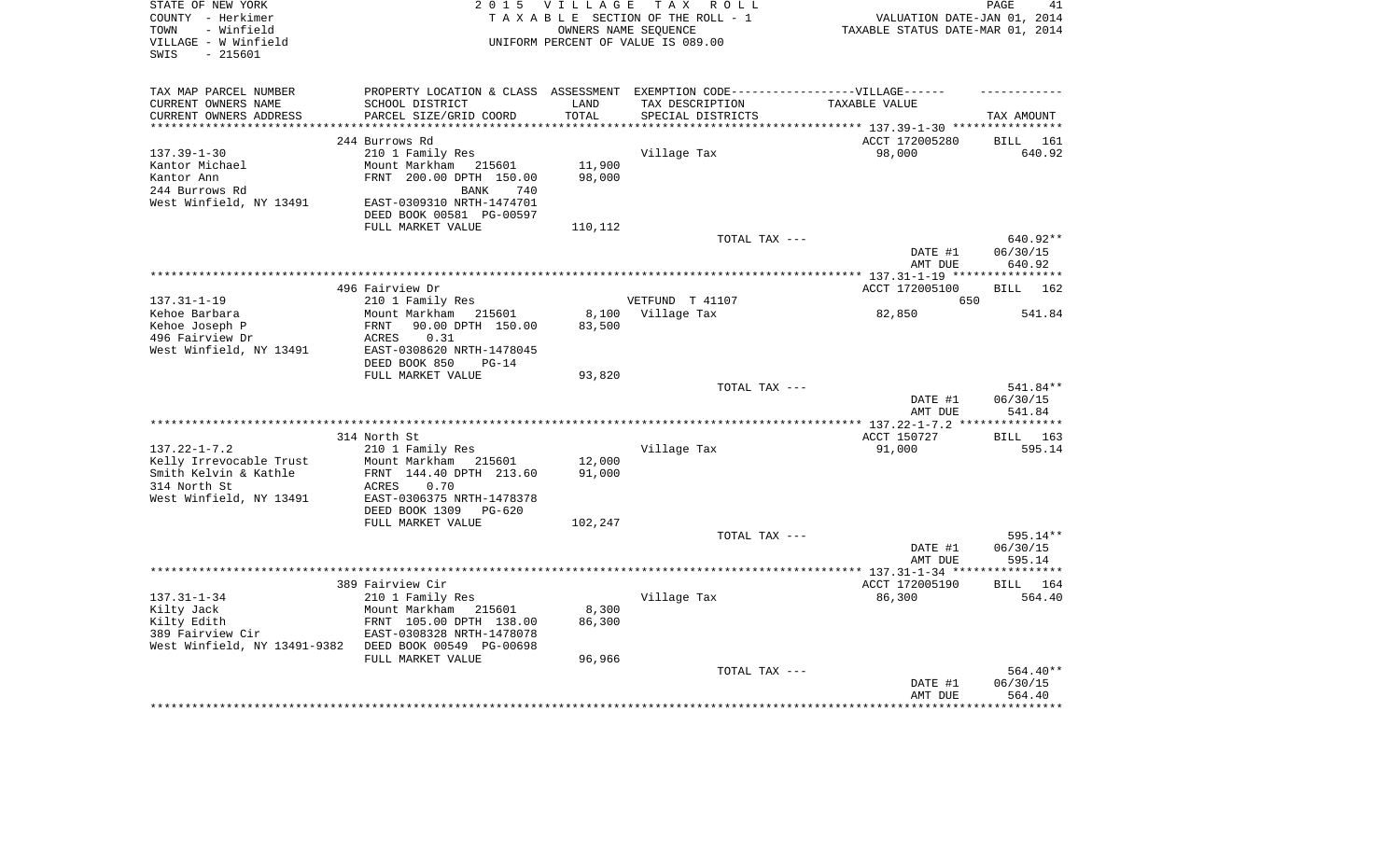STATE OF NEW YORK
COUNTY - Herkimer
TOWN - Winfield
VILLAGE - W Winfield
SWIS - 215601

2015 VILLAGE TAX ROLL
TAXABLE SECTION OF THE ROLL - 1
OWNERS NAME SEQUENCE
UNIFORM PERCENT OF VALUE IS 089.00

VALUATION DATE-JAN 01, 2014
TAXABLE STATUS DATE-MAR 01, 2014

| TAX MAP PARCEL NUMBER<br>CURRENT OWNERS NAME<br>CURRENT OWNERS ADDRESS | PROPERTY LOCATION & CLASS<br>SCHOOL DISTRICT<br>PARCEL SIZE/GRID COORD | ASSESSMENT<br>LAND<br>TOTAL | EXEMPTION CODE------VILLAGE------<br>TAX DESCRIPTION<br>SPECIAL DISTRICTS | TAXABLE VALUE | TAX AMOUNT |
|---|---|---|---|---|---|
| | 244 Burrows Rd | | | ACCT 172005280 | BILL 161 |
| 137.39-1-30 | 210 1 Family Res | | Village Tax | 98,000 | 640.92 |
| Kantor Michael | Mount Markham 215601 | 11,900 | | | |
| Kantor Ann | FRNT 200.00 DPTH 150.00 | 98,000 | | | |
| 244 Burrows Rd | BANK 740 | | | | |
| West Winfield, NY 13491 | EAST-0309310 NRTH-1474701 | | | | |
| | DEED BOOK 00581 PG-00597 | | | | |
| | FULL MARKET VALUE | 110,112 | | | |
| | | | TOTAL TAX --- | | 640.92** |
| | | | | DATE #1 | 06/30/15 |
| | | | | AMT DUE | 640.92 |
| | 496 Fairview Dr | | | ACCT 172005100 | BILL 162 |
| 137.31-1-19 | 210 1 Family Res | | VETFUND T 41107 | 650 | |
| Kehoe Barbara | Mount Markham 215601 | 8,100 | Village Tax | 82,850 | 541.84 |
| Kehoe Joseph P | FRNT 90.00 DPTH 150.00 | 83,500 | | | |
| 496 Fairview Dr | ACRES 0.31 | | | | |
| West Winfield, NY 13491 | EAST-0308620 NRTH-1478045 | | | | |
| | DEED BOOK 850 PG-14 | | | | |
| | FULL MARKET VALUE | 93,820 | | | |
| | | | TOTAL TAX --- | | 541.84** |
| | | | | DATE #1 | 06/30/15 |
| | | | | AMT DUE | 541.84 |
| | 314 North St | | | ACCT 150727 | BILL 163 |
| 137.22-1-7.2 | 210 1 Family Res | | Village Tax | 91,000 | 595.14 |
| Kelly Irrevocable Trust | Mount Markham 215601 | 12,000 | | | |
| Smith Kelvin & Kathle | FRNT 144.40 DPTH 213.60 | 91,000 | | | |
| 314 North St | ACRES 0.70 | | | | |
| West Winfield, NY 13491 | EAST-0306375 NRTH-1478378 | | | | |
| | DEED BOOK 1309 PG-620 | | | | |
| | FULL MARKET VALUE | 102,247 | | | |
| | | | TOTAL TAX --- | | 595.14** |
| | | | | DATE #1 | 06/30/15 |
| | | | | AMT DUE | 595.14 |
| | 389 Fairview Cir | | | ACCT 172005190 | BILL 164 |
| 137.31-1-34 | 210 1 Family Res | | Village Tax | 86,300 | 564.40 |
| Kilty Jack | Mount Markham 215601 | 8,300 | | | |
| Kilty Edith | FRNT 105.00 DPTH 138.00 | 86,300 | | | |
| 389 Fairview Cir | EAST-0308328 NRTH-1478078 | | | | |
| West Winfield, NY 13491-9382 | DEED BOOK 00549 PG-00698 | | | | |
| | FULL MARKET VALUE | 96,966 | | | |
| | | | TOTAL TAX --- | | 564.40** |
| | | | | DATE #1 | 06/30/15 |
| | | | | AMT DUE | 564.40 |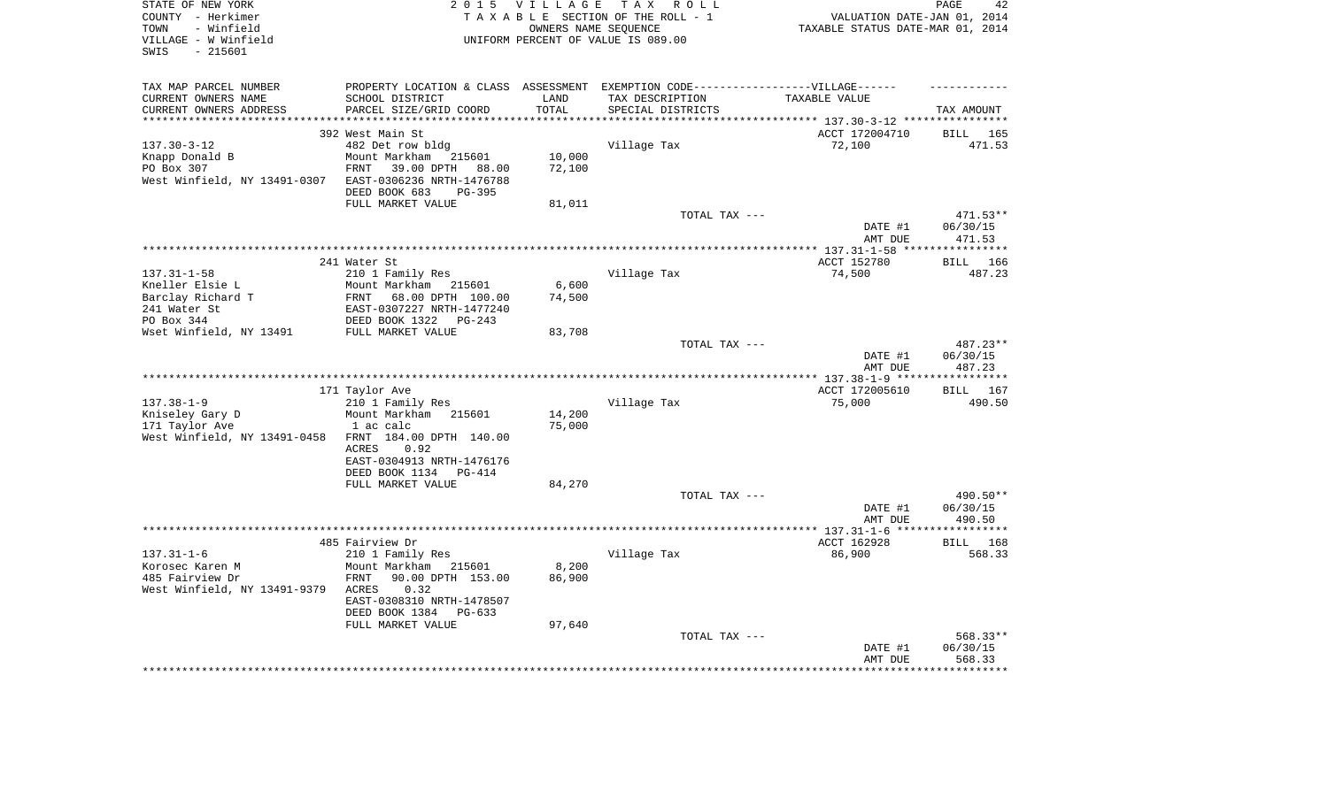STATE OF NEW YORK
COUNTY - Herkimer
TOWN - Winfield
VILLAGE - W Winfield
SWIS - 215601

2 0 1 5 V I L L A G E T A X R O L L
T A X A B L E SECTION OF THE ROLL - 1
OWNERS NAME SEQUENCE
UNIFORM PERCENT OF VALUE IS 089.00

VALUATION DATE-JAN 01, 2014
TAXABLE STATUS DATE-MAR 01, 2014

| TAX MAP PARCEL NUMBER<br>CURRENT OWNERS NAME<br>CURRENT OWNERS ADDRESS | PROPERTY LOCATION & CLASS<br>SCHOOL DISTRICT<br>PARCEL SIZE/GRID COORD | ASSESSMENT<br>LAND<br>TOTAL | EXEMPTION CODE------VILLAGE------<br>TAX DESCRIPTION<br>SPECIAL DISTRICTS | TAXABLE VALUE | TAX AMOUNT |
|---|---|---|---|---|---|
| **137.30-3-12** | 392 West Main St | | | ACCT 172004710 | BILL 165 |
| 137.30-3-12 | 482 Det row bldg | | Village Tax | 72,100 | 471.53 |
| Knapp Donald B | Mount Markham 215601 | 10,000 | | | |
| PO Box 307 | FRNT 39.00 DPTH 88.00 | 72,100 | | | |
| West Winfield, NY 13491-0307 | EAST-0306236 NRTH-1476788 | | | | |
| | DEED BOOK 683 PG-395 | | | | |
| | FULL MARKET VALUE | 81,011 | | | |
| | | | TOTAL TAX --- | | 471.53** |
| | | | | DATE #1 | 06/30/15 |
| | | | | AMT DUE | 471.53 |
| **137.31-1-58** | 241 Water St | | | ACCT 152780 | BILL 166 |
| 137.31-1-58 | 210 1 Family Res | | Village Tax | 74,500 | 487.23 |
| Kneller Elsie L | Mount Markham 215601 | 6,600 | | | |
| Barclay Richard T | FRNT 68.00 DPTH 100.00 | 74,500 | | | |
| 241 Water St | EAST-0307227 NRTH-1477240 | | | | |
| PO Box 344 | DEED BOOK 1322 PG-243 | | | | |
| Wset Winfield, NY 13491 | FULL MARKET VALUE | 83,708 | | | |
| | | | TOTAL TAX --- | | 487.23** |
| | | | | DATE #1 | 06/30/15 |
| | | | | AMT DUE | 487.23 |
| **137.38-1-9** | 171 Taylor Ave | | | ACCT 172005610 | BILL 167 |
| 137.38-1-9 | 210 1 Family Res | | Village Tax | 75,000 | 490.50 |
| Kniseley Gary D | Mount Markham 215601 | 14,200 | | | |
| 171 Taylor Ave | 1 ac calc | 75,000 | | | |
| West Winfield, NY 13491-0458 | FRNT 184.00 DPTH 140.00 | | | | |
| | ACRES 0.92 | | | | |
| | EAST-0304913 NRTH-1476176 | | | | |
| | DEED BOOK 1134 PG-414 | | | | |
| | FULL MARKET VALUE | 84,270 | | | |
| | | | TOTAL TAX --- | | 490.50** |
| | | | | DATE #1 | 06/30/15 |
| | | | | AMT DUE | 490.50 |
| **137.31-1-6** | 485 Fairview Dr | | | ACCT 162928 | BILL 168 |
| 137.31-1-6 | 210 1 Family Res | | Village Tax | 86,900 | 568.33 |
| Korosec Karen M | Mount Markham 215601 | 8,200 | | | |
| 485 Fairview Dr | FRNT 90.00 DPTH 153.00 | 86,900 | | | |
| West Winfield, NY 13491-9379 | ACRES 0.32 | | | | |
| | EAST-0308310 NRTH-1478507 | | | | |
| | DEED BOOK 1384 PG-633 | | | | |
| | FULL MARKET VALUE | 97,640 | | | |
| | | | TOTAL TAX --- | | 568.33** |
| | | | | DATE #1 | 06/30/15 |
| | | | | AMT DUE | 568.33 |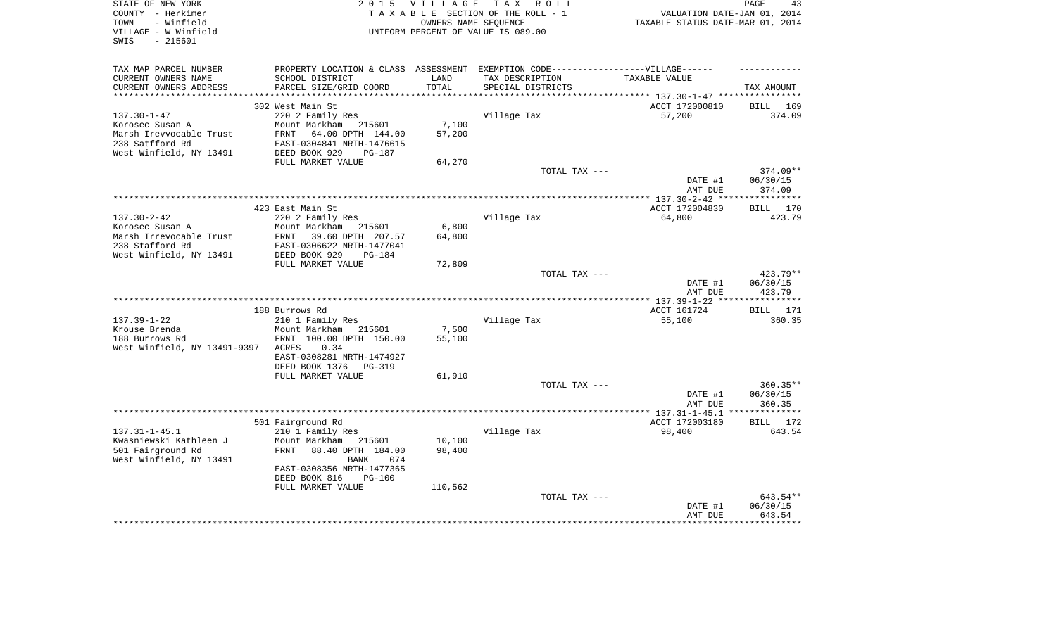STATE OF NEW YORK
COUNTY - Herkimer
TOWN - Winfield
VILLAGE - W Winfield
SWIS - 215601

2 0 1 5 V I L L A G E T A X R O L L
T A X A B L E SECTION OF THE ROLL - 1
OWNERS NAME SEQUENCE
UNIFORM PERCENT OF VALUE IS 089.00

VALUATION DATE-JAN 01, 2014
TAXABLE STATUS DATE-MAR 01, 2014

| TAX MAP PARCEL NUMBER<br>CURRENT OWNERS NAME<br>CURRENT OWNERS ADDRESS | PROPERTY LOCATION & CLASS<br>SCHOOL DISTRICT<br>PARCEL SIZE/GRID COORD | ASSESSMENT<br>LAND<br>TOTAL | EXEMPTION CODE------VILLAGE------<br>TAX DESCRIPTION<br>SPECIAL DISTRICTS | TAXABLE VALUE | TAX AMOUNT |
|---|---|---|---|---|---|
| **137.30-1-47** | 302 West Main St | | | ACCT 172000810 | BILL 169 |
| 137.30-1-47 | 220 2 Family Res | | Village Tax | 57,200 | 374.09 |
| Korosec Susan A | Mount Markham 215601 | 7,100 | | | |
| Marsh Irevvocable Trust | FRNT 64.00 DPTH 144.00 | 57,200 | | | |
| 238 Satfford Rd | EAST-0304841 NRTH-1476615 | | | | |
| West Winfield, NY 13491 | DEED BOOK 929 PG-187 | | | | |
| | FULL MARKET VALUE | 64,270 | | | |
| | | | TOTAL TAX --- | | 374.09** |
| | | | | DATE #1 | 06/30/15 |
| | | | | AMT DUE | 374.09 |
| **137.30-2-42** | 423 East Main St | | | ACCT 172004830 | BILL 170 |
| 137.30-2-42 | 220 2 Family Res | | Village Tax | 64,800 | 423.79 |
| Korosec Susan A | Mount Markham 215601 | 6,800 | | | |
| Marsh Irrevocable Trust | FRNT 39.60 DPTH 207.57 | 64,800 | | | |
| 238 Stafford Rd | EAST-0306622 NRTH-1477041 | | | | |
| West Winfield, NY 13491 | DEED BOOK 929 PG-184 | | | | |
| | FULL MARKET VALUE | 72,809 | | | |
| | | | TOTAL TAX --- | | 423.79** |
| | | | | DATE #1 | 06/30/15 |
| | | | | AMT DUE | 423.79 |
| **137.39-1-22** | 188 Burrows Rd | | | ACCT 161724 | BILL 171 |
| 137.39-1-22 | 210 1 Family Res | | Village Tax | 55,100 | 360.35 |
| Krouse Brenda | Mount Markham 215601 | 7,500 | | | |
| 188 Burrows Rd | FRNT 100.00 DPTH 150.00 | 55,100 | | | |
| West Winfield, NY 13491-9397 | ACRES 0.34 | | | | |
| | EAST-0308281 NRTH-1474927 | | | | |
| | DEED BOOK 1376 PG-319 | | | | |
| | FULL MARKET VALUE | 61,910 | | | |
| | | | TOTAL TAX --- | | 360.35** |
| | | | | DATE #1 | 06/30/15 |
| | | | | AMT DUE | 360.35 |
| **137.31-1-45.1** | 501 Fairground Rd | | | ACCT 172003180 | BILL 172 |
| 137.31-1-45.1 | 210 1 Family Res | | Village Tax | 98,400 | 643.54 |
| Kwasniewski Kathleen J | Mount Markham 215601 | 10,100 | | | |
| 501 Fairground Rd | FRNT 88.40 DPTH 184.00 | 98,400 | | | |
| West Winfield, NY 13491 | BANK 074 | | | | |
| | EAST-0308356 NRTH-1477365 | | | | |
| | DEED BOOK 816 PG-100 | | | | |
| | FULL MARKET VALUE | 110,562 | | | |
| | | | TOTAL TAX --- | | 643.54** |
| | | | | DATE #1 | 06/30/15 |
| | | | | AMT DUE | 643.54 |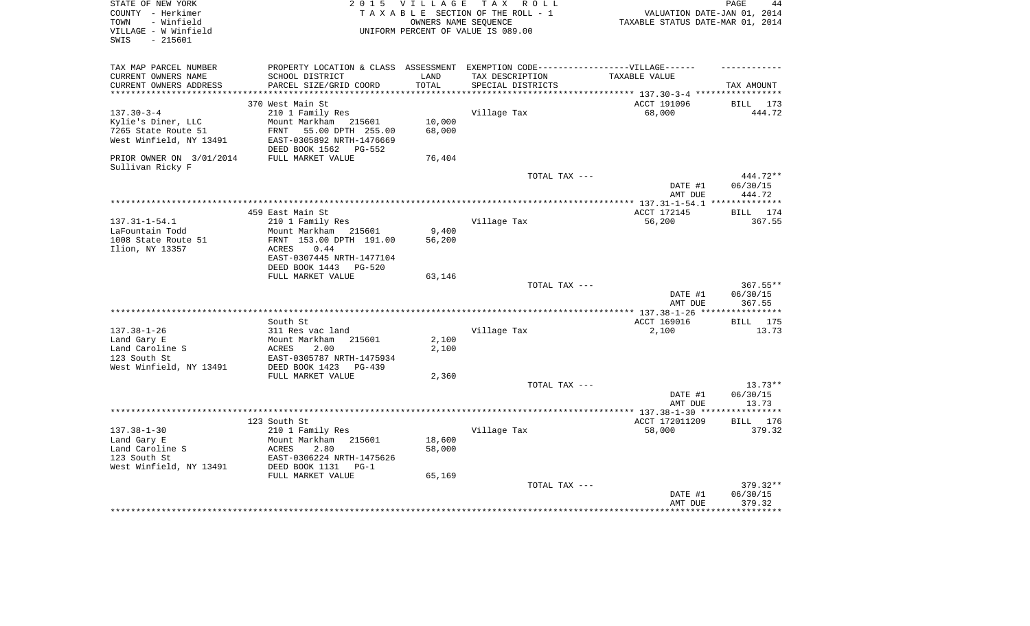STATE OF NEW YORK
COUNTY - Herkimer
TOWN - Winfield
VILLAGE - W Winfield
SWIS - 215601

2015 VILLAGE TAX ROLL
TAXABLE SECTION OF THE ROLL - 1
OWNERS NAME SEQUENCE
UNIFORM PERCENT OF VALUE IS 089.00

VALUATION DATE-JAN 01, 2014
TAXABLE STATUS DATE-MAR 01, 2014

| TAX MAP PARCEL NUMBER / CURRENT OWNERS NAME / CURRENT OWNERS ADDRESS | PROPERTY LOCATION & CLASS / SCHOOL DISTRICT / PARCEL SIZE/GRID COORD | ASSESSMENT LAND / TOTAL | EXEMPTION CODE / TAX DESCRIPTION / SPECIAL DISTRICTS | VILLAGE TAXABLE VALUE | TAX AMOUNT |
|---|---|---|---|---|---|
| | 370 West Main St | | | ACCT 191096 | BILL 173 |
| 137.30-3-4 | 210 1 Family Res | | Village Tax | 68,000 | 444.72 |
| Kylie's Diner, LLC | Mount Markham 215601 | 10,000 | | | |
| 7265 State Route 51 | FRNT 55.00 DPTH 255.00 | 68,000 | | | |
| West Winfield, NY 13491 | EAST-0305892 NRTH-1476669 | | | | |
| | DEED BOOK 1562 PG-552 | | | | |
| PRIOR OWNER ON 3/01/2014 | FULL MARKET VALUE | 76,404 | | | |
| Sullivan Ricky F | | | | | |
| | | | TOTAL TAX --- | | 444.72** |
| | | | | DATE #1 | 06/30/15 |
| | | | | AMT DUE | 444.72 |
| | 459 East Main St | | | ACCT 172145 | BILL 174 |
| 137.31-1-54.1 | 210 1 Family Res | | Village Tax | 56,200 | 367.55 |
| LaFountain Todd | Mount Markham 215601 | 9,400 | | | |
| 1008 State Route 51 | FRNT 153.00 DPTH 191.00 | 56,200 | | | |
| Ilion, NY 13357 | ACRES 0.44 | | | | |
| | EAST-0307445 NRTH-1477104 | | | | |
| | DEED BOOK 1443 PG-520 | | | | |
| | FULL MARKET VALUE | 63,146 | | | |
| | | | TOTAL TAX --- | | 367.55** |
| | | | | DATE #1 | 06/30/15 |
| | | | | AMT DUE | 367.55 |
| | South St | | | ACCT 169016 | BILL 175 |
| 137.38-1-26 | 311 Res vac land | | Village Tax | 2,100 | 13.73 |
| Land Gary E | Mount Markham 215601 | 2,100 | | | |
| Land Caroline S | ACRES 2.00 | 2,100 | | | |
| 123 South St | EAST-0305787 NRTH-1475934 | | | | |
| West Winfield, NY 13491 | DEED BOOK 1423 PG-439 | | | | |
| | FULL MARKET VALUE | 2,360 | | | |
| | | | TOTAL TAX --- | | 13.73** |
| | | | | DATE #1 | 06/30/15 |
| | | | | AMT DUE | 13.73 |
| | 123 South St | | | ACCT 172011209 | BILL 176 |
| 137.38-1-30 | 210 1 Family Res | | Village Tax | 58,000 | 379.32 |
| Land Gary E | Mount Markham 215601 | 18,600 | | | |
| Land Caroline S | ACRES 2.80 | 58,000 | | | |
| 123 South St | EAST-0306224 NRTH-1475626 | | | | |
| West Winfield, NY 13491 | DEED BOOK 1131 PG-1 | | | | |
| | FULL MARKET VALUE | 65,169 | | | |
| | | | TOTAL TAX --- | | 379.32** |
| | | | | DATE #1 | 06/30/15 |
| | | | | AMT DUE | 379.32 |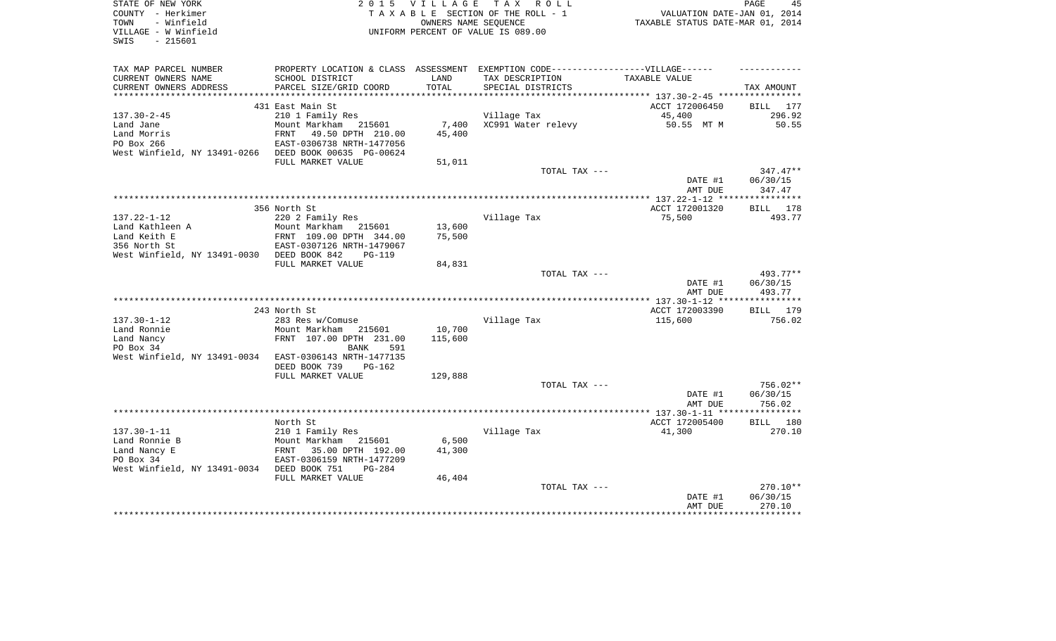STATE OF NEW YORK | COUNTY - Herkimer | TOWN - Winfield | VILLAGE - W Winfield | SWIS - 215601

2015 VILLAGE TAX ROLL
TAXABLE SECTION OF THE ROLL - 1
OWNERS NAME SEQUENCE
UNIFORM PERCENT OF VALUE IS 089.00

VALUATION DATE-JAN 01, 2014
TAXABLE STATUS DATE-MAR 01, 2014

| TAX MAP PARCEL NUMBER / CURRENT OWNERS NAME / CURRENT OWNERS ADDRESS | PROPERTY LOCATION & CLASS / SCHOOL DISTRICT / PARCEL SIZE/GRID COORD | ASSESSMENT LAND / TOTAL | EXEMPTION CODE-VILLAGE / TAX DESCRIPTION / SPECIAL DISTRICTS | TAXABLE VALUE | TAX AMOUNT |
|---|---|---|---|---|---|
| 137.30-2-45 | 431 East Main St | | | ACCT 172006450 | BILL 177 |
| Land Jane | 210 1 Family Res | | Village Tax | 45,400 | 296.92 |
| Land Morris | Mount Markham 215601 | 7,400 | XC991 Water relevy | 50.55 MT M | 50.55 |
| PO Box 266 | FRNT 49.50 DPTH 210.00 | 45,400 | | | |
| West Winfield, NY 13491-0266 | EAST-0306738 NRTH-1477056 | | | | |
| | DEED BOOK 00635 PG-00624 | | | | |
| | FULL MARKET VALUE | 51,011 | | | |
| | | | TOTAL TAX --- | | 347.47** |
| | | | | DATE #1 | 06/30/15 |
| | | | | AMT DUE | 347.47 |
| 137.22-1-12 | 356 North St | | | ACCT 172001320 | BILL 178 |
| Land Kathleen A | 220 2 Family Res | | Village Tax | 75,500 | 493.77 |
| Land Keith E | Mount Markham 215601 | 13,600 | | | |
| 356 North St | FRNT 109.00 DPTH 344.00 | 75,500 | | | |
| West Winfield, NY 13491-0030 | EAST-0307126 NRTH-1479067 | | | | |
| | DEED BOOK 842 PG-119 | | | | |
| | FULL MARKET VALUE | 84,831 | | | |
| | | | TOTAL TAX --- | | 493.77** |
| | | | | DATE #1 | 06/30/15 |
| | | | | AMT DUE | 493.77 |
| 137.30-1-12 | 243 North St | | | ACCT 172003390 | BILL 179 |
| Land Ronnie | 283 Res w/Comuse | | Village Tax | 115,600 | 756.02 |
| Land Nancy | Mount Markham 215601 | 10,700 | | | |
| PO Box 34 | FRNT 107.00 DPTH 231.00 | 115,600 | | | |
| West Winfield, NY 13491-0034 | BANK 591 | | | | |
| | EAST-0306143 NRTH-1477135 | | | | |
| | DEED BOOK 739 PG-162 | | | | |
| | FULL MARKET VALUE | 129,888 | | | |
| | | | TOTAL TAX --- | | 756.02** |
| | | | | DATE #1 | 06/30/15 |
| | | | | AMT DUE | 756.02 |
| 137.30-1-11 | North St | | | ACCT 172005400 | BILL 180 |
| Land Ronnie B | 210 1 Family Res | | Village Tax | 41,300 | 270.10 |
| Land Nancy E | Mount Markham 215601 | 6,500 | | | |
| PO Box 34 | FRNT 35.00 DPTH 192.00 | 41,300 | | | |
| West Winfield, NY 13491-0034 | EAST-0306159 NRTH-1477209 | | | | |
| | DEED BOOK 751 PG-284 | | | | |
| | FULL MARKET VALUE | 46,404 | | | |
| | | | TOTAL TAX --- | | 270.10** |
| | | | | DATE #1 | 06/30/15 |
| | | | | AMT DUE | 270.10 |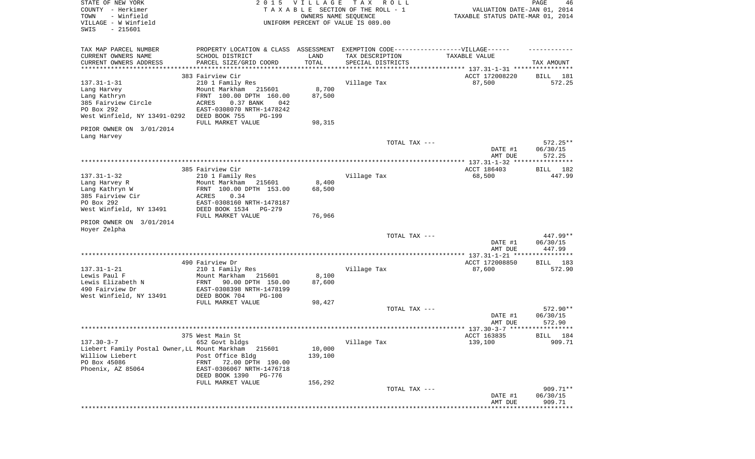STATE OF NEW YORK
COUNTY - Herkimer
TOWN - Winfield
VILLAGE - W Winfield
SWIS - 215601

2 0 1 5 V I L L A G E T A X R O L L
T A X A B L E SECTION OF THE ROLL - 1
OWNERS NAME SEQUENCE
UNIFORM PERCENT OF VALUE IS 089.00

VALUATION DATE-JAN 01, 2014
TAXABLE STATUS DATE-MAR 01, 2014

| TAX MAP PARCEL NUMBER / CURRENT OWNERS NAME / CURRENT OWNERS ADDRESS | PROPERTY LOCATION & CLASS / SCHOOL DISTRICT / PARCEL SIZE/GRID COORD | ASSESSMENT LAND / TOTAL | EXEMPTION CODE / TAX DESCRIPTION / SPECIAL DISTRICTS | TAXABLE VALUE | TAX AMOUNT |
|---|---|---|---|---|---|
| 137.31-1-31 | 383 Fairview Cir | | | ACCT 172008220 | BILL 181 |
| Lang Harvey | 210 1 Family Res | | Village Tax | 87,500 | 572.25 |
| Lang Kathryn | Mount Markham 215601 | 8,700 | | | |
| 385 Fairview Circle | FRNT 100.00 DPTH 160.00 | 87,500 | | | |
| PO Box 292 | ACRES 0.37 BANK 042 | | | | |
| West Winfield, NY 13491-0292 | EAST-0308070 NRTH-1478242 | | | | |
| PRIOR OWNER ON 3/01/2014 | DEED BOOK 755 PG-199 | | | | |
| Lang Harvey | FULL MARKET VALUE | 98,315 | | | |
| | | | TOTAL TAX --- | | 572.25** |
| | | | | DATE #1 | 06/30/15 |
| | | | | AMT DUE | 572.25 |
| 137.31-1-32 | 385 Fairview Cir | | | ACCT 186403 | BILL 182 |
| Lang Harvey R | 210 1 Family Res | | Village Tax | 68,500 | 447.99 |
| Lang Kathryn W | Mount Markham 215601 | 8,400 | | | |
| 385 Fairview Cir | FRNT 100.00 DPTH 153.00 | 68,500 | | | |
| PO Box 292 | ACRES 0.34 | | | | |
| West Winfield, NY 13491 | EAST-0308160 NRTH-1478187 | | | | |
| PRIOR OWNER ON 3/01/2014 | DEED BOOK 1534 PG-279 | | | | |
| Hoyer Zelpha | FULL MARKET VALUE | 76,966 | | | |
| | | | TOTAL TAX --- | | 447.99** |
| | | | | DATE #1 | 06/30/15 |
| | | | | AMT DUE | 447.99 |
| 137.31-1-21 | 490 Fairview Dr | | | ACCT 172008850 | BILL 183 |
| Lewis Paul F | 210 1 Family Res | | Village Tax | 87,600 | 572.90 |
| Lewis Elizabeth N | Mount Markham 215601 | 8,100 | | | |
| 490 Fairview Dr | FRNT 90.00 DPTH 150.00 | 87,600 | | | |
| West Winfield, NY 13491 | EAST-0308398 NRTH-1478199 | | | | |
| | DEED BOOK 704 PG-100 | | | | |
| | FULL MARKET VALUE | 98,427 | | | |
| | | | TOTAL TAX --- | | 572.90** |
| | | | | DATE #1 | 06/30/15 |
| | | | | AMT DUE | 572.90 |
| 137.30-3-7 | 375 West Main St | | | ACCT 163835 | BILL 184 |
| Liebert Family Postal Owner,LL | 652 Govt bldgs | | Village Tax | 139,100 | 909.71 |
| Williow Liebert | Mount Markham 215601 | 10,000 | | | |
| PO Box 45086 | Post Office Bldg | 139,100 | | | |
| Phoenix, AZ 85064 | FRNT 72.00 DPTH 190.00 | | | | |
| | EAST-0306067 NRTH-1476718 | | | | |
| | DEED BOOK 1390 PG-776 | | | | |
| | FULL MARKET VALUE | 156,292 | | | |
| | | | TOTAL TAX --- | | 909.71** |
| | | | | DATE #1 | 06/30/15 |
| | | | | AMT DUE | 909.71 |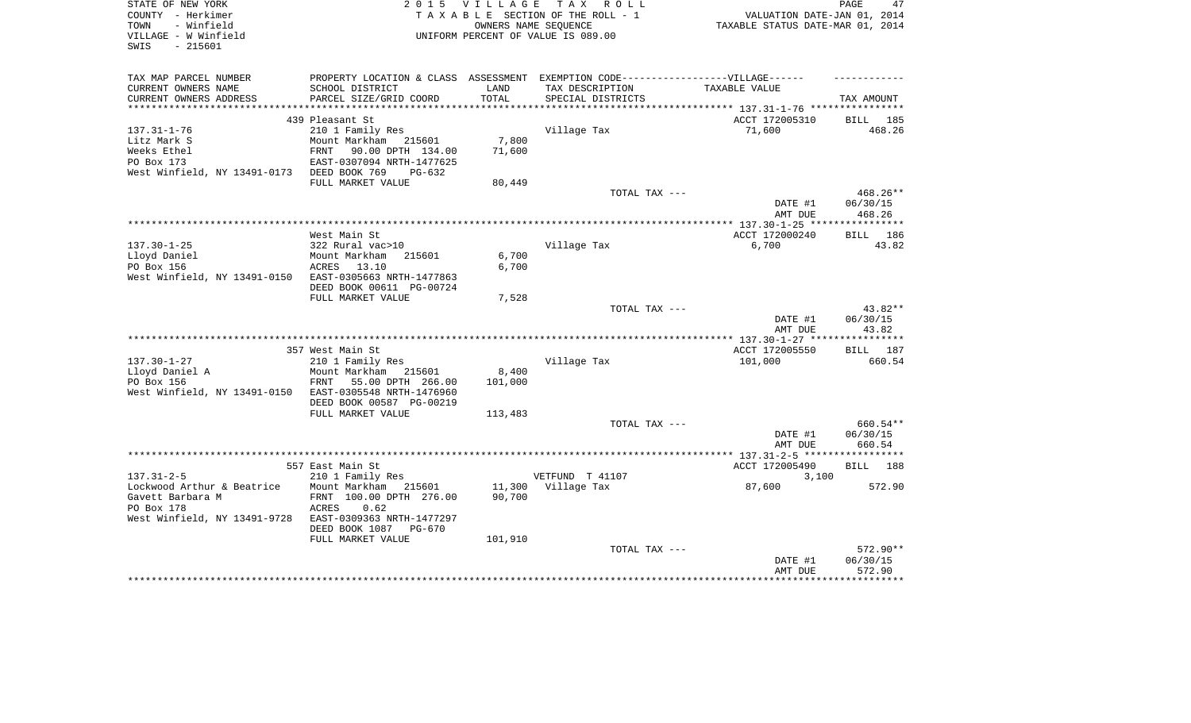STATE OF NEW YORK
COUNTY - Herkimer
TOWN - Winfield
VILLAGE - W Winfield
SWIS - 215601

2 0 1 5 V I L L A G E T A X R O L L
T A X A B L E SECTION OF THE ROLL - 1
OWNERS NAME SEQUENCE
UNIFORM PERCENT OF VALUE IS 089.00

VALUATION DATE-JAN 01, 2014
TAXABLE STATUS DATE-MAR 01, 2014

| TAX MAP PARCEL NUMBER<br>CURRENT OWNERS NAME<br>CURRENT OWNERS ADDRESS | PROPERTY LOCATION & CLASS<br>SCHOOL DISTRICT<br>PARCEL SIZE/GRID COORD | ASSESSMENT<br>LAND<br>TOTAL | EXEMPTION CODE-----VILLAGE------<br>TAX DESCRIPTION<br>SPECIAL DISTRICTS | TAXABLE VALUE | TAX AMOUNT |
|---|---|---|---|---|---|
| 137.31-1-76 | 439 Pleasant St | | | ACCT 172005310 | BILL 185 |
| Litz Mark S | 210 1 Family Res | | Village Tax | 71,600 | 468.26 |
| Weeks Ethel | Mount Markham 215601 | 7,800 | | | |
| PO Box 173 | FRNT 90.00 DPTH 134.00 | 71,600 | | | |
| West Winfield, NY 13491-0173 | EAST-0307094 NRTH-1477625 | | | | |
| | DEED BOOK 769 PG-632 | | | | |
| | FULL MARKET VALUE | 80,449 | | | |
| | | | TOTAL TAX --- | | 468.26** |
| | | | | DATE #1 | 06/30/15 |
| | | | | AMT DUE | 468.26 |
| 137.30-1-25 | West Main St | | | ACCT 172000240 | BILL 186 |
| Lloyd Daniel | 322 Rural vac>10 | | Village Tax | 6,700 | 43.82 |
| PO Box 156 | Mount Markham 215601 | 6,700 | | | |
| West Winfield, NY 13491-0150 | ACRES 13.10 | 6,700 | | | |
| | EAST-0305663 NRTH-1477863 | | | | |
| | DEED BOOK 00611 PG-00724 | | | | |
| | FULL MARKET VALUE | 7,528 | | | |
| | | | TOTAL TAX --- | | 43.82** |
| | | | | DATE #1 | 06/30/15 |
| | | | | AMT DUE | 43.82 |
| 137.30-1-27 | 357 West Main St | | | ACCT 172005550 | BILL 187 |
| Lloyd Daniel A | 210 1 Family Res | | Village Tax | 101,000 | 660.54 |
| PO Box 156 | Mount Markham 215601 | 8,400 | | | |
| West Winfield, NY 13491-0150 | FRNT 55.00 DPTH 266.00 | 101,000 | | | |
| | EAST-0305548 NRTH-1476960 | | | | |
| | DEED BOOK 00587 PG-00219 | | | | |
| | FULL MARKET VALUE | 113,483 | | | |
| | | | TOTAL TAX --- | | 660.54** |
| | | | | DATE #1 | 06/30/15 |
| | | | | AMT DUE | 660.54 |
| 137.31-2-5 | 557 East Main St | | | ACCT 172005490 | BILL 188 |
| Lockwood Arthur & Beatrice | 210 1 Family Res | | VETFUND T 41107 | 3,100 | |
| Gavett Barbara M | Mount Markham 215601 | 11,300 | Village Tax | 87,600 | 572.90 |
| PO Box 178 | FRNT 100.00 DPTH 276.00 | 90,700 | | | |
| West Winfield, NY 13491-9728 | ACRES 0.62 | | | | |
| | EAST-0309363 NRTH-1477297 | | | | |
| | DEED BOOK 1087 PG-670 | | | | |
| | FULL MARKET VALUE | 101,910 | | | |
| | | | TOTAL TAX --- | | 572.90** |
| | | | | DATE #1 | 06/30/15 |
| | | | | AMT DUE | 572.90 |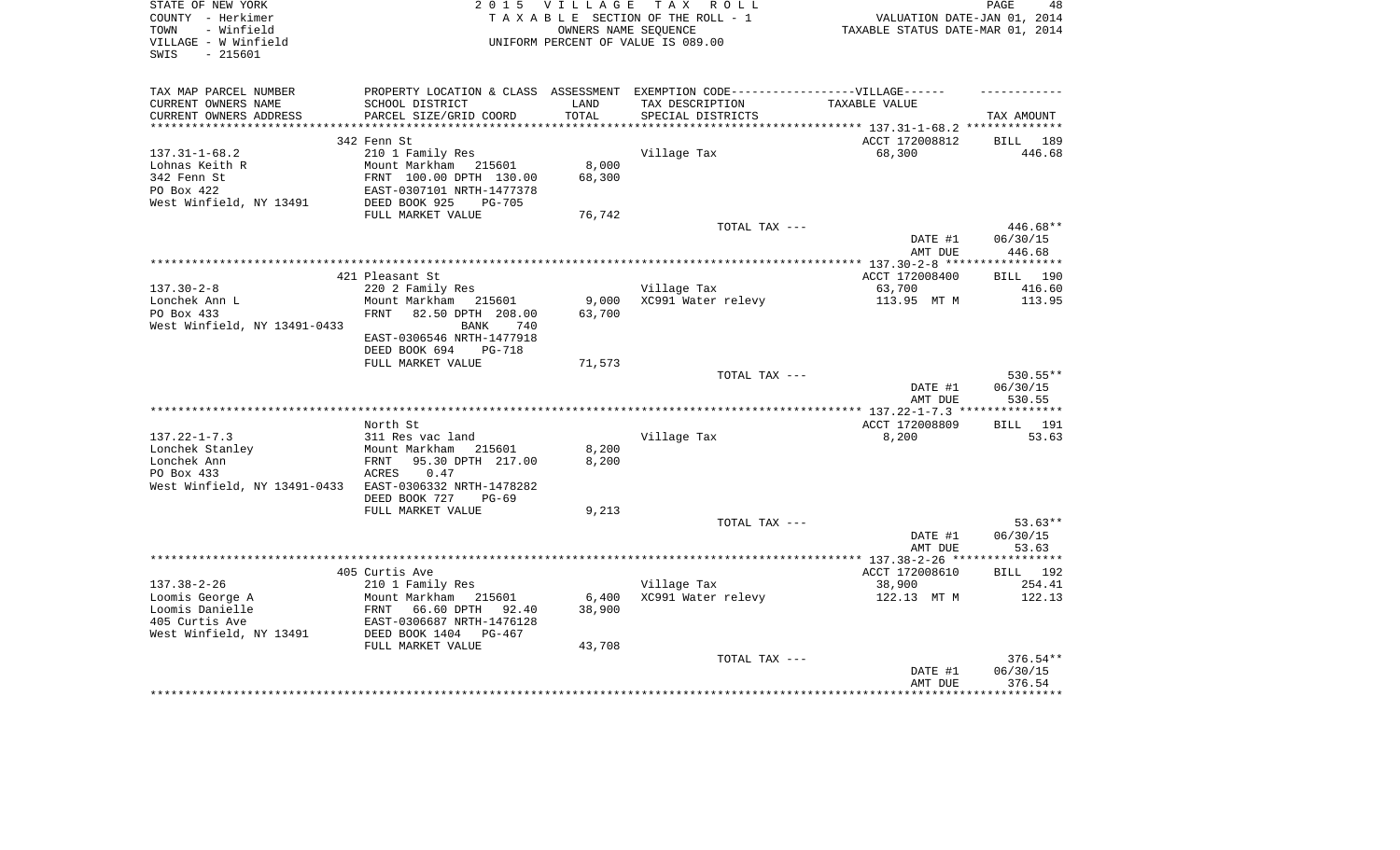STATE OF NEW YORK
COUNTY - Herkimer
TOWN - Winfield
VILLAGE - W Winfield
SWIS - 215601

2015 VILLAGE TAX ROLL
TAXABLE SECTION OF THE ROLL - 1
OWNERS NAME SEQUENCE
UNIFORM PERCENT OF VALUE IS 089.00

VALUATION DATE-JAN 01, 2014
TAXABLE STATUS DATE-MAR 01, 2014

| TAX MAP PARCEL NUMBER / CURRENT OWNERS NAME / CURRENT OWNERS ADDRESS | PROPERTY LOCATION & CLASS / SCHOOL DISTRICT / PARCEL SIZE/GRID COORD | ASSESSMENT LAND / TOTAL | EXEMPTION CODE-VILLAGE / TAX DESCRIPTION / SPECIAL DISTRICTS | TAXABLE VALUE | TAX AMOUNT |
|---|---|---|---|---|---|
| 137.31-1-68.2 | 342 Fenn St | | | ACCT 172008812 | BILL 189 |
| Lohnas Keith R | 210 1 Family Res | | Village Tax | 68,300 | 446.68 |
| 342 Fenn St | Mount Markham 215601 | 8,000 | | | |
| PO Box 422 | FRNT 100.00 DPTH 130.00 | 68,300 | | | |
| West Winfield, NY 13491 | EAST-0307101 NRTH-1477378 | | | | |
| | DEED BOOK 925 PG-705 | | | | |
| | FULL MARKET VALUE | 76,742 | | | |
| | | | TOTAL TAX --- | | 446.68** |
| | | | | DATE #1 | 06/30/15 |
| | | | | AMT DUE | 446.68 |
| 137.30-2-8 | 421 Pleasant St | | | ACCT 172008400 | BILL 190 |
| Lonchek Ann L | 220 2 Family Res | | Village Tax | 63,700 | 416.60 |
| PO Box 433 | Mount Markham 215601 | 9,000 | XC991 Water relevy | 113.95 MT M | 113.95 |
| West Winfield, NY 13491-0433 | FRNT 82.50 DPTH 208.00 | 63,700 | | | |
| | BANK 740 | | | | |
| | EAST-0306546 NRTH-1477918 | | | | |
| | DEED BOOK 694 PG-718 | | | | |
| | FULL MARKET VALUE | 71,573 | | | |
| | | | TOTAL TAX --- | | 530.55** |
| | | | | DATE #1 | 06/30/15 |
| | | | | AMT DUE | 530.55 |
| 137.22-1-7.3 | North St | | | ACCT 172008809 | BILL 191 |
| Lonchek Stanley | 311 Res vac land | | Village Tax | 8,200 | 53.63 |
| Lonchek Ann | Mount Markham 215601 | 8,200 | | | |
| PO Box 433 | FRNT 95.30 DPTH 217.00 | 8,200 | | | |
| West Winfield, NY 13491-0433 | ACRES 0.47 | | | | |
| | EAST-0306332 NRTH-1478282 | | | | |
| | DEED BOOK 727 PG-69 | | | | |
| | FULL MARKET VALUE | 9,213 | | | |
| | | | TOTAL TAX --- | | 53.63** |
| | | | | DATE #1 | 06/30/15 |
| | | | | AMT DUE | 53.63 |
| 137.38-2-26 | 405 Curtis Ave | | | ACCT 172008610 | BILL 192 |
| Loomis George A | 210 1 Family Res | | Village Tax | 38,900 | 254.41 |
| Loomis Danielle | Mount Markham 215601 | 6,400 | XC991 Water relevy | 122.13 MT M | 122.13 |
| 405 Curtis Ave | FRNT 66.60 DPTH 92.40 | 38,900 | | | |
| West Winfield, NY 13491 | EAST-0306687 NRTH-1476128 | | | | |
| | DEED BOOK 1404 PG-467 | | | | |
| | FULL MARKET VALUE | 43,708 | | | |
| | | | TOTAL TAX --- | | 376.54** |
| | | | | DATE #1 | 06/30/15 |
| | | | | AMT DUE | 376.54 |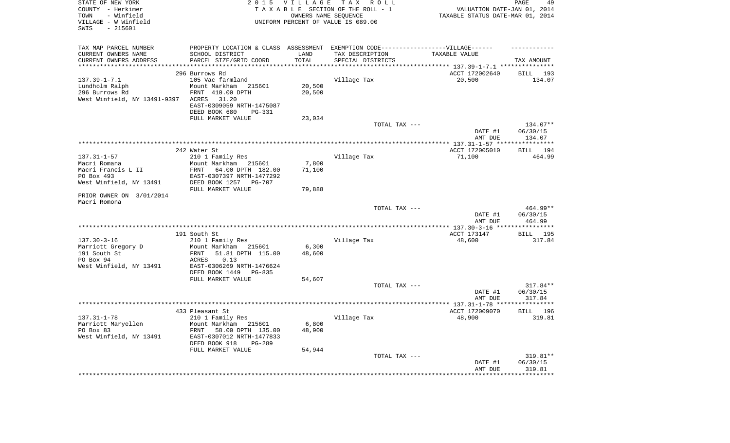STATE OF NEW YORK
COUNTY - Herkimer
TOWN - Winfield
VILLAGE - W Winfield
SWIS - 215601

2015 VILLAGE TAX ROLL
TAXABLE SECTION OF THE ROLL - 1
OWNERS NAME SEQUENCE
UNIFORM PERCENT OF VALUE IS 089.00

VALUATION DATE-JAN 01, 2014
TAXABLE STATUS DATE-MAR 01, 2014

| TAX MAP PARCEL NUMBER / CURRENT OWNERS NAME / CURRENT OWNERS ADDRESS | PROPERTY LOCATION & CLASS / SCHOOL DISTRICT / PARCEL SIZE/GRID COORD | ASSESSMENT LAND / TOTAL | EXEMPTION CODE / TAX DESCRIPTION / SPECIAL DISTRICTS | TAXABLE VALUE | TAX AMOUNT |
|---|---|---|---|---|---|
| | 296 Burrows Rd | | | ACCT 172002640 | BILL 193 |
| 137.39-1-7.1 | 105 Vac farmland | | Village Tax | 20,500 | 134.07 |
| Lundholm Ralph | Mount Markham 215601 | 20,500 | | | |
| 296 Burrows Rd | FRNT 410.00 DPTH | 20,500 | | | |
| West Winfield, NY 13491-9397 | ACRES 31.20 | | | | |
| | EAST-0309059 NRTH-1475087 | | | | |
| | DEED BOOK 680 PG-331 | | | | |
| | FULL MARKET VALUE | 23,034 | | | |
| | | | TOTAL TAX --- | | 134.07** |
| | | | | DATE #1 | 06/30/15 |
| | | | | AMT DUE | 134.07 |
| | 242 Water St | | | ACCT 172005010 | BILL 194 |
| 137.31-1-57 | 210 1 Family Res | | Village Tax | 71,100 | 464.99 |
| Macri Romana | Mount Markham 215601 | 7,800 | | | |
| Macri Francis L II | FRNT 64.00 DPTH 182.00 | 71,100 | | | |
| PO Box 493 | EAST-0307397 NRTH-1477292 | | | | |
| West Winfield, NY 13491 | DEED BOOK 1257 PG-707 | | | | |
| | FULL MARKET VALUE | 79,888 | | | |
| PRIOR OWNER ON 3/01/2014 | | | | | |
| Macri Romona | | | | | |
| | | | TOTAL TAX --- | | 464.99** |
| | | | | DATE #1 | 06/30/15 |
| | | | | AMT DUE | 464.99 |
| | 191 South St | | | ACCT 173147 | BILL 195 |
| 137.30-3-16 | 210 1 Family Res | | Village Tax | 48,600 | 317.84 |
| Marriott Gregory D | Mount Markham 215601 | 6,300 | | | |
| 191 South St | FRNT 51.81 DPTH 115.00 | 48,600 | | | |
| PO Box 94 | ACRES 0.13 | | | | |
| West Winfield, NY 13491 | EAST-0306269 NRTH-1476624 | | | | |
| | DEED BOOK 1449 PG-835 | | | | |
| | FULL MARKET VALUE | 54,607 | | | |
| | | | TOTAL TAX --- | | 317.84** |
| | | | | DATE #1 | 06/30/15 |
| | | | | AMT DUE | 317.84 |
| | 433 Pleasant St | | | ACCT 172009070 | BILL 196 |
| 137.31-1-78 | 210 1 Family Res | | Village Tax | 48,900 | 319.81 |
| Marriott Maryellen | Mount Markham 215601 | 6,800 | | | |
| PO Box 83 | FRNT 58.00 DPTH 135.00 | 48,900 | | | |
| West Winfield, NY 13491 | EAST-0307012 NRTH-1477833 | | | | |
| | DEED BOOK 918 PG-289 | | | | |
| | FULL MARKET VALUE | 54,944 | | | |
| | | | TOTAL TAX --- | | 319.81** |
| | | | | DATE #1 | 06/30/15 |
| | | | | AMT DUE | 319.81 |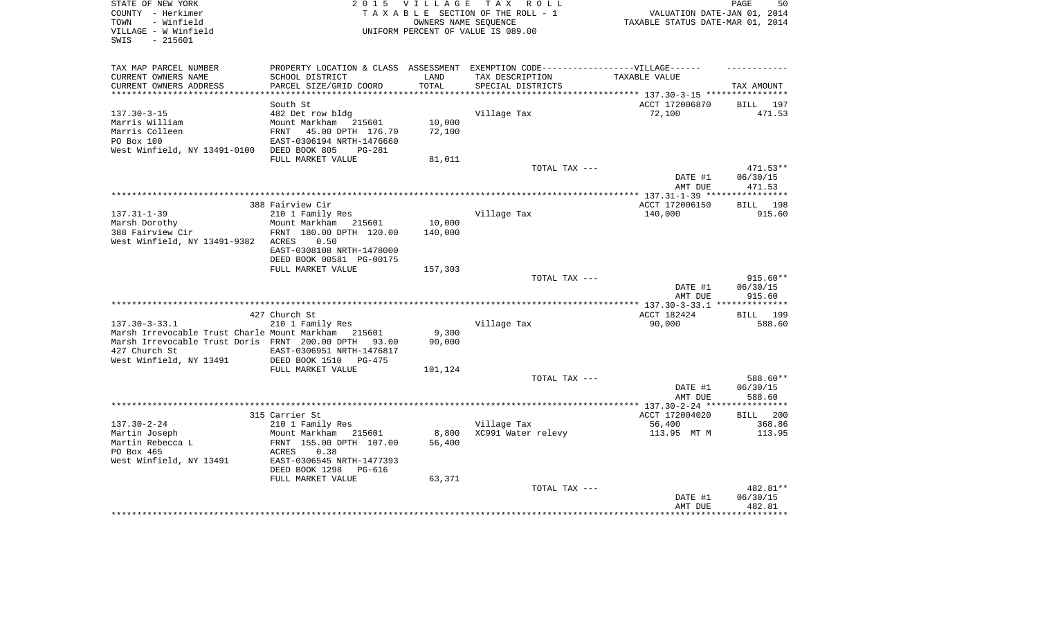STATE OF NEW YORK — 2015 VILLAGE TAX ROLL — TAXABLE SECTION OF THE ROLL - 1 — VALUATION DATE-JAN 01, 2014
COUNTY - Herkimer — OWNERS NAME SEQUENCE — TAXABLE STATUS DATE-MAR 01, 2014
TOWN - Winfield — UNIFORM PERCENT OF VALUE IS 089.00
VILLAGE - W Winfield
SWIS - 215601

| TAX MAP PARCEL NUMBER / CURRENT OWNERS NAME / CURRENT OWNERS ADDRESS | PROPERTY LOCATION & CLASS / SCHOOL DISTRICT / PARCEL SIZE/GRID COORD | ASSESSMENT LAND / TOTAL | EXEMPTION CODE / TAX DESCRIPTION / SPECIAL DISTRICTS | VILLAGE TAXABLE VALUE | TAX AMOUNT |
|---|---|---|---|---|---|
| | South St | | | ACCT 172006870 | BILL 197 |
| 137.30-3-15 | 482 Det row bldg | | Village Tax | 72,100 | 471.53 |
| Marris William | Mount Markham 215601 | 10,000 | | | |
| Marris Colleen | FRNT 45.00 DPTH 176.70 | 72,100 | | | |
| PO Box 100 | EAST-0306194 NRTH-1476660 | | | | |
| West Winfield, NY 13491-0100 | DEED BOOK 805 PG-281 | | | | |
| | FULL MARKET VALUE | 81,011 | | | |
| | | | TOTAL TAX --- | | 471.53** |
| | | | | DATE #1 | 06/30/15 |
| | | | | AMT DUE | 471.53 |
| | 388 Fairview Cir | | | ACCT 172006150 | BILL 198 |
| 137.31-1-39 | 210 1 Family Res | | Village Tax | 140,000 | 915.60 |
| Marsh Dorothy | Mount Markham 215601 | 10,000 | | | |
| 388 Fairview Cir | FRNT 180.00 DPTH 120.00 | 140,000 | | | |
| West Winfield, NY 13491-9382 | ACRES 0.50 | | | | |
| | EAST-0308108 NRTH-1478000 | | | | |
| | DEED BOOK 00581 PG-00175 | | | | |
| | FULL MARKET VALUE | 157,303 | | | |
| | | | TOTAL TAX --- | | 915.60** |
| | | | | DATE #1 | 06/30/15 |
| | | | | AMT DUE | 915.60 |
| | 427 Church St | | | ACCT 182424 | BILL 199 |
| 137.30-3-33.1 | 210 1 Family Res | | Village Tax | 90,000 | 588.60 |
| Marsh Irrevocable Trust Charle | Mount Markham 215601 | 9,300 | | | |
| Marsh Irrevocable Trust Doris | FRNT 200.00 DPTH 93.00 | 90,000 | | | |
| 427 Church St | EAST-0306951 NRTH-1476817 | | | | |
| West Winfield, NY 13491 | DEED BOOK 1510 PG-475 | | | | |
| | FULL MARKET VALUE | 101,124 | | | |
| | | | TOTAL TAX --- | | 588.60** |
| | | | | DATE #1 | 06/30/15 |
| | | | | AMT DUE | 588.60 |
| | 315 Carrier St | | | ACCT 172004020 | BILL 200 |
| 137.30-2-24 | 210 1 Family Res | | Village Tax | 56,400 | 368.86 |
| Martin Joseph | Mount Markham 215601 | 8,800 | XC991 Water relevy | 113.95 MT M | 113.95 |
| Martin Rebecca L | FRNT 155.00 DPTH 107.00 | 56,400 | | | |
| PO Box 465 | ACRES 0.38 | | | | |
| West Winfield, NY 13491 | EAST-0306545 NRTH-1477393 | | | | |
| | DEED BOOK 1298 PG-616 | | | | |
| | FULL MARKET VALUE | 63,371 | | | |
| | | | TOTAL TAX --- | | 482.81** |
| | | | | DATE #1 | 06/30/15 |
| | | | | AMT DUE | 482.81 |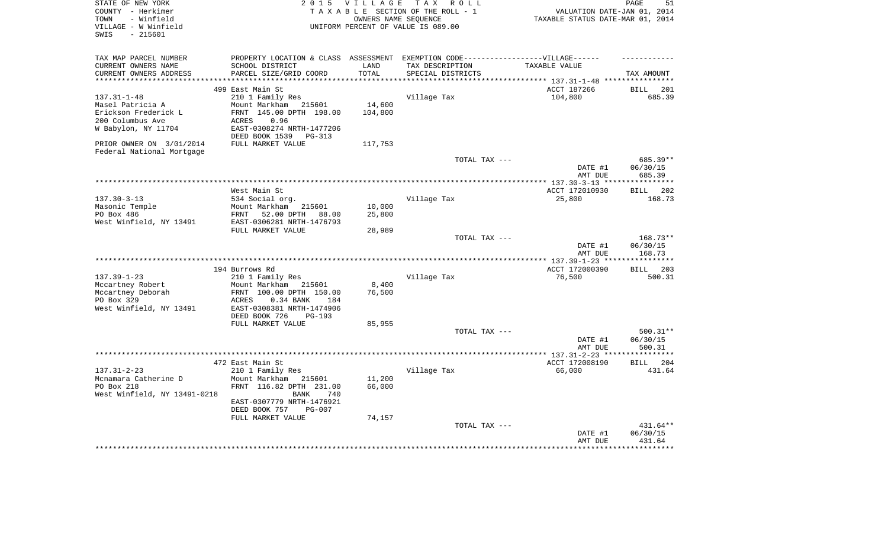STATE OF NEW YORK
COUNTY - Herkimer
TOWN - Winfield
VILLAGE - W Winfield
SWIS - 215601

2 0 1 5 V I L L A G E T A X R O L L
T A X A B L E SECTION OF THE ROLL - 1
OWNERS NAME SEQUENCE
UNIFORM PERCENT OF VALUE IS 089.00

VALUATION DATE-JAN 01, 2014
TAXABLE STATUS DATE-MAR 01, 2014

| TAX MAP PARCEL NUMBER<br>CURRENT OWNERS NAME<br>CURRENT OWNERS ADDRESS | PROPERTY LOCATION & CLASS<br>SCHOOL DISTRICT<br>PARCEL SIZE/GRID COORD | ASSESSMENT<br>LAND<br>TOTAL | EXEMPTION CODE------VILLAGE------<br>TAX DESCRIPTION<br>SPECIAL DISTRICTS | TAXABLE VALUE | TAX AMOUNT |
|---|---|---|---|---|---|
| | 499 East Main St | | | ACCT 187266 | BILL 201 |
| 137.31-1-48 | 210 1 Family Res | | Village Tax | 104,800 | 685.39 |
| Masel Patricia A | Mount Markham 215601 | 14,600 | | | |
| Erickson Frederick L | FRNT 145.00 DPTH 198.00 | 104,800 | | | |
| 200 Columbus Ave | ACRES 0.96 | | | | |
| W Babylon, NY 11704 | EAST-0308274 NRTH-1477206 | | | | |
| | DEED BOOK 1539 PG-313 | | | | |
| PRIOR OWNER ON 3/01/2014 | FULL MARKET VALUE | 117,753 | | | |
| Federal National Mortgage | | | | | |
| | | | TOTAL TAX --- | | 685.39** |
| | | | | DATE #1 | 06/30/15 |
| | | | | AMT DUE | 685.39 |
| | West Main St | | | ACCT 172010930 | BILL 202 |
| 137.30-3-13 | 534 Social org. | | Village Tax | 25,800 | 168.73 |
| Masonic Temple | Mount Markham 215601 | 10,000 | | | |
| PO Box 486 | FRNT 52.00 DPTH 88.00 | 25,800 | | | |
| West Winfield, NY 13491 | EAST-0306281 NRTH-1476793 | | | | |
| | FULL MARKET VALUE | 28,989 | | | |
| | | | TOTAL TAX --- | | 168.73** |
| | | | | DATE #1 | 06/30/15 |
| | | | | AMT DUE | 168.73 |
| | 194 Burrows Rd | | | ACCT 172000390 | BILL 203 |
| 137.39-1-23 | 210 1 Family Res | | Village Tax | 76,500 | 500.31 |
| Mccartney Robert | Mount Markham 215601 | 8,400 | | | |
| Mccartney Deborah | FRNT 100.00 DPTH 150.00 | 76,500 | | | |
| PO Box 329 | ACRES 0.34 BANK 184 | | | | |
| West Winfield, NY 13491 | EAST-0308381 NRTH-1474906 | | | | |
| | DEED BOOK 726 PG-193 | | | | |
| | FULL MARKET VALUE | 85,955 | | | |
| | | | TOTAL TAX --- | | 500.31** |
| | | | | DATE #1 | 06/30/15 |
| | | | | AMT DUE | 500.31 |
| | 472 East Main St | | | ACCT 172008190 | BILL 204 |
| 137.31-2-23 | 210 1 Family Res | | Village Tax | 66,000 | 431.64 |
| Mcnamara Catherine D | Mount Markham 215601 | 11,200 | | | |
| PO Box 218 | FRNT 116.82 DPTH 231.00 | 66,000 | | | |
| West Winfield, NY 13491-0218 | BANK 740 | | | | |
| | EAST-0307779 NRTH-1476921 | | | | |
| | DEED BOOK 757 PG-007 | | | | |
| | FULL MARKET VALUE | 74,157 | | | |
| | | | TOTAL TAX --- | | 431.64** |
| | | | | DATE #1 | 06/30/15 |
| | | | | AMT DUE | 431.64 |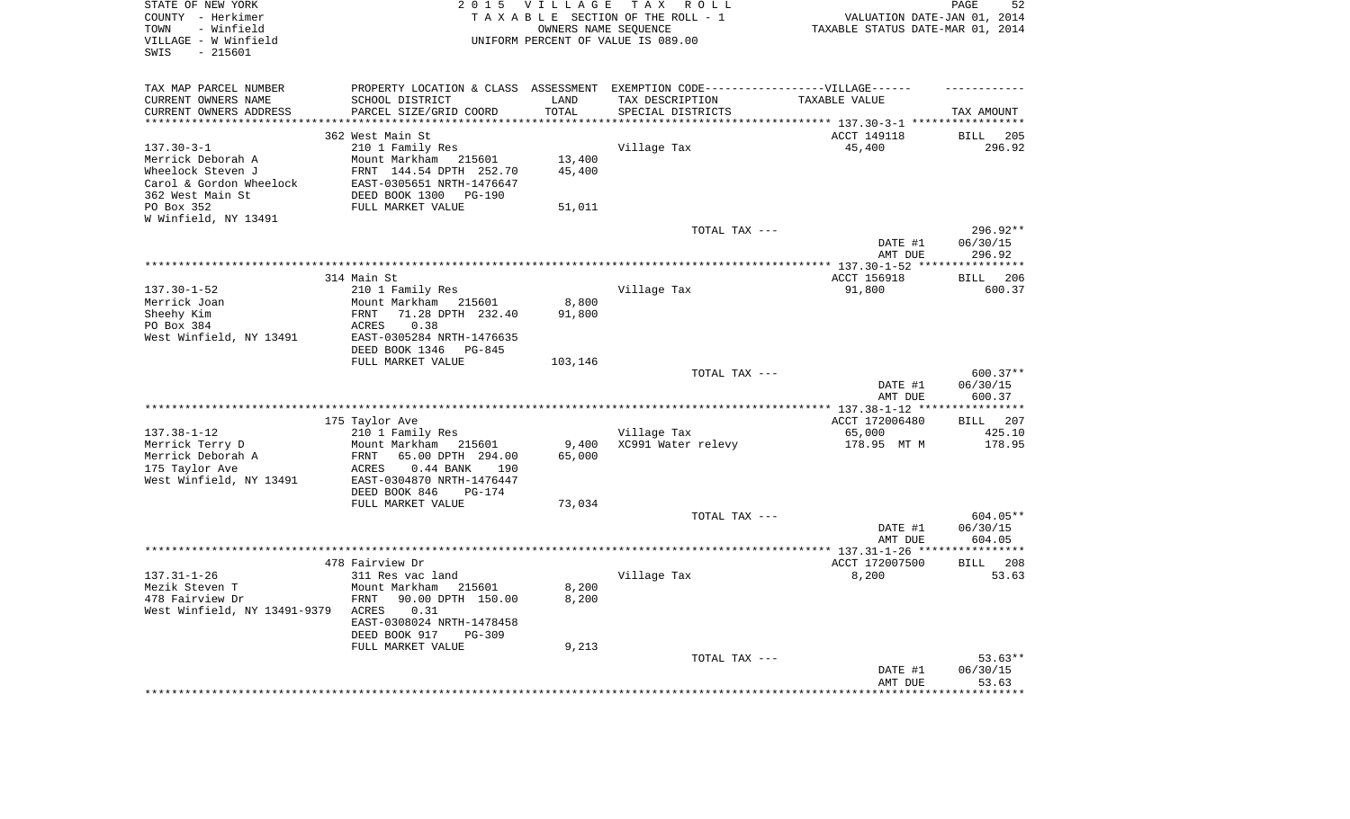STATE OF NEW YORK
COUNTY - Herkimer
TOWN - Winfield
VILLAGE - W Winfield
SWIS - 215601

2015 VILLAGE TAX ROLL
TAXABLE SECTION OF THE ROLL - 1
OWNERS NAME SEQUENCE
UNIFORM PERCENT OF VALUE IS 089.00

VALUATION DATE-JAN 01, 2014
TAXABLE STATUS DATE-MAR 01, 2014

| TAX MAP PARCEL NUMBER / CURRENT OWNERS NAME / CURRENT OWNERS ADDRESS | PROPERTY LOCATION & CLASS / SCHOOL DISTRICT / PARCEL SIZE/GRID COORD | ASSESSMENT LAND / TOTAL | EXEMPTION CODE-VILLAGE / TAX DESCRIPTION / SPECIAL DISTRICTS | TAXABLE VALUE | TAX AMOUNT |
|---|---|---|---|---|---|
| | 362 West Main St | | | ACCT 149118 | BILL 205 |
| 137.30-3-1 | 210 1 Family Res | | Village Tax | 45,400 | 296.92 |
| Merrick Deborah A | Mount Markham 215601 | 13,400 | | | |
| Wheelock Steven J | FRNT 144.54 DPTH 252.70 | 45,400 | | | |
| Carol & Gordon Wheelock | EAST-0305651 NRTH-1476647 | | | | |
| 362 West Main St | DEED BOOK 1300 PG-190 | | | | |
| PO Box 352 | FULL MARKET VALUE | 51,011 | | | |
| W Winfield, NY 13491 | | | | | |
| | | | TOTAL TAX --- | | 296.92** |
| | | | | DATE #1 | 06/30/15 |
| | | | | AMT DUE | 296.92 |
| | 314 Main St | | | ACCT 156918 | BILL 206 |
| 137.30-1-52 | 210 1 Family Res | | Village Tax | 91,800 | 600.37 |
| Merrick Joan | Mount Markham 215601 | 8,800 | | | |
| Sheehy Kim | FRNT 71.28 DPTH 232.40 | 91,800 | | | |
| PO Box 384 | ACRES 0.38 | | | | |
| West Winfield, NY 13491 | EAST-0305284 NRTH-1476635 | | | | |
| | DEED BOOK 1346 PG-845 | | | | |
| | FULL MARKET VALUE | 103,146 | | | |
| | | | TOTAL TAX --- | | 600.37** |
| | | | | DATE #1 | 06/30/15 |
| | | | | AMT DUE | 600.37 |
| | 175 Taylor Ave | | | ACCT 172006480 | BILL 207 |
| 137.38-1-12 | 210 1 Family Res | | Village Tax | 65,000 | 425.10 |
| Merrick Terry D | Mount Markham 215601 | 9,400 | XC991 Water relevy | 178.95 MT M | 178.95 |
| Merrick Deborah A | FRNT 65.00 DPTH 294.00 | 65,000 | | | |
| 175 Taylor Ave | ACRES 0.44 BANK 190 | | | | |
| West Winfield, NY 13491 | EAST-0304870 NRTH-1476447 | | | | |
| | DEED BOOK 846 PG-174 | | | | |
| | FULL MARKET VALUE | 73,034 | | | |
| | | | TOTAL TAX --- | | 604.05** |
| | | | | DATE #1 | 06/30/15 |
| | | | | AMT DUE | 604.05 |
| | 478 Fairview Dr | | | ACCT 172007500 | BILL 208 |
| 137.31-1-26 | 311 Res vac land | | Village Tax | 8,200 | 53.63 |
| Mezik Steven T | Mount Markham 215601 | 8,200 | | | |
| 478 Fairview Dr | FRNT 90.00 DPTH 150.00 | 8,200 | | | |
| West Winfield, NY 13491-9379 | ACRES 0.31 | | | | |
| | EAST-0308024 NRTH-1478458 | | | | |
| | DEED BOOK 917 PG-309 | | | | |
| | FULL MARKET VALUE | 9,213 | | | |
| | | | TOTAL TAX --- | | 53.63** |
| | | | | DATE #1 | 06/30/15 |
| | | | | AMT DUE | 53.63 |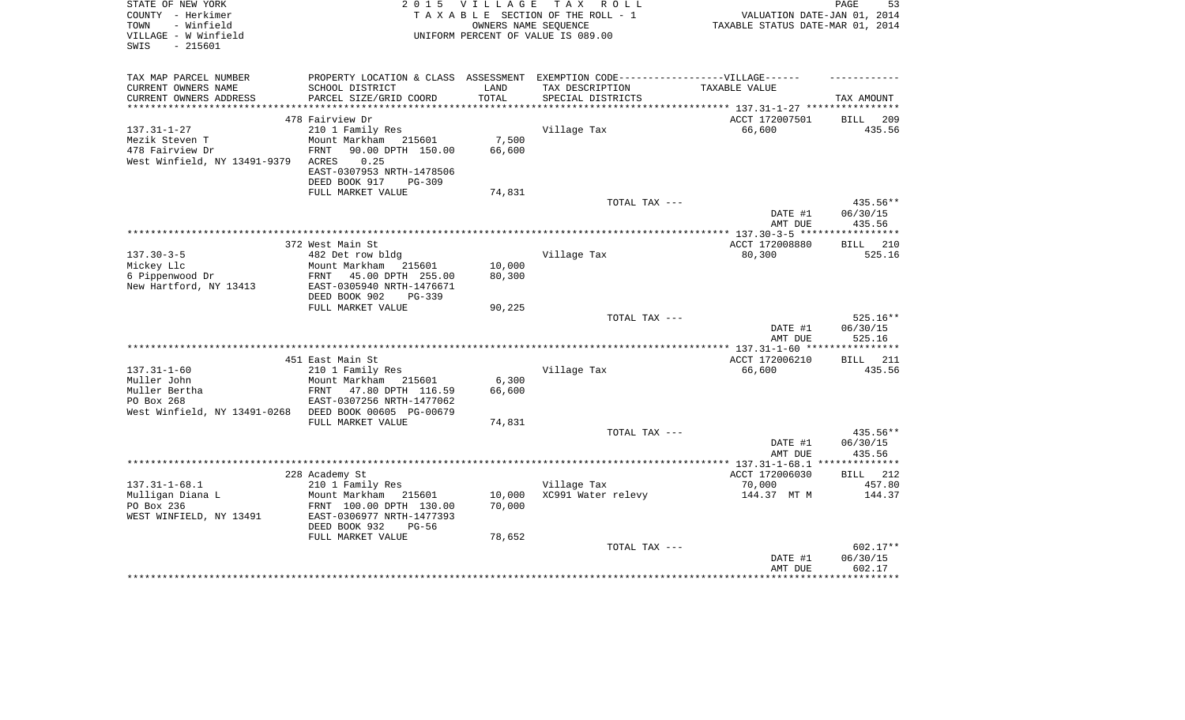STATE OF NEW YORK
COUNTY - Herkimer
TOWN - Winfield
VILLAGE - W Winfield
SWIS - 215601

2015 VILLAGE TAX ROLL
TAXABLE SECTION OF THE ROLL - 1
OWNERS NAME SEQUENCE
UNIFORM PERCENT OF VALUE IS 089.00

VALUATION DATE-JAN 01, 2014
TAXABLE STATUS DATE-MAR 01, 2014

| TAX MAP PARCEL NUMBER / CURRENT OWNERS NAME / CURRENT OWNERS ADDRESS | PROPERTY LOCATION & CLASS / SCHOOL DISTRICT / PARCEL SIZE/GRID COORD | ASSESSMENT LAND / TOTAL | EXEMPTION CODE-VILLAGE / TAX DESCRIPTION / SPECIAL DISTRICTS | TAXABLE VALUE | TAX AMOUNT |
|---|---|---|---|---|---|
| 137.31-1-27 | 478 Fairview Dr | | | ACCT 172007501 | BILL 209 |
| Mezik Steven T | 210 1 Family Res | | Village Tax | 66,600 | 435.56 |
| 478 Fairview Dr | Mount Markham 215601 | 7,500 | | | |
| West Winfield, NY 13491-9379 | FRNT 90.00 DPTH 150.00 | 66,600 | | | |
| | ACRES 0.25 | | | | |
| | EAST-0307953 NRTH-1478506 | | | | |
| | DEED BOOK 917 PG-309 | | | | |
| | FULL MARKET VALUE | 74,831 | | | |
| | | | TOTAL TAX --- | | 435.56** |
| | | | | DATE #1 | 06/30/15 |
| | | | | AMT DUE | 435.56 |
| 137.30-3-5 | 372 West Main St | | | ACCT 172008880 | BILL 210 |
| Mickey Llc | 482 Det row bldg | | Village Tax | 80,300 | 525.16 |
| 6 Pippenwood Dr | Mount Markham 215601 | 10,000 | | | |
| New Hartford, NY 13413 | FRNT 45.00 DPTH 255.00 | 80,300 | | | |
| | EAST-0305940 NRTH-1476671 | | | | |
| | DEED BOOK 902 PG-339 | | | | |
| | FULL MARKET VALUE | 90,225 | | | |
| | | | TOTAL TAX --- | | 525.16** |
| | | | | DATE #1 | 06/30/15 |
| | | | | AMT DUE | 525.16 |
| 137.31-1-60 | 451 East Main St | | | ACCT 172006210 | BILL 211 |
| Muller John | 210 1 Family Res | | Village Tax | 66,600 | 435.56 |
| Muller Bertha | Mount Markham 215601 | 6,300 | | | |
| PO Box 268 | FRNT 47.80 DPTH 116.59 | 66,600 | | | |
| West Winfield, NY 13491-0268 | EAST-0307256 NRTH-1477062 | | | | |
| | DEED BOOK 00605 PG-00679 | | | | |
| | FULL MARKET VALUE | 74,831 | | | |
| | | | TOTAL TAX --- | | 435.56** |
| | | | | DATE #1 | 06/30/15 |
| | | | | AMT DUE | 435.56 |
| 137.31-1-68.1 | 228 Academy St | | | ACCT 172006030 | BILL 212 |
| Mulligan Diana L | 210 1 Family Res | | Village Tax | 70,000 | 457.80 |
| PO Box 236 | Mount Markham 215601 | 10,000 | XC991 Water relevy | 144.37 MT M | 144.37 |
| WEST WINFIELD, NY 13491 | FRNT 100.00 DPTH 130.00 | 70,000 | | | |
| | EAST-0306977 NRTH-1477393 | | | | |
| | DEED BOOK 932 PG-56 | | | | |
| | FULL MARKET VALUE | 78,652 | | | |
| | | | TOTAL TAX --- | | 602.17** |
| | | | | DATE #1 | 06/30/15 |
| | | | | AMT DUE | 602.17 |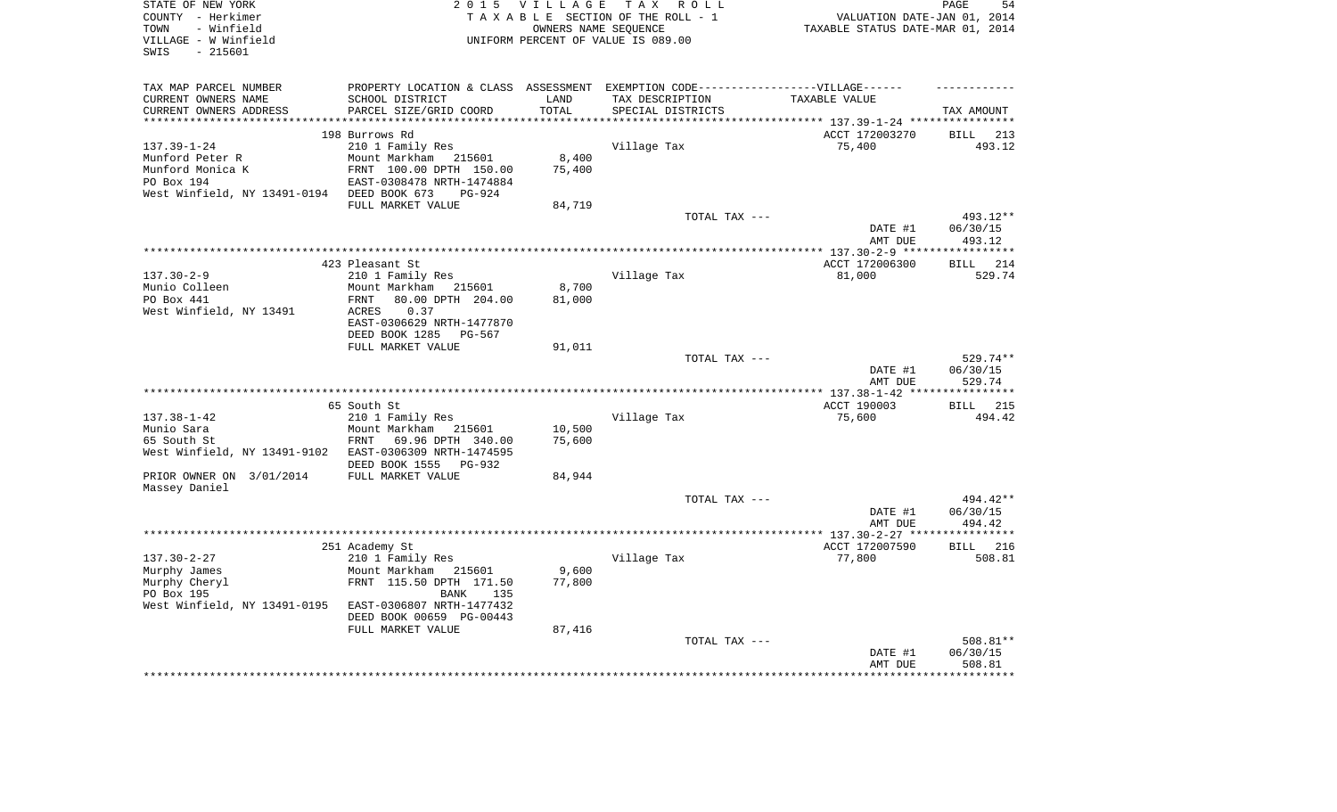STATE OF NEW YORK
COUNTY - Herkimer
TOWN - Winfield
VILLAGE - W Winfield
SWIS - 215601

2 0 1 5 V I L L A G E T A X R O L L
T A X A B L E SECTION OF THE ROLL - 1
OWNERS NAME SEQUENCE
UNIFORM PERCENT OF VALUE IS 089.00

VALUATION DATE-JAN 01, 2014
TAXABLE STATUS DATE-MAR 01, 2014

| TAX MAP PARCEL NUMBER / CURRENT OWNERS NAME / CURRENT OWNERS ADDRESS | PROPERTY LOCATION & CLASS / SCHOOL DISTRICT / PARCEL SIZE/GRID COORD | ASSESSMENT LAND / TOTAL | EXEMPTION CODE / TAX DESCRIPTION / SPECIAL DISTRICTS | TAXABLE VALUE | TAX AMOUNT |
|---|---|---|---|---|---|
| 137.39-1-24 | 198 Burrows Rd | | | ACCT 172003270 | BILL 213 |
| Munford Peter R | 210 1 Family Res | | Village Tax | 75,400 | 493.12 |
| Munford Monica K | Mount Markham 215601 | 8,400 | | | |
| PO Box 194 | FRNT 100.00 DPTH 150.00 | 75,400 | | | |
| West Winfield, NY 13491-0194 | EAST-0308478 NRTH-1474884 | | | | |
| | DEED BOOK 673 PG-924 | | | | |
| | FULL MARKET VALUE | 84,719 | | | |
| | | | TOTAL TAX --- | | 493.12** |
| | | | | DATE #1 | 06/30/15 |
| | | | | AMT DUE | 493.12 |
| 137.30-2-9 | 423 Pleasant St | | | ACCT 172006300 | BILL 214 |
| Munio Colleen | 210 1 Family Res | | Village Tax | 81,000 | 529.74 |
| PO Box 441 | Mount Markham 215601 | 8,700 | | | |
| West Winfield, NY 13491 | FRNT 80.00 DPTH 204.00 | 81,000 | | | |
| | ACRES 0.37 | | | | |
| | EAST-0306629 NRTH-1477870 | | | | |
| | DEED BOOK 1285 PG-567 | | | | |
| | FULL MARKET VALUE | 91,011 | | | |
| | | | TOTAL TAX --- | | 529.74** |
| | | | | DATE #1 | 06/30/15 |
| | | | | AMT DUE | 529.74 |
| 137.38-1-42 | 65 South St | | | ACCT 190003 | BILL 215 |
| Munio Sara | 210 1 Family Res | | Village Tax | 75,600 | 494.42 |
| 65 South St | Mount Markham 215601 | 10,500 | | | |
| West Winfield, NY 13491-9102 | FRNT 69.96 DPTH 340.00 | 75,600 | | | |
| | EAST-0306309 NRTH-1474595 | | | | |
| | DEED BOOK 1555 PG-932 | | | | |
| PRIOR OWNER ON 3/01/2014 | FULL MARKET VALUE | 84,944 | | | |
| Massey Daniel | | | | | |
| | | | TOTAL TAX --- | | 494.42** |
| | | | | DATE #1 | 06/30/15 |
| | | | | AMT DUE | 494.42 |
| 137.30-2-27 | 251 Academy St | | | ACCT 172007590 | BILL 216 |
| Murphy James | 210 1 Family Res | | Village Tax | 77,800 | 508.81 |
| Murphy Cheryl | Mount Markham 215601 | 9,600 | | | |
| PO Box 195 | FRNT 115.50 DPTH 171.50 | 77,800 | | | |
| West Winfield, NY 13491-0195 | BANK 135 | | | | |
| | EAST-0306807 NRTH-1477432 | | | | |
| | DEED BOOK 00659 PG-00443 | | | | |
| | FULL MARKET VALUE | 87,416 | | | |
| | | | TOTAL TAX --- | | 508.81** |
| | | | | DATE #1 | 06/30/15 |
| | | | | AMT DUE | 508.81 |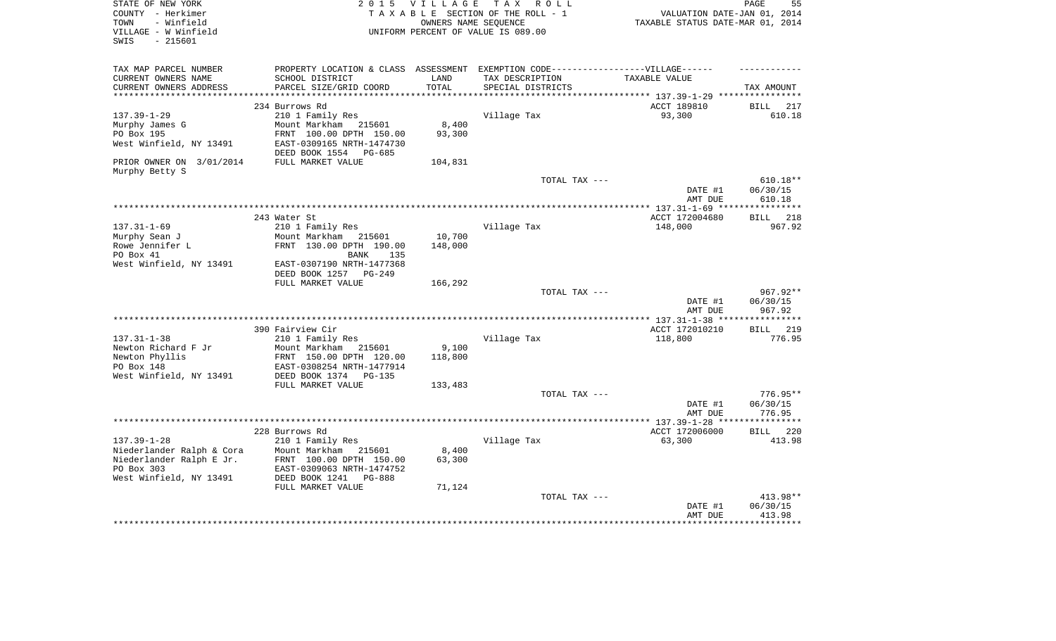STATE OF NEW YORK
COUNTY - Herkimer
TOWN - Winfield
VILLAGE - W Winfield
SWIS - 215601

2 0 1 5 V I L L A G E T A X R O L L
T A X A B L E SECTION OF THE ROLL - 1
OWNERS NAME SEQUENCE
UNIFORM PERCENT OF VALUE IS 089.00

VALUATION DATE-JAN 01, 2014
TAXABLE STATUS DATE-MAR 01, 2014

| TAX MAP PARCEL NUMBER<br>CURRENT OWNERS NAME<br>CURRENT OWNERS ADDRESS | PROPERTY LOCATION & CLASS<br>SCHOOL DISTRICT<br>PARCEL SIZE/GRID COORD | ASSESSMENT<br>LAND<br>TOTAL | EXEMPTION CODE------VILLAGE------<br>TAX DESCRIPTION<br>SPECIAL DISTRICTS | TAXABLE VALUE | TAX AMOUNT |
|---|---|---|---|---|---|
| **137.39-1-29** | 234 Burrows Rd | | | ACCT 189810 | BILL 217 |
| 137.39-1-29 | 210 1 Family Res | | Village Tax | 93,300 | 610.18 |
| Murphy James G | Mount Markham 215601 | 8,400 | | | |
| PO Box 195 | FRNT 100.00 DPTH 150.00 | 93,300 | | | |
| West Winfield, NY 13491 | EAST-0309165 NRTH-1474730 | | | | |
| | DEED BOOK 1554 PG-685 | | | | |
| PRIOR OWNER ON 3/01/2014 | FULL MARKET VALUE | 104,831 | | | |
| Murphy Betty S | | | | | |
| | | | TOTAL TAX --- | | 610.18** |
| | | | | DATE #1 | 06/30/15 |
| | | | | AMT DUE | 610.18 |
| **137.31-1-69** | 243 Water St | | | ACCT 172004680 | BILL 218 |
| 137.31-1-69 | 210 1 Family Res | | Village Tax | 148,000 | 967.92 |
| Murphy Sean J | Mount Markham 215601 | 10,700 | | | |
| Rowe Jennifer L | FRNT 130.00 DPTH 190.00 | 148,000 | | | |
| PO Box 41 | BANK 135 | | | | |
| West Winfield, NY 13491 | EAST-0307190 NRTH-1477368 | | | | |
| | DEED BOOK 1257 PG-249 | | | | |
| | FULL MARKET VALUE | 166,292 | | | |
| | | | TOTAL TAX --- | | 967.92** |
| | | | | DATE #1 | 06/30/15 |
| | | | | AMT DUE | 967.92 |
| **137.31-1-38** | 390 Fairview Cir | | | ACCT 172010210 | BILL 219 |
| 137.31-1-38 | 210 1 Family Res | | Village Tax | 118,800 | 776.95 |
| Newton Richard F Jr | Mount Markham 215601 | 9,100 | | | |
| Newton Phyllis | FRNT 150.00 DPTH 120.00 | 118,800 | | | |
| PO Box 148 | EAST-0308254 NRTH-1477914 | | | | |
| West Winfield, NY 13491 | DEED BOOK 1374 PG-135 | | | | |
| | FULL MARKET VALUE | 133,483 | | | |
| | | | TOTAL TAX --- | | 776.95** |
| | | | | DATE #1 | 06/30/15 |
| | | | | AMT DUE | 776.95 |
| **137.39-1-28** | 228 Burrows Rd | | | ACCT 172006000 | BILL 220 |
| 137.39-1-28 | 210 1 Family Res | | Village Tax | 63,300 | 413.98 |
| Niederlander Ralph & Cora | Mount Markham 215601 | 8,400 | | | |
| Niederlander Ralph E Jr. | FRNT 100.00 DPTH 150.00 | 63,300 | | | |
| PO Box 303 | EAST-0309063 NRTH-1474752 | | | | |
| West Winfield, NY 13491 | DEED BOOK 1241 PG-888 | | | | |
| | FULL MARKET VALUE | 71,124 | | | |
| | | | TOTAL TAX --- | | 413.98** |
| | | | | DATE #1 | 06/30/15 |
| | | | | AMT DUE | 413.98 |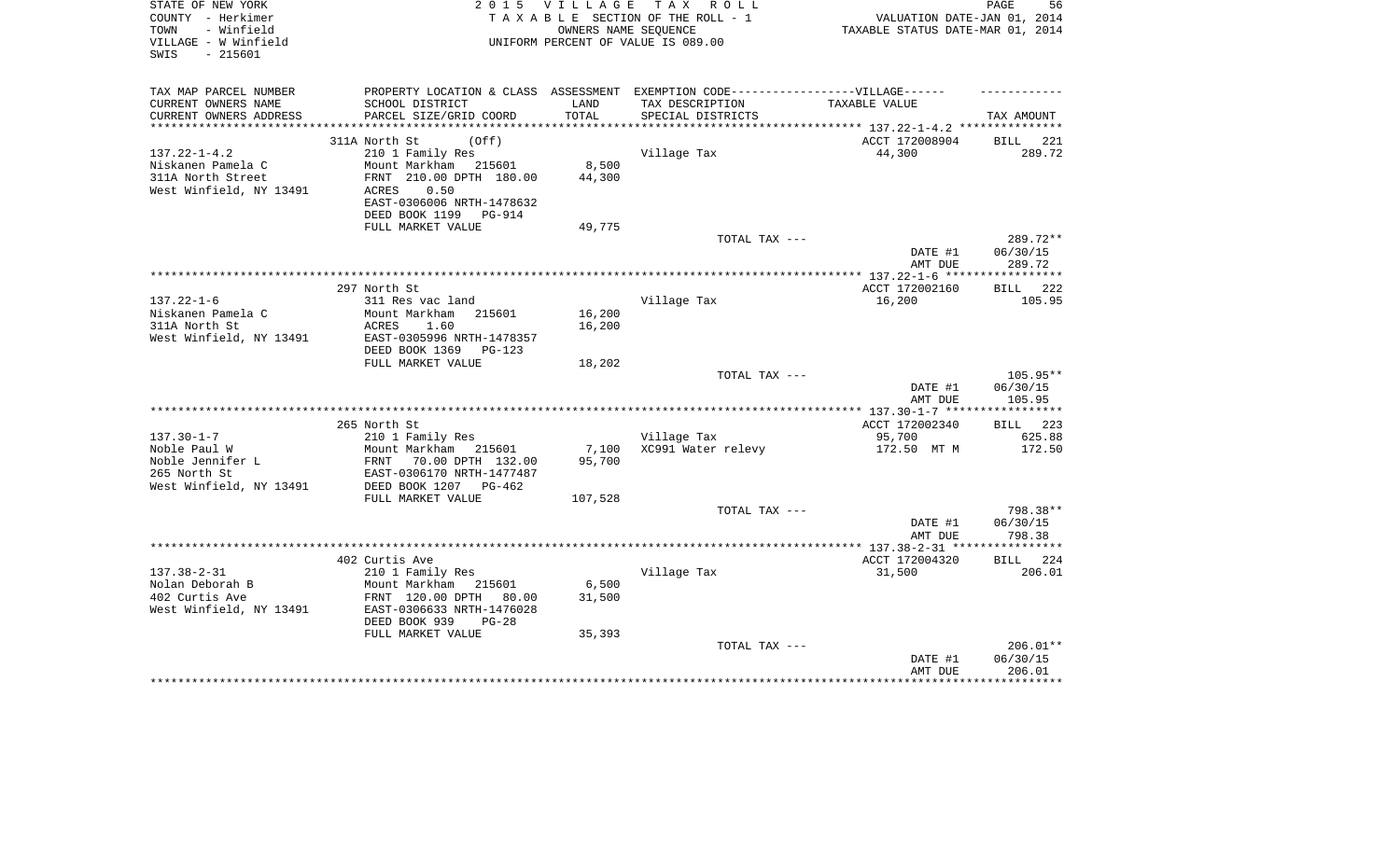STATE OF NEW YORK
COUNTY - Herkimer
TOWN - Winfield
VILLAGE - W Winfield
SWIS - 215601

2 0 1 5 V I L L A G E T A X R O L L
T A X A B L E SECTION OF THE ROLL - 1
OWNERS NAME SEQUENCE
UNIFORM PERCENT OF VALUE IS 089.00

VALUATION DATE-JAN 01, 2014
TAXABLE STATUS DATE-MAR 01, 2014

| TAX MAP PARCEL NUMBER<br>CURRENT OWNERS NAME<br>CURRENT OWNERS ADDRESS | PROPERTY LOCATION & CLASS<br>SCHOOL DISTRICT<br>PARCEL SIZE/GRID COORD | ASSESSMENT<br>LAND<br>TOTAL | EXEMPTION CODE------VILLAGE------<br>TAX DESCRIPTION<br>SPECIAL DISTRICTS | TAXABLE VALUE | TAX AMOUNT |
|---|---|---|---|---|---|
| | 311A North St (Off) | | | ACCT 172008904 | BILL 221 |
| 137.22-1-4.2 | 210 1 Family Res | | Village Tax | 44,300 | 289.72 |
| Niskanen Pamela C | Mount Markham 215601 | 8,500 | | | |
| 311A North Street | FRNT 210.00 DPTH 180.00 | 44,300 | | | |
| West Winfield, NY 13491 | ACRES 0.50 | | | | |
| | EAST-0306006 NRTH-1478632 | | | | |
| | DEED BOOK 1199 PG-914 | | | | |
| | FULL MARKET VALUE | 49,775 | | | |
| | | | TOTAL TAX --- | | 289.72** |
| | | | | DATE #1 | 06/30/15 |
| | | | | AMT DUE | 289.72 |
| | 297 North St | | | ACCT 172002160 | BILL 222 |
| 137.22-1-6 | 311 Res vac land | | Village Tax | 16,200 | 105.95 |
| Niskanen Pamela C | Mount Markham 215601 | 16,200 | | | |
| 311A North St | ACRES 1.60 | 16,200 | | | |
| West Winfield, NY 13491 | EAST-0305996 NRTH-1478357 | | | | |
| | DEED BOOK 1369 PG-123 | | | | |
| | FULL MARKET VALUE | 18,202 | | | |
| | | | TOTAL TAX --- | | 105.95** |
| | | | | DATE #1 | 06/30/15 |
| | | | | AMT DUE | 105.95 |
| | 265 North St | | | ACCT 172002340 | BILL 223 |
| 137.30-1-7 | 210 1 Family Res | | Village Tax | 95,700 | 625.88 |
| Noble Paul W | Mount Markham 215601 | 7,100 | XC991 Water relevy | 172.50 MT M | 172.50 |
| Noble Jennifer L | FRNT 70.00 DPTH 132.00 | 95,700 | | | |
| 265 North St | EAST-0306170 NRTH-1477487 | | | | |
| West Winfield, NY 13491 | DEED BOOK 1207 PG-462 | | | | |
| | FULL MARKET VALUE | 107,528 | | | |
| | | | TOTAL TAX --- | | 798.38** |
| | | | | DATE #1 | 06/30/15 |
| | | | | AMT DUE | 798.38 |
| | 402 Curtis Ave | | | ACCT 172004320 | BILL 224 |
| 137.38-2-31 | 210 1 Family Res | | Village Tax | 31,500 | 206.01 |
| Nolan Deborah B | Mount Markham 215601 | 6,500 | | | |
| 402 Curtis Ave | FRNT 120.00 DPTH 80.00 | 31,500 | | | |
| West Winfield, NY 13491 | EAST-0306633 NRTH-1476028 | | | | |
| | DEED BOOK 939 PG-28 | | | | |
| | FULL MARKET VALUE | 35,393 | | | |
| | | | TOTAL TAX --- | | 206.01** |
| | | | | DATE #1 | 06/30/15 |
| | | | | AMT DUE | 206.01 |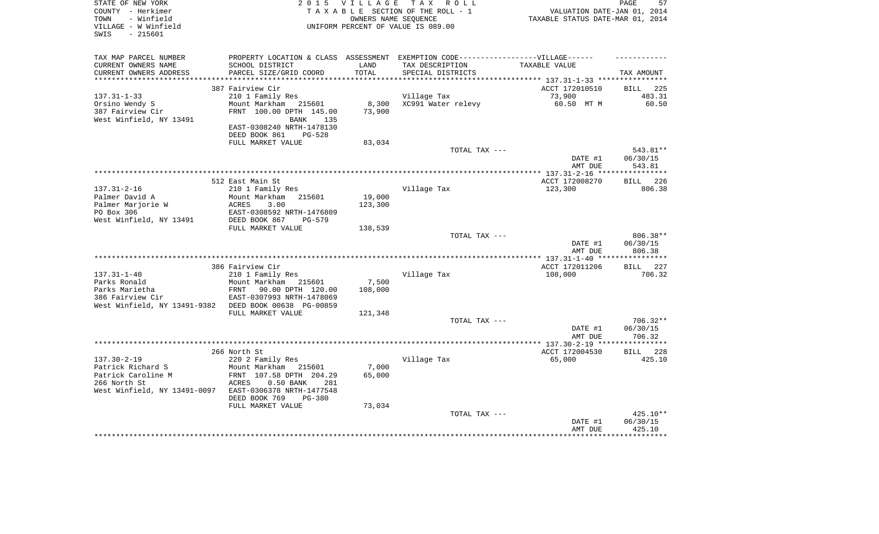STATE OF NEW YORK
COUNTY - Herkimer
TOWN - Winfield
VILLAGE - W Winfield
SWIS - 215601

2 0 1 5 V I L L A G E T A X R O L L
T A X A B L E SECTION OF THE ROLL - 1
OWNERS NAME SEQUENCE
UNIFORM PERCENT OF VALUE IS 089.00

VALUATION DATE-JAN 01, 2014
TAXABLE STATUS DATE-MAR 01, 2014

| TAX MAP PARCEL NUMBER / CURRENT OWNERS NAME / CURRENT OWNERS ADDRESS | PROPERTY LOCATION & CLASS / SCHOOL DISTRICT / PARCEL SIZE/GRID COORD | ASSESSMENT LAND / TOTAL | EXEMPTION CODE-----VILLAGE------ TAX DESCRIPTION / SPECIAL DISTRICTS | TAXABLE VALUE | TAX AMOUNT |
|---|---|---|---|---|---|
| 137.31-1-33 | 387 Fairview Cir | | | ACCT 172010510 | BILL 225 |
| Orsino Wendy S | 210 1 Family Res | | Village Tax | 73,900 | 483.31 |
| 387 Fairview Cir | Mount Markham 215601 | 8,300 | XC991 Water relevy | 60.50 MT M | 60.50 |
| West Winfield, NY 13491 | FRNT 100.00 DPTH 145.00 | 73,900 | | | |
| | BANK 135 | | | | |
| | EAST-0308240 NRTH-1478130 | | | | |
| | DEED BOOK 861 PG-528 | | | | |
| | FULL MARKET VALUE | 83,034 | | | |
| | | | TOTAL TAX --- | | 543.81** |
| | | | | DATE #1 | 06/30/15 |
| | | | | AMT DUE | 543.81 |
| 137.31-2-16 | 512 East Main St | | | ACCT 172008270 | BILL 226 |
| Palmer David A | 210 1 Family Res | | Village Tax | 123,300 | 806.38 |
| Palmer Marjorie W | Mount Markham 215601 | 19,000 | | | |
| PO Box 306 | ACRES 3.00 | 123,300 | | | |
| West Winfield, NY 13491 | EAST-0308592 NRTH-1476809 | | | | |
| | DEED BOOK 867 PG-579 | | | | |
| | FULL MARKET VALUE | 138,539 | | | |
| | | | TOTAL TAX --- | | 806.38** |
| | | | | DATE #1 | 06/30/15 |
| | | | | AMT DUE | 806.38 |
| 137.31-1-40 | 386 Fairview Cir | | | ACCT 172011206 | BILL 227 |
| Parks Ronald | 210 1 Family Res | | Village Tax | 108,000 | 706.32 |
| Parks Marietha | Mount Markham 215601 | 7,500 | | | |
| 386 Fairview Cir | FRNT 90.00 DPTH 120.00 | 108,000 | | | |
| West Winfield, NY 13491-9382 | EAST-0307993 NRTH-1478069 | | | | |
| | DEED BOOK 00638 PG-00859 | | | | |
| | FULL MARKET VALUE | 121,348 | | | |
| | | | TOTAL TAX --- | | 706.32** |
| | | | | DATE #1 | 06/30/15 |
| | | | | AMT DUE | 706.32 |
| 137.30-2-19 | 266 North St | | | ACCT 172004530 | BILL 228 |
| Patrick Richard S | 220 2 Family Res | | Village Tax | 65,000 | 425.10 |
| Patrick Caroline M | Mount Markham 215601 | 7,000 | | | |
| 266 North St | FRNT 107.58 DPTH 204.29 | 65,000 | | | |
| West Winfield, NY 13491-0097 | ACRES 0.50 BANK 281 | | | | |
| | EAST-0306378 NRTH-1477548 | | | | |
| | DEED BOOK 769 PG-380 | | | | |
| | FULL MARKET VALUE | 73,034 | | | |
| | | | TOTAL TAX --- | | 425.10** |
| | | | | DATE #1 | 06/30/15 |
| | | | | AMT DUE | 425.10 |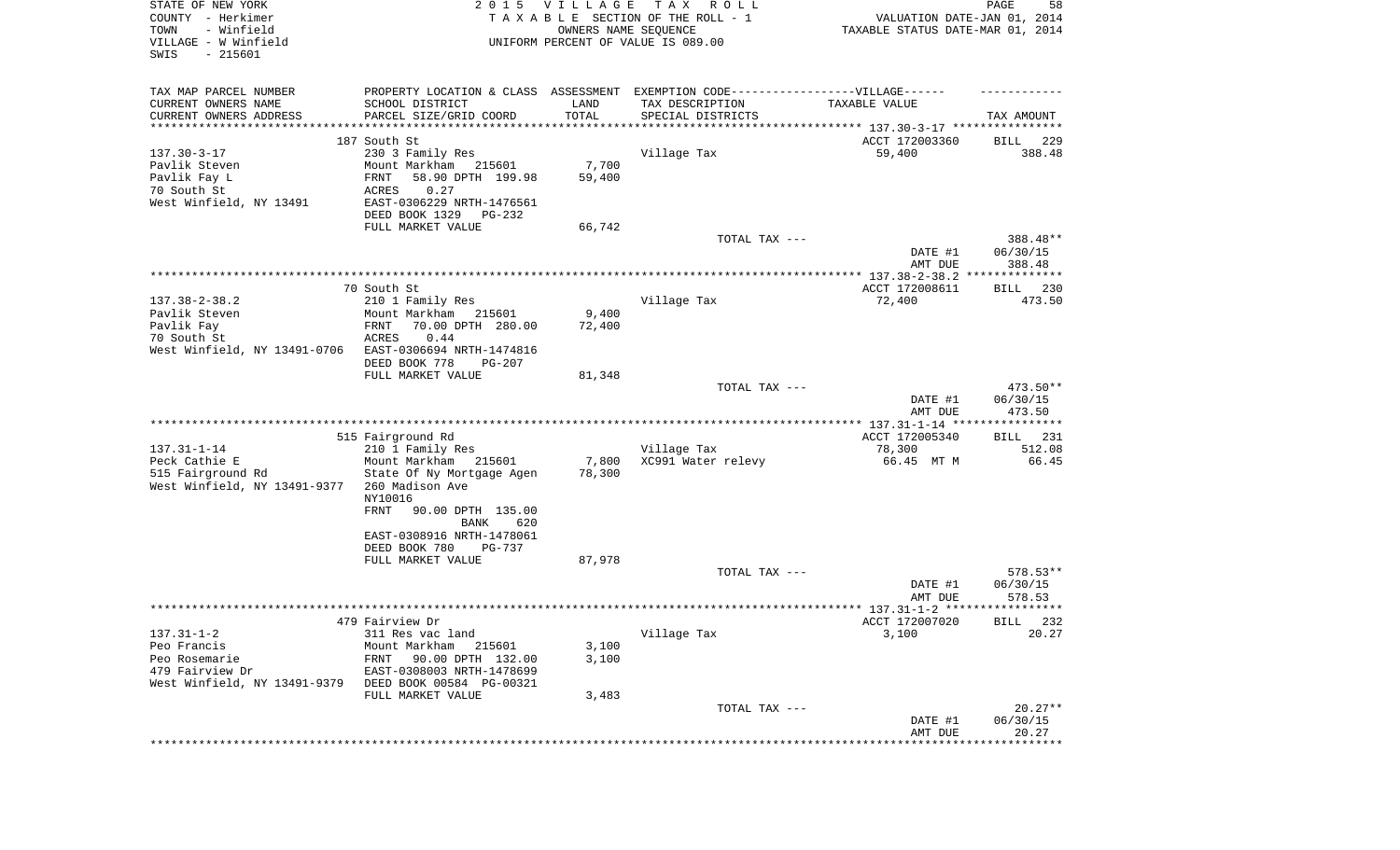STATE OF NEW YORK
COUNTY - Herkimer
TOWN - Winfield
VILLAGE - W Winfield
SWIS - 215601

2015 VILLAGE TAX ROLL
TAXABLE SECTION OF THE ROLL - 1
OWNERS NAME SEQUENCE
UNIFORM PERCENT OF VALUE IS 089.00

VALUATION DATE-JAN 01, 2014
TAXABLE STATUS DATE-MAR 01, 2014

| TAX MAP PARCEL NUMBER / CURRENT OWNERS NAME / CURRENT OWNERS ADDRESS | PROPERTY LOCATION & CLASS / SCHOOL DISTRICT / PARCEL SIZE/GRID COORD | ASSESSMENT LAND / TOTAL | EXEMPTION CODE-VILLAGE / TAX DESCRIPTION / SPECIAL DISTRICTS | TAXABLE VALUE | TAX AMOUNT |
|---|---|---|---|---|---|
| | 187 South St | | | ACCT 172003360 | BILL 229 |
| 137.30-3-17 | 230 3 Family Res | | Village Tax | 59,400 | 388.48 |
| Pavlik Steven | Mount Markham 215601 | 7,700 | | | |
| Pavlik Fay L | FRNT 58.90 DPTH 199.98 | 59,400 | | | |
| 70 South St | ACRES 0.27 | | | | |
| West Winfield, NY 13491 | EAST-0306229 NRTH-1476561 | | | | |
| | DEED BOOK 1329 PG-232 | | | | |
| | FULL MARKET VALUE | 66,742 | | | |
| | | | TOTAL TAX --- | | 388.48** |
| | | | | DATE #1 | 06/30/15 |
| | | | | AMT DUE | 388.48 |
| | 70 South St | | | ACCT 172008611 | BILL 230 |
| 137.38-2-38.2 | 210 1 Family Res | | Village Tax | 72,400 | 473.50 |
| Pavlik Steven | Mount Markham 215601 | 9,400 | | | |
| Pavlik Fay | FRNT 70.00 DPTH 280.00 | 72,400 | | | |
| 70 South St | ACRES 0.44 | | | | |
| West Winfield, NY 13491-0706 | EAST-0306694 NRTH-1474816 | | | | |
| | DEED BOOK 778 PG-207 | | | | |
| | FULL MARKET VALUE | 81,348 | | | |
| | | | TOTAL TAX --- | | 473.50** |
| | | | | DATE #1 | 06/30/15 |
| | | | | AMT DUE | 473.50 |
| | 515 Fairground Rd | | | ACCT 172005340 | BILL 231 |
| 137.31-1-14 | 210 1 Family Res | | Village Tax | 78,300 | 512.08 |
| Peck Cathie E | Mount Markham 215601 | 7,800 | XC991 Water relevy | 66.45 MT M | 66.45 |
| 515 Fairground Rd | State Of Ny Mortgage Agen | 78,300 | | | |
| West Winfield, NY 13491-9377 | 260 Madison Ave | | | | |
| | NY10016 | | | | |
| | FRNT 90.00 DPTH 135.00 | | | | |
| | BANK 620 | | | | |
| | EAST-0308916 NRTH-1478061 | | | | |
| | DEED BOOK 780 PG-737 | | | | |
| | FULL MARKET VALUE | 87,978 | | | |
| | | | TOTAL TAX --- | | 578.53** |
| | | | | DATE #1 | 06/30/15 |
| | | | | AMT DUE | 578.53 |
| | 479 Fairview Dr | | | ACCT 172007020 | BILL 232 |
| 137.31-1-2 | 311 Res vac land | | Village Tax | 3,100 | 20.27 |
| Peo Francis | Mount Markham 215601 | 3,100 | | | |
| Peo Rosemarie | FRNT 90.00 DPTH 132.00 | 3,100 | | | |
| 479 Fairview Dr | EAST-0308003 NRTH-1478699 | | | | |
| West Winfield, NY 13491-9379 | DEED BOOK 00584 PG-00321 | | | | |
| | FULL MARKET VALUE | 3,483 | | | |
| | | | TOTAL TAX --- | | 20.27** |
| | | | | DATE #1 | 06/30/15 |
| | | | | AMT DUE | 20.27 |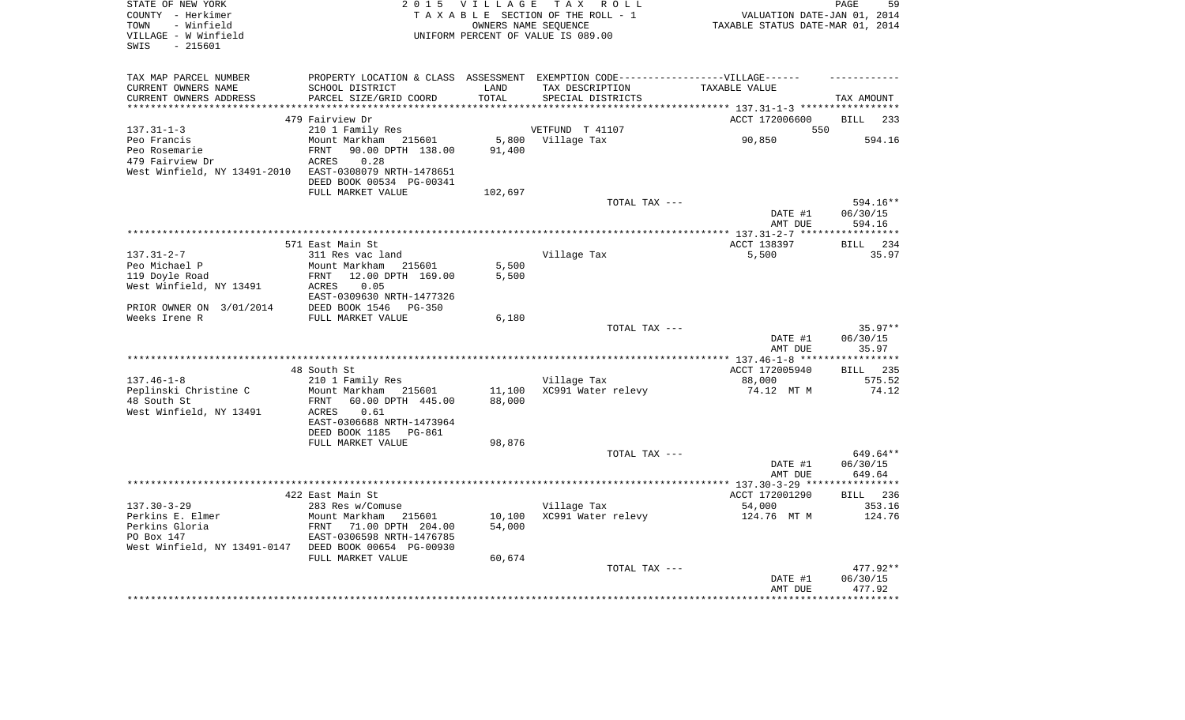STATE OF NEW YORK
COUNTY - Herkimer
TOWN - Winfield
VILLAGE - W Winfield
SWIS - 215601

2 0 1 5 V I L L A G E T A X R O L L
T A X A B L E SECTION OF THE ROLL - 1
OWNERS NAME SEQUENCE
UNIFORM PERCENT OF VALUE IS 089.00

VALUATION DATE-JAN 01, 2014
TAXABLE STATUS DATE-MAR 01, 2014

| TAX MAP PARCEL NUMBER<br>CURRENT OWNERS NAME<br>CURRENT OWNERS ADDRESS | PROPERTY LOCATION & CLASS<br>SCHOOL DISTRICT<br>PARCEL SIZE/GRID COORD | ASSESSMENT<br>LAND<br>TOTAL | EXEMPTION CODE------VILLAGE------<br>TAX DESCRIPTION<br>SPECIAL DISTRICTS | TAXABLE VALUE | TAX AMOUNT |
|---|---|---|---|---|---|
| | 479 Fairview Dr | | | ACCT 172006600 | BILL 233 |
| 137.31-1-3 | 210 1 Family Res | | VETFUND T 41107 | 550 | |
| Peo Francis | Mount Markham 215601 | 5,800 | Village Tax | 90,850 | 594.16 |
| Peo Rosemarie | FRNT 90.00 DPTH 138.00 | 91,400 | | | |
| 479 Fairview Dr | ACRES 0.28 | | | | |
| West Winfield, NY 13491-2010 | EAST-0308079 NRTH-1478651 | | | | |
| | DEED BOOK 00534 PG-00341 | | | | |
| | FULL MARKET VALUE | 102,697 | | | |
| | | | TOTAL TAX --- | | 594.16** |
| | | | | DATE #1 | 06/30/15 |
| | | | | AMT DUE | 594.16 |
| | 571 East Main St | | | ACCT 138397 | BILL 234 |
| 137.31-2-7 | 311 Res vac land | | Village Tax | 5,500 | 35.97 |
| Peo Michael P | Mount Markham 215601 | 5,500 | | | |
| 119 Doyle Road | FRNT 12.00 DPTH 169.00 | 5,500 | | | |
| West Winfield, NY 13491 | ACRES 0.05 | | | | |
| | EAST-0309630 NRTH-1477326 | | | | |
| PRIOR OWNER ON 3/01/2014 | DEED BOOK 1546 PG-350 | | | | |
| Weeks Irene R | FULL MARKET VALUE | 6,180 | | | |
| | | | TOTAL TAX --- | | 35.97** |
| | | | | DATE #1 | 06/30/15 |
| | | | | AMT DUE | 35.97 |
| | 48 South St | | | ACCT 172005940 | BILL 235 |
| 137.46-1-8 | 210 1 Family Res | | Village Tax | 88,000 | 575.52 |
| Peplinski Christine C | Mount Markham 215601 | 11,100 | XC991 Water relevy | 74.12 MT M | 74.12 |
| 48 South St | FRNT 60.00 DPTH 445.00 | 88,000 | | | |
| West Winfield, NY 13491 | ACRES 0.61 | | | | |
| | EAST-0306688 NRTH-1473964 | | | | |
| | DEED BOOK 1185 PG-861 | | | | |
| | FULL MARKET VALUE | 98,876 | | | |
| | | | TOTAL TAX --- | | 649.64** |
| | | | | DATE #1 | 06/30/15 |
| | | | | AMT DUE | 649.64 |
| | 422 East Main St | | | ACCT 172001290 | BILL 236 |
| 137.30-3-29 | 283 Res w/Comuse | | Village Tax | 54,000 | 353.16 |
| Perkins E. Elmer | Mount Markham 215601 | 10,100 | XC991 Water relevy | 124.76 MT M | 124.76 |
| Perkins Gloria | FRNT 71.00 DPTH 204.00 | 54,000 | | | |
| PO Box 147 | EAST-0306598 NRTH-1476785 | | | | |
| West Winfield, NY 13491-0147 | DEED BOOK 00654 PG-00930 | | | | |
| | FULL MARKET VALUE | 60,674 | | | |
| | | | TOTAL TAX --- | | 477.92** |
| | | | | DATE #1 | 06/30/15 |
| | | | | AMT DUE | 477.92 |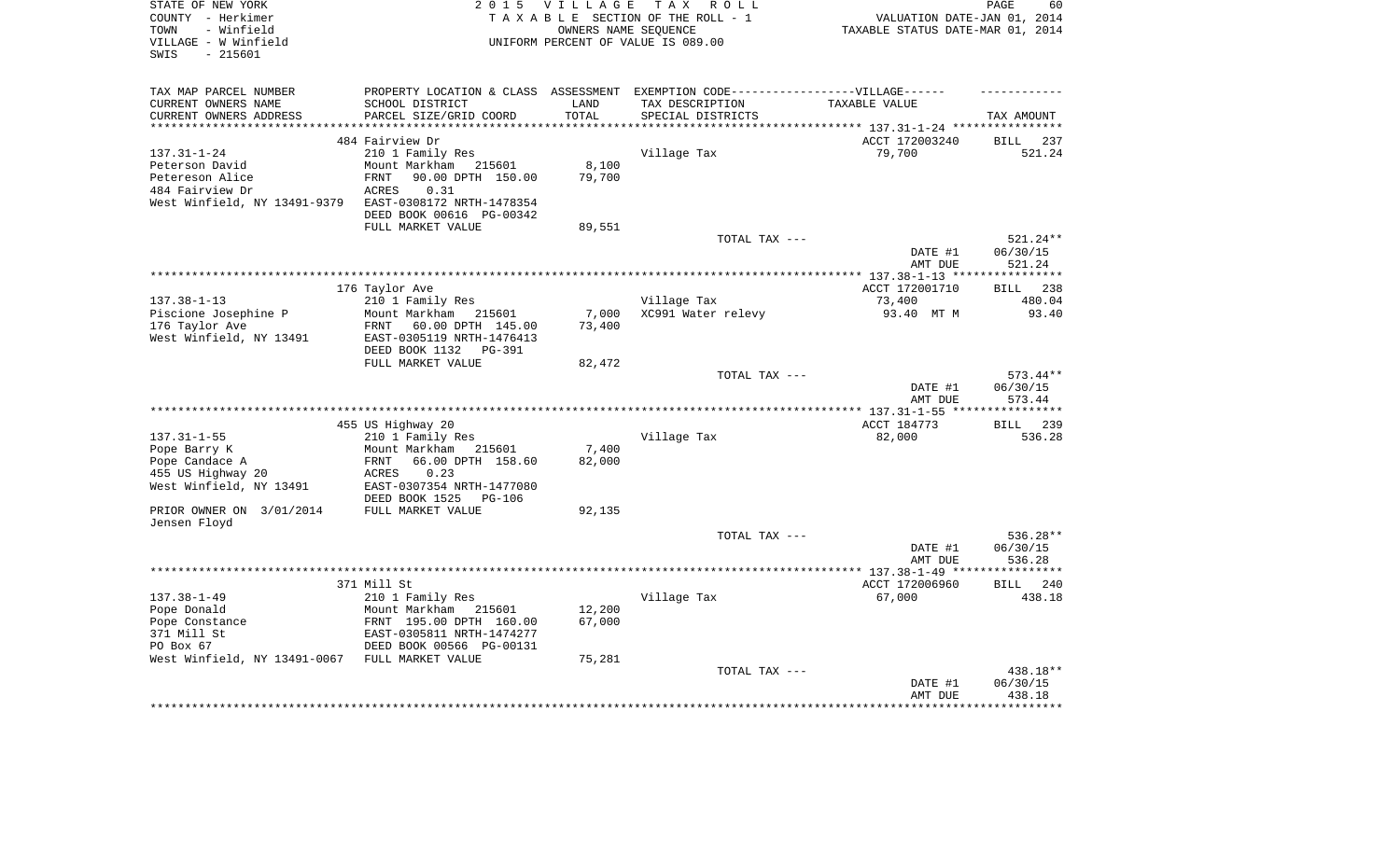STATE OF NEW YORK
COUNTY - Herkimer
TOWN - Winfield
VILLAGE - W Winfield
SWIS - 215601

2015 VILLAGE TAX ROLL
TAXABLE SECTION OF THE ROLL - 1
OWNERS NAME SEQUENCE
UNIFORM PERCENT OF VALUE IS 089.00

VALUATION DATE-JAN 01, 2014
TAXABLE STATUS DATE-MAR 01, 2014

| TAX MAP PARCEL NUMBER / CURRENT OWNERS NAME / CURRENT OWNERS ADDRESS | PROPERTY LOCATION & CLASS / SCHOOL DISTRICT / PARCEL SIZE/GRID COORD | ASSESSMENT LAND / TOTAL | EXEMPTION CODE / TAX DESCRIPTION / SPECIAL DISTRICTS | TAXABLE VALUE | TAX AMOUNT |
|---|---|---|---|---|---|
| **137.31-1-24** | 484 Fairview Dr | | | ACCT 172003240 | BILL 237 |
| Peterson David | 210 1 Family Res | | Village Tax | 79,700 | 521.24 |
| Petereson Alice | Mount Markham 215601 | 8,100 | | | |
| 484 Fairview Dr | FRNT 90.00 DPTH 150.00 | 79,700 | | | |
| West Winfield, NY 13491-9379 | ACRES 0.31 | | | | |
| | EAST-0308172 NRTH-1478354 | | | | |
| | DEED BOOK 00616 PG-00342 | | | | |
| | FULL MARKET VALUE | 89,551 | | | |
| | | | TOTAL TAX --- | | 521.24** |
| | | | | DATE #1 | 06/30/15 |
| | | | | AMT DUE | 521.24 |
| **137.38-1-13** | 176 Taylor Ave | | | ACCT 172001710 | BILL 238 |
| Piscione Josephine P | 210 1 Family Res | | Village Tax | 73,400 | 480.04 |
| 176 Taylor Ave | Mount Markham 215601 | 7,000 | XC991 Water relevy | 93.40 MT M | 93.40 |
| West Winfield, NY 13491 | FRNT 60.00 DPTH 145.00 | 73,400 | | | |
| | EAST-0305119 NRTH-1476413 | | | | |
| | DEED BOOK 1132 PG-391 | | | | |
| | FULL MARKET VALUE | 82,472 | | | |
| | | | TOTAL TAX --- | | 573.44** |
| | | | | DATE #1 | 06/30/15 |
| | | | | AMT DUE | 573.44 |
| **137.31-1-55** | 455 US Highway 20 | | | ACCT 184773 | BILL 239 |
| Pope Barry K | 210 1 Family Res | | Village Tax | 82,000 | 536.28 |
| Pope Candace A | Mount Markham 215601 | 7,400 | | | |
| 455 US Highway 20 | FRNT 66.00 DPTH 158.60 | 82,000 | | | |
| West Winfield, NY 13491 | ACRES 0.23 | | | | |
| | EAST-0307354 NRTH-1477080 | | | | |
| | DEED BOOK 1525 PG-106 | | | | |
| PRIOR OWNER ON 3/01/2014 | FULL MARKET VALUE | 92,135 | | | |
| Jensen Floyd | | | | | |
| | | | TOTAL TAX --- | | 536.28** |
| | | | | DATE #1 | 06/30/15 |
| | | | | AMT DUE | 536.28 |
| **137.38-1-49** | 371 Mill St | | | ACCT 172006960 | BILL 240 |
| Pope Donald | 210 1 Family Res | | Village Tax | 67,000 | 438.18 |
| Pope Constance | Mount Markham 215601 | 12,200 | | | |
| 371 Mill St | FRNT 195.00 DPTH 160.00 | 67,000 | | | |
| PO Box 67 | EAST-0305811 NRTH-1474277 | | | | |
| | DEED BOOK 00566 PG-00131 | | | | |
| West Winfield, NY 13491-0067 | FULL MARKET VALUE | 75,281 | | | |
| | | | TOTAL TAX --- | | 438.18** |
| | | | | DATE #1 | 06/30/15 |
| | | | | AMT DUE | 438.18 |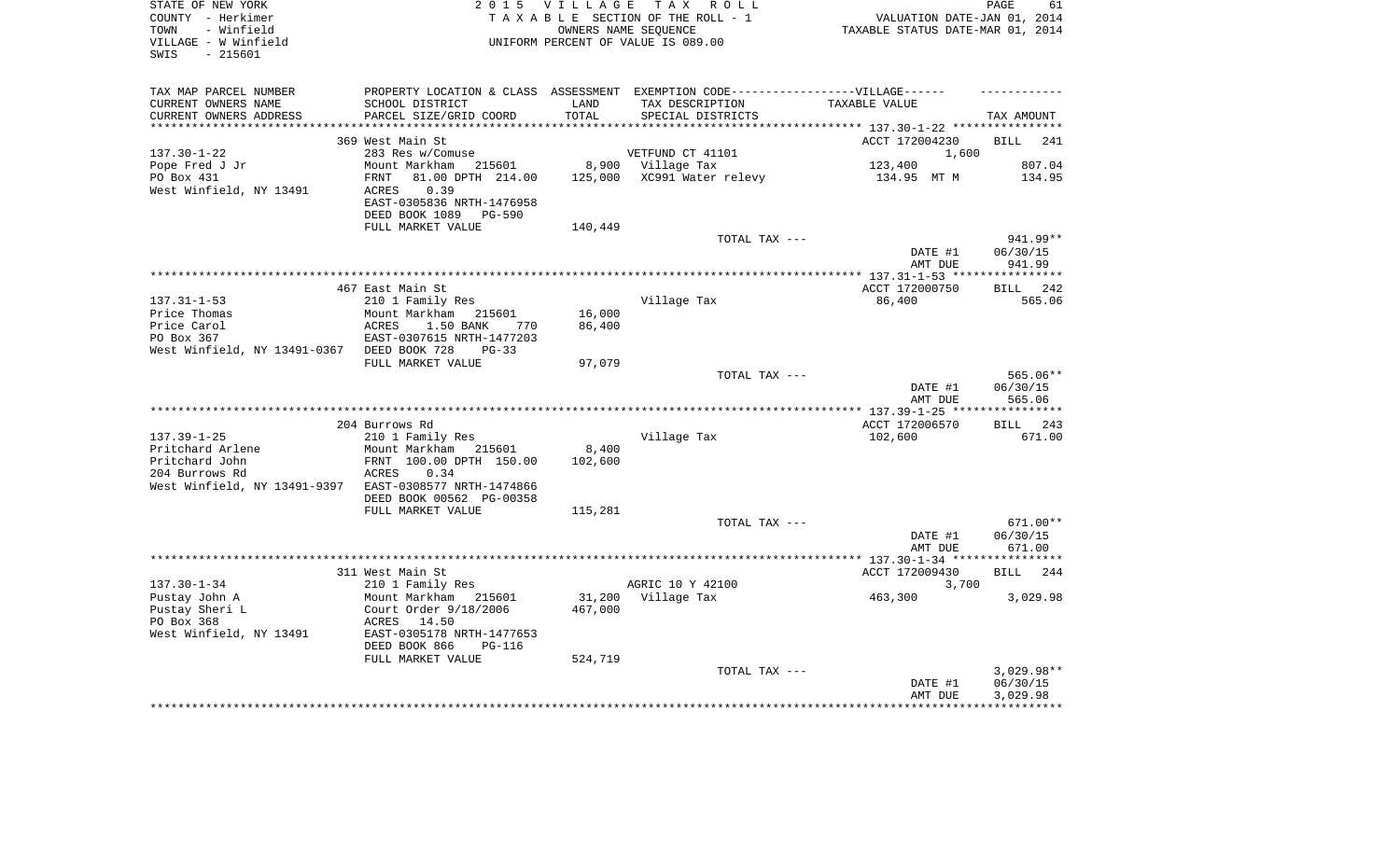STATE OF NEW YORK
COUNTY - Herkimer
TOWN - Winfield
VILLAGE - W Winfield
SWIS - 215601

2015 VILLAGE TAX ROLL
TAXABLE SECTION OF THE ROLL - 1
OWNERS NAME SEQUENCE
UNIFORM PERCENT OF VALUE IS 089.00

VALUATION DATE-JAN 01, 2014
TAXABLE STATUS DATE-MAR 01, 2014

| TAX MAP PARCEL NUMBER / CURRENT OWNERS NAME / CURRENT OWNERS ADDRESS | PROPERTY LOCATION & CLASS / SCHOOL DISTRICT / PARCEL SIZE/GRID COORD | ASSESSMENT LAND / TOTAL | EXEMPTION CODE / TAX DESCRIPTION / SPECIAL DISTRICTS | TAXABLE VALUE | TAX AMOUNT |
|---|---|---|---|---|---|
| 137.30-1-22 | 369 West Main St | | | ACCT 172004230 | BILL 241 |
| | 283 Res w/Comuse | | VETFUND CT 41101 | 1,600 | |
| Pope Fred J Jr | Mount Markham 215601 | 8,900 | Village Tax | 123,400 | 807.04 |
| PO Box 431 | FRNT 81.00 DPTH 214.00 | 125,000 | XC991 Water relevy | 134.95 MT M | 134.95 |
| West Winfield, NY 13491 | ACRES 0.39 | | | | |
| | EAST-0305836 NRTH-1476958 | | | | |
| | DEED BOOK 1089 PG-590 | | | | |
| | FULL MARKET VALUE | 140,449 | | | |
| | | | TOTAL TAX --- | | 941.99** |
| | | | | DATE #1 | 06/30/15 |
| | | | | AMT DUE | 941.99 |
| 137.31-1-53 | 467 East Main St | | | ACCT 172000750 | BILL 242 |
| | 210 1 Family Res | | Village Tax | 86,400 | 565.06 |
| Price Thomas | Mount Markham 215601 | 16,000 | | | |
| Price Carol | ACRES 1.50 BANK 770 | 86,400 | | | |
| PO Box 367 | EAST-0307615 NRTH-1477203 | | | | |
| West Winfield, NY 13491-0367 | DEED BOOK 728 PG-33 | | | | |
| | FULL MARKET VALUE | 97,079 | | | |
| | | | TOTAL TAX --- | | 565.06** |
| | | | | DATE #1 | 06/30/15 |
| | | | | AMT DUE | 565.06 |
| 137.39-1-25 | 204 Burrows Rd | | | ACCT 172006570 | BILL 243 |
| | 210 1 Family Res | | Village Tax | 102,600 | 671.00 |
| Pritchard Arlene | Mount Markham 215601 | 8,400 | | | |
| Pritchard John | FRNT 100.00 DPTH 150.00 | 102,600 | | | |
| 204 Burrows Rd | ACRES 0.34 | | | | |
| West Winfield, NY 13491-9397 | EAST-0308577 NRTH-1474866 | | | | |
| | DEED BOOK 00562 PG-00358 | | | | |
| | FULL MARKET VALUE | 115,281 | | | |
| | | | TOTAL TAX --- | | 671.00** |
| | | | | DATE #1 | 06/30/15 |
| | | | | AMT DUE | 671.00 |
| 137.30-1-34 | 311 West Main St | | | ACCT 172009430 | BILL 244 |
| | 210 1 Family Res | | AGRIC 10 Y 42100 | 3,700 | |
| Pustay John A | Mount Markham 215601 | 31,200 | Village Tax | 463,300 | 3,029.98 |
| Pustay Sheri L | Court Order 9/18/2006 | 467,000 | | | |
| PO Box 368 | ACRES 14.50 | | | | |
| West Winfield, NY 13491 | EAST-0305178 NRTH-1477653 | | | | |
| | DEED BOOK 866 PG-116 | | | | |
| | FULL MARKET VALUE | 524,719 | | | |
| | | | TOTAL TAX --- | | 3,029.98** |
| | | | | DATE #1 | 06/30/15 |
| | | | | AMT DUE | 3,029.98 |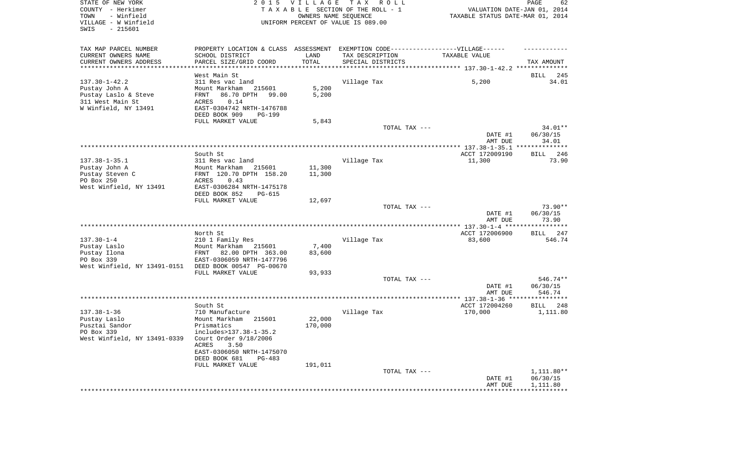STATE OF NEW YORK
COUNTY - Herkimer
TOWN - Winfield
VILLAGE - W Winfield
SWIS - 215601

2015 VILLAGE TAX ROLL
TAXABLE SECTION OF THE ROLL - 1
OWNERS NAME SEQUENCE
UNIFORM PERCENT OF VALUE IS 089.00

VALUATION DATE-JAN 01, 2014
TAXABLE STATUS DATE-MAR 01, 2014

| TAX MAP PARCEL NUMBER / CURRENT OWNERS NAME / CURRENT OWNERS ADDRESS | PROPERTY LOCATION & CLASS / SCHOOL DISTRICT / PARCEL SIZE/GRID COORD | ASSESSMENT LAND / TOTAL | EXEMPTION CODE / TAX DESCRIPTION / SPECIAL DISTRICTS | VILLAGE TAXABLE VALUE | TAX AMOUNT |
|---|---|---|---|---|---|
| 137.30-1-42.2 | West Main St | | | | BILL 245 |
| Pustay John A | 311 Res vac land | | Village Tax | 5,200 | 34.01 |
| Pustay Laslo & Steve | Mount Markham 215601 | 5,200 | | | |
| 311 West Main St | FRNT 86.70 DPTH 99.00 | 5,200 | | | |
| W Winfield, NY 13491 | ACRES 0.14 | | | | |
| | EAST-0304742 NRTH-1476788 | | | | |
| | DEED BOOK 909 PG-199 | | | | |
| | FULL MARKET VALUE | 5,843 | | | |
| | | | TOTAL TAX --- | | 34.01** |
| | | | | DATE #1 | 06/30/15 |
| | | | | AMT DUE | 34.01 |
| 137.38-1-35.1 | South St | | | ACCT 172009190 | BILL 246 |
| Pustay John A | 311 Res vac land | | Village Tax | 11,300 | 73.90 |
| Pustay Steven C | Mount Markham 215601 | 11,300 | | | |
| PO Box 250 | FRNT 120.70 DPTH 158.20 | 11,300 | | | |
| West Winfield, NY 13491 | ACRES 0.43 | | | | |
| | EAST-0306284 NRTH-1475178 | | | | |
| | DEED BOOK 852 PG-615 | | | | |
| | FULL MARKET VALUE | 12,697 | | | |
| | | | TOTAL TAX --- | | 73.90** |
| | | | | DATE #1 | 06/30/15 |
| | | | | AMT DUE | 73.90 |
| 137.30-1-4 | North St | | | ACCT 172006900 | BILL 247 |
| Pustay Laslo | 210 1 Family Res | | Village Tax | 83,600 | 546.74 |
| Pustay Ilona | Mount Markham 215601 | 7,400 | | | |
| PO Box 339 | FRNT 82.00 DPTH 363.00 | 83,600 | | | |
| West Winfield, NY 13491-0151 | EAST-0306059 NRTH-1477796 | | | | |
| | DEED BOOK 00547 PG-00670 | | | | |
| | FULL MARKET VALUE | 93,933 | | | |
| | | | TOTAL TAX --- | | 546.74** |
| | | | | DATE #1 | 06/30/15 |
| | | | | AMT DUE | 546.74 |
| 137.38-1-36 | South St | | | ACCT 172004260 | BILL 248 |
| Pustay Laslo | 710 Manufacture | | Village Tax | 170,000 | 1,111.80 |
| Pusztai Sandor | Mount Markham 215601 | 22,000 | | | |
| PO Box 339 | Prismatics | 170,000 | | | |
| West Winfield, NY 13491-0339 | includes>137.38-1-35.2 | | | | |
| | Court Order 9/18/2006 | | | | |
| | ACRES 3.50 | | | | |
| | EAST-0306050 NRTH-1475070 | | | | |
| | DEED BOOK 681 PG-483 | | | | |
| | FULL MARKET VALUE | 191,011 | | | |
| | | | TOTAL TAX --- | | 1,111.80** |
| | | | | DATE #1 | 06/30/15 |
| | | | | AMT DUE | 1,111.80 |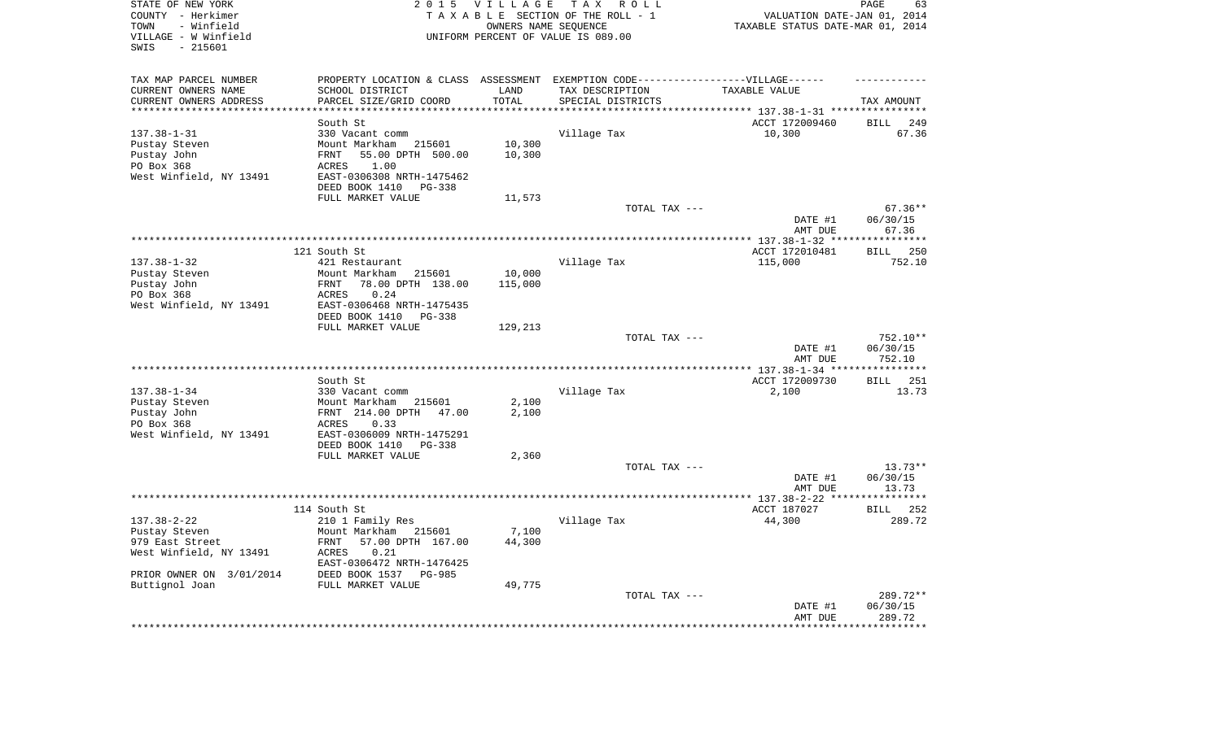STATE OF NEW YORK
COUNTY - Herkimer
TOWN - Winfield
VILLAGE - W Winfield
SWIS - 215601

2 0 1 5 V I L L A G E T A X R O L L
T A X A B L E SECTION OF THE ROLL - 1
OWNERS NAME SEQUENCE
UNIFORM PERCENT OF VALUE IS 089.00

VALUATION DATE-JAN 01, 2014
TAXABLE STATUS DATE-MAR 01, 2014

| TAX MAP PARCEL NUMBER<br>CURRENT OWNERS NAME<br>CURRENT OWNERS ADDRESS | PROPERTY LOCATION & CLASS<br>SCHOOL DISTRICT<br>PARCEL SIZE/GRID COORD | ASSESSMENT<br>LAND<br>TOTAL | EXEMPTION CODE------VILLAGE------<br>TAX DESCRIPTION<br>SPECIAL DISTRICTS | TAXABLE VALUE | TAX AMOUNT |
|---|---|---|---|---|---|
| **137.38-1-31** | South St | | | ACCT 172009460 | BILL 249 |
| 137.38-1-31 | 330 Vacant comm | | Village Tax | 10,300 | 67.36 |
| Pustay Steven | Mount Markham 215601 | 10,300 | | | |
| Pustay John | FRNT 55.00 DPTH 500.00 | 10,300 | | | |
| PO Box 368 | ACRES 1.00 | | | | |
| West Winfield, NY 13491 | EAST-0306308 NRTH-1475462 | | | | |
| | DEED BOOK 1410 PG-338 | | | | |
| | FULL MARKET VALUE | 11,573 | | | |
| | | | TOTAL TAX --- | | 67.36** |
| | | | | DATE #1 | 06/30/15 |
| | | | | AMT DUE | 67.36 |
| **137.38-1-32** | 121 South St | | | ACCT 172010481 | BILL 250 |
| 137.38-1-32 | 421 Restaurant | | Village Tax | 115,000 | 752.10 |
| Pustay Steven | Mount Markham 215601 | 10,000 | | | |
| Pustay John | FRNT 78.00 DPTH 138.00 | 115,000 | | | |
| PO Box 368 | ACRES 0.24 | | | | |
| West Winfield, NY 13491 | EAST-0306468 NRTH-1475435 | | | | |
| | DEED BOOK 1410 PG-338 | | | | |
| | FULL MARKET VALUE | 129,213 | | | |
| | | | TOTAL TAX --- | | 752.10** |
| | | | | DATE #1 | 06/30/15 |
| | | | | AMT DUE | 752.10 |
| **137.38-1-34** | South St | | | ACCT 172009730 | BILL 251 |
| 137.38-1-34 | 330 Vacant comm | | Village Tax | 2,100 | 13.73 |
| Pustay Steven | Mount Markham 215601 | 2,100 | | | |
| Pustay John | FRNT 214.00 DPTH 47.00 | 2,100 | | | |
| PO Box 368 | ACRES 0.33 | | | | |
| West Winfield, NY 13491 | EAST-0306009 NRTH-1475291 | | | | |
| | DEED BOOK 1410 PG-338 | | | | |
| | FULL MARKET VALUE | 2,360 | | | |
| | | | TOTAL TAX --- | | 13.73** |
| | | | | DATE #1 | 06/30/15 |
| | | | | AMT DUE | 13.73 |
| **137.38-2-22** | 114 South St | | | ACCT 187027 | BILL 252 |
| 137.38-2-22 | 210 1 Family Res | | Village Tax | 44,300 | 289.72 |
| Pustay Steven | Mount Markham 215601 | 7,100 | | | |
| 979 East Street | FRNT 57.00 DPTH 167.00 | 44,300 | | | |
| West Winfield, NY 13491 | ACRES 0.21 | | | | |
| | EAST-0306472 NRTH-1476425 | | | | |
| PRIOR OWNER ON 3/01/2014 | DEED BOOK 1537 PG-985 | | | | |
| Buttignol Joan | FULL MARKET VALUE | 49,775 | | | |
| | | | TOTAL TAX --- | | 289.72** |
| | | | | DATE #1 | 06/30/15 |
| | | | | AMT DUE | 289.72 |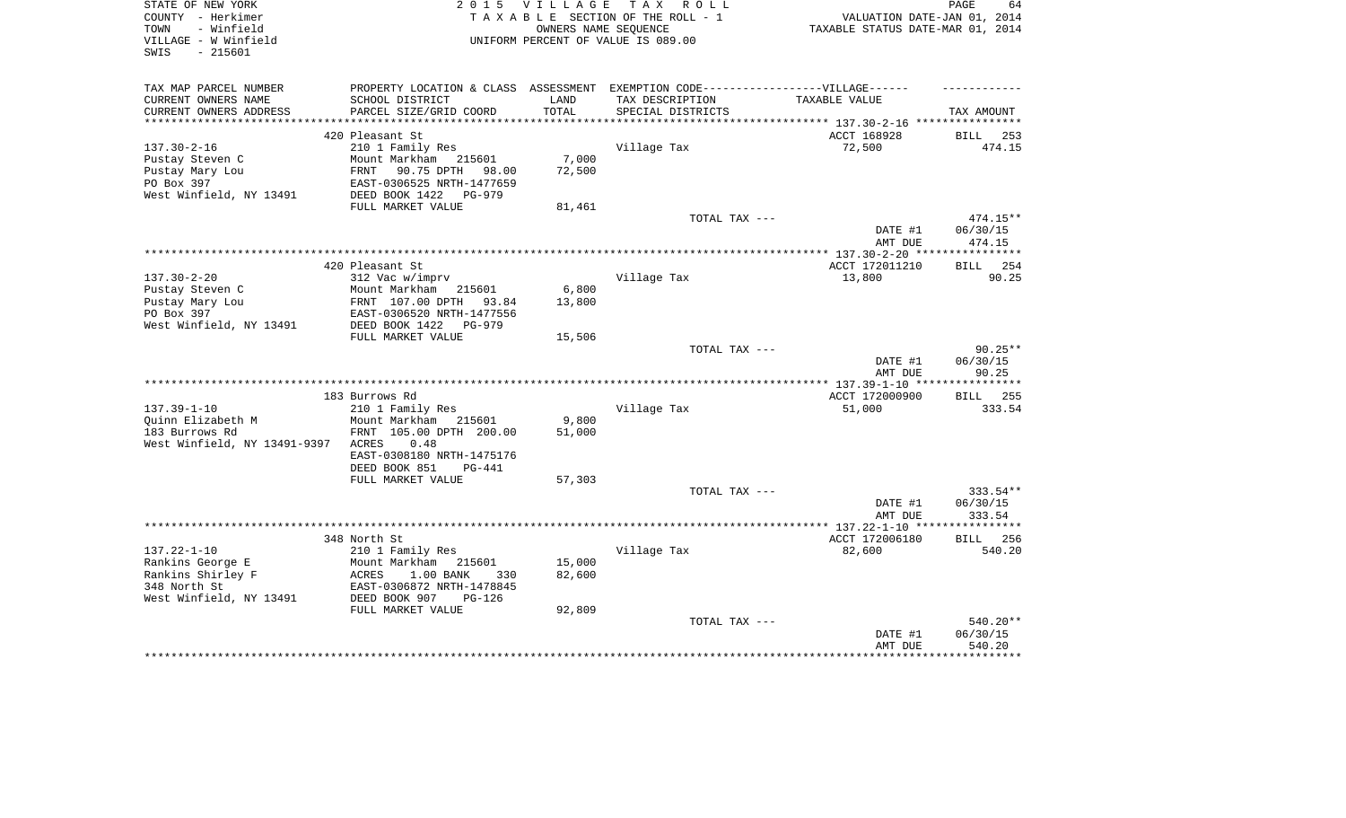STATE OF NEW YORK
COUNTY - Herkimer
TOWN - Winfield
VILLAGE - W Winfield
SWIS - 215601

2 0 1 5 V I L L A G E T A X R O L L
T A X A B L E SECTION OF THE ROLL - 1
OWNERS NAME SEQUENCE
UNIFORM PERCENT OF VALUE IS 089.00

VALUATION DATE-JAN 01, 2014
TAXABLE STATUS DATE-MAR 01, 2014

| TAX MAP PARCEL NUMBER / CURRENT OWNERS NAME / CURRENT OWNERS ADDRESS | PROPERTY LOCATION & CLASS / SCHOOL DISTRICT / PARCEL SIZE/GRID COORD | ASSESSMENT LAND / TOTAL | EXEMPTION CODE---VILLAGE--- TAX DESCRIPTION / SPECIAL DISTRICTS | TAXABLE VALUE | TAX AMOUNT |
|---|---|---|---|---|---|
| 137.30-2-16 | 420 Pleasant St | | | ACCT 168928 | BILL 253 |
| Pustay Steven C | 210 1 Family Res | | Village Tax | 72,500 | 474.15 |
| Pustay Mary Lou | Mount Markham 215601 | 7,000 | | | |
| PO Box 397 | FRNT 90.75 DPTH 98.00 | 72,500 | | | |
| West Winfield, NY 13491 | EAST-0306525 NRTH-1477659 | | | | |
| | DEED BOOK 1422 PG-979 | | | | |
| | FULL MARKET VALUE | 81,461 | | | |
| | | | TOTAL TAX --- | | 474.15** |
| | | | | DATE #1 | 06/30/15 |
| | | | | AMT DUE | 474.15 |
| 137.30-2-20 | 420 Pleasant St | | | ACCT 172011210 | BILL 254 |
| Pustay Steven C | 312 Vac w/imprv | | Village Tax | 13,800 | 90.25 |
| Pustay Mary Lou | Mount Markham 215601 | 6,800 | | | |
| PO Box 397 | FRNT 107.00 DPTH 93.84 | 13,800 | | | |
| West Winfield, NY 13491 | EAST-0306520 NRTH-1477556 | | | | |
| | DEED BOOK 1422 PG-979 | | | | |
| | FULL MARKET VALUE | 15,506 | | | |
| | | | TOTAL TAX --- | | 90.25** |
| | | | | DATE #1 | 06/30/15 |
| | | | | AMT DUE | 90.25 |
| 137.39-1-10 | 183 Burrows Rd | | | ACCT 172000900 | BILL 255 |
| Quinn Elizabeth M | 210 1 Family Res | | Village Tax | 51,000 | 333.54 |
| 183 Burrows Rd | Mount Markham 215601 | 9,800 | | | |
| West Winfield, NY 13491-9397 | FRNT 105.00 DPTH 200.00 | 51,000 | | | |
| | ACRES 0.48 | | | | |
| | EAST-0308180 NRTH-1475176 | | | | |
| | DEED BOOK 851 PG-441 | | | | |
| | FULL MARKET VALUE | 57,303 | | | |
| | | | TOTAL TAX --- | | 333.54** |
| | | | | DATE #1 | 06/30/15 |
| | | | | AMT DUE | 333.54 |
| 137.22-1-10 | 348 North St | | | ACCT 172006180 | BILL 256 |
| Rankins George E | 210 1 Family Res | | Village Tax | 82,600 | 540.20 |
| Rankins Shirley F | Mount Markham 215601 | 15,000 | | | |
| 348 North St | ACRES 1.00 BANK 330 | 82,600 | | | |
| West Winfield, NY 13491 | EAST-0306872 NRTH-1478845 | | | | |
| | DEED BOOK 907 PG-126 | | | | |
| | FULL MARKET VALUE | 92,809 | | | |
| | | | TOTAL TAX --- | | 540.20** |
| | | | | DATE #1 | 06/30/15 |
| | | | | AMT DUE | 540.20 |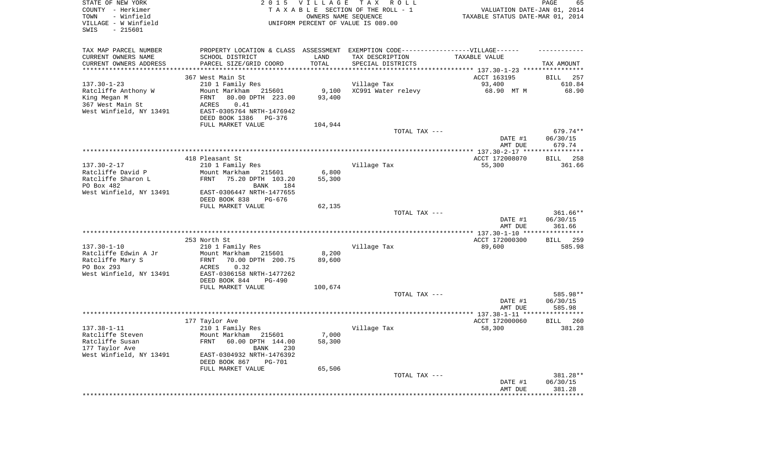STATE OF NEW YORK | 2015 VILLAGE TAX ROLL | PAGE 65
COUNTY - Herkimer | TAXABLE SECTION OF THE ROLL - 1 | VALUATION DATE-JAN 01, 2014
TOWN - Winfield | OWNERS NAME SEQUENCE | TAXABLE STATUS DATE-MAR 01, 2014
VILLAGE - W Winfield | UNIFORM PERCENT OF VALUE IS 089.00
SWIS - 215601

| TAX MAP PARCEL NUMBER<br>CURRENT OWNERS NAME<br>CURRENT OWNERS ADDRESS | PROPERTY LOCATION & CLASS<br>SCHOOL DISTRICT<br>PARCEL SIZE/GRID COORD | ASSESSMENT<br>LAND<br>TOTAL | EXEMPTION CODE------VILLAGE------<br>TAX DESCRIPTION<br>SPECIAL DISTRICTS | TAXABLE VALUE | TAX AMOUNT |
|---|---|---|---|---|---|
| | 367 West Main St | | | ACCT 163195 | BILL 257 |
| 137.30-1-23 | 210 1 Family Res | | Village Tax | 93,400 | 610.84 |
| Ratcliffe Anthony W | Mount Markham 215601 | 9,100 | XC991 Water relevy | 68.90 MT M | 68.90 |
| King Megan M | FRNT 80.00 DPTH 223.00 | 93,400 | | | |
| 367 West Main St | ACRES 0.41 | | | | |
| West Winfield, NY 13491 | EAST-0305764 NRTH-1476942 | | | | |
| | DEED BOOK 1386 PG-376 | | | | |
| | FULL MARKET VALUE | 104,944 | | | |
| | | | TOTAL TAX --- | | 679.74** |
| | | | | DATE #1 | 06/30/15 |
| | | | | AMT DUE | 679.74 |
| | 418 Pleasant St | | | ACCT 172008070 | BILL 258 |
| 137.30-2-17 | 210 1 Family Res | | Village Tax | 55,300 | 361.66 |
| Ratcliffe David P | Mount Markham 215601 | 6,800 | | | |
| Ratcliffe Sharon L | FRNT 75.20 DPTH 103.20 | 55,300 | | | |
| PO Box 482 | BANK 184 | | | | |
| West Winfield, NY 13491 | EAST-0306447 NRTH-1477655 | | | | |
| | DEED BOOK 838 PG-676 | | | | |
| | FULL MARKET VALUE | 62,135 | | | |
| | | | TOTAL TAX --- | | 361.66** |
| | | | | DATE #1 | 06/30/15 |
| | | | | AMT DUE | 361.66 |
| | 253 North St | | | ACCT 172000300 | BILL 259 |
| 137.30-1-10 | 210 1 Family Res | | Village Tax | 89,600 | 585.98 |
| Ratcliffe Edwin A Jr | Mount Markham 215601 | 8,200 | | | |
| Ratcliffe Mary S | FRNT 70.00 DPTH 200.75 | 89,600 | | | |
| PO Box 293 | ACRES 0.32 | | | | |
| West Winfield, NY 13491 | EAST-0306158 NRTH-1477262 | | | | |
| | DEED BOOK 844 PG-490 | | | | |
| | FULL MARKET VALUE | 100,674 | | | |
| | | | TOTAL TAX --- | | 585.98** |
| | | | | DATE #1 | 06/30/15 |
| | | | | AMT DUE | 585.98 |
| | 177 Taylor Ave | | | ACCT 172000060 | BILL 260 |
| 137.38-1-11 | 210 1 Family Res | | Village Tax | 58,300 | 381.28 |
| Ratcliffe Steven | Mount Markham 215601 | 7,000 | | | |
| Ratcliffe Susan | FRNT 60.00 DPTH 144.00 | 58,300 | | | |
| 177 Taylor Ave | BANK 230 | | | | |
| West Winfield, NY 13491 | EAST-0304932 NRTH-1476392 | | | | |
| | DEED BOOK 867 PG-701 | | | | |
| | FULL MARKET VALUE | 65,506 | | | |
| | | | TOTAL TAX --- | | 381.28** |
| | | | | DATE #1 | 06/30/15 |
| | | | | AMT DUE | 381.28 |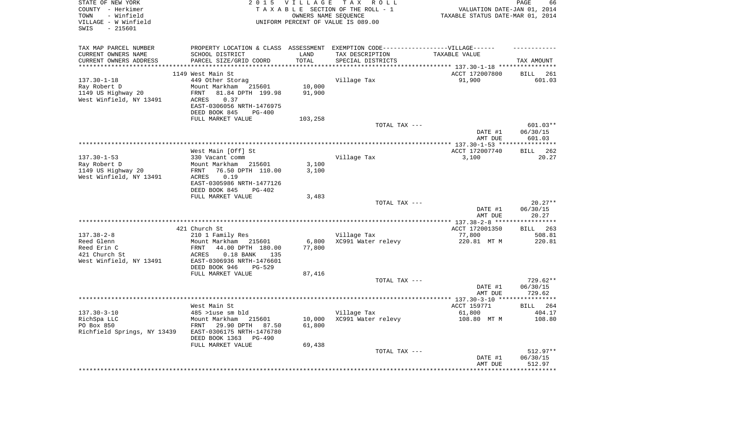STATE OF NEW YORK
COUNTY - Herkimer
TOWN - Winfield
VILLAGE - W Winfield
SWIS - 215601

2015 VILLAGE TAX ROLL
TAXABLE SECTION OF THE ROLL - 1
OWNERS NAME SEQUENCE
UNIFORM PERCENT OF VALUE IS 089.00

VALUATION DATE-JAN 01, 2014
TAXABLE STATUS DATE-MAR 01, 2014

| TAX MAP PARCEL NUMBER<br>CURRENT OWNERS NAME<br>CURRENT OWNERS ADDRESS | PROPERTY LOCATION & CLASS<br>SCHOOL DISTRICT<br>PARCEL SIZE/GRID COORD | ASSESSMENT<br>LAND<br>TOTAL | EXEMPTION CODE<br>TAX DESCRIPTION<br>SPECIAL DISTRICTS | VILLAGE<br>TAXABLE VALUE | TAX AMOUNT |
|---|---|---|---|---|---|
| 137.30-1-18 | 1149 West Main St | | | ACCT 172007800 | BILL 261 |
| 137.30-1-18 | 449 Other Storag | | Village Tax | 91,900 | 601.03 |
| Ray Robert D | Mount Markham 215601 | 10,000 | | | |
| 1149 US Highway 20 | FRNT 81.84 DPTH 199.98 | 91,900 | | | |
| West Winfield, NY 13491 | ACRES 0.37 | | | | |
| | EAST-0306056 NRTH-1476975 | | | | |
| | DEED BOOK 845 PG-400 | | | | |
| | FULL MARKET VALUE | 103,258 | | | |
| | | | TOTAL TAX --- | | 601.03** |
| | | | | DATE #1 | 06/30/15 |
| | | | | AMT DUE | 601.03 |
| 137.30-1-53 | West Main [Off] St | | | ACCT 172007740 | BILL 262 |
| 137.30-1-53 | 330 Vacant comm | | Village Tax | 3,100 | 20.27 |
| Ray Robert D | Mount Markham 215601 | 3,100 | | | |
| 1149 US Highway 20 | FRNT 76.50 DPTH 110.00 | 3,100 | | | |
| West Winfield, NY 13491 | ACRES 0.19 | | | | |
| | EAST-0305986 NRTH-1477126 | | | | |
| | DEED BOOK 845 PG-402 | | | | |
| | FULL MARKET VALUE | 3,483 | | | |
| | | | TOTAL TAX --- | | 20.27** |
| | | | | DATE #1 | 06/30/15 |
| | | | | AMT DUE | 20.27 |
| 137.38-2-8 | 421 Church St | | | ACCT 172001350 | BILL 263 |
| 137.38-2-8 | 210 1 Family Res | | Village Tax | 77,800 | 508.81 |
| Reed Glenn | Mount Markham 215601 | 6,800 | XC991 Water relevy | 220.81 MT M | 220.81 |
| Reed Erin C | FRNT 44.00 DPTH 180.00 | 77,800 | | | |
| 421 Church St | ACRES 0.18 BANK 135 | | | | |
| West Winfield, NY 13491 | EAST-0306936 NRTH-1476601 | | | | |
| | DEED BOOK 946 PG-529 | | | | |
| | FULL MARKET VALUE | 87,416 | | | |
| | | | TOTAL TAX --- | | 729.62** |
| | | | | DATE #1 | 06/30/15 |
| | | | | AMT DUE | 729.62 |
| 137.30-3-10 | West Main St | | | ACCT 159771 | BILL 264 |
| 137.30-3-10 | 485 >1use sm bld | | Village Tax | 61,800 | 404.17 |
| RichSpa LLC | Mount Markham 215601 | 10,000 | XC991 Water relevy | 108.80 MT M | 108.80 |
| PO Box 850 | FRNT 29.90 DPTH 87.50 | 61,800 | | | |
| Richfield Springs, NY 13439 | EAST-0306175 NRTH-1476780 | | | | |
| | DEED BOOK 1363 PG-490 | | | | |
| | FULL MARKET VALUE | 69,438 | | | |
| | | | TOTAL TAX --- | | 512.97** |
| | | | | DATE #1 | 06/30/15 |
| | | | | AMT DUE | 512.97 |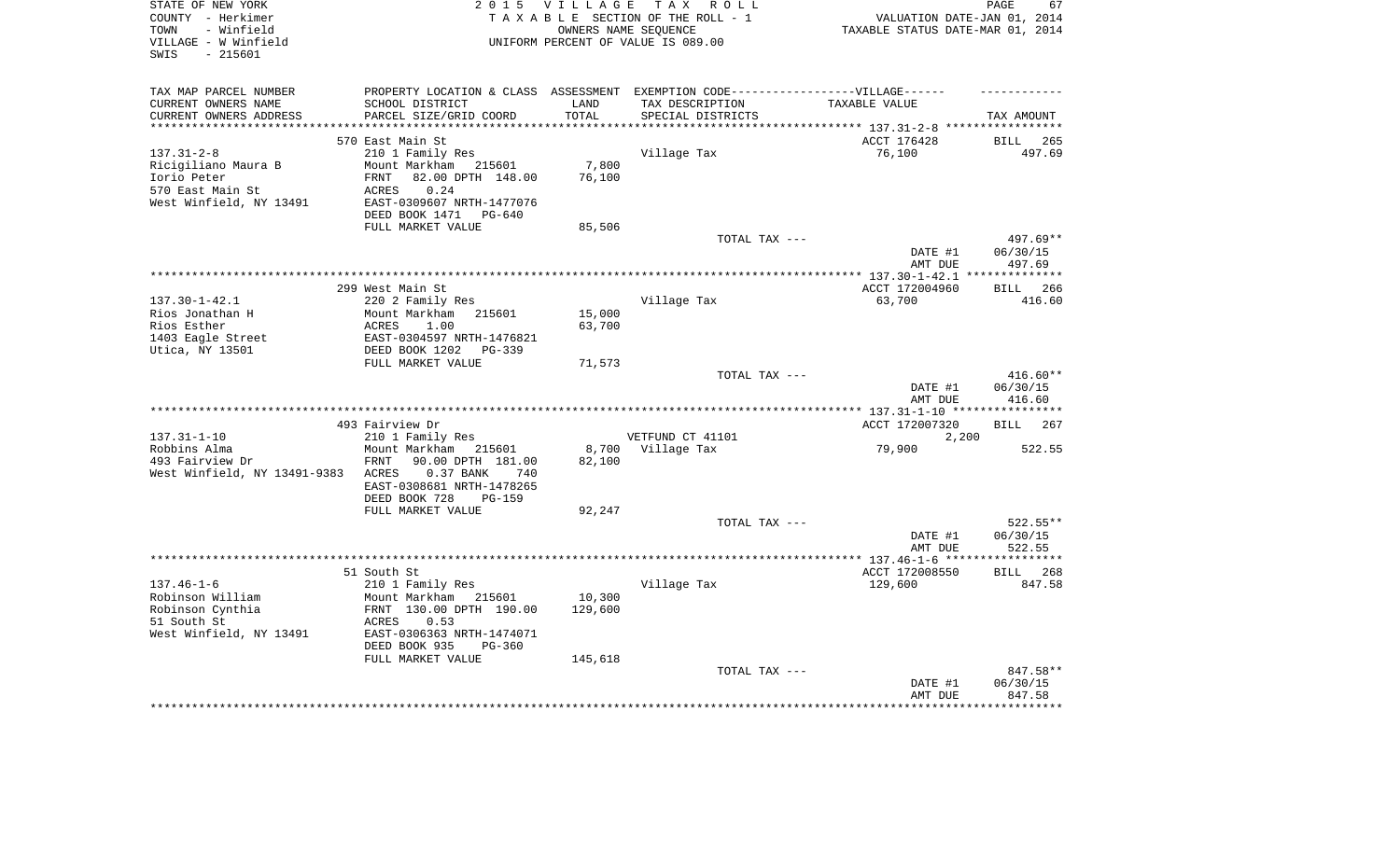STATE OF NEW YORK
COUNTY - Herkimer
TOWN - Winfield
VILLAGE - W Winfield
SWIS - 215601

2 0 1 5 V I L L A G E T A X R O L L
T A X A B L E SECTION OF THE ROLL - 1
OWNERS NAME SEQUENCE
UNIFORM PERCENT OF VALUE IS 089.00

VALUATION DATE-JAN 01, 2014
TAXABLE STATUS DATE-MAR 01, 2014

| TAX MAP PARCEL NUMBER / CURRENT OWNERS NAME / CURRENT OWNERS ADDRESS | PROPERTY LOCATION & CLASS / SCHOOL DISTRICT / PARCEL SIZE/GRID COORD | ASSESSMENT LAND / TOTAL | EXEMPTION CODE / TAX DESCRIPTION / SPECIAL DISTRICTS | TAXABLE VALUE | TAX AMOUNT |
|---|---|---|---|---|---|
| 137.31-2-8 | 570 East Main St | | | ACCT 176428 | BILL 265 |
| Ricigiliano Maura B | 210 1 Family Res | | Village Tax | 76,100 | 497.69 |
| Iorio Peter | Mount Markham 215601 | 7,800 | | | |
| 570 East Main St | FRNT 82.00 DPTH 148.00 | 76,100 | | | |
| West Winfield, NY 13491 | ACRES 0.24 | | | | |
| | EAST-0309607 NRTH-1477076 | | | | |
| | DEED BOOK 1471 PG-640 | | | | |
| | FULL MARKET VALUE | 85,506 | | | |
| | | | TOTAL TAX --- | | 497.69** |
| | | | | DATE #1 | 06/30/15 |
| | | | | AMT DUE | 497.69 |
| 137.30-1-42.1 | 299 West Main St | | | ACCT 172004960 | BILL 266 |
| Rios Jonathan H | 220 2 Family Res | | Village Tax | 63,700 | 416.60 |
| Rios Esther | Mount Markham 215601 | 15,000 | | | |
| 1403 Eagle Street | ACRES 1.00 | 63,700 | | | |
| Utica, NY 13501 | EAST-0304597 NRTH-1476821 | | | | |
| | DEED BOOK 1202 PG-339 | | | | |
| | FULL MARKET VALUE | 71,573 | | | |
| | | | TOTAL TAX --- | | 416.60** |
| | | | | DATE #1 | 06/30/15 |
| | | | | AMT DUE | 416.60 |
| 137.31-1-10 | 493 Fairview Dr | | | ACCT 172007320 | BILL 267 |
| Robbins Alma | 210 1 Family Res | | VETFUND CT 41101 | 2,200 | |
| 493 Fairview Dr | Mount Markham 215601 | 8,700 | Village Tax | 79,900 | 522.55 |
| West Winfield, NY 13491-9383 | FRNT 90.00 DPTH 181.00 | 82,100 | | | |
| | ACRES 0.37 BANK 740 | | | | |
| | EAST-0308681 NRTH-1478265 | | | | |
| | DEED BOOK 728 PG-159 | | | | |
| | FULL MARKET VALUE | 92,247 | | | |
| | | | TOTAL TAX --- | | 522.55** |
| | | | | DATE #1 | 06/30/15 |
| | | | | AMT DUE | 522.55 |
| 137.46-1-6 | 51 South St | | | ACCT 172008550 | BILL 268 |
| Robinson William | 210 1 Family Res | | Village Tax | 129,600 | 847.58 |
| Robinson Cynthia | Mount Markham 215601 | 10,300 | | | |
| 51 South St | FRNT 130.00 DPTH 190.00 | 129,600 | | | |
| West Winfield, NY 13491 | ACRES 0.53 | | | | |
| | EAST-0306363 NRTH-1474071 | | | | |
| | DEED BOOK 935 PG-360 | | | | |
| | FULL MARKET VALUE | 145,618 | | | |
| | | | TOTAL TAX --- | | 847.58** |
| | | | | DATE #1 | 06/30/15 |
| | | | | AMT DUE | 847.58 |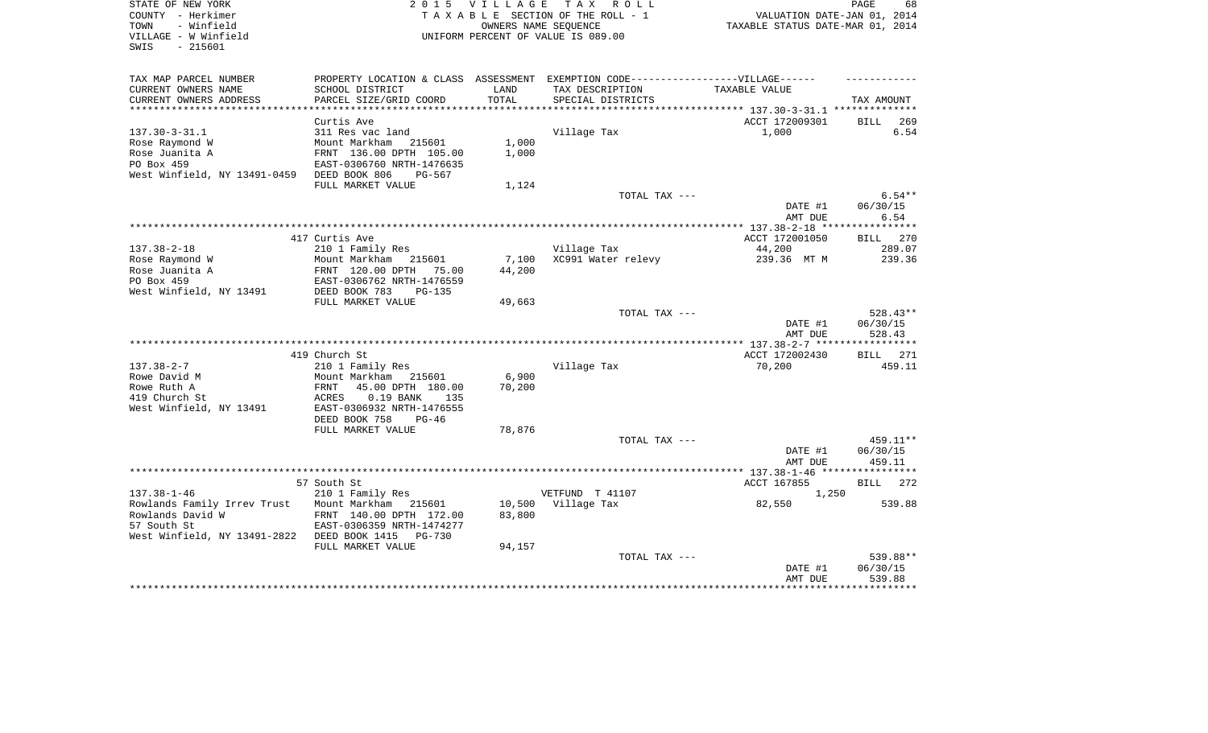STATE OF NEW YORK | COUNTY - Herkimer | TOWN - Winfield | VILLAGE - W Winfield | SWIS - 215601

**2015 VILLAGE TAX ROLL**
TAXABLE SECTION OF THE ROLL - 1
OWNERS NAME SEQUENCE
UNIFORM PERCENT OF VALUE IS 089.00

VALUATION DATE-JAN 01, 2014
TAXABLE STATUS DATE-MAR 01, 2014

| TAX MAP PARCEL NUMBER / CURRENT OWNERS NAME / CURRENT OWNERS ADDRESS | PROPERTY LOCATION & CLASS / SCHOOL DISTRICT / PARCEL SIZE/GRID COORD | ASSESSMENT LAND / TOTAL | EXEMPTION CODE / TAX DESCRIPTION / SPECIAL DISTRICTS | VILLAGE TAXABLE VALUE | TAX AMOUNT |
|---|---|---|---|---|---|
| **137.30-3-31.1** | Curtis Ave | | | ACCT 172009301 | BILL 269 |
| | 311 Res vac land | | Village Tax | 1,000 | 6.54 |
| Rose Raymond W | Mount Markham 215601 | 1,000 | | | |
| Rose Juanita A | FRNT 136.00 DPTH 105.00 | 1,000 | | | |
| PO Box 459 | EAST-0306760 NRTH-1476635 | | | | |
| West Winfield, NY 13491-0459 | DEED BOOK 806 PG-567 | | | | |
| | FULL MARKET VALUE | 1,124 | | | |
| | | | TOTAL TAX --- | | 6.54** |
| | | | | DATE #1 | 06/30/15 |
| | | | | AMT DUE | 6.54 |
| **137.38-2-18** | 417 Curtis Ave | | | ACCT 172001050 | BILL 270 |
| | 210 1 Family Res | | Village Tax | 44,200 | 289.07 |
| Rose Raymond W | Mount Markham 215601 | 7,100 | XC991 Water relevy | 239.36 MT M | 239.36 |
| Rose Juanita A | FRNT 120.00 DPTH 75.00 | 44,200 | | | |
| PO Box 459 | EAST-0306762 NRTH-1476559 | | | | |
| West Winfield, NY 13491 | DEED BOOK 783 PG-135 | | | | |
| | FULL MARKET VALUE | 49,663 | | | |
| | | | TOTAL TAX --- | | 528.43** |
| | | | | DATE #1 | 06/30/15 |
| | | | | AMT DUE | 528.43 |
| **137.38-2-7** | 419 Church St | | | ACCT 172002430 | BILL 271 |
| | 210 1 Family Res | | Village Tax | 70,200 | 459.11 |
| Rowe David M | Mount Markham 215601 | 6,900 | | | |
| Rowe Ruth A | FRNT 45.00 DPTH 180.00 | 70,200 | | | |
| 419 Church St | ACRES 0.19 BANK 135 | | | | |
| West Winfield, NY 13491 | EAST-0306932 NRTH-1476555 | | | | |
| | DEED BOOK 758 PG-46 | | | | |
| | FULL MARKET VALUE | 78,876 | | | |
| | | | TOTAL TAX --- | | 459.11** |
| | | | | DATE #1 | 06/30/15 |
| | | | | AMT DUE | 459.11 |
| **137.38-1-46** | 57 South St | | | ACCT 167855 | BILL 272 |
| | 210 1 Family Res | | VETFUND T 41107 | 1,250 | |
| Rowlands Family Irrev Trust | Mount Markham 215601 | 10,500 | Village Tax | 82,550 | 539.88 |
| Rowlands David W | FRNT 140.00 DPTH 172.00 | 83,800 | | | |
| 57 South St | EAST-0306359 NRTH-1474277 | | | | |
| West Winfield, NY 13491-2822 | DEED BOOK 1415 PG-730 | | | | |
| | FULL MARKET VALUE | 94,157 | | | |
| | | | TOTAL TAX --- | | 539.88** |
| | | | | DATE #1 | 06/30/15 |
| | | | | AMT DUE | 539.88 |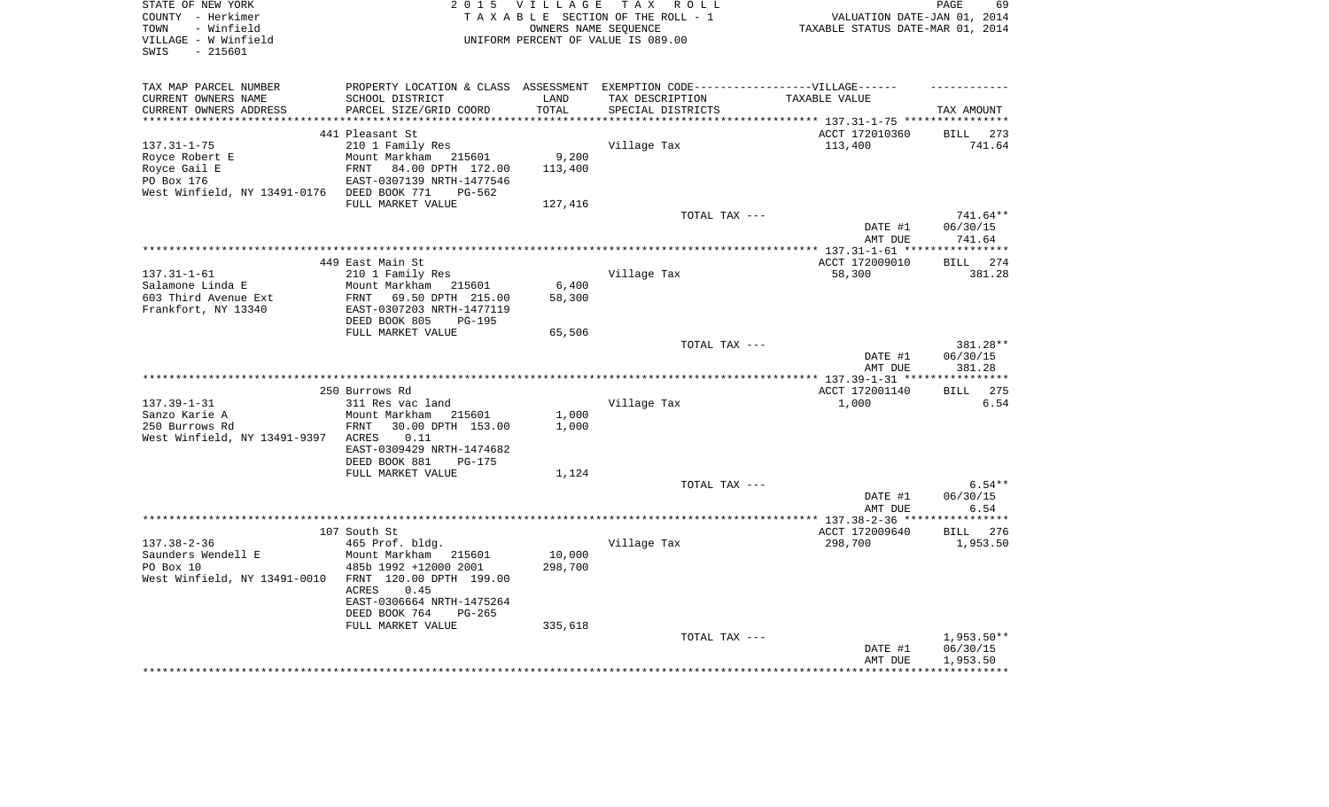STATE OF NEW YORK
COUNTY - Herkimer
TOWN - Winfield
VILLAGE - W Winfield
SWIS - 215601

2015 VILLAGE TAX ROLL
TAXABLE SECTION OF THE ROLL - 1
OWNERS NAME SEQUENCE
UNIFORM PERCENT OF VALUE IS 089.00

VALUATION DATE-JAN 01, 2014
TAXABLE STATUS DATE-MAR 01, 2014

| TAX MAP PARCEL NUMBER / CURRENT OWNERS NAME / CURRENT OWNERS ADDRESS | PROPERTY LOCATION & CLASS / SCHOOL DISTRICT / PARCEL SIZE/GRID COORD | ASSESSMENT LAND / TOTAL | EXEMPTION CODE / TAX DESCRIPTION / SPECIAL DISTRICTS | VILLAGE TAXABLE VALUE | TAX AMOUNT |
|---|---|---|---|---|---|
| | 441 Pleasant St | | | ACCT 172010360 | BILL 273 |
| 137.31-1-75 | 210 1 Family Res | | Village Tax | 113,400 | 741.64 |
| Royce Robert E | Mount Markham 215601 | 9,200 | | | |
| Royce Gail E | FRNT 84.00 DPTH 172.00 | 113,400 | | | |
| PO Box 176 | EAST-0307139 NRTH-1477546 | | | | |
| West Winfield, NY 13491-0176 | DEED BOOK 771 PG-562 | | | | |
| | FULL MARKET VALUE | 127,416 | | | |
| | | | TOTAL TAX --- | | 741.64** |
| | | | | DATE #1 | 06/30/15 |
| | | | | AMT DUE | 741.64 |
| | 449 East Main St | | | ACCT 172009010 | BILL 274 |
| 137.31-1-61 | 210 1 Family Res | | Village Tax | 58,300 | 381.28 |
| Salamone Linda E | Mount Markham 215601 | 6,400 | | | |
| 603 Third Avenue Ext | FRNT 69.50 DPTH 215.00 | 58,300 | | | |
| Frankfort, NY 13340 | EAST-0307203 NRTH-1477119 | | | | |
| | DEED BOOK 805 PG-195 | | | | |
| | FULL MARKET VALUE | 65,506 | | | |
| | | | TOTAL TAX --- | | 381.28** |
| | | | | DATE #1 | 06/30/15 |
| | | | | AMT DUE | 381.28 |
| | 250 Burrows Rd | | | ACCT 172001140 | BILL 275 |
| 137.39-1-31 | 311 Res vac land | | Village Tax | 1,000 | 6.54 |
| Sanzo Karie A | Mount Markham 215601 | 1,000 | | | |
| 250 Burrows Rd | FRNT 30.00 DPTH 153.00 | 1,000 | | | |
| West Winfield, NY 13491-9397 | ACRES 0.11 | | | | |
| | EAST-0309429 NRTH-1474682 | | | | |
| | DEED BOOK 881 PG-175 | | | | |
| | FULL MARKET VALUE | 1,124 | | | |
| | | | TOTAL TAX --- | | 6.54** |
| | | | | DATE #1 | 06/30/15 |
| | | | | AMT DUE | 6.54 |
| | 107 South St | | | ACCT 172009640 | BILL 276 |
| 137.38-2-36 | 465 Prof. bldg. | | Village Tax | 298,700 | 1,953.50 |
| Saunders Wendell E | Mount Markham 215601 | 10,000 | | | |
| PO Box 10 | 485b 1992 +12000 2001 | 298,700 | | | |
| West Winfield, NY 13491-0010 | FRNT 120.00 DPTH 199.00 | | | | |
| | ACRES 0.45 | | | | |
| | EAST-0306664 NRTH-1475264 | | | | |
| | DEED BOOK 764 PG-265 | | | | |
| | FULL MARKET VALUE | 335,618 | | | |
| | | | TOTAL TAX --- | | 1,953.50** |
| | | | | DATE #1 | 06/30/15 |
| | | | | AMT DUE | 1,953.50 |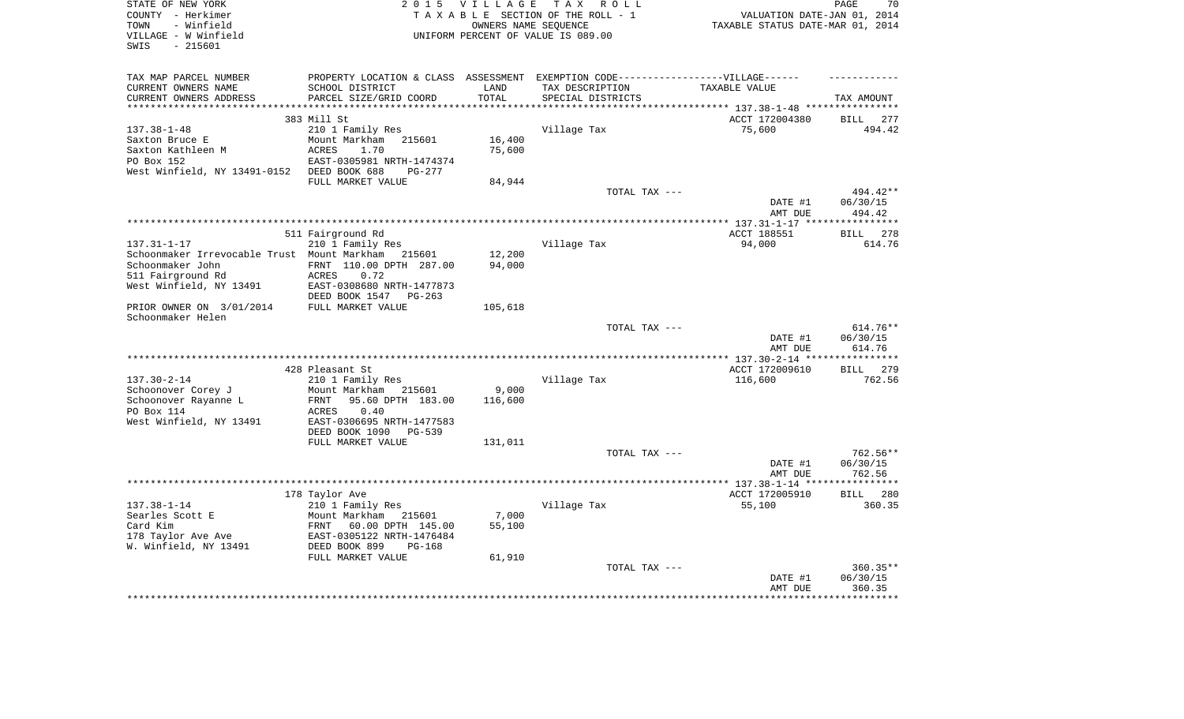STATE OF NEW YORK
COUNTY - Herkimer
TOWN - Winfield
VILLAGE - W Winfield
SWIS - 215601

2 0 1 5 V I L L A G E T A X R O L L
T A X A B L E SECTION OF THE ROLL - 1
OWNERS NAME SEQUENCE
UNIFORM PERCENT OF VALUE IS 089.00

VALUATION DATE-JAN 01, 2014
TAXABLE STATUS DATE-MAR 01, 2014

| TAX MAP PARCEL NUMBER<br>CURRENT OWNERS NAME<br>CURRENT OWNERS ADDRESS | PROPERTY LOCATION & CLASS<br>SCHOOL DISTRICT<br>PARCEL SIZE/GRID COORD | ASSESSMENT<br>LAND<br>TOTAL | EXEMPTION CODE------VILLAGE------<br>TAX DESCRIPTION<br>SPECIAL DISTRICTS | TAXABLE VALUE | TAX AMOUNT |
|---|---|---|---|---|---|
| | 383 Mill St | | | ACCT 172004380 | BILL 277 |
| 137.38-1-48 | 210 1 Family Res | | Village Tax | 75,600 | 494.42 |
| Saxton Bruce E | Mount Markham 215601 | 16,400 | | | |
| Saxton Kathleen M | ACRES 1.70 | 75,600 | | | |
| PO Box 152 | EAST-0305981 NRTH-1474374 | | | | |
| West Winfield, NY 13491-0152 | DEED BOOK 688 PG-277 | | | | |
| | FULL MARKET VALUE | 84,944 | | | |
| | | | TOTAL TAX --- | | 494.42** |
| | | | | DATE #1 | 06/30/15 |
| | | | | AMT DUE | 494.42 |
| | 511 Fairground Rd | | | ACCT 188551 | BILL 278 |
| 137.31-1-17 | 210 1 Family Res | | Village Tax | 94,000 | 614.76 |
| Schoonmaker Irrevocable Trust | Mount Markham 215601 | 12,200 | | | |
| Schoonmaker John | FRNT 110.00 DPTH 287.00 | 94,000 | | | |
| 511 Fairground Rd | ACRES 0.72 | | | | |
| West Winfield, NY 13491 | EAST-0308680 NRTH-1477873 | | | | |
| | DEED BOOK 1547 PG-263 | | | | |
| PRIOR OWNER ON 3/01/2014 | FULL MARKET VALUE | 105,618 | | | |
| Schoonmaker Helen | | | | | |
| | | | TOTAL TAX --- | | 614.76** |
| | | | | DATE #1 | 06/30/15 |
| | | | | AMT DUE | 614.76 |
| | 428 Pleasant St | | | ACCT 172009610 | BILL 279 |
| 137.30-2-14 | 210 1 Family Res | | Village Tax | 116,600 | 762.56 |
| Schoonover Corey J | Mount Markham 215601 | 9,000 | | | |
| Schoonover Rayanne L | FRNT 95.60 DPTH 183.00 | 116,600 | | | |
| PO Box 114 | ACRES 0.40 | | | | |
| West Winfield, NY 13491 | EAST-0306695 NRTH-1477583 | | | | |
| | DEED BOOK 1090 PG-539 | | | | |
| | FULL MARKET VALUE | 131,011 | | | |
| | | | TOTAL TAX --- | | 762.56** |
| | | | | DATE #1 | 06/30/15 |
| | | | | AMT DUE | 762.56 |
| | 178 Taylor Ave | | | ACCT 172005910 | BILL 280 |
| 137.38-1-14 | 210 1 Family Res | | Village Tax | 55,100 | 360.35 |
| Searles Scott E | Mount Markham 215601 | 7,000 | | | |
| Card Kim | FRNT 60.00 DPTH 145.00 | 55,100 | | | |
| 178 Taylor Ave Ave | EAST-0305122 NRTH-1476484 | | | | |
| W. Winfield, NY 13491 | DEED BOOK 899 PG-168 | | | | |
| | FULL MARKET VALUE | 61,910 | | | |
| | | | TOTAL TAX --- | | 360.35** |
| | | | | DATE #1 | 06/30/15 |
| | | | | AMT DUE | 360.35 |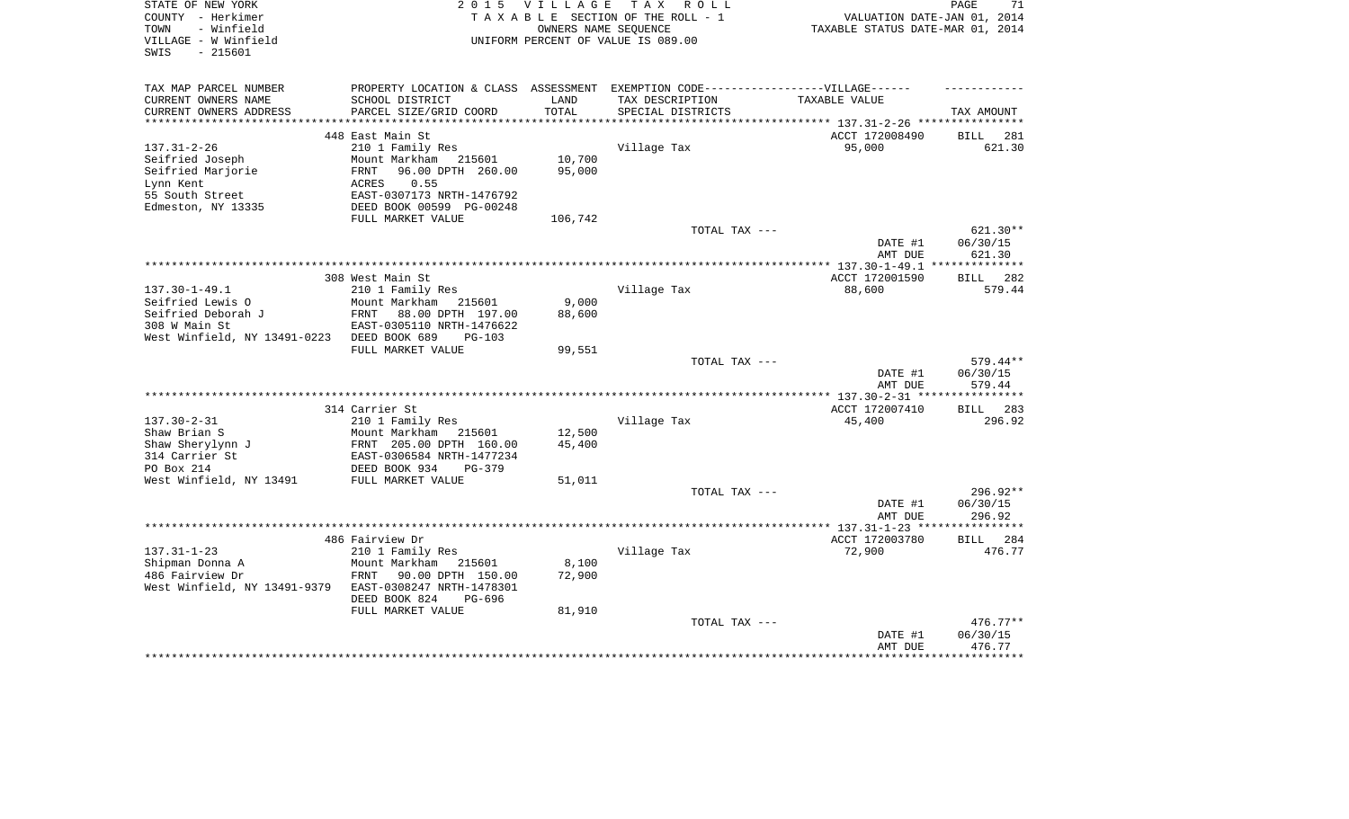STATE OF NEW YORK
COUNTY - Herkimer
TOWN - Winfield
VILLAGE - W Winfield
SWIS - 215601

2 0 1 5 V I L L A G E T A X R O L L
T A X A B L E SECTION OF THE ROLL - 1
OWNERS NAME SEQUENCE
UNIFORM PERCENT OF VALUE IS 089.00

VALUATION DATE-JAN 01, 2014
TAXABLE STATUS DATE-MAR 01, 2014

| TAX MAP PARCEL NUMBER / CURRENT OWNERS NAME / CURRENT OWNERS ADDRESS | PROPERTY LOCATION & CLASS / SCHOOL DISTRICT / PARCEL SIZE/GRID COORD | ASSESSMENT LAND / TOTAL | EXEMPTION CODE / TAX DESCRIPTION / SPECIAL DISTRICTS | TAXABLE VALUE | TAX AMOUNT |
|---|---|---|---|---|---|
| 137.31-2-26 | 448 East Main St | | | ACCT 172008490 | BILL 281 |
| Seifried Joseph | 210 1 Family Res | | Village Tax | 95,000 | 621.30 |
| Seifried Marjorie | Mount Markham 215601 | 10,700 | | | |
| Lynn Kent | FRNT 96.00 DPTH 260.00 | 95,000 | | | |
| 55 South Street | ACRES 0.55 | | | | |
| Edmeston, NY 13335 | EAST-0307173 NRTH-1476792 | | | | |
| | DEED BOOK 00599 PG-00248 | | | | |
| | FULL MARKET VALUE | 106,742 | | | |
| | | | TOTAL TAX --- | | 621.30** |
| | | | | DATE #1 | 06/30/15 |
| | | | | AMT DUE | 621.30 |
| 137.30-1-49.1 | 308 West Main St | | | ACCT 172001590 | BILL 282 |
| Seifried Lewis O | 210 1 Family Res | | Village Tax | 88,600 | 579.44 |
| Seifried Deborah J | Mount Markham 215601 | 9,000 | | | |
| 308 W Main St | FRNT 88.00 DPTH 197.00 | 88,600 | | | |
| West Winfield, NY 13491-0223 | EAST-0305110 NRTH-1476622 | | | | |
| | DEED BOOK 689 PG-103 | | | | |
| | FULL MARKET VALUE | 99,551 | | | |
| | | | TOTAL TAX --- | | 579.44** |
| | | | | DATE #1 | 06/30/15 |
| | | | | AMT DUE | 579.44 |
| 137.30-2-31 | 314 Carrier St | | | ACCT 172007410 | BILL 283 |
| Shaw Brian S | 210 1 Family Res | | Village Tax | 45,400 | 296.92 |
| Shaw Sherylynn J | Mount Markham 215601 | 12,500 | | | |
| 314 Carrier St | FRNT 205.00 DPTH 160.00 | 45,400 | | | |
| PO Box 214 | EAST-0306584 NRTH-1477234 | | | | |
| West Winfield, NY 13491 | DEED BOOK 934 PG-379 | | | | |
| | FULL MARKET VALUE | 51,011 | | | |
| | | | TOTAL TAX --- | | 296.92** |
| | | | | DATE #1 | 06/30/15 |
| | | | | AMT DUE | 296.92 |
| 137.31-1-23 | 486 Fairview Dr | | | ACCT 172003780 | BILL 284 |
| Shipman Donna A | 210 1 Family Res | | Village Tax | 72,900 | 476.77 |
| 486 Fairview Dr | Mount Markham 215601 | 8,100 | | | |
| West Winfield, NY 13491-9379 | FRNT 90.00 DPTH 150.00 | 72,900 | | | |
| | EAST-0308247 NRTH-1478301 | | | | |
| | DEED BOOK 824 PG-696 | | | | |
| | FULL MARKET VALUE | 81,910 | | | |
| | | | TOTAL TAX --- | | 476.77** |
| | | | | DATE #1 | 06/30/15 |
| | | | | AMT DUE | 476.77 |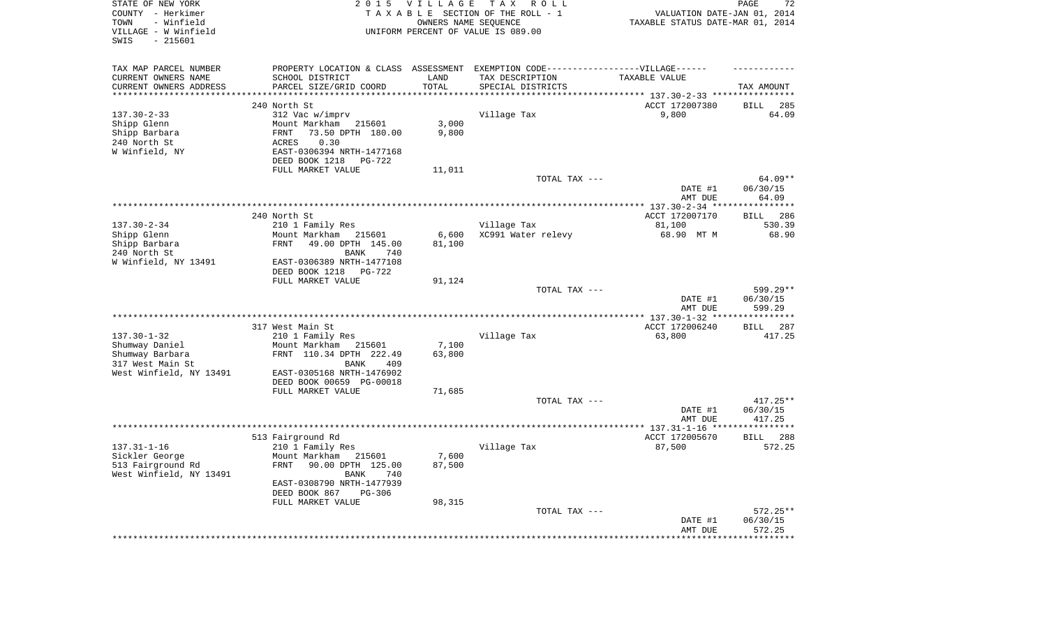STATE OF NEW YORK
COUNTY - Herkimer
TOWN - Winfield
VILLAGE - W Winfield
SWIS - 215601

2015 VILLAGE TAX ROLL
TAXABLE SECTION OF THE ROLL - 1
OWNERS NAME SEQUENCE
UNIFORM PERCENT OF VALUE IS 089.00

VALUATION DATE-JAN 01, 2014
TAXABLE STATUS DATE-MAR 01, 2014

| TAX MAP PARCEL NUMBER<br>CURRENT OWNERS NAME<br>CURRENT OWNERS ADDRESS | PROPERTY LOCATION & CLASS<br>SCHOOL DISTRICT<br>PARCEL SIZE/GRID COORD | ASSESSMENT<br>LAND<br>TOTAL | EXEMPTION CODE------VILLAGE------<br>TAX DESCRIPTION<br>SPECIAL DISTRICTS | TAXABLE VALUE | TAX AMOUNT |
|---|---|---|---|---|---|
| **137.30-2-33** | 240 North St | | | ACCT 172007380 | BILL 285 |
| 137.30-2-33 | 312 Vac w/imprv | | Village Tax | 9,800 | 64.09 |
| Shipp Glenn | Mount Markham 215601 | 3,000 | | | |
| Shipp Barbara | FRNT 73.50 DPTH 180.00 | 9,800 | | | |
| 240 North St | ACRES 0.30 | | | | |
| W Winfield, NY | EAST-0306394 NRTH-1477168 | | | | |
| | DEED BOOK 1218 PG-722 | | | | |
| | FULL MARKET VALUE | 11,011 | | | |
| | | | TOTAL TAX --- | | 64.09** |
| | | | | DATE #1 | 06/30/15 |
| | | | | AMT DUE | 64.09 |
| **137.30-2-34** | 240 North St | | | ACCT 172007170 | BILL 286 |
| 137.30-2-34 | 210 1 Family Res | | Village Tax | 81,100 | 530.39 |
| Shipp Glenn | Mount Markham 215601 | 6,600 | XC991 Water relevy | 68.90 MT M | 68.90 |
| Shipp Barbara | FRNT 49.00 DPTH 145.00 | 81,100 | | | |
| 240 North St | BANK 740 | | | | |
| W Winfield, NY 13491 | EAST-0306389 NRTH-1477108 | | | | |
| | DEED BOOK 1218 PG-722 | | | | |
| | FULL MARKET VALUE | 91,124 | | | |
| | | | TOTAL TAX --- | | 599.29** |
| | | | | DATE #1 | 06/30/15 |
| | | | | AMT DUE | 599.29 |
| **137.30-1-32** | 317 West Main St | | | ACCT 172006240 | BILL 287 |
| 137.30-1-32 | 210 1 Family Res | | Village Tax | 63,800 | 417.25 |
| Shumway Daniel | Mount Markham 215601 | 7,100 | | | |
| Shumway Barbara | FRNT 110.34 DPTH 222.49 | 63,800 | | | |
| 317 West Main St | BANK 409 | | | | |
| West Winfield, NY 13491 | EAST-0305168 NRTH-1476902 | | | | |
| | DEED BOOK 00659 PG-00018 | | | | |
| | FULL MARKET VALUE | 71,685 | | | |
| | | | TOTAL TAX --- | | 417.25** |
| | | | | DATE #1 | 06/30/15 |
| | | | | AMT DUE | 417.25 |
| **137.31-1-16** | 513 Fairground Rd | | | ACCT 172005670 | BILL 288 |
| 137.31-1-16 | 210 1 Family Res | | Village Tax | 87,500 | 572.25 |
| Sickler George | Mount Markham 215601 | 7,600 | | | |
| 513 Fairground Rd | FRNT 90.00 DPTH 125.00 | 87,500 | | | |
| West Winfield, NY 13491 | BANK 740 | | | | |
| | EAST-0308790 NRTH-1477939 | | | | |
| | DEED BOOK 867 PG-306 | | | | |
| | FULL MARKET VALUE | 98,315 | | | |
| | | | TOTAL TAX --- | | 572.25** |
| | | | | DATE #1 | 06/30/15 |
| | | | | AMT DUE | 572.25 |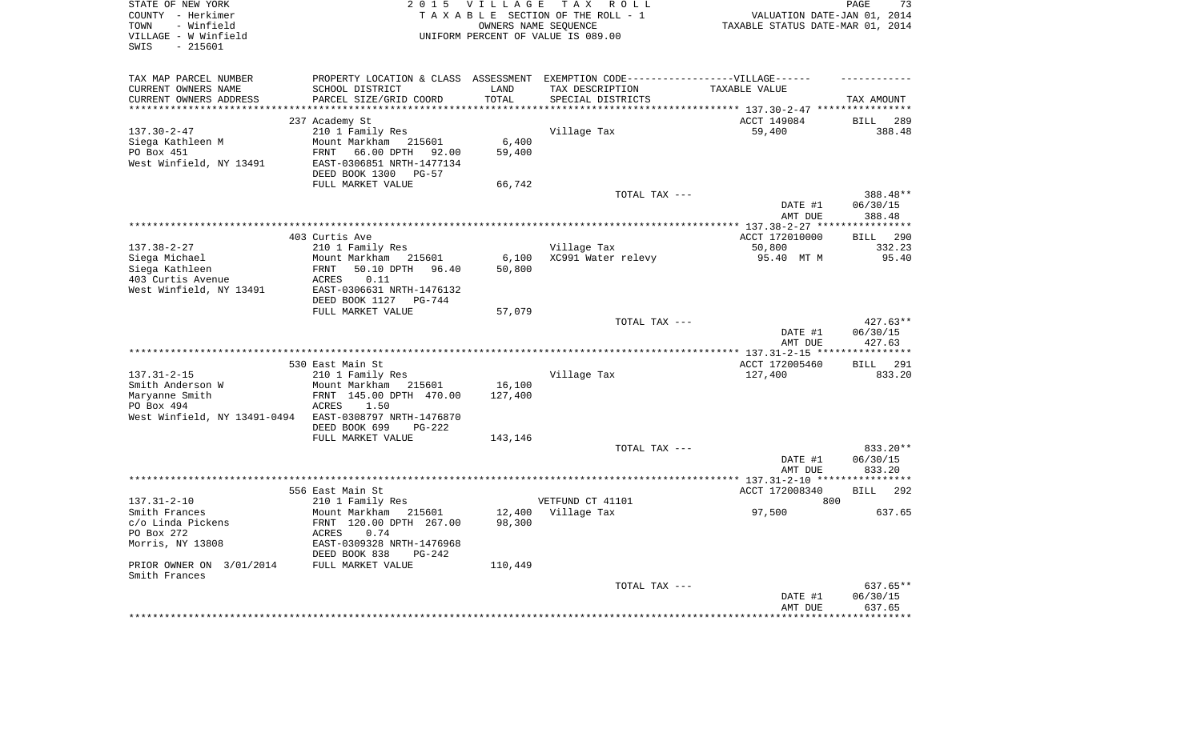STATE OF NEW YORK
COUNTY - Herkimer
TOWN - Winfield
VILLAGE - W Winfield
SWIS - 215601

2015 VILLAGE TAX ROLL
TAXABLE SECTION OF THE ROLL - 1
OWNERS NAME SEQUENCE
UNIFORM PERCENT OF VALUE IS 089.00

VALUATION DATE-JAN 01, 2014
TAXABLE STATUS DATE-MAR 01, 2014

| TAX MAP PARCEL NUMBER / CURRENT OWNERS NAME / CURRENT OWNERS ADDRESS | PROPERTY LOCATION & CLASS / SCHOOL DISTRICT / PARCEL SIZE/GRID COORD | ASSESSMENT LAND / TOTAL | EXEMPTION CODE / TAX DESCRIPTION / SPECIAL DISTRICTS | TAXABLE VALUE | TAX AMOUNT |
|---|---|---|---|---|---|
| **137.30-2-47** | 237 Academy St | | | ACCT 149084 | BILL 289 |
| | 210 1 Family Res | | Village Tax | 59,400 | 388.48 |
| Siega Kathleen M | Mount Markham 215601 | 6,400 | | | |
| PO Box 451 | FRNT 66.00 DPTH 92.00 | 59,400 | | | |
| West Winfield, NY 13491 | EAST-0306851 NRTH-1477134 | | | | |
| | DEED BOOK 1300 PG-57 | | | | |
| | FULL MARKET VALUE | 66,742 | | | |
| | | | TOTAL TAX --- | | 388.48** |
| | | | | DATE #1 | 06/30/15 |
| | | | | AMT DUE | 388.48 |
| **137.38-2-27** | 403 Curtis Ave | | | ACCT 172010000 | BILL 290 |
| | 210 1 Family Res | | Village Tax | 50,800 | 332.23 |
| Siega Michael | Mount Markham 215601 | 6,100 | XC991 Water relevy | 95.40 MT M | 95.40 |
| Siega Kathleen | FRNT 50.10 DPTH 96.40 | 50,800 | | | |
| 403 Curtis Avenue | ACRES 0.11 | | | | |
| West Winfield, NY 13491 | EAST-0306631 NRTH-1476132 | | | | |
| | DEED BOOK 1127 PG-744 | | | | |
| | FULL MARKET VALUE | 57,079 | | | |
| | | | TOTAL TAX --- | | 427.63** |
| | | | | DATE #1 | 06/30/15 |
| | | | | AMT DUE | 427.63 |
| **137.31-2-15** | 530 East Main St | | | ACCT 172005460 | BILL 291 |
| | 210 1 Family Res | | Village Tax | 127,400 | 833.20 |
| Smith Anderson W | Mount Markham 215601 | 16,100 | | | |
| Maryanne Smith | FRNT 145.00 DPTH 470.00 | 127,400 | | | |
| PO Box 494 | ACRES 1.50 | | | | |
| West Winfield, NY 13491-0494 | EAST-0308797 NRTH-1476870 | | | | |
| | DEED BOOK 699 PG-222 | | | | |
| | FULL MARKET VALUE | 143,146 | | | |
| | | | TOTAL TAX --- | | 833.20** |
| | | | | DATE #1 | 06/30/15 |
| | | | | AMT DUE | 833.20 |
| **137.31-2-10** | 556 East Main St | | | ACCT 172008340 | BILL 292 |
| | 210 1 Family Res | | VETFUND CT 41101 | 800 | |
| Smith Frances | Mount Markham 215601 | 12,400 | Village Tax | 97,500 | 637.65 |
| c/o Linda Pickens | FRNT 120.00 DPTH 267.00 | 98,300 | | | |
| PO Box 272 | ACRES 0.74 | | | | |
| Morris, NY 13808 | EAST-0309328 NRTH-1476968 | | | | |
| | DEED BOOK 838 PG-242 | | | | |
| PRIOR OWNER ON 3/01/2014 | FULL MARKET VALUE | 110,449 | | | |
| Smith Frances | | | | | |
| | | | TOTAL TAX --- | | 637.65** |
| | | | | DATE #1 | 06/30/15 |
| | | | | AMT DUE | 637.65 |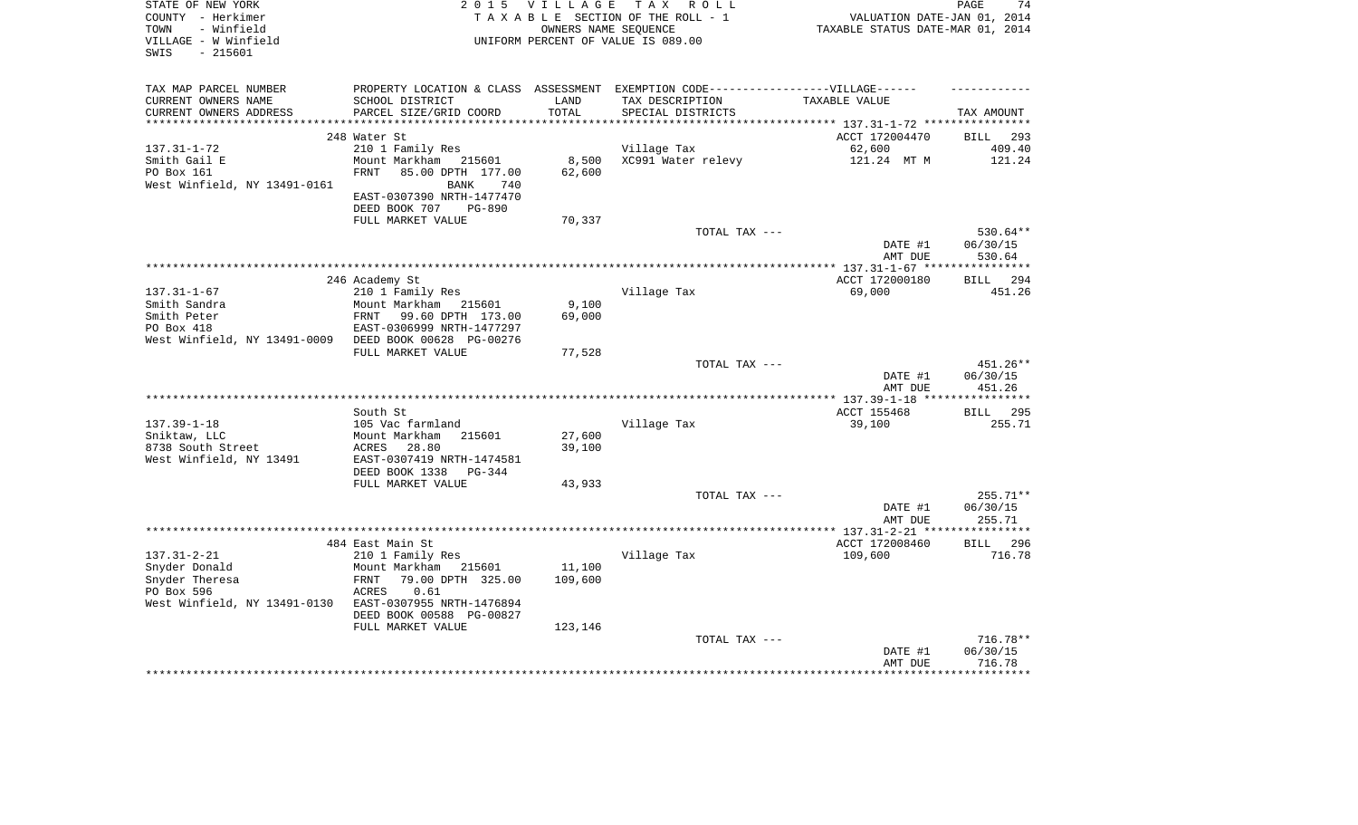STATE OF NEW YORK
COUNTY - Herkimer
TOWN - Winfield
VILLAGE - W Winfield
SWIS - 215601

2 0 1 5 V I L L A G E T A X R O L L
T A X A B L E SECTION OF THE ROLL - 1
OWNERS NAME SEQUENCE
UNIFORM PERCENT OF VALUE IS 089.00

VALUATION DATE-JAN 01, 2014
TAXABLE STATUS DATE-MAR 01, 2014

| TAX MAP PARCEL NUMBER<br>CURRENT OWNERS NAME<br>CURRENT OWNERS ADDRESS | PROPERTY LOCATION & CLASS<br>SCHOOL DISTRICT<br>PARCEL SIZE/GRID COORD | ASSESSMENT<br>LAND<br>TOTAL | EXEMPTION CODE-----VILLAGE------<br>TAX DESCRIPTION<br>SPECIAL DISTRICTS | TAXABLE VALUE | TAX AMOUNT |
|---|---|---|---|---|---|
| **137.31-1-72** | 248 Water St | | | ACCT 172004470 | BILL 293 |
| 137.31-1-72 | 210 1 Family Res | | Village Tax | 62,600 | 409.40 |
| Smith Gail E | Mount Markham 215601 | 8,500 | XC991 Water relevy | 121.24 MT M | 121.24 |
| PO Box 161 | FRNT 85.00 DPTH 177.00 | 62,600 | | | |
| West Winfield, NY 13491-0161 | BANK 740 | | | | |
| | EAST-0307390 NRTH-1477470 | | | | |
| | DEED BOOK 707 PG-890 | | | | |
| | FULL MARKET VALUE | 70,337 | | | |
| | | | TOTAL TAX --- | | 530.64** |
| | | | | DATE #1 | 06/30/15 |
| | | | | AMT DUE | 530.64 |
| **137.31-1-67** | 246 Academy St | | | ACCT 172000180 | BILL 294 |
| 137.31-1-67 | 210 1 Family Res | | Village Tax | 69,000 | 451.26 |
| Smith Sandra | Mount Markham 215601 | 9,100 | | | |
| Smith Peter | FRNT 99.60 DPTH 173.00 | 69,000 | | | |
| PO Box 418 | EAST-0306999 NRTH-1477297 | | | | |
| West Winfield, NY 13491-0009 | DEED BOOK 00628 PG-00276 | | | | |
| | FULL MARKET VALUE | 77,528 | | | |
| | | | TOTAL TAX --- | | 451.26** |
| | | | | DATE #1 | 06/30/15 |
| | | | | AMT DUE | 451.26 |
| **137.39-1-18** | South St | | | ACCT 155468 | BILL 295 |
| 137.39-1-18 | 105 Vac farmland | | Village Tax | 39,100 | 255.71 |
| Sniktaw, LLC | Mount Markham 215601 | 27,600 | | | |
| 8738 South Street | ACRES 28.80 | 39,100 | | | |
| West Winfield, NY 13491 | EAST-0307419 NRTH-1474581 | | | | |
| | DEED BOOK 1338 PG-344 | | | | |
| | FULL MARKET VALUE | 43,933 | | | |
| | | | TOTAL TAX --- | | 255.71** |
| | | | | DATE #1 | 06/30/15 |
| | | | | AMT DUE | 255.71 |
| **137.31-2-21** | 484 East Main St | | | ACCT 172008460 | BILL 296 |
| 137.31-2-21 | 210 1 Family Res | | Village Tax | 109,600 | 716.78 |
| Snyder Donald | Mount Markham 215601 | 11,100 | | | |
| Snyder Theresa | FRNT 79.00 DPTH 325.00 | 109,600 | | | |
| PO Box 596 | ACRES 0.61 | | | | |
| West Winfield, NY 13491-0130 | EAST-0307955 NRTH-1476894 | | | | |
| | DEED BOOK 00588 PG-00827 | | | | |
| | FULL MARKET VALUE | 123,146 | | | |
| | | | TOTAL TAX --- | | 716.78** |
| | | | | DATE #1 | 06/30/15 |
| | | | | AMT DUE | 716.78 |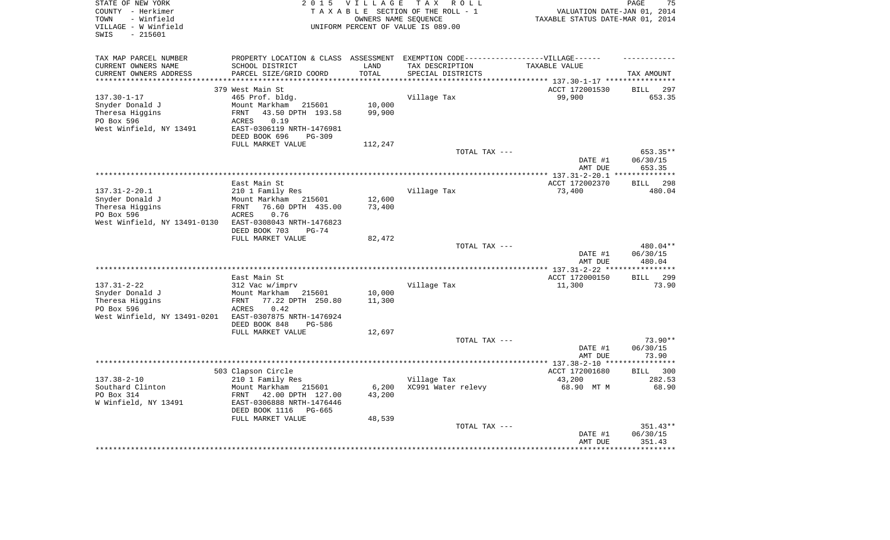STATE OF NEW YORK
COUNTY - Herkimer
TOWN - Winfield
VILLAGE - W Winfield
SWIS - 215601

2015 VILLAGE TAX ROLL
TAXABLE SECTION OF THE ROLL - 1
OWNERS NAME SEQUENCE
UNIFORM PERCENT OF VALUE IS 089.00

VALUATION DATE-JAN 01, 2014
TAXABLE STATUS DATE-MAR 01, 2014

| TAX MAP PARCEL NUMBER<br>CURRENT OWNERS NAME<br>CURRENT OWNERS ADDRESS | PROPERTY LOCATION & CLASS<br>SCHOOL DISTRICT<br>PARCEL SIZE/GRID COORD | ASSESSMENT<br>LAND<br>TOTAL | EXEMPTION CODE------VILLAGE------<br>TAX DESCRIPTION<br>SPECIAL DISTRICTS | TAXABLE VALUE | TAX AMOUNT |
|---|---|---|---|---|---|
| **137.30-1-17** | 379 West Main St | | | ACCT 172001530 | BILL 297 |
| 137.30-1-17 | 465 Prof. bldg. | | Village Tax | 99,900 | 653.35 |
| Snyder Donald J | Mount Markham 215601 | 10,000 | | | |
| Theresa Higgins | FRNT 43.50 DPTH 193.58 | 99,900 | | | |
| PO Box 596 | ACRES 0.19 | | | | |
| West Winfield, NY 13491 | EAST-0306119 NRTH-1476981 | | | | |
| | DEED BOOK 696 PG-309 | | | | |
| | FULL MARKET VALUE | 112,247 | | | |
| | | | TOTAL TAX --- | | 653.35** |
| | | | | DATE #1 | 06/30/15 |
| | | | | AMT DUE | 653.35 |
| **137.31-2-20.1** | East Main St | | | ACCT 172002370 | BILL 298 |
| 137.31-2-20.1 | 210 1 Family Res | | Village Tax | 73,400 | 480.04 |
| Snyder Donald J | Mount Markham 215601 | 12,600 | | | |
| Theresa Higgins | FRNT 76.60 DPTH 435.00 | 73,400 | | | |
| PO Box 596 | ACRES 0.76 | | | | |
| West Winfield, NY 13491-0130 | EAST-0308043 NRTH-1476823 | | | | |
| | DEED BOOK 703 PG-74 | | | | |
| | FULL MARKET VALUE | 82,472 | | | |
| | | | TOTAL TAX --- | | 480.04** |
| | | | | DATE #1 | 06/30/15 |
| | | | | AMT DUE | 480.04 |
| **137.31-2-22** | East Main St | | | ACCT 172000150 | BILL 299 |
| 137.31-2-22 | 312 Vac w/imprv | | Village Tax | 11,300 | 73.90 |
| Snyder Donald J | Mount Markham 215601 | 10,000 | | | |
| Theresa Higgins | FRNT 77.22 DPTH 250.80 | 11,300 | | | |
| PO Box 596 | ACRES 0.42 | | | | |
| West Winfield, NY 13491-0201 | EAST-0307875 NRTH-1476924 | | | | |
| | DEED BOOK 848 PG-586 | | | | |
| | FULL MARKET VALUE | 12,697 | | | |
| | | | TOTAL TAX --- | | 73.90** |
| | | | | DATE #1 | 06/30/15 |
| | | | | AMT DUE | 73.90 |
| **137.38-2-10** | 503 Clapson Circle | | | ACCT 172001680 | BILL 300 |
| 137.38-2-10 | 210 1 Family Res | | Village Tax | 43,200 | 282.53 |
| Southard Clinton | Mount Markham 215601 | 6,200 | XC991 Water relevy | 68.90 MT M | 68.90 |
| PO Box 314 | FRNT 42.00 DPTH 127.00 | 43,200 | | | |
| W Winfield, NY 13491 | EAST-0306888 NRTH-1476446 | | | | |
| | DEED BOOK 1116 PG-665 | | | | |
| | FULL MARKET VALUE | 48,539 | | | |
| | | | TOTAL TAX --- | | 351.43** |
| | | | | DATE #1 | 06/30/15 |
| | | | | AMT DUE | 351.43 |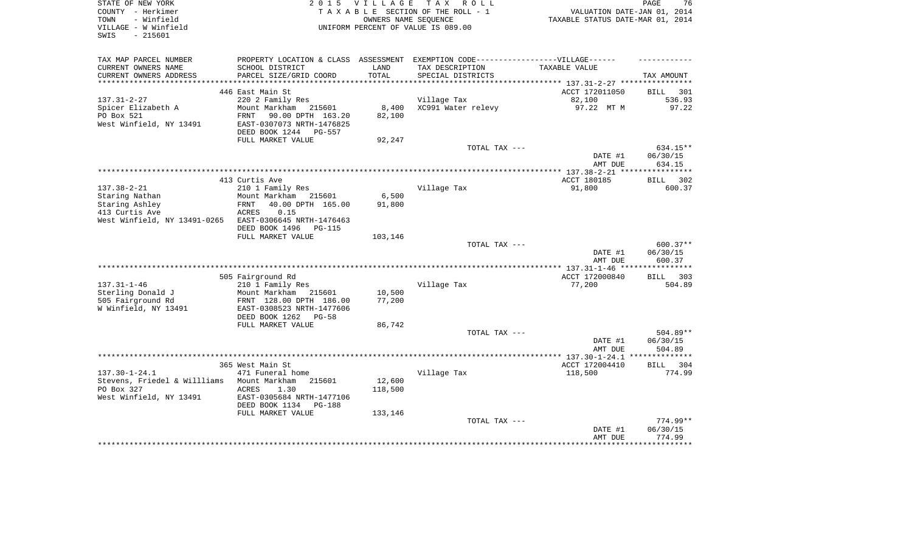STATE OF NEW YORK
COUNTY - Herkimer
TOWN - Winfield
VILLAGE - W Winfield
SWIS - 215601

2 0 1 5 V I L L A G E T A X R O L L
T A X A B L E SECTION OF THE ROLL - 1
OWNERS NAME SEQUENCE
UNIFORM PERCENT OF VALUE IS 089.00

VALUATION DATE-JAN 01, 2014
TAXABLE STATUS DATE-MAR 01, 2014

| TAX MAP PARCEL NUMBER<br>CURRENT OWNERS NAME<br>CURRENT OWNERS ADDRESS | PROPERTY LOCATION & CLASS<br>SCHOOL DISTRICT<br>PARCEL SIZE/GRID COORD | ASSESSMENT<br>LAND<br>TOTAL | EXEMPTION CODE------VILLAGE------<br>TAX DESCRIPTION<br>SPECIAL DISTRICTS | TAXABLE VALUE | TAX AMOUNT |
|---|---|---|---|---|---|
| | 446 East Main St | | | ACCT 172011050 | BILL 301 |
| 137.31-2-27 | 220 2 Family Res | | Village Tax | 82,100 | 536.93 |
| Spicer Elizabeth A | Mount Markham 215601 | 8,400 | XC991 Water relevy | 97.22 MT M | 97.22 |
| PO Box 521 | FRNT 90.00 DPTH 163.20 | 82,100 | | | |
| West Winfield, NY 13491 | EAST-0307073 NRTH-1476825 | | | | |
| | DEED BOOK 1244 PG-557 | | | | |
| | FULL MARKET VALUE | 92,247 | | | |
| | | | TOTAL TAX --- | | 634.15** |
| | | | | DATE #1 | 06/30/15 |
| | | | | AMT DUE | 634.15 |
| | 413 Curtis Ave | | | ACCT 180185 | BILL 302 |
| 137.38-2-21 | 210 1 Family Res | | Village Tax | 91,800 | 600.37 |
| Staring Nathan | Mount Markham 215601 | 6,500 | | | |
| Staring Ashley | FRNT 40.00 DPTH 165.00 | 91,800 | | | |
| 413 Curtis Ave | ACRES 0.15 | | | | |
| West Winfield, NY 13491-0265 | EAST-0306645 NRTH-1476463 | | | | |
| | DEED BOOK 1496 PG-115 | | | | |
| | FULL MARKET VALUE | 103,146 | | | |
| | | | TOTAL TAX --- | | 600.37** |
| | | | | DATE #1 | 06/30/15 |
| | | | | AMT DUE | 600.37 |
| | 505 Fairground Rd | | | ACCT 172000840 | BILL 303 |
| 137.31-1-46 | 210 1 Family Res | | Village Tax | 77,200 | 504.89 |
| Sterling Donald J | Mount Markham 215601 | 10,500 | | | |
| 505 Fairground Rd | FRNT 128.00 DPTH 186.00 | 77,200 | | | |
| W Winfield, NY 13491 | EAST-0308523 NRTH-1477606 | | | | |
| | DEED BOOK 1262 PG-58 | | | | |
| | FULL MARKET VALUE | 86,742 | | | |
| | | | TOTAL TAX --- | | 504.89** |
| | | | | DATE #1 | 06/30/15 |
| | | | | AMT DUE | 504.89 |
| | 365 West Main St | | | ACCT 172004410 | BILL 304 |
| 137.30-1-24.1 | 471 Funeral home | | Village Tax | 118,500 | 774.99 |
| Stevens, Friedel & Willliams | Mount Markham 215601 | 12,600 | | | |
| PO Box 327 | ACRES 1.30 | 118,500 | | | |
| West Winfield, NY 13491 | EAST-0305684 NRTH-1477106 | | | | |
| | DEED BOOK 1134 PG-188 | | | | |
| | FULL MARKET VALUE | 133,146 | | | |
| | | | TOTAL TAX --- | | 774.99** |
| | | | | DATE #1 | 06/30/15 |
| | | | | AMT DUE | 774.99 |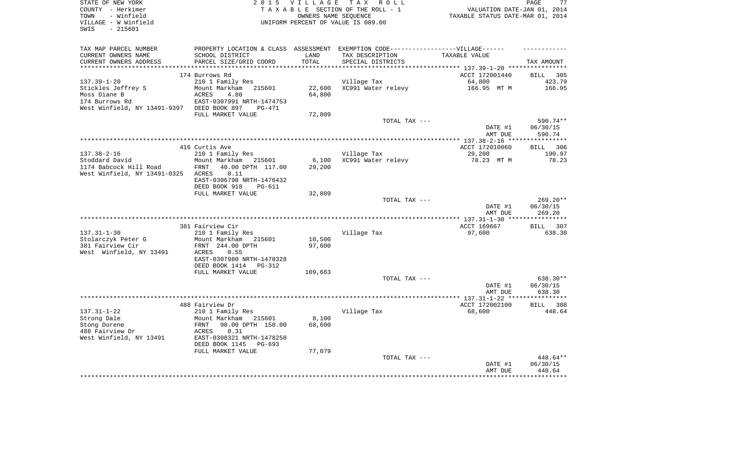STATE OF NEW YORK
COUNTY - Herkimer
TOWN - Winfield
VILLAGE - W Winfield
SWIS - 215601

2 0 1 5 V I L L A G E T A X R O L L
T A X A B L E SECTION OF THE ROLL - 1
OWNERS NAME SEQUENCE
UNIFORM PERCENT OF VALUE IS 089.00

VALUATION DATE-JAN 01, 2014
TAXABLE STATUS DATE-MAR 01, 2014

| TAX MAP PARCEL NUMBER<br>CURRENT OWNERS NAME<br>CURRENT OWNERS ADDRESS | PROPERTY LOCATION & CLASS<br>SCHOOL DISTRICT<br>PARCEL SIZE/GRID COORD | ASSESSMENT<br>LAND<br>TOTAL | EXEMPTION CODE------VILLAGE------<br>TAX DESCRIPTION<br>SPECIAL DISTRICTS | TAXABLE VALUE | TAX AMOUNT |
|---|---|---|---|---|---|
| 137.39-1-20 | 174 Burrows Rd |  |  | ACCT 172001440 | BILL 305 |
| Stickles Jeffrey S | 210 1 Family Res |  | Village Tax | 64,800 | 423.79 |
| Moss Diane B | Mount Markham 215601 | 22,600 | XC991 Water relevy | 166.95 MT M | 166.95 |
| 174 Burrows Rd | ACRES 4.80 | 64,800 |  |  |  |
| West Winfield, NY 13491-9397 | EAST-0307991 NRTH-1474753 |  |  |  |  |
|  | DEED BOOK 897 PG-471 |  |  |  |  |
|  | FULL MARKET VALUE | 72,809 |  |  |  |
|  |  |  | TOTAL TAX --- |  | 590.74** |
|  |  |  |  | DATE #1 | 06/30/15 |
|  |  |  |  | AMT DUE | 590.74 |
| 137.38-2-16 | 416 Curtis Ave |  |  | ACCT 172010060 | BILL 306 |
| Stoddard David | 210 1 Family Res |  | Village Tax | 29,200 | 190.97 |
| 1174 Babcock Hill Road | Mount Markham 215601 | 6,100 | XC991 Water relevy | 78.23 MT M | 78.23 |
| West Winfield, NY 13491-0325 | FRNT 40.00 DPTH 117.00 | 29,200 |  |  |  |
|  | ACRES 0.11 |  |  |  |  |
|  | EAST-0306798 NRTH-1476432 |  |  |  |  |
|  | DEED BOOK 918 PG-611 |  |  |  |  |
|  | FULL MARKET VALUE | 32,809 |  |  |  |
|  |  |  | TOTAL TAX --- |  | 269.20** |
|  |  |  |  | DATE #1 | 06/30/15 |
|  |  |  |  | AMT DUE | 269.20 |
| 137.31-1-30 | 381 Fairview Cir |  |  | ACCT 169667 | BILL 307 |
| Stolarczyk Peter G | 210 1 Family Res |  | Village Tax | 97,600 | 638.30 |
| 381 Fairview Cir | Mount Markham 215601 | 10,500 |  |  |  |
| West Winfield, NY 13491 | FRNT 244.00 DPTH | 97,600 |  |  |  |
|  | ACRES 0.55 |  |  |  |  |
|  | EAST-0307980 NRTH-1478328 |  |  |  |  |
|  | DEED BOOK 1414 PG-312 |  |  |  |  |
|  | FULL MARKET VALUE | 109,663 |  |  |  |
|  |  |  | TOTAL TAX --- |  | 638.30** |
|  |  |  |  | DATE #1 | 06/30/15 |
|  |  |  |  | AMT DUE | 638.30 |
| 137.31-1-22 | 488 Fairview Dr |  |  | ACCT 172002100 | BILL 308 |
| Strong Dale | 210 1 Family Res |  | Village Tax | 68,600 | 448.64 |
| Stong Dorene | Mount Markham 215601 | 8,100 |  |  |  |
| 488 Fairview Dr | FRNT 90.00 DPTH 150.00 | 68,600 |  |  |  |
| West Winfield, NY 13491 | ACRES 0.31 |  |  |  |  |
|  | EAST-0308321 NRTH-1478250 |  |  |  |  |
|  | DEED BOOK 1145 PG-693 |  |  |  |  |
|  | FULL MARKET VALUE | 77,079 |  |  |  |
|  |  |  | TOTAL TAX --- |  | 448.64** |
|  |  |  |  | DATE #1 | 06/30/15 |
|  |  |  |  | AMT DUE | 448.64 |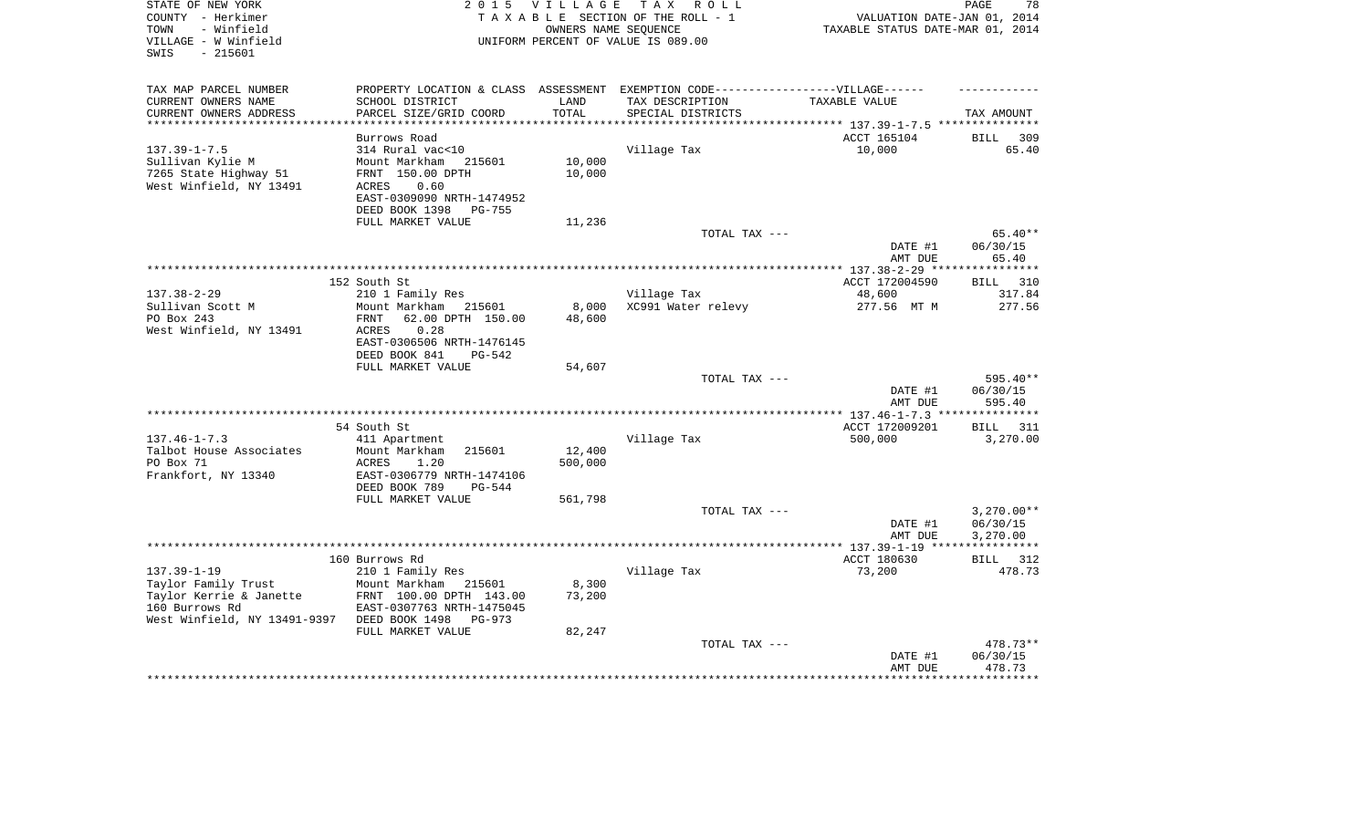STATE OF NEW YORK
COUNTY - Herkimer
TOWN - Winfield
VILLAGE - W Winfield
SWIS - 215601

2 0 1 5 V I L L A G E T A X R O L L
T A X A B L E SECTION OF THE ROLL - 1
OWNERS NAME SEQUENCE
UNIFORM PERCENT OF VALUE IS 089.00

VALUATION DATE-JAN 01, 2014
TAXABLE STATUS DATE-MAR 01, 2014

| TAX MAP PARCEL NUMBER / CURRENT OWNERS NAME / CURRENT OWNERS ADDRESS | PROPERTY LOCATION & CLASS / SCHOOL DISTRICT / PARCEL SIZE/GRID COORD | ASSESSMENT LAND / TOTAL | EXEMPTION CODE-----VILLAGE------ TAX DESCRIPTION / SPECIAL DISTRICTS | TAXABLE VALUE | TAX AMOUNT |
|---|---|---|---|---|---|
| 137.39-1-7.5 | Burrows Road | | | ACCT 165104 | BILL 309 |
| 137.39-1-7.5 | 314 Rural vac<10 | | Village Tax | 10,000 | 65.40 |
| Sullivan Kylie M | Mount Markham 215601 | 10,000 | | | |
| 7265 State Highway 51 | FRNT 150.00 DPTH | 10,000 | | | |
| West Winfield, NY 13491 | ACRES 0.60 | | | | |
| | EAST-0309090 NRTH-1474952 | | | | |
| | DEED BOOK 1398 PG-755 | | | | |
| | FULL MARKET VALUE | 11,236 | | | |
| | | | TOTAL TAX --- | | 65.40** |
| | | | | DATE #1 | 06/30/15 |
| | | | | AMT DUE | 65.40 |
| 137.38-2-29 | 152 South St | | | ACCT 172004590 | BILL 310 |
| 137.38-2-29 | 210 1 Family Res | | Village Tax | 48,600 | 317.84 |
| Sullivan Scott M | Mount Markham 215601 | 8,000 | XC991 Water relevy | 277.56 MT M | 277.56 |
| PO Box 243 | FRNT 62.00 DPTH 150.00 | 48,600 | | | |
| West Winfield, NY 13491 | ACRES 0.28 | | | | |
| | EAST-0306506 NRTH-1476145 | | | | |
| | DEED BOOK 841 PG-542 | | | | |
| | FULL MARKET VALUE | 54,607 | | | |
| | | | TOTAL TAX --- | | 595.40** |
| | | | | DATE #1 | 06/30/15 |
| | | | | AMT DUE | 595.40 |
| 137.46-1-7.3 | 54 South St | | | ACCT 172009201 | BILL 311 |
| 137.46-1-7.3 | 411 Apartment | | Village Tax | 500,000 | 3,270.00 |
| Talbot House Associates | Mount Markham 215601 | 12,400 | | | |
| PO Box 71 | ACRES 1.20 | 500,000 | | | |
| Frankfort, NY 13340 | EAST-0306779 NRTH-1474106 | | | | |
| | DEED BOOK 789 PG-544 | | | | |
| | FULL MARKET VALUE | 561,798 | | | |
| | | | TOTAL TAX --- | | 3,270.00** |
| | | | | DATE #1 | 06/30/15 |
| | | | | AMT DUE | 3,270.00 |
| 137.39-1-19 | 160 Burrows Rd | | | ACCT 180630 | BILL 312 |
| 137.39-1-19 | 210 1 Family Res | | Village Tax | 73,200 | 478.73 |
| Taylor Family Trust | Mount Markham 215601 | 8,300 | | | |
| Taylor Kerrie & Janette | FRNT 100.00 DPTH 143.00 | 73,200 | | | |
| 160 Burrows Rd | EAST-0307763 NRTH-1475045 | | | | |
| West Winfield, NY 13491-9397 | DEED BOOK 1498 PG-973 | | | | |
| | FULL MARKET VALUE | 82,247 | | | |
| | | | TOTAL TAX --- | | 478.73** |
| | | | | DATE #1 | 06/30/15 |
| | | | | AMT DUE | 478.73 |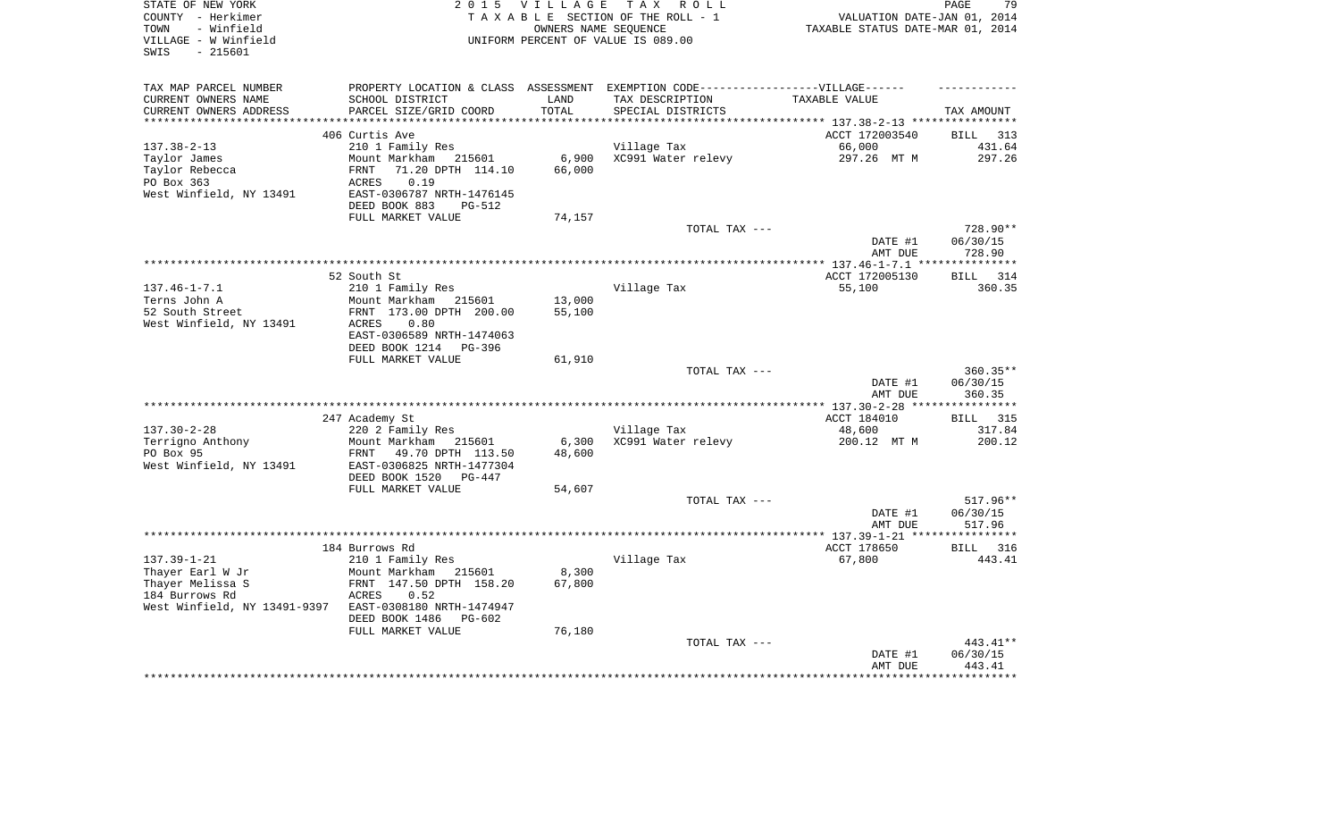STATE OF NEW YORK
COUNTY - Herkimer
TOWN - Winfield
VILLAGE - W Winfield
SWIS - 215601

2 0 1 5 V I L L A G E T A X R O L L
T A X A B L E SECTION OF THE ROLL - 1
OWNERS NAME SEQUENCE
UNIFORM PERCENT OF VALUE IS 089.00

VALUATION DATE-JAN 01, 2014
TAXABLE STATUS DATE-MAR 01, 2014

| TAX MAP PARCEL NUMBER / CURRENT OWNERS NAME / CURRENT OWNERS ADDRESS | PROPERTY LOCATION & CLASS / SCHOOL DISTRICT / PARCEL SIZE/GRID COORD | ASSESSMENT LAND / TOTAL | EXEMPTION CODE / TAX DESCRIPTION / SPECIAL DISTRICTS | VILLAGE TAXABLE VALUE | TAX AMOUNT |
|---|---|---|---|---|---|
| 137.38-2-13 | 406 Curtis Ave | | | ACCT 172003540 | BILL 313 |
| Taylor James | 210 1 Family Res | | Village Tax | 66,000 | 431.64 |
| Taylor Rebecca | Mount Markham 215601 | 6,900 | XC991 Water relevy | 297.26 MT M | 297.26 |
| PO Box 363 | FRNT 71.20 DPTH 114.10 | 66,000 | | | |
| West Winfield, NY 13491 | ACRES 0.19 | | | | |
| | EAST-0306787 NRTH-1476145 | | | | |
| | DEED BOOK 883 PG-512 | | | | |
| | FULL MARKET VALUE | 74,157 | | | |
| | | | TOTAL TAX --- | | 728.90** |
| | | | | DATE #1 | 06/30/15 |
| | | | | AMT DUE | 728.90 |
| 137.46-1-7.1 | 52 South St | | | ACCT 172005130 | BILL 314 |
| Terns John A | 210 1 Family Res | | Village Tax | 55,100 | 360.35 |
| 52 South Street | Mount Markham 215601 | 13,000 | | | |
| West Winfield, NY 13491 | FRNT 173.00 DPTH 200.00 | 55,100 | | | |
| | ACRES 0.80 | | | | |
| | EAST-0306589 NRTH-1474063 | | | | |
| | DEED BOOK 1214 PG-396 | | | | |
| | FULL MARKET VALUE | 61,910 | | | |
| | | | TOTAL TAX --- | | 360.35** |
| | | | | DATE #1 | 06/30/15 |
| | | | | AMT DUE | 360.35 |
| 137.30-2-28 | 247 Academy St | | | ACCT 184010 | BILL 315 |
| Terrigno Anthony | 220 2 Family Res | | Village Tax | 48,600 | 317.84 |
| PO Box 95 | Mount Markham 215601 | 6,300 | XC991 Water relevy | 200.12 MT M | 200.12 |
| West Winfield, NY 13491 | FRNT 49.70 DPTH 113.50 | 48,600 | | | |
| | EAST-0306825 NRTH-1477304 | | | | |
| | DEED BOOK 1520 PG-447 | | | | |
| | FULL MARKET VALUE | 54,607 | | | |
| | | | TOTAL TAX --- | | 517.96** |
| | | | | DATE #1 | 06/30/15 |
| | | | | AMT DUE | 517.96 |
| 137.39-1-21 | 184 Burrows Rd | | | ACCT 178650 | BILL 316 |
| Thayer Earl W Jr | 210 1 Family Res | | Village Tax | 67,800 | 443.41 |
| Thayer Melissa S | Mount Markham 215601 | 8,300 | | | |
| 184 Burrows Rd | FRNT 147.50 DPTH 158.20 | 67,800 | | | |
| West Winfield, NY 13491-9397 | ACRES 0.52 | | | | |
| | EAST-0308180 NRTH-1474947 | | | | |
| | DEED BOOK 1486 PG-602 | | | | |
| | FULL MARKET VALUE | 76,180 | | | |
| | | | TOTAL TAX --- | | 443.41** |
| | | | | DATE #1 | 06/30/15 |
| | | | | AMT DUE | 443.41 |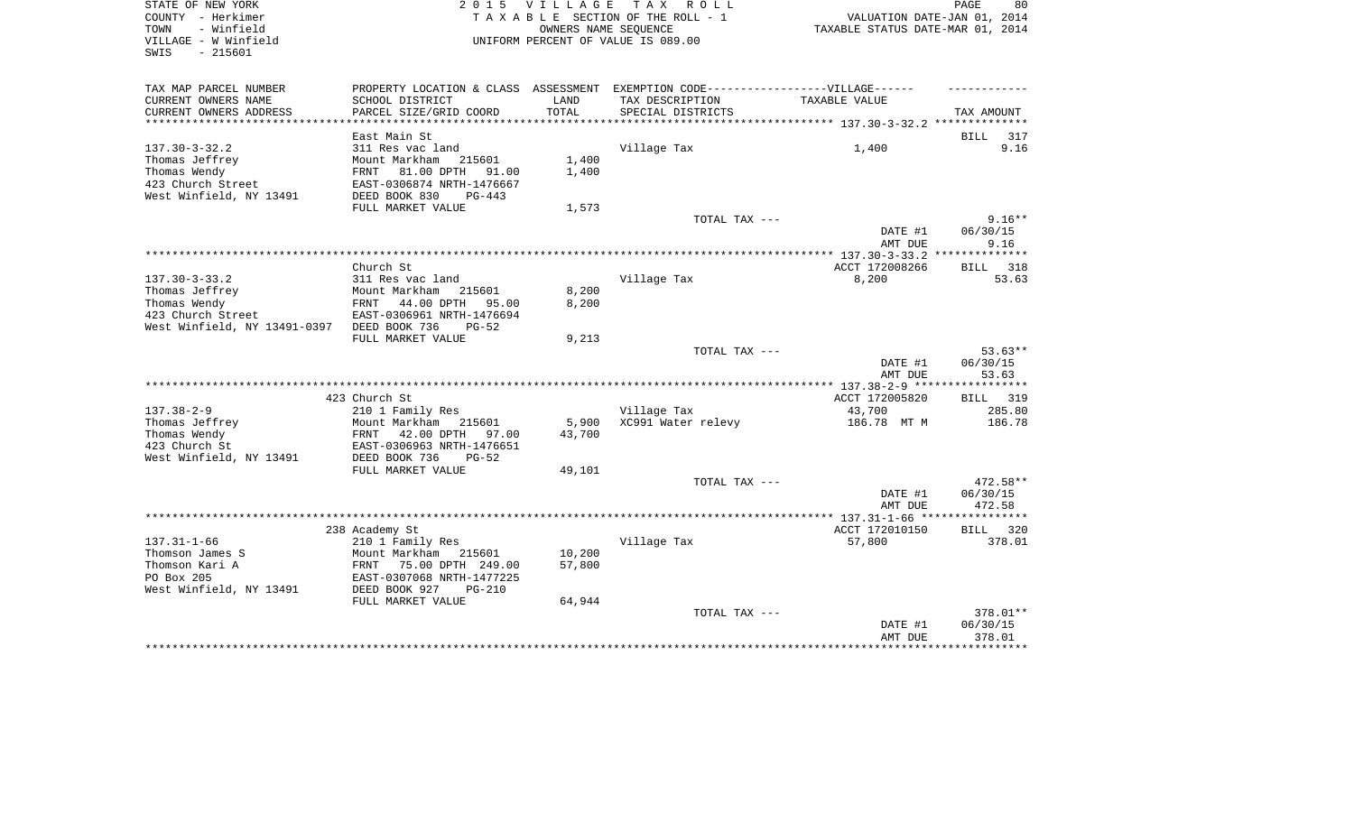STATE OF NEW YORK
COUNTY - Herkimer
TOWN - Winfield
VILLAGE - W Winfield
SWIS - 215601

2015 VILLAGE TAX ROLL
TAXABLE SECTION OF THE ROLL - 1
OWNERS NAME SEQUENCE
UNIFORM PERCENT OF VALUE IS 089.00

VALUATION DATE-JAN 01, 2014
TAXABLE STATUS DATE-MAR 01, 2014

| TAX MAP PARCEL NUMBER / CURRENT OWNERS NAME / CURRENT OWNERS ADDRESS | PROPERTY LOCATION & CLASS / SCHOOL DISTRICT / PARCEL SIZE/GRID COORD | ASSESSMENT LAND / TOTAL | EXEMPTION CODE-----VILLAGE------ TAX DESCRIPTION / SPECIAL DISTRICTS | TAXABLE VALUE | TAX AMOUNT |
|---|---|---|---|---|---|
| 137.30-3-32.2 | East Main St | | | | BILL 317 |
| | 311 Res vac land | | Village Tax | 1,400 | 9.16 |
| Thomas Jeffrey | Mount Markham 215601 | 1,400 | | | |
| Thomas Wendy | FRNT 81.00 DPTH 91.00 | 1,400 | | | |
| 423 Church Street | EAST-0306874 NRTH-1476667 | | | | |
| West Winfield, NY 13491 | DEED BOOK 830 PG-443 | | | | |
| | FULL MARKET VALUE | 1,573 | | | |
| | | | TOTAL TAX --- | | 9.16** |
| | | | | DATE #1 | 06/30/15 |
| | | | | AMT DUE | 9.16 |
| 137.30-3-33.2 | Church St | | | ACCT 172008266 | BILL 318 |
| | 311 Res vac land | | Village Tax | 8,200 | 53.63 |
| Thomas Jeffrey | Mount Markham 215601 | 8,200 | | | |
| Thomas Wendy | FRNT 44.00 DPTH 95.00 | 8,200 | | | |
| 423 Church Street | EAST-0306961 NRTH-1476694 | | | | |
| West Winfield, NY 13491-0397 | DEED BOOK 736 PG-52 | | | | |
| | FULL MARKET VALUE | 9,213 | | | |
| | | | TOTAL TAX --- | | 53.63** |
| | | | | DATE #1 | 06/30/15 |
| | | | | AMT DUE | 53.63 |
| 137.38-2-9 | 423 Church St | | | ACCT 172005820 | BILL 319 |
| | 210 1 Family Res | | Village Tax | 43,700 | 285.80 |
| Thomas Jeffrey | Mount Markham 215601 | 5,900 | XC991 Water relevy | 186.78 MT M | 186.78 |
| Thomas Wendy | FRNT 42.00 DPTH 97.00 | 43,700 | | | |
| 423 Church St | EAST-0306963 NRTH-1476651 | | | | |
| West Winfield, NY 13491 | DEED BOOK 736 PG-52 | | | | |
| | FULL MARKET VALUE | 49,101 | | | |
| | | | TOTAL TAX --- | | 472.58** |
| | | | | DATE #1 | 06/30/15 |
| | | | | AMT DUE | 472.58 |
| 137.31-1-66 | 238 Academy St | | | ACCT 172010150 | BILL 320 |
| | 210 1 Family Res | | Village Tax | 57,800 | 378.01 |
| Thomson James S | Mount Markham 215601 | 10,200 | | | |
| Thomson Kari A | FRNT 75.00 DPTH 249.00 | 57,800 | | | |
| PO Box 205 | EAST-0307068 NRTH-1477225 | | | | |
| West Winfield, NY 13491 | DEED BOOK 927 PG-210 | | | | |
| | FULL MARKET VALUE | 64,944 | | | |
| | | | TOTAL TAX --- | | 378.01** |
| | | | | DATE #1 | 06/30/15 |
| | | | | AMT DUE | 378.01 |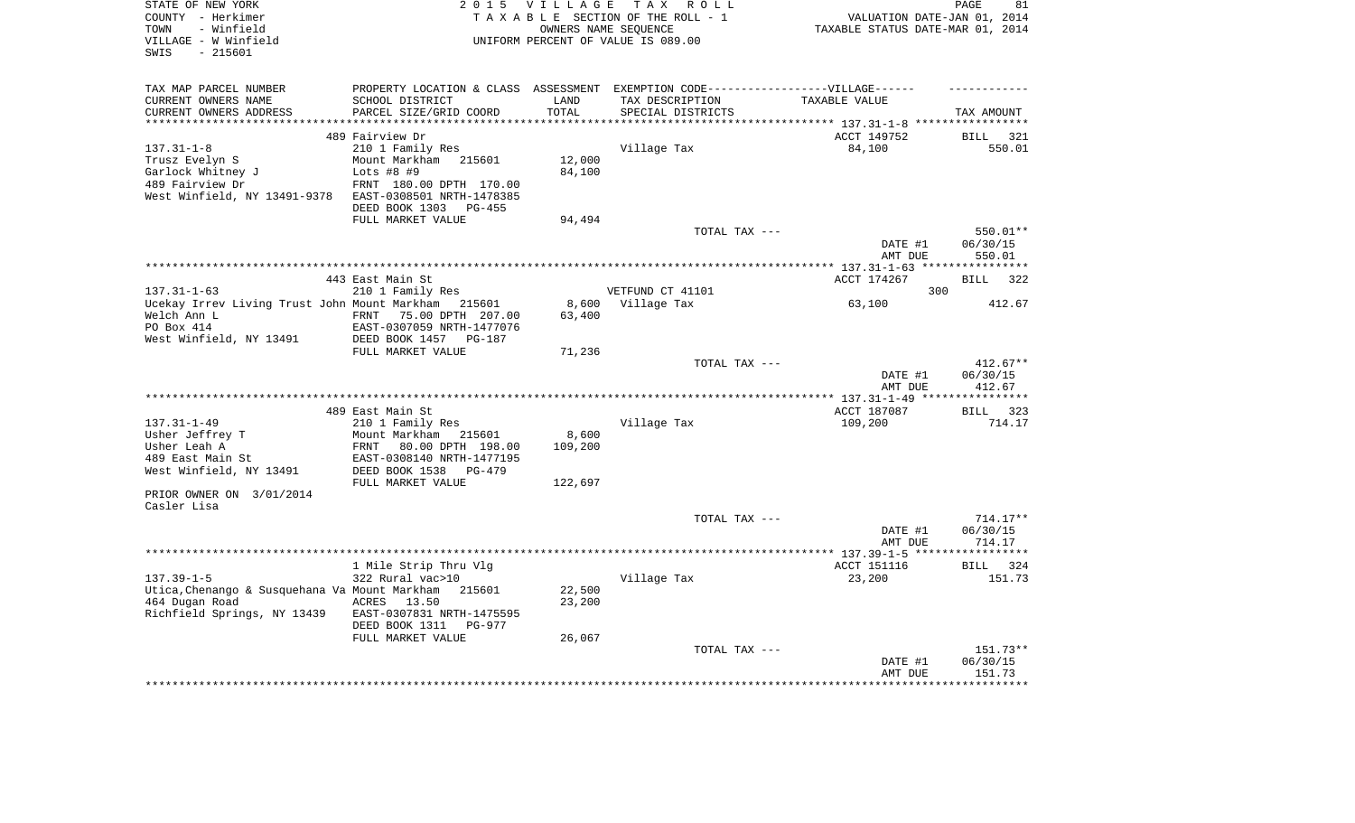STATE OF NEW YORK
COUNTY - Herkimer
TOWN - Winfield
VILLAGE - W Winfield
SWIS - 215601

2 0 1 5 V I L L A G E T A X R O L L
T A X A B L E SECTION OF THE ROLL - 1
OWNERS NAME SEQUENCE
UNIFORM PERCENT OF VALUE IS 089.00

VALUATION DATE-JAN 01, 2014
TAXABLE STATUS DATE-MAR 01, 2014

| TAX MAP PARCEL NUMBER<br>CURRENT OWNERS NAME<br>CURRENT OWNERS ADDRESS | PROPERTY LOCATION & CLASS<br>SCHOOL DISTRICT<br>PARCEL SIZE/GRID COORD | ASSESSMENT<br>LAND<br>TOTAL | EXEMPTION CODE------VILLAGE------<br>TAX DESCRIPTION<br>SPECIAL DISTRICTS | TAXABLE VALUE | TAX AMOUNT |
|---|---|---|---|---|---|
| | 489 Fairview Dr | | | ACCT 149752 | BILL 321 |
| 137.31-1-8 | 210 1 Family Res | | Village Tax | 84,100 | 550.01 |
| Trusz Evelyn S | Mount Markham 215601 | 12,000 | | | |
| Garlock Whitney J | Lots #8 #9 | 84,100 | | | |
| 489 Fairview Dr | FRNT 180.00 DPTH 170.00 | | | | |
| West Winfield, NY 13491-9378 | EAST-0308501 NRTH-1478385 | | | | |
| | DEED BOOK 1303 PG-455 | | | | |
| | FULL MARKET VALUE | 94,494 | | | |
| | | | TOTAL TAX --- | | 550.01** |
| | | | | DATE #1 | 06/30/15 |
| | | | | AMT DUE | 550.01 |
| | 443 East Main St | | | ACCT 174267 | BILL 322 |
| 137.31-1-63 | 210 1 Family Res | | VETFUND CT 41101 | 300 | |
| Ucekay Irrev Living Trust John | Mount Markham 215601 | 8,600 | Village Tax | 63,100 | 412.67 |
| Welch Ann L | FRNT 75.00 DPTH 207.00 | 63,400 | | | |
| PO Box 414 | EAST-0307059 NRTH-1477076 | | | | |
| West Winfield, NY 13491 | DEED BOOK 1457 PG-187 | | | | |
| | FULL MARKET VALUE | 71,236 | | | |
| | | | TOTAL TAX --- | | 412.67** |
| | | | | DATE #1 | 06/30/15 |
| | | | | AMT DUE | 412.67 |
| | 489 East Main St | | | ACCT 187087 | BILL 323 |
| 137.31-1-49 | 210 1 Family Res | | Village Tax | 109,200 | 714.17 |
| Usher Jeffrey T | Mount Markham 215601 | 8,600 | | | |
| Usher Leah A | FRNT 80.00 DPTH 198.00 | 109,200 | | | |
| 489 East Main St | EAST-0308140 NRTH-1477195 | | | | |
| West Winfield, NY 13491 | DEED BOOK 1538 PG-479 | | | | |
| | FULL MARKET VALUE | 122,697 | | | |
| PRIOR OWNER ON 3/01/2014 | | | | | |
| Casler Lisa | | | | | |
| | | | TOTAL TAX --- | | 714.17** |
| | | | | DATE #1 | 06/30/15 |
| | | | | AMT DUE | 714.17 |
| | 1 Mile Strip Thru Vlg | | | ACCT 151116 | BILL 324 |
| 137.39-1-5 | 322 Rural vac>10 | | Village Tax | 23,200 | 151.73 |
| Utica,Chenango & Susquehana Va | Mount Markham 215601 | 22,500 | | | |
| 464 Dugan Road | ACRES 13.50 | 23,200 | | | |
| Richfield Springs, NY 13439 | EAST-0307831 NRTH-1475595 | | | | |
| | DEED BOOK 1311 PG-977 | | | | |
| | FULL MARKET VALUE | 26,067 | | | |
| | | | TOTAL TAX --- | | 151.73** |
| | | | | DATE #1 | 06/30/15 |
| | | | | AMT DUE | 151.73 |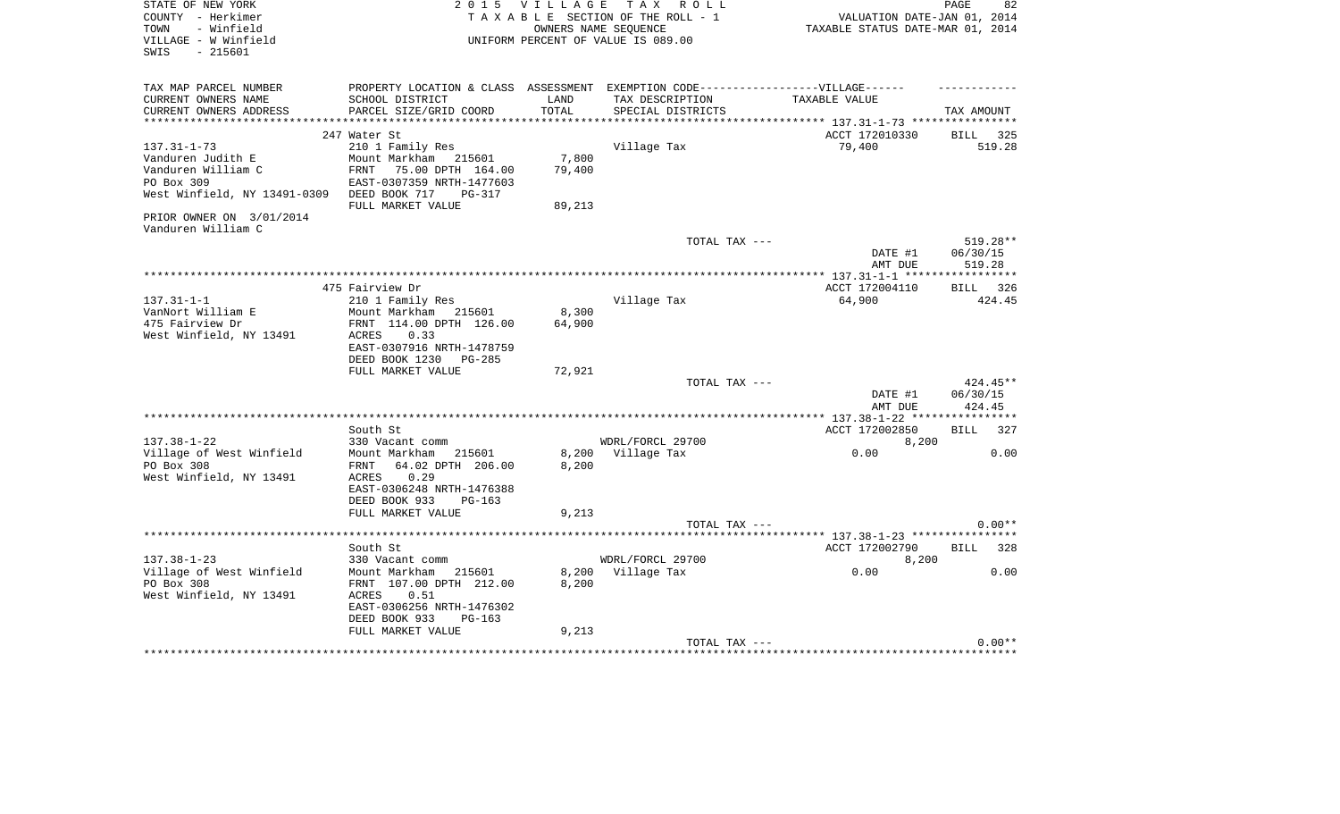STATE OF NEW YORK
COUNTY - Herkimer
TOWN - Winfield
VILLAGE - W Winfield
SWIS - 215601

2 0 1 5 V I L L A G E T A X R O L L
T A X A B L E SECTION OF THE ROLL - 1
OWNERS NAME SEQUENCE
UNIFORM PERCENT OF VALUE IS 089.00

VALUATION DATE-JAN 01, 2014
TAXABLE STATUS DATE-MAR 01, 2014

| TAX MAP PARCEL NUMBER<br>CURRENT OWNERS NAME<br>CURRENT OWNERS ADDRESS | PROPERTY LOCATION & CLASS<br>SCHOOL DISTRICT<br>PARCEL SIZE/GRID COORD | ASSESSMENT<br>LAND<br>TOTAL | EXEMPTION CODE------------------VILLAGE------<br>TAX DESCRIPTION<br>SPECIAL DISTRICTS | TAXABLE VALUE | TAX AMOUNT |
|---|---|---|---|---|---|
| | 247 Water St | | | ACCT 172010330 | BILL 325 |
| 137.31-1-73 | 210 1 Family Res | | Village Tax | 79,400 | 519.28 |
| Vanduren Judith E | Mount Markham 215601 | 7,800 | | | |
| Vanduren William C | FRNT 75.00 DPTH 164.00 | 79,400 | | | |
| PO Box 309 | EAST-0307359 NRTH-1477603 | | | | |
| West Winfield, NY 13491-0309 | DEED BOOK 717 PG-317 | | | | |
| | FULL MARKET VALUE | 89,213 | | | |
| PRIOR OWNER ON 3/01/2014 | | | | | |
| Vanduren William C | | | | | |
| | | | TOTAL TAX --- | | 519.28** |
| | | | | DATE #1 | 06/30/15 |
| | | | | AMT DUE | 519.28 |
| | 475 Fairview Dr | | | ACCT 172004110 | BILL 326 |
| 137.31-1-1 | 210 1 Family Res | | Village Tax | 64,900 | 424.45 |
| VanNort William E | Mount Markham 215601 | 8,300 | | | |
| 475 Fairview Dr | FRNT 114.00 DPTH 126.00 | 64,900 | | | |
| West Winfield, NY 13491 | ACRES 0.33 | | | | |
| | EAST-0307916 NRTH-1478759 | | | | |
| | DEED BOOK 1230 PG-285 | | | | |
| | FULL MARKET VALUE | 72,921 | | | |
| | | | TOTAL TAX --- | | 424.45** |
| | | | | DATE #1 | 06/30/15 |
| | | | | AMT DUE | 424.45 |
| | South St | | | ACCT 172002850 | BILL 327 |
| 137.38-1-22 | 330 Vacant comm | | WDRL/FORCL 29700 | 8,200 | |
| Village of West Winfield | Mount Markham 215601 | 8,200 | Village Tax | 0.00 | 0.00 |
| PO Box 308 | FRNT 64.02 DPTH 206.00 | 8,200 | | | |
| West Winfield, NY 13491 | ACRES 0.29 | | | | |
| | EAST-0306248 NRTH-1476388 | | | | |
| | DEED BOOK 933 PG-163 | | | | |
| | FULL MARKET VALUE | 9,213 | | | |
| | | | TOTAL TAX --- | | 0.00** |
| | South St | | | ACCT 172002790 | BILL 328 |
| 137.38-1-23 | 330 Vacant comm | | WDRL/FORCL 29700 | 8,200 | |
| Village of West Winfield | Mount Markham 215601 | 8,200 | Village Tax | 0.00 | 0.00 |
| PO Box 308 | FRNT 107.00 DPTH 212.00 | 8,200 | | | |
| West Winfield, NY 13491 | ACRES 0.51 | | | | |
| | EAST-0306256 NRTH-1476302 | | | | |
| | DEED BOOK 933 PG-163 | | | | |
| | FULL MARKET VALUE | 9,213 | | | |
| | | | TOTAL TAX --- | | 0.00** |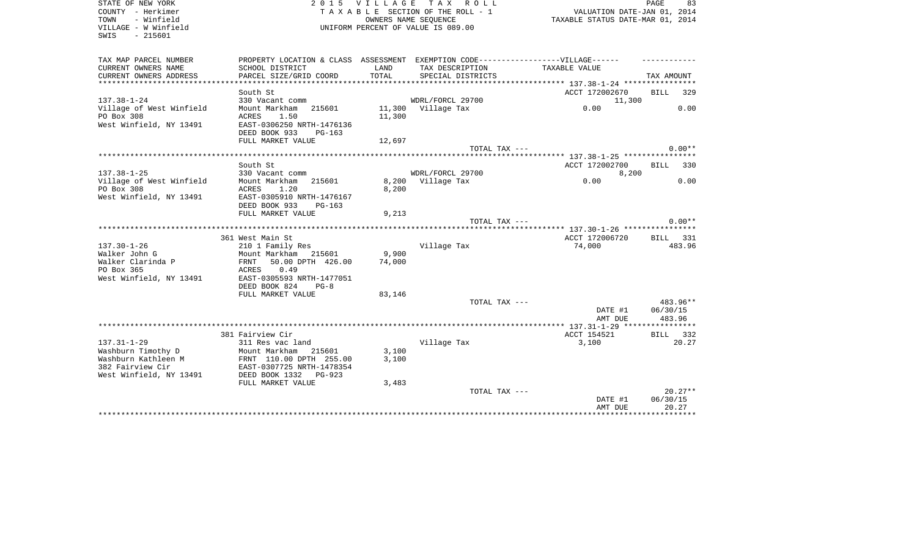STATE OF NEW YORK
COUNTY - Herkimer
TOWN - Winfield
VILLAGE - W Winfield
SWIS - 215601

2 0 1 5 V I L L A G E T A X R O L L
T A X A B L E SECTION OF THE ROLL - 1
OWNERS NAME SEQUENCE
UNIFORM PERCENT OF VALUE IS 089.00

VALUATION DATE-JAN 01, 2014
TAXABLE STATUS DATE-MAR 01, 2014

| TAX MAP PARCEL NUMBER / CURRENT OWNERS NAME / CURRENT OWNERS ADDRESS | PROPERTY LOCATION & CLASS / SCHOOL DISTRICT / PARCEL SIZE/GRID COORD | ASSESSMENT LAND / TOTAL | EXEMPTION CODE / TAX DESCRIPTION / SPECIAL DISTRICTS | VILLAGE TAXABLE VALUE | TAX AMOUNT |
|---|---|---|---|---|---|
| 137.38-1-24 | South St | | | ACCT 172002670 | BILL 329 |
| 137.38-1-24 | 330 Vacant comm | | WDRL/FORCL 29700 | 11,300 | |
| Village of West Winfield | Mount Markham 215601 | 11,300 | Village Tax | 0.00 | 0.00 |
| PO Box 308 | ACRES 1.50 | 11,300 | | | |
| West Winfield, NY 13491 | EAST-0306250 NRTH-1476136 | | | | |
| | DEED BOOK 933 PG-163 | | | | |
| | FULL MARKET VALUE | 12,697 | | | |
| | | | TOTAL TAX --- | | 0.00** |
| 137.38-1-25 | South St | | | ACCT 172002700 | BILL 330 |
| 137.38-1-25 | 330 Vacant comm | | WDRL/FORCL 29700 | 8,200 | |
| Village of West Winfield | Mount Markham 215601 | 8,200 | Village Tax | 0.00 | 0.00 |
| PO Box 308 | ACRES 1.20 | 8,200 | | | |
| West Winfield, NY 13491 | EAST-0305910 NRTH-1476167 | | | | |
| | DEED BOOK 933 PG-163 | | | | |
| | FULL MARKET VALUE | 9,213 | | | |
| | | | TOTAL TAX --- | | 0.00** |
| 137.30-1-26 | 361 West Main St | | | ACCT 172006720 | BILL 331 |
| 137.30-1-26 | 210 1 Family Res | | Village Tax | 74,000 | 483.96 |
| Walker John G | Mount Markham 215601 | 9,900 | | | |
| Walker Clarinda P | FRNT 50.00 DPTH 426.00 | 74,000 | | | |
| PO Box 365 | ACRES 0.49 | | | | |
| West Winfield, NY 13491 | EAST-0305593 NRTH-1477051 | | | | |
| | DEED BOOK 824 PG-8 | | | | |
| | FULL MARKET VALUE | 83,146 | | | |
| | | | TOTAL TAX --- | | 483.96** |
| | | | | DATE #1 | 06/30/15 |
| | | | | AMT DUE | 483.96 |
| 137.31-1-29 | 381 Fairview Cir | | | ACCT 154521 | BILL 332 |
| 137.31-1-29 | 311 Res vac land | | Village Tax | 3,100 | 20.27 |
| Washburn Timothy D | Mount Markham 215601 | 3,100 | | | |
| Washburn Kathleen M | FRNT 110.00 DPTH 255.00 | 3,100 | | | |
| 382 Fairview Cir | EAST-0307725 NRTH-1478354 | | | | |
| West Winfield, NY 13491 | DEED BOOK 1332 PG-923 | | | | |
| | FULL MARKET VALUE | 3,483 | | | |
| | | | TOTAL TAX --- | | 20.27** |
| | | | | DATE #1 | 06/30/15 |
| | | | | AMT DUE | 20.27 |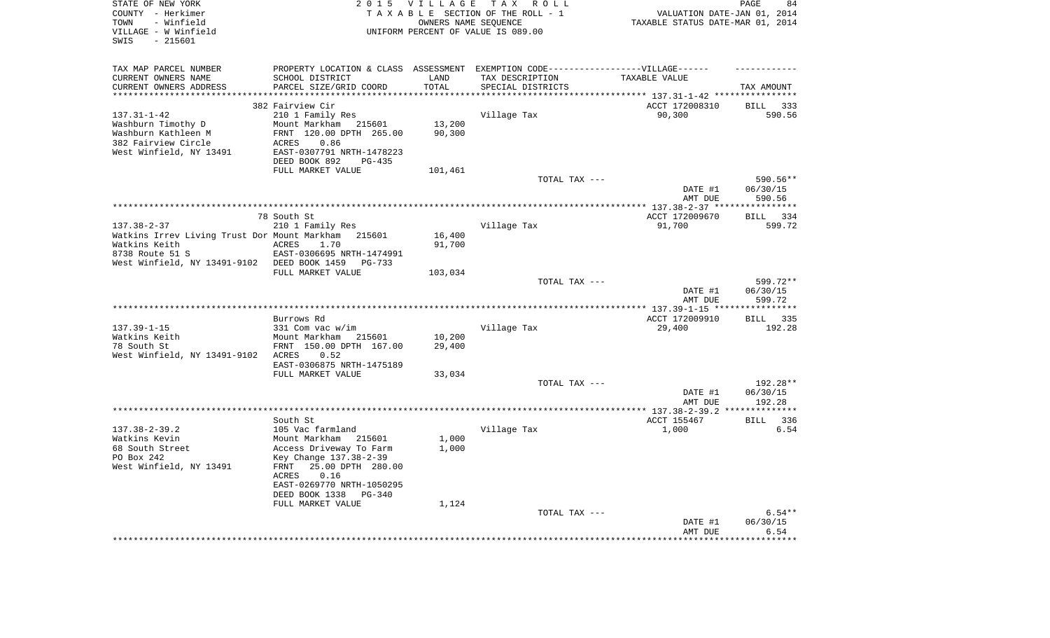STATE OF NEW YORK
COUNTY - Herkimer
TOWN - Winfield
VILLAGE - W Winfield
SWIS - 215601

2015 VILLAGE TAX ROLL
TAXABLE SECTION OF THE ROLL - 1
OWNERS NAME SEQUENCE
UNIFORM PERCENT OF VALUE IS 089.00

VALUATION DATE-JAN 01, 2014
TAXABLE STATUS DATE-MAR 01, 2014

| TAX MAP PARCEL NUMBER / CURRENT OWNERS NAME / CURRENT OWNERS ADDRESS | PROPERTY LOCATION & CLASS / SCHOOL DISTRICT / PARCEL SIZE/GRID COORD | ASSESSMENT LAND / TOTAL | EXEMPTION CODE / TAX DESCRIPTION / SPECIAL DISTRICTS | TAXABLE VALUE | TAX AMOUNT |
|---|---|---|---|---|---|
| 137.31-1-42 | 382 Fairview Cir | | | ACCT 172008310 | BILL 333 |
| Washburn Timothy D | 210 1 Family Res | | Village Tax | 90,300 | 590.56 |
| Washburn Kathleen M | Mount Markham 215601 | 13,200 | | | |
| 382 Fairview Circle | FRNT 120.00 DPTH 265.00 | 90,300 | | | |
| West Winfield, NY 13491 | ACRES 0.86 | | | | |
| | EAST-0307791 NRTH-1478223 | | | | |
| | DEED BOOK 892 PG-435 | | | | |
| | FULL MARKET VALUE | 101,461 | | | |
| | | | TOTAL TAX --- | | 590.56** |
| | | | | DATE #1 | 06/30/15 |
| | | | | AMT DUE | 590.56 |
| 137.38-2-37 | 78 South St | | | ACCT 172009670 | BILL 334 |
| Watkins Irrev Living Trust Dor | 210 1 Family Res | | Village Tax | 91,700 | 599.72 |
| Watkins Keith | Mount Markham 215601 | 16,400 | | | |
| 8738 Route 51 S | ACRES 1.70 | 91,700 | | | |
| West Winfield, NY 13491-9102 | EAST-0306695 NRTH-1474991 | | | | |
| | DEED BOOK 1459 PG-733 | | | | |
| | FULL MARKET VALUE | 103,034 | | | |
| | | | TOTAL TAX --- | | 599.72** |
| | | | | DATE #1 | 06/30/15 |
| | | | | AMT DUE | 599.72 |
| 137.39-1-15 | Burrows Rd | | | ACCT 172009910 | BILL 335 |
| Watkins Keith | 331 Com vac w/im | | Village Tax | 29,400 | 192.28 |
| 78 South St | Mount Markham 215601 | 10,200 | | | |
| West Winfield, NY 13491-9102 | FRNT 150.00 DPTH 167.00 | 29,400 | | | |
| | ACRES 0.52 | | | | |
| | EAST-0306875 NRTH-1475189 | | | | |
| | FULL MARKET VALUE | 33,034 | | | |
| | | | TOTAL TAX --- | | 192.28** |
| | | | | DATE #1 | 06/30/15 |
| | | | | AMT DUE | 192.28 |
| 137.38-2-39.2 | South St | | | ACCT 155467 | BILL 336 |
| Watkins Kevin | 105 Vac farmland | | Village Tax | 1,000 | 6.54 |
| 68 South Street | Mount Markham 215601 | 1,000 | | | |
| PO Box 242 | Access Driveway To Farm | 1,000 | | | |
| West Winfield, NY 13491 | Key Change 137.38-2-39 | | | | |
| | FRNT 25.00 DPTH 280.00 | | | | |
| | ACRES 0.16 | | | | |
| | EAST-0269770 NRTH-1050295 | | | | |
| | DEED BOOK 1338 PG-340 | | | | |
| | FULL MARKET VALUE | 1,124 | | | |
| | | | TOTAL TAX --- | | 6.54** |
| | | | | DATE #1 | 06/30/15 |
| | | | | AMT DUE | 6.54 |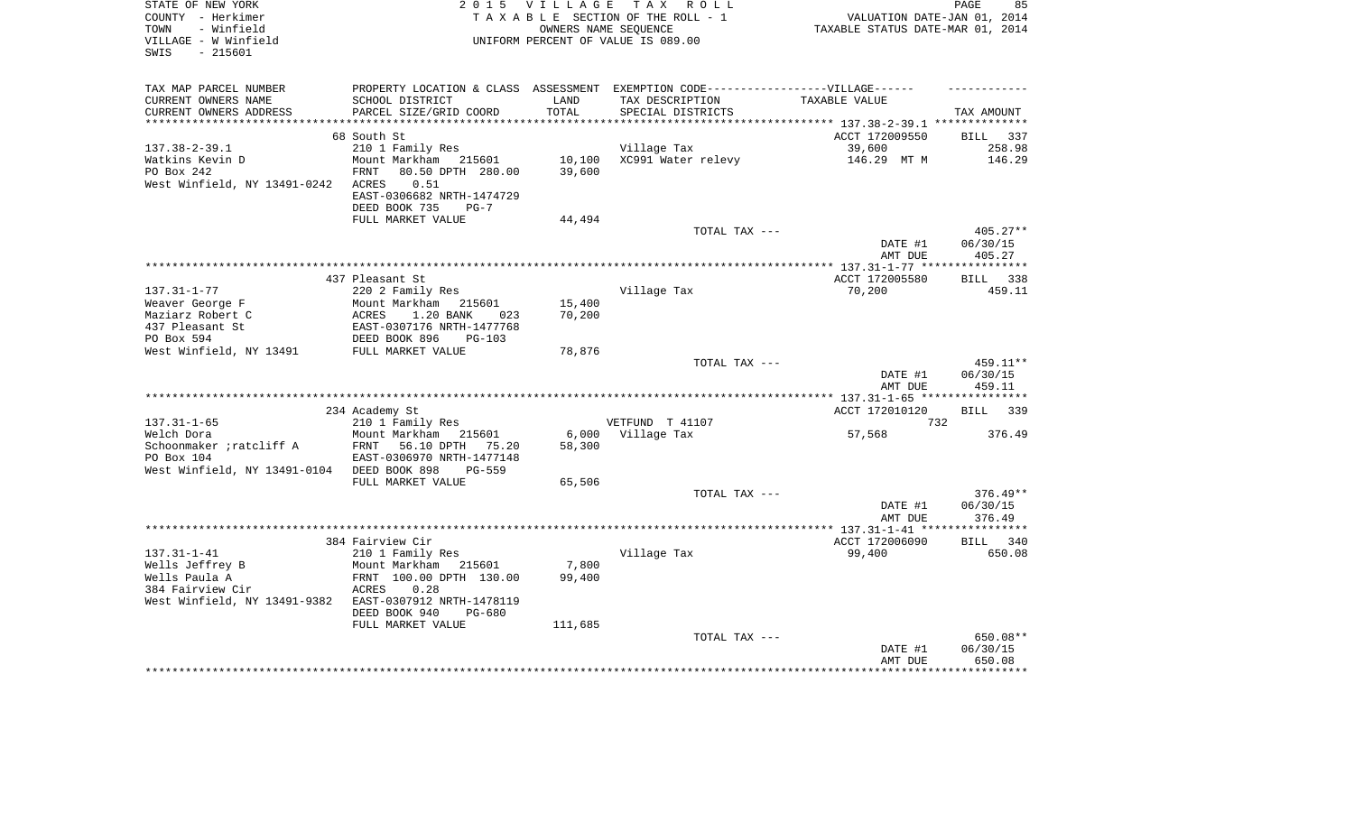STATE OF NEW YORK
COUNTY - Herkimer
TOWN - Winfield
VILLAGE - W Winfield
SWIS - 215601

2 0 1 5 V I L L A G E T A X R O L L
T A X A B L E SECTION OF THE ROLL - 1
OWNERS NAME SEQUENCE
UNIFORM PERCENT OF VALUE IS 089.00

VALUATION DATE-JAN 01, 2014
TAXABLE STATUS DATE-MAR 01, 2014

| TAX MAP PARCEL NUMBER / CURRENT OWNERS NAME / CURRENT OWNERS ADDRESS | PROPERTY LOCATION & CLASS / SCHOOL DISTRICT / PARCEL SIZE/GRID COORD | ASSESSMENT LAND / TOTAL | EXEMPTION CODE / TAX DESCRIPTION / SPECIAL DISTRICTS | TAXABLE VALUE | TAX AMOUNT |
|---|---|---|---|---|---|
| | 68 South St | | | ACCT 172009550 | BILL 337 |
| 137.38-2-39.1 | 210 1 Family Res | | Village Tax | 39,600 | 258.98 |
| Watkins Kevin D | Mount Markham 215601 | 10,100 | XC991 Water relevy | 146.29 MT M | 146.29 |
| PO Box 242 | FRNT 80.50 DPTH 280.00 | 39,600 | | | |
| West Winfield, NY 13491-0242 | ACRES 0.51 | | | | |
| | EAST-0306682 NRTH-1474729 | | | | |
| | DEED BOOK 735 PG-7 | | | | |
| | FULL MARKET VALUE | 44,494 | | | |
| | | | TOTAL TAX --- | | 405.27** |
| | | | | DATE #1 | 06/30/15 |
| | | | | AMT DUE | 405.27 |
| | 437 Pleasant St | | | ACCT 172005580 | BILL 338 |
| 137.31-1-77 | 220 2 Family Res | | Village Tax | 70,200 | 459.11 |
| Weaver George F | Mount Markham 215601 | 15,400 | | | |
| Maziarz Robert C | ACRES 1.20 BANK 023 | 70,200 | | | |
| 437 Pleasant St | EAST-0307176 NRTH-1477768 | | | | |
| PO Box 594 | DEED BOOK 896 PG-103 | | | | |
| West Winfield, NY 13491 | FULL MARKET VALUE | 78,876 | | | |
| | | | TOTAL TAX --- | | 459.11** |
| | | | | DATE #1 | 06/30/15 |
| | | | | AMT DUE | 459.11 |
| | 234 Academy St | | | ACCT 172010120 | BILL 339 |
| 137.31-1-65 | 210 1 Family Res | | VETFUND T 41107 | 732 | |
| Welch Dora | Mount Markham 215601 | 6,000 | Village Tax | 57,568 | 376.49 |
| Schoonmaker ;ratcliff A | FRNT 56.10 DPTH 75.20 | 58,300 | | | |
| PO Box 104 | EAST-0306970 NRTH-1477148 | | | | |
| West Winfield, NY 13491-0104 | DEED BOOK 898 PG-559 | | | | |
| | FULL MARKET VALUE | 65,506 | | | |
| | | | TOTAL TAX --- | | 376.49** |
| | | | | DATE #1 | 06/30/15 |
| | | | | AMT DUE | 376.49 |
| | 384 Fairview Cir | | | ACCT 172006090 | BILL 340 |
| 137.31-1-41 | 210 1 Family Res | | Village Tax | 99,400 | 650.08 |
| Wells Jeffrey B | Mount Markham 215601 | 7,800 | | | |
| Wells Paula A | FRNT 100.00 DPTH 130.00 | 99,400 | | | |
| 384 Fairview Cir | ACRES 0.28 | | | | |
| West Winfield, NY 13491-9382 | EAST-0307912 NRTH-1478119 | | | | |
| | DEED BOOK 940 PG-680 | | | | |
| | FULL MARKET VALUE | 111,685 | | | |
| | | | TOTAL TAX --- | | 650.08** |
| | | | | DATE #1 | 06/30/15 |
| | | | | AMT DUE | 650.08 |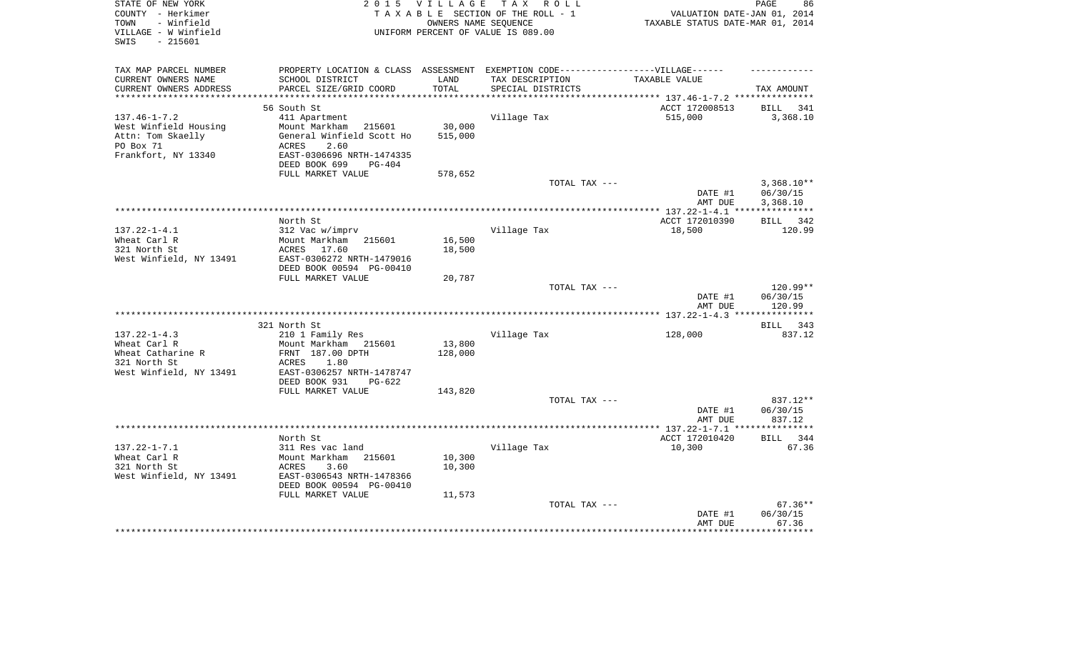STATE OF NEW YORK — 2015 VILLAGE TAX ROLL
COUNTY - Herkimer — TAXABLE SECTION OF THE ROLL - 1 — VALUATION DATE-JAN 01, 2014
TOWN - Winfield — OWNERS NAME SEQUENCE — TAXABLE STATUS DATE-MAR 01, 2014
VILLAGE - W Winfield — UNIFORM PERCENT OF VALUE IS 089.00
SWIS - 215601

| TAX MAP PARCEL NUMBER / CURRENT OWNERS NAME / CURRENT OWNERS ADDRESS | PROPERTY LOCATION & CLASS / SCHOOL DISTRICT / PARCEL SIZE/GRID COORD | ASSESSMENT LAND / TOTAL | EXEMPTION CODE / TAX DESCRIPTION / SPECIAL DISTRICTS | VILLAGE TAXABLE VALUE | TAX AMOUNT |
|---|---|---|---|---|---|
| **137.46-1-7.2** | 56 South St | | | ACCT 172008513 | BILL 341 |
| West Winfield Housing | 411 Apartment | | Village Tax | 515,000 | 3,368.10 |
| Attn: Tom Skaelly | Mount Markham 215601 | 30,000 | | | |
| PO Box 71 | General Winfield Scott Ho | 515,000 | | | |
| Frankfort, NY 13340 | ACRES 2.60 | | | | |
| | EAST-0306696 NRTH-1474335 | | | | |
| | DEED BOOK 699 PG-404 | | | | |
| | FULL MARKET VALUE | 578,652 | | | |
| | | | TOTAL TAX --- | | 3,368.10** |
| | | | | DATE #1 | 06/30/15 |
| | | | | AMT DUE | 3,368.10 |
| **137.22-1-4.1** | North St | | | ACCT 172010390 | BILL 342 |
| Wheat Carl R | 312 Vac w/imprv | | Village Tax | 18,500 | 120.99 |
| 321 North St | Mount Markham 215601 | 16,500 | | | |
| West Winfield, NY 13491 | ACRES 17.60 | 18,500 | | | |
| | EAST-0306272 NRTH-1479016 | | | | |
| | DEED BOOK 00594 PG-00410 | | | | |
| | FULL MARKET VALUE | 20,787 | | | |
| | | | TOTAL TAX --- | | 120.99** |
| | | | | DATE #1 | 06/30/15 |
| | | | | AMT DUE | 120.99 |
| **137.22-1-4.3** | 321 North St | | | | BILL 343 |
| Wheat Carl R | 210 1 Family Res | | Village Tax | 128,000 | 837.12 |
| Wheat Catharine R | Mount Markham 215601 | 13,800 | | | |
| 321 North St | FRNT 187.00 DPTH | 128,000 | | | |
| West Winfield, NY 13491 | ACRES 1.80 | | | | |
| | EAST-0306257 NRTH-1478747 | | | | |
| | DEED BOOK 931 PG-622 | | | | |
| | FULL MARKET VALUE | 143,820 | | | |
| | | | TOTAL TAX --- | | 837.12** |
| | | | | DATE #1 | 06/30/15 |
| | | | | AMT DUE | 837.12 |
| **137.22-1-7.1** | North St | | | ACCT 172010420 | BILL 344 |
| Wheat Carl R | 311 Res vac land | | Village Tax | 10,300 | 67.36 |
| 321 North St | Mount Markham 215601 | 10,300 | | | |
| West Winfield, NY 13491 | ACRES 3.60 | 10,300 | | | |
| | EAST-0306543 NRTH-1478366 | | | | |
| | DEED BOOK 00594 PG-00410 | | | | |
| | FULL MARKET VALUE | 11,573 | | | |
| | | | TOTAL TAX --- | | 67.36** |
| | | | | DATE #1 | 06/30/15 |
| | | | | AMT DUE | 67.36 |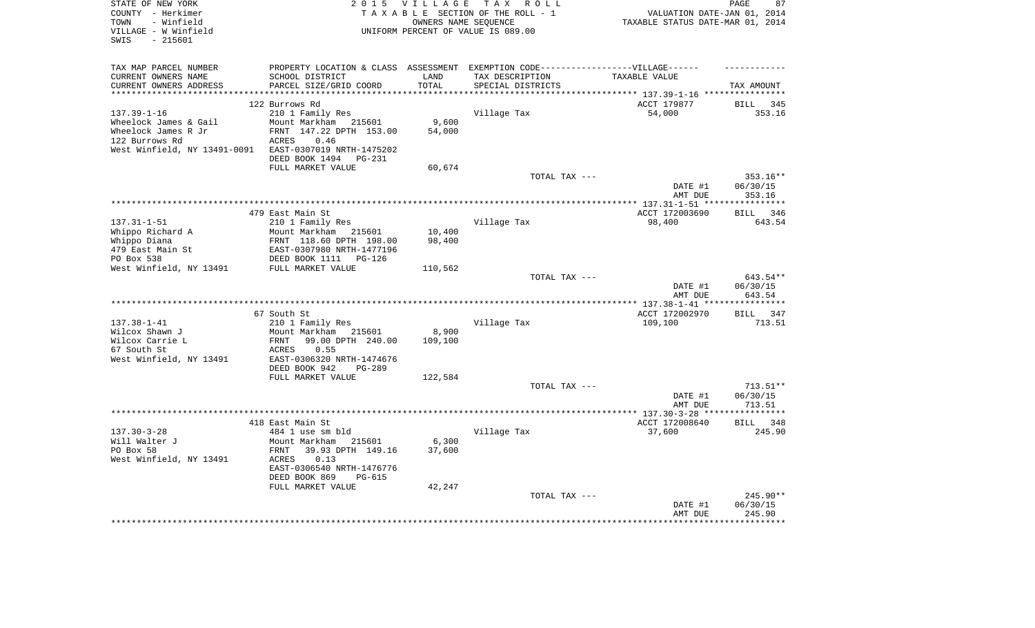STATE OF NEW YORK
COUNTY - Herkimer
TOWN - Winfield
VILLAGE - W Winfield
SWIS - 215601

2 0 1 5 V I L L A G E T A X R O L L
T A X A B L E SECTION OF THE ROLL - 1
OWNERS NAME SEQUENCE
UNIFORM PERCENT OF VALUE IS 089.00

VALUATION DATE-JAN 01, 2014
TAXABLE STATUS DATE-MAR 01, 2014

| TAX MAP PARCEL NUMBER<br>CURRENT OWNERS NAME<br>CURRENT OWNERS ADDRESS | PROPERTY LOCATION & CLASS<br>SCHOOL DISTRICT<br>PARCEL SIZE/GRID COORD | ASSESSMENT<br>LAND<br>TOTAL | EXEMPTION CODE-----VILLAGE------<br>TAX DESCRIPTION<br>SPECIAL DISTRICTS | TAXABLE VALUE | TAX AMOUNT |
|---|---|---|---|---|---|
| | 122 Burrows Rd | | | ACCT 179877 | BILL 345 |
| 137.39-1-16 | 210 1 Family Res | | Village Tax | 54,000 | 353.16 |
| Wheelock James & Gail | Mount Markham 215601 | 9,600 | | | |
| Wheelock James R Jr | FRNT 147.22 DPTH 153.00 | 54,000 | | | |
| 122 Burrows Rd | ACRES 0.46 | | | | |
| West Winfield, NY 13491-0091 | EAST-0307019 NRTH-1475202 | | | | |
| | DEED BOOK 1494 PG-231 | | | | |
| | FULL MARKET VALUE | 60,674 | | | |
| | | | TOTAL TAX --- | | 353.16** |
| | | | | DATE #1 | 06/30/15 |
| | | | | AMT DUE | 353.16 |
| | 479 East Main St | | | ACCT 172003690 | BILL 346 |
| 137.31-1-51 | 210 1 Family Res | | Village Tax | 98,400 | 643.54 |
| Whippo Richard A | Mount Markham 215601 | 10,400 | | | |
| Whippo Diana | FRNT 118.60 DPTH 198.00 | 98,400 | | | |
| 479 East Main St | EAST-0307980 NRTH-1477196 | | | | |
| PO Box 538 | DEED BOOK 1111 PG-126 | | | | |
| West Winfield, NY 13491 | FULL MARKET VALUE | 110,562 | | | |
| | | | TOTAL TAX --- | | 643.54** |
| | | | | DATE #1 | 06/30/15 |
| | | | | AMT DUE | 643.54 |
| | 67 South St | | | ACCT 172002970 | BILL 347 |
| 137.38-1-41 | 210 1 Family Res | | Village Tax | 109,100 | 713.51 |
| Wilcox Shawn J | Mount Markham 215601 | 8,900 | | | |
| Wilcox Carrie L | FRNT 99.00 DPTH 240.00 | 109,100 | | | |
| 67 South St | ACRES 0.55 | | | | |
| West Winfield, NY 13491 | EAST-0306320 NRTH-1474676 | | | | |
| | DEED BOOK 942 PG-289 | | | | |
| | FULL MARKET VALUE | 122,584 | | | |
| | | | TOTAL TAX --- | | 713.51** |
| | | | | DATE #1 | 06/30/15 |
| | | | | AMT DUE | 713.51 |
| | 418 East Main St | | | ACCT 172008640 | BILL 348 |
| 137.30-3-28 | 484 1 use sm bld | | Village Tax | 37,600 | 245.90 |
| Will Walter J | Mount Markham 215601 | 6,300 | | | |
| PO Box 58 | FRNT 39.93 DPTH 149.16 | 37,600 | | | |
| West Winfield, NY 13491 | ACRES 0.13 | | | | |
| | EAST-0306540 NRTH-1476776 | | | | |
| | DEED BOOK 869 PG-615 | | | | |
| | FULL MARKET VALUE | 42,247 | | | |
| | | | TOTAL TAX --- | | 245.90** |
| | | | | DATE #1 | 06/30/15 |
| | | | | AMT DUE | 245.90 |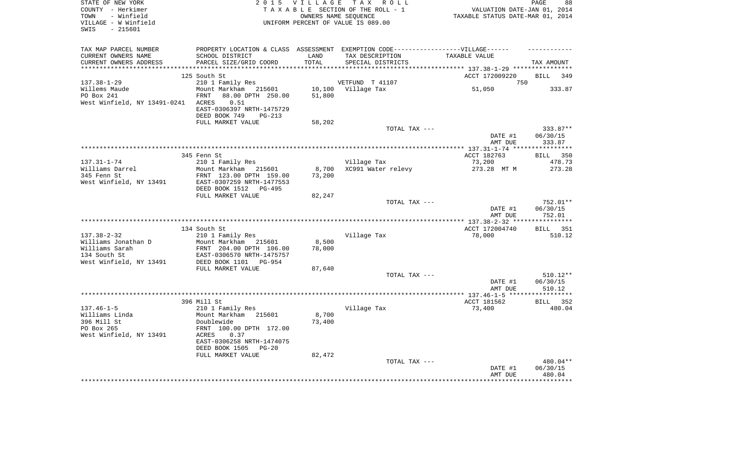STATE OF NEW YORK
COUNTY - Herkimer
TOWN - Winfield
VILLAGE - W Winfield
SWIS - 215601

2 0 1 5 V I L L A G E T A X R O L L
T A X A B L E SECTION OF THE ROLL - 1
OWNERS NAME SEQUENCE
UNIFORM PERCENT OF VALUE IS 089.00

VALUATION DATE-JAN 01, 2014
TAXABLE STATUS DATE-MAR 01, 2014

| TAX MAP PARCEL NUMBER / CURRENT OWNERS NAME / CURRENT OWNERS ADDRESS | PROPERTY LOCATION & CLASS / SCHOOL DISTRICT / PARCEL SIZE/GRID COORD | ASSESSMENT LAND / TOTAL | EXEMPTION CODE / TAX DESCRIPTION / SPECIAL DISTRICTS | TAXABLE VALUE | TAX AMOUNT |
|---|---|---|---|---|---|
| | 125 South St | | | ACCT 172009220 | BILL 349 |
| 137.38-1-29 | 210 1 Family Res | | VETFUND T 41107 | 750 | |
| Willems Maude | Mount Markham 215601 | 10,100 | Village Tax | 51,050 | 333.87 |
| PO Box 241 | FRNT 88.00 DPTH 250.00 | 51,800 | | | |
| West Winfield, NY 13491-0241 | ACRES 0.51 | | | | |
| | EAST-0306397 NRTH-1475729 | | | | |
| | DEED BOOK 749 PG-213 | | | | |
| | FULL MARKET VALUE | 58,202 | | | |
| | | | TOTAL TAX --- | | 333.87** |
| | | | | DATE #1 | 06/30/15 |
| | | | | AMT DUE | 333.87 |
| | 345 Fenn St | | | ACCT 182763 | BILL 350 |
| 137.31-1-74 | 210 1 Family Res | | Village Tax | 73,200 | 478.73 |
| Williams Darrel | Mount Markham 215601 | 8,700 | XC991 Water relevy | 273.28 MT M | 273.28 |
| 345 Fenn St | FRNT 123.00 DPTH 159.00 | 73,200 | | | |
| West Winfield, NY 13491 | EAST-0307259 NRTH-1477553 | | | | |
| | DEED BOOK 1512 PG-495 | | | | |
| | FULL MARKET VALUE | 82,247 | | | |
| | | | TOTAL TAX --- | | 752.01** |
| | | | | DATE #1 | 06/30/15 |
| | | | | AMT DUE | 752.01 |
| | 134 South St | | | ACCT 172004740 | BILL 351 |
| 137.38-2-32 | 210 1 Family Res | | Village Tax | 78,000 | 510.12 |
| Williams Jonathan D | Mount Markham 215601 | 8,500 | | | |
| Williams Sarah | FRNT 204.00 DPTH 106.00 | 78,000 | | | |
| 134 South St | EAST-0306570 NRTH-1475757 | | | | |
| West Winfield, NY 13491 | DEED BOOK 1101 PG-954 | | | | |
| | FULL MARKET VALUE | 87,640 | | | |
| | | | TOTAL TAX --- | | 510.12** |
| | | | | DATE #1 | 06/30/15 |
| | | | | AMT DUE | 510.12 |
| | 396 Mill St | | | ACCT 181562 | BILL 352 |
| 137.46-1-5 | 210 1 Family Res | | Village Tax | 73,400 | 480.04 |
| Williams Linda | Mount Markham 215601 | 8,700 | | | |
| 396 Mill St | Doublewide | 73,400 | | | |
| PO Box 265 | FRNT 100.00 DPTH 172.00 | | | | |
| West Winfield, NY 13491 | ACRES 0.37 | | | | |
| | EAST-0306258 NRTH-1474075 | | | | |
| | DEED BOOK 1505 PG-20 | | | | |
| | FULL MARKET VALUE | 82,472 | | | |
| | | | TOTAL TAX --- | | 480.04** |
| | | | | DATE #1 | 06/30/15 |
| | | | | AMT DUE | 480.04 |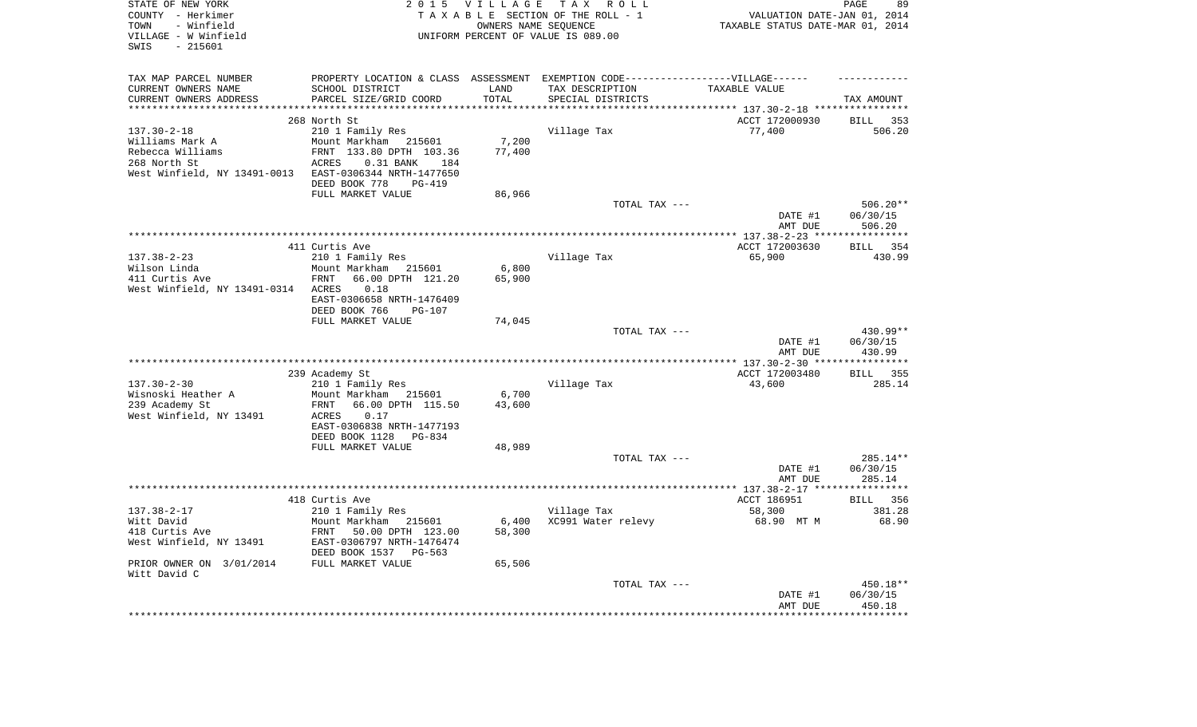STATE OF NEW YORK
COUNTY - Herkimer
TOWN - Winfield
VILLAGE - W Winfield
SWIS - 215601

2 0 1 5 V I L L A G E T A X R O L L
T A X A B L E SECTION OF THE ROLL - 1
OWNERS NAME SEQUENCE
UNIFORM PERCENT OF VALUE IS 089.00

VALUATION DATE-JAN 01, 2014
TAXABLE STATUS DATE-MAR 01, 2014

| TAX MAP PARCEL NUMBER / CURRENT OWNERS NAME / CURRENT OWNERS ADDRESS | PROPERTY LOCATION & CLASS / SCHOOL DISTRICT / PARCEL SIZE/GRID COORD | ASSESSMENT LAND / TOTAL | EXEMPTION CODE / TAX DESCRIPTION / SPECIAL DISTRICTS | TAXABLE VALUE | TAX AMOUNT |
|---|---|---|---|---|---|
| 137.30-2-18 | 268 North St | | | ACCT 172000930 | BILL 353 |
| Williams Mark A | 210 1 Family Res | | Village Tax | 77,400 | 506.20 |
| Rebecca Williams | Mount Markham 215601 | 7,200 | | | |
| 268 North St | FRNT 133.80 DPTH 103.36 | 77,400 | | | |
| West Winfield, NY 13491-0013 | ACRES 0.31 BANK 184 | | | | |
| | EAST-0306344 NRTH-1477650 | | | | |
| | DEED BOOK 778 PG-419 | | | | |
| | FULL MARKET VALUE | 86,966 | | | |
| | | | TOTAL TAX --- | | 506.20** |
| | | | | DATE #1 | 06/30/15 |
| | | | | AMT DUE | 506.20 |
| 137.38-2-23 | 411 Curtis Ave | | | ACCT 172003630 | BILL 354 |
| Wilson Linda | 210 1 Family Res | | Village Tax | 65,900 | 430.99 |
| 411 Curtis Ave | Mount Markham 215601 | 6,800 | | | |
| West Winfield, NY 13491-0314 | FRNT 66.00 DPTH 121.20 | 65,900 | | | |
| | ACRES 0.18 | | | | |
| | EAST-0306658 NRTH-1476409 | | | | |
| | DEED BOOK 766 PG-107 | | | | |
| | FULL MARKET VALUE | 74,045 | | | |
| | | | TOTAL TAX --- | | 430.99** |
| | | | | DATE #1 | 06/30/15 |
| | | | | AMT DUE | 430.99 |
| 137.30-2-30 | 239 Academy St | | | ACCT 172003480 | BILL 355 |
| Wisnoski Heather A | 210 1 Family Res | | Village Tax | 43,600 | 285.14 |
| 239 Academy St | Mount Markham 215601 | 6,700 | | | |
| West Winfield, NY 13491 | FRNT 66.00 DPTH 115.50 | 43,600 | | | |
| | ACRES 0.17 | | | | |
| | EAST-0306838 NRTH-1477193 | | | | |
| | DEED BOOK 1128 PG-834 | | | | |
| | FULL MARKET VALUE | 48,989 | | | |
| | | | TOTAL TAX --- | | 285.14** |
| | | | | DATE #1 | 06/30/15 |
| | | | | AMT DUE | 285.14 |
| 137.38-2-17 | 418 Curtis Ave | | | ACCT 186951 | BILL 356 |
| Witt David | 210 1 Family Res | | Village Tax | 58,300 | 381.28 |
| 418 Curtis Ave | Mount Markham 215601 | 6,400 | XC991 Water relevy | 68.90 MT M | 68.90 |
| West Winfield, NY 13491 | FRNT 50.00 DPTH 123.00 | 58,300 | | | |
| | EAST-0306797 NRTH-1476474 | | | | |
| | DEED BOOK 1537 PG-563 | | | | |
| PRIOR OWNER ON 3/01/2014 | FULL MARKET VALUE | 65,506 | | | |
| Witt David C | | | | | |
| | | | TOTAL TAX --- | | 450.18** |
| | | | | DATE #1 | 06/30/15 |
| | | | | AMT DUE | 450.18 |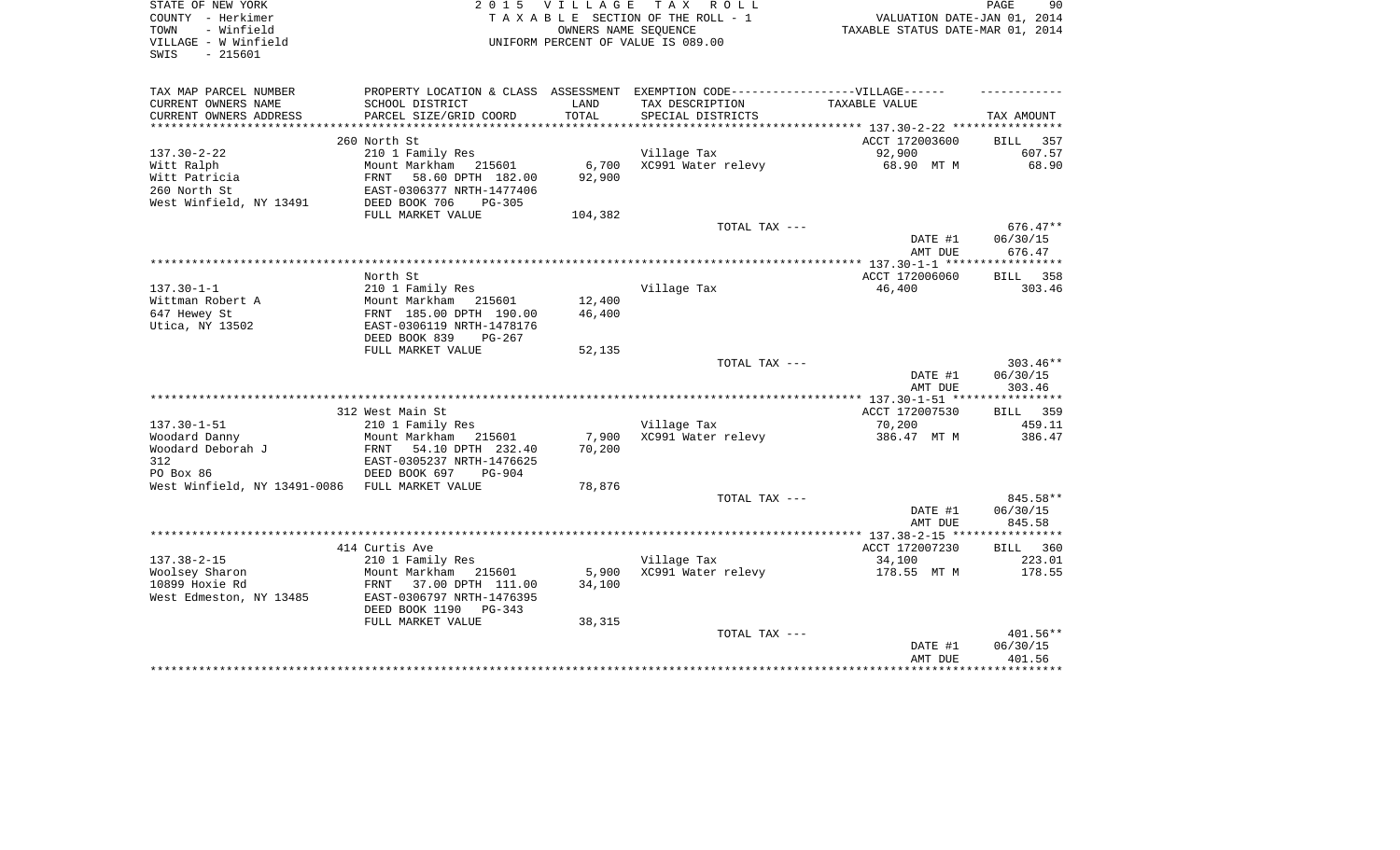STATE OF NEW YORK
COUNTY - Herkimer
TOWN - Winfield
VILLAGE - W Winfield
SWIS - 215601

2015 VILLAGE TAX ROLL
TAXABLE SECTION OF THE ROLL - 1
OWNERS NAME SEQUENCE
UNIFORM PERCENT OF VALUE IS 089.00

VALUATION DATE-JAN 01, 2014
TAXABLE STATUS DATE-MAR 01, 2014

| TAX MAP PARCEL NUMBER / CURRENT OWNERS NAME / CURRENT OWNERS ADDRESS | PROPERTY LOCATION & CLASS / SCHOOL DISTRICT / PARCEL SIZE/GRID COORD | ASSESSMENT LAND / TOTAL | EXEMPTION CODE / TAX DESCRIPTION / SPECIAL DISTRICTS | VILLAGE TAXABLE VALUE | TAX AMOUNT |
|---|---|---|---|---|---|
| **137.30-2-22** | 260 North St | | | ACCT 172003600 | BILL 357 |
| Witt Ralph | 210 1 Family Res | | Village Tax | 92,900 | 607.57 |
| Witt Patricia | Mount Markham 215601 | 6,700 | XC991 Water relevy | 68.90 MT M | 68.90 |
| 260 North St | FRNT 58.60 DPTH 182.00 | 92,900 | | | |
| West Winfield, NY 13491 | EAST-0306377 NRTH-1477406 | | | | |
| | DEED BOOK 706 PG-305 | | | | |
| | FULL MARKET VALUE | 104,382 | | | |
| | | | TOTAL TAX --- | | 676.47** |
| | | | | DATE #1 | 06/30/15 |
| | | | | AMT DUE | 676.47 |
| **137.30-1-1** | North St | | | ACCT 172006060 | BILL 358 |
| Wittman Robert A | 210 1 Family Res | | Village Tax | 46,400 | 303.46 |
| 647 Hewey St | Mount Markham 215601 | 12,400 | | | |
| Utica, NY 13502 | FRNT 185.00 DPTH 190.00 | 46,400 | | | |
| | EAST-0306119 NRTH-1478176 | | | | |
| | DEED BOOK 839 PG-267 | | | | |
| | FULL MARKET VALUE | 52,135 | | | |
| | | | TOTAL TAX --- | | 303.46** |
| | | | | DATE #1 | 06/30/15 |
| | | | | AMT DUE | 303.46 |
| **137.30-1-51** | 312 West Main St | | | ACCT 172007530 | BILL 359 |
| Woodard Danny | 210 1 Family Res | | Village Tax | 70,200 | 459.11 |
| Woodard Deborah J | Mount Markham 215601 | 7,900 | XC991 Water relevy | 386.47 MT M | 386.47 |
| 312 | FRNT 54.10 DPTH 232.40 | 70,200 | | | |
| PO Box 86 | EAST-0305237 NRTH-1476625 | | | | |
| West Winfield, NY 13491-0086 | DEED BOOK 697 PG-904 | | | | |
| | FULL MARKET VALUE | 78,876 | | | |
| | | | TOTAL TAX --- | | 845.58** |
| | | | | DATE #1 | 06/30/15 |
| | | | | AMT DUE | 845.58 |
| **137.38-2-15** | 414 Curtis Ave | | | ACCT 172007230 | BILL 360 |
| Woolsey Sharon | 210 1 Family Res | | Village Tax | 34,100 | 223.01 |
| 10899 Hoxie Rd | Mount Markham 215601 | 5,900 | XC991 Water relevy | 178.55 MT M | 178.55 |
| West Edmeston, NY 13485 | FRNT 37.00 DPTH 111.00 | 34,100 | | | |
| | EAST-0306797 NRTH-1476395 | | | | |
| | DEED BOOK 1190 PG-343 | | | | |
| | FULL MARKET VALUE | 38,315 | | | |
| | | | TOTAL TAX --- | | 401.56** |
| | | | | DATE #1 | 06/30/15 |
| | | | | AMT DUE | 401.56 |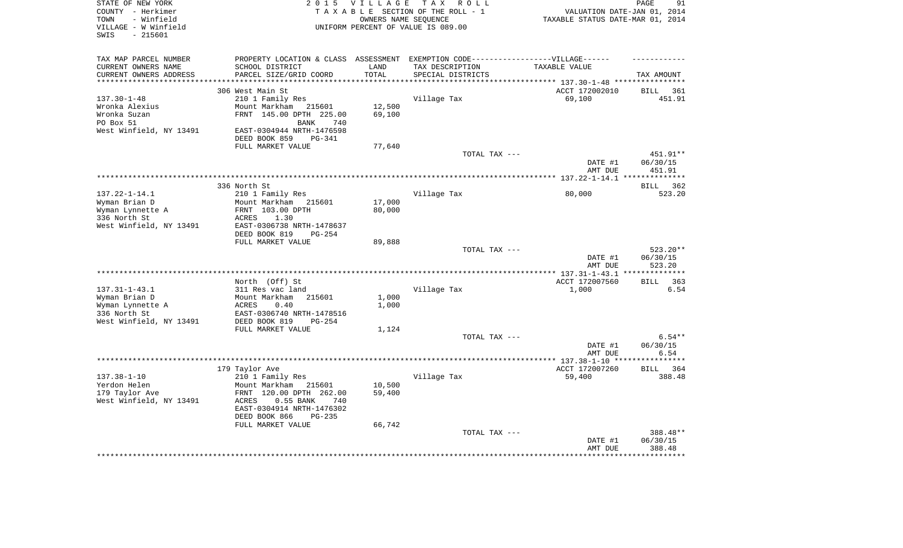STATE OF NEW YORK
COUNTY - Herkimer
TOWN - Winfield
VILLAGE - W Winfield
SWIS - 215601

2 0 1 5 V I L L A G E T A X R O L L
T A X A B L E SECTION OF THE ROLL - 1
OWNERS NAME SEQUENCE
UNIFORM PERCENT OF VALUE IS 089.00

VALUATION DATE-JAN 01, 2014
TAXABLE STATUS DATE-MAR 01, 2014

| TAX MAP PARCEL NUMBER / CURRENT OWNERS NAME / CURRENT OWNERS ADDRESS | PROPERTY LOCATION & CLASS / SCHOOL DISTRICT / PARCEL SIZE/GRID COORD | ASSESSMENT LAND / TOTAL | EXEMPTION CODE / TAX DESCRIPTION / SPECIAL DISTRICTS | TAXABLE VALUE | TAX AMOUNT |
|---|---|---|---|---|---|
| **137.30-1-48** | 306 West Main St | | | ACCT 172002010 | BILL 361 |
| 137.30-1-48 | 210 1 Family Res | | Village Tax | 69,100 | 451.91 |
| Wronka Alexius | Mount Markham 215601 | 12,500 | | | |
| Wronka Suzan | FRNT 145.00 DPTH 225.00 | 69,100 | | | |
| PO Box 51 | BANK 740 | | | | |
| West Winfield, NY 13491 | EAST-0304944 NRTH-1476598 | | | | |
| | DEED BOOK 859 PG-341 | | | | |
| | FULL MARKET VALUE | 77,640 | | | |
| | | | TOTAL TAX --- | | 451.91** |
| | | | | DATE #1 | 06/30/15 |
| | | | | AMT DUE | 451.91 |
| **137.22-1-14.1** | 336 North St | | | | BILL 362 |
| 137.22-1-14.1 | 210 1 Family Res | | Village Tax | 80,000 | 523.20 |
| Wyman Brian D | Mount Markham 215601 | 17,000 | | | |
| Wyman Lynnette A | FRNT 103.00 DPTH | 80,000 | | | |
| 336 North St | ACRES 1.30 | | | | |
| West Winfield, NY 13491 | EAST-0306738 NRTH-1478637 | | | | |
| | DEED BOOK 819 PG-254 | | | | |
| | FULL MARKET VALUE | 89,888 | | | |
| | | | TOTAL TAX --- | | 523.20** |
| | | | | DATE #1 | 06/30/15 |
| | | | | AMT DUE | 523.20 |
| **137.31-1-43.1** | North (Off) St | | | ACCT 172007560 | BILL 363 |
| 137.31-1-43.1 | 311 Res vac land | | Village Tax | 1,000 | 6.54 |
| Wyman Brian D | Mount Markham 215601 | 1,000 | | | |
| Wyman Lynnette A | ACRES 0.40 | 1,000 | | | |
| 336 North St | EAST-0306740 NRTH-1478516 | | | | |
| West Winfield, NY 13491 | DEED BOOK 819 PG-254 | | | | |
| | FULL MARKET VALUE | 1,124 | | | |
| | | | TOTAL TAX --- | | 6.54** |
| | | | | DATE #1 | 06/30/15 |
| | | | | AMT DUE | 6.54 |
| **137.38-1-10** | 179 Taylor Ave | | | ACCT 172007260 | BILL 364 |
| 137.38-1-10 | 210 1 Family Res | | Village Tax | 59,400 | 388.48 |
| Yerdon Helen | Mount Markham 215601 | 10,500 | | | |
| 179 Taylor Ave | FRNT 120.00 DPTH 262.00 | 59,400 | | | |
| West Winfield, NY 13491 | ACRES 0.55 BANK 740 | | | | |
| | EAST-0304914 NRTH-1476302 | | | | |
| | DEED BOOK 866 PG-235 | | | | |
| | FULL MARKET VALUE | 66,742 | | | |
| | | | TOTAL TAX --- | | 388.48** |
| | | | | DATE #1 | 06/30/15 |
| | | | | AMT DUE | 388.48 |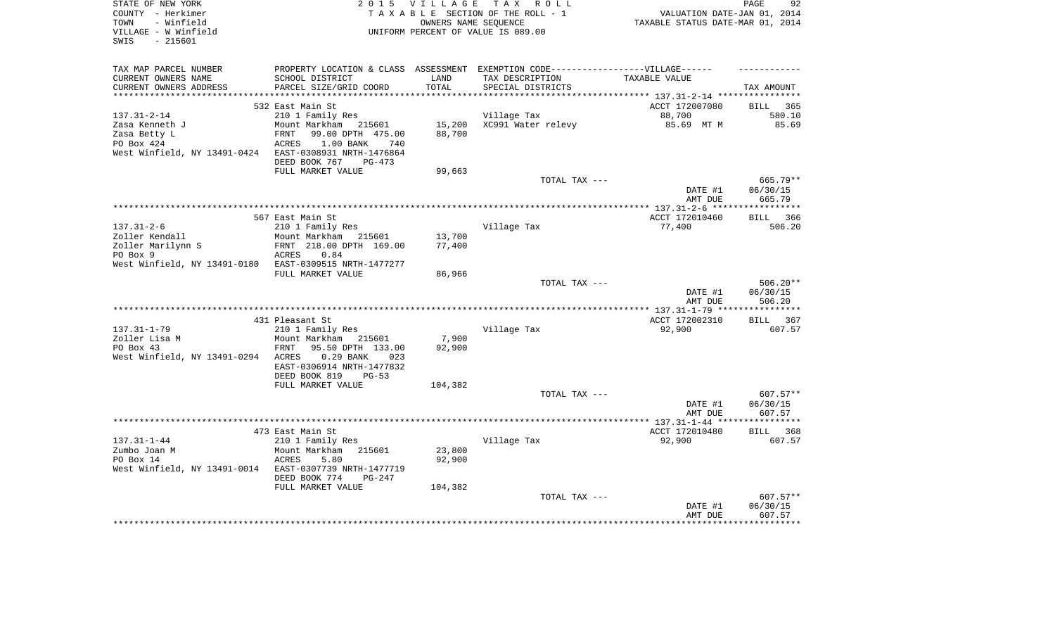STATE OF NEW YORK
COUNTY - Herkimer
TOWN - Winfield
VILLAGE - W Winfield
SWIS - 215601

2 0 1 5 V I L L A G E T A X R O L L
T A X A B L E SECTION OF THE ROLL - 1
OWNERS NAME SEQUENCE
UNIFORM PERCENT OF VALUE IS 089.00

VALUATION DATE-JAN 01, 2014
TAXABLE STATUS DATE-MAR 01, 2014

| TAX MAP PARCEL NUMBER / CURRENT OWNERS NAME / CURRENT OWNERS ADDRESS | PROPERTY LOCATION & CLASS / SCHOOL DISTRICT / PARCEL SIZE/GRID COORD | ASSESSMENT LAND / TOTAL | EXEMPTION CODE-----VILLAGE------ / TAX DESCRIPTION / SPECIAL DISTRICTS | TAXABLE VALUE | TAX AMOUNT |
|---|---|---|---|---|---|
| | 532 East Main St | | | ACCT 172007080 | BILL 365 |
| 137.31-2-14 | 210 1 Family Res | | Village Tax | 88,700 | 580.10 |
| Zasa Kenneth J | Mount Markham 215601 | 15,200 | XC991 Water relevy | 85.69 MT M | 85.69 |
| Zasa Betty L | FRNT 99.00 DPTH 475.00 | 88,700 | | | |
| PO Box 424 | ACRES 1.00 BANK 740 | | | | |
| West Winfield, NY 13491-0424 | EAST-0308931 NRTH-1476864 | | | | |
| | DEED BOOK 767 PG-473 | | | | |
| | FULL MARKET VALUE | 99,663 | | | |
| | | | TOTAL TAX --- | | 665.79** |
| | | | | DATE #1 | 06/30/15 |
| | | | | AMT DUE | 665.79 |
| | 567 East Main St | | | ACCT 172010460 | BILL 366 |
| 137.31-2-6 | 210 1 Family Res | | Village Tax | 77,400 | 506.20 |
| Zoller Kendall | Mount Markham 215601 | 13,700 | | | |
| Zoller Marilynn S | FRNT 218.00 DPTH 169.00 | 77,400 | | | |
| PO Box 9 | ACRES 0.84 | | | | |
| West Winfield, NY 13491-0180 | EAST-0309515 NRTH-1477277 | | | | |
| | FULL MARKET VALUE | 86,966 | | | |
| | | | TOTAL TAX --- | | 506.20** |
| | | | | DATE #1 | 06/30/15 |
| | | | | AMT DUE | 506.20 |
| | 431 Pleasant St | | | ACCT 172002310 | BILL 367 |
| 137.31-1-79 | 210 1 Family Res | | Village Tax | 92,900 | 607.57 |
| Zoller Lisa M | Mount Markham 215601 | 7,900 | | | |
| PO Box 43 | FRNT 95.50 DPTH 133.00 | 92,900 | | | |
| West Winfield, NY 13491-0294 | ACRES 0.29 BANK 023 | | | | |
| | EAST-0306914 NRTH-1477832 | | | | |
| | DEED BOOK 819 PG-53 | | | | |
| | FULL MARKET VALUE | 104,382 | | | |
| | | | TOTAL TAX --- | | 607.57** |
| | | | | DATE #1 | 06/30/15 |
| | | | | AMT DUE | 607.57 |
| | 473 East Main St | | | ACCT 172010480 | BILL 368 |
| 137.31-1-44 | 210 1 Family Res | | Village Tax | 92,900 | 607.57 |
| Zumbo Joan M | Mount Markham 215601 | 23,800 | | | |
| PO Box 14 | ACRES 5.80 | 92,900 | | | |
| West Winfield, NY 13491-0014 | EAST-0307739 NRTH-1477719 | | | | |
| | DEED BOOK 774 PG-247 | | | | |
| | FULL MARKET VALUE | 104,382 | | | |
| | | | TOTAL TAX --- | | 607.57** |
| | | | | DATE #1 | 06/30/15 |
| | | | | AMT DUE | 607.57 |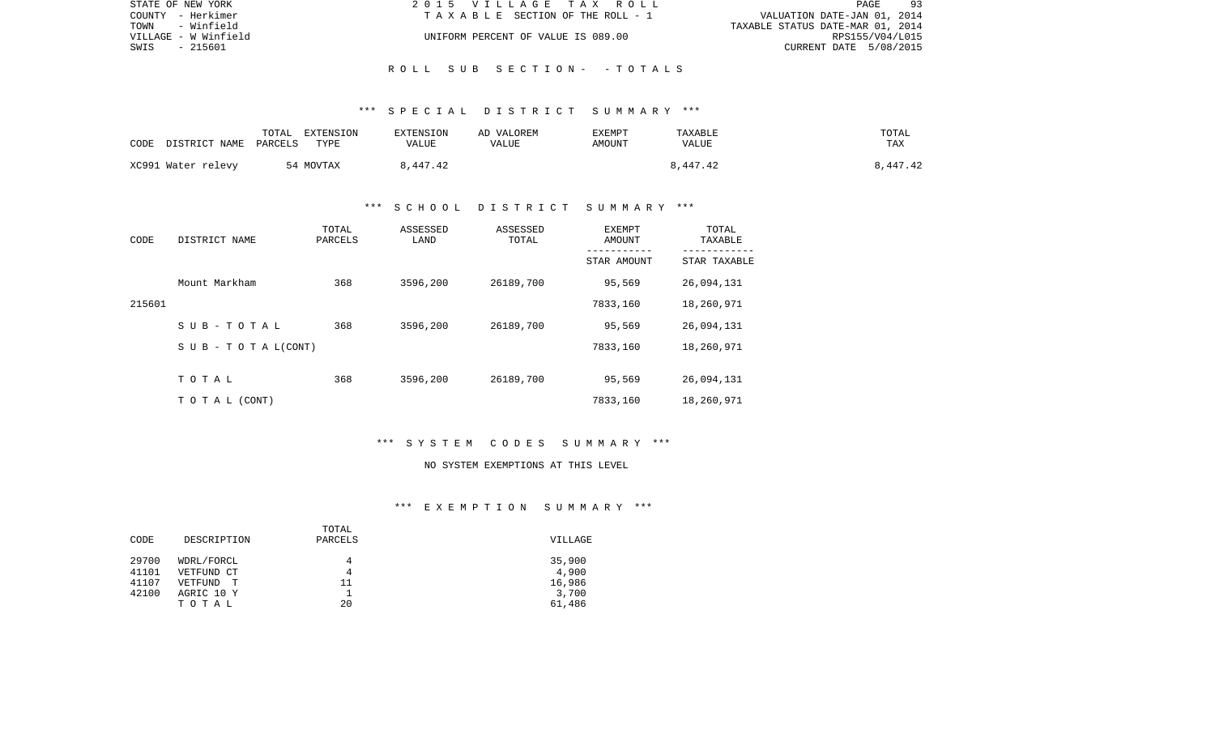STATE OF NEW YORK
COUNTY - Herkimer
TOWN - Winfield
VILLAGE - W Winfield
SWIS - 215601

2 0 1 5 V I L L A G E T A X R O L L
T A X A B L E SECTION OF THE ROLL - 1
UNIFORM PERCENT OF VALUE IS 089.00

VALUATION DATE-JAN 01, 2014
TAXABLE STATUS DATE-MAR 01, 2014
RPS155/V04/L015
CURRENT DATE 5/08/2015

R O L L S U B S E C T I O N - - T O T A L S

*** S P E C I A L D I S T R I C T S U M M A R Y ***

| CODE DISTRICT NAME | TOTAL PARCELS | EXTENSION TYPE | EXTENSION VALUE | AD VALOREM VALUE | EXEMPT AMOUNT | TAXABLE VALUE | TOTAL TAX |
|---|---|---|---|---|---|---|---|
| XC991 Water relevy | 54 | MOVTAX | 8,447.42 | | | 8,447.42 | 8,447.42 |

*** S C H O O L D I S T R I C T S U M M A R Y ***

| CODE | DISTRICT NAME | TOTAL PARCELS | ASSESSED LAND | ASSESSED TOTAL | EXEMPT AMOUNT / STAR AMOUNT | TOTAL TAXABLE / STAR TAXABLE |
|---|---|---|---|---|---|---|
| | Mount Markham | 368 | 3596,200 | 26189,700 | 95,569 | 26,094,131 |
| 215601 | | | | | 7833,160 | 18,260,971 |
| | S U B - T O T A L | 368 | 3596,200 | 26189,700 | 95,569 | 26,094,131 |
| | S U B - T O T A L(CONT) | | | | 7833,160 | 18,260,971 |
| | T O T A L | 368 | 3596,200 | 26189,700 | 95,569 | 26,094,131 |
| | T O T A L (CONT) | | | | 7833,160 | 18,260,971 |

*** S Y S T E M C O D E S S U M M A R Y ***

NO SYSTEM EXEMPTIONS AT THIS LEVEL

*** E X E M P T I O N S U M M A R Y ***

| CODE | DESCRIPTION | TOTAL PARCELS | VILLAGE |
|---|---|---|---|
| 29700 | WDRL/FORCL | 4 | 35,900 |
| 41101 | VETFUND CT | 4 | 4,900 |
| 41107 | VETFUND T | 11 | 16,986 |
| 42100 | AGRIC 10 Y | 1 | 3,700 |
| | T O T A L | 20 | 61,486 |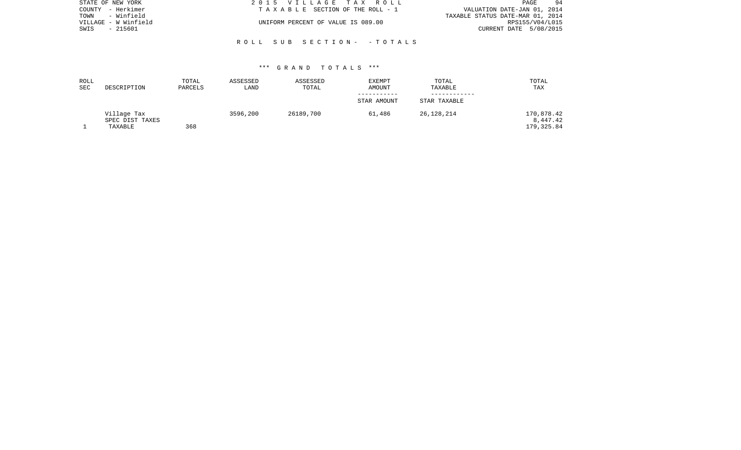STATE OF NEW YORK
COUNTY - Herkimer
TOWN - Winfield
VILLAGE - W Winfield
SWIS - 215601

2015 VILLAGE TAX ROLL
TAXABLE SECTION OF THE ROLL - 1
UNIFORM PERCENT OF VALUE IS 089.00

VALUATION DATE-JAN 01, 2014
TAXABLE STATUS DATE-MAR 01, 2014
RPS155/V04/L015
CURRENT DATE 5/08/2015

ROLL SUB SECTION- - TOTALS

*** GRAND TOTALS ***

| ROLL SEC | DESCRIPTION | TOTAL PARCELS | ASSESSED LAND | ASSESSED TOTAL | EXEMPT AMOUNT / STAR AMOUNT | TOTAL TAXABLE / STAR TAXABLE | TOTAL TAX |
|---|---|---|---|---|---|---|---|
| | Village Tax | | 3596,200 | 26189,700 | 61,486 | 26,128,214 | 170,878.42 |
| | SPEC DIST TAXES | | | | | | 8,447.42 |
| 1 | TAXABLE | 368 | | | | | 179,325.84 |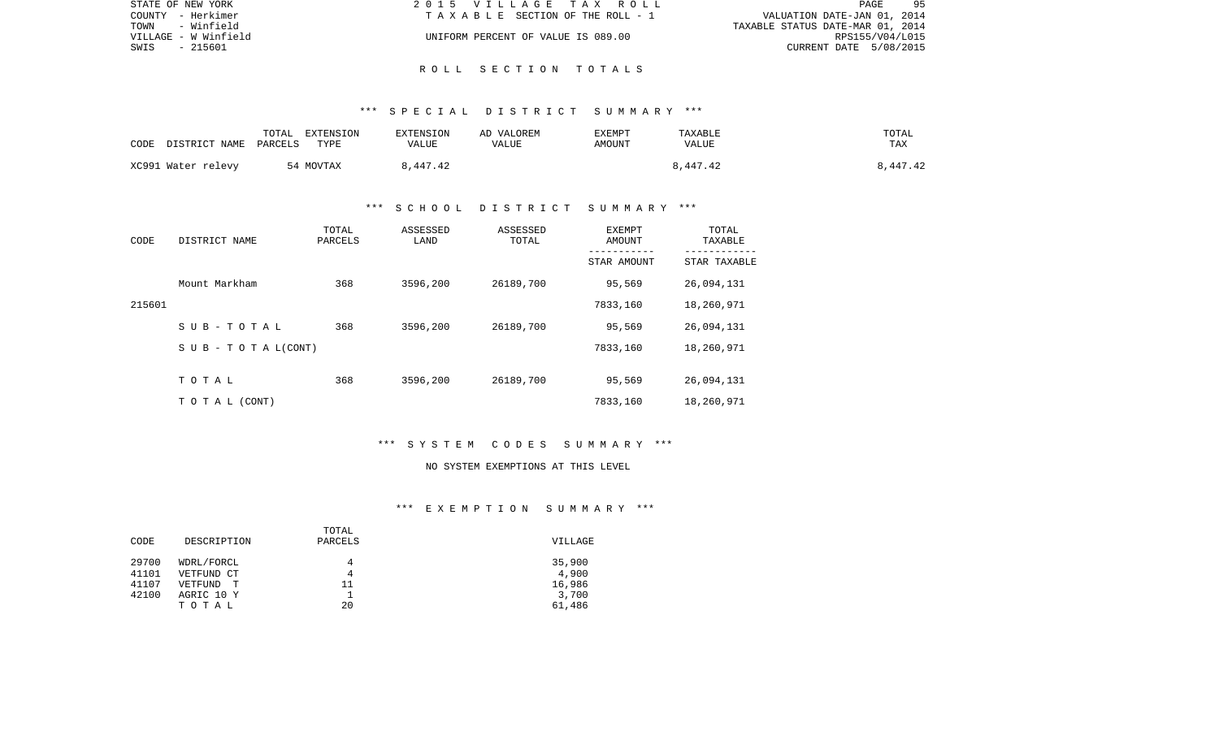STATE OF NEW YORK
COUNTY - Herkimer
TOWN - Winfield
VILLAGE - W Winfield
SWIS - 215601

2 0 1 5 V I L L A G E T A X R O L L
T A X A B L E SECTION OF THE ROLL - 1
UNIFORM PERCENT OF VALUE IS 089.00

VALUATION DATE-JAN 01, 2014
TAXABLE STATUS DATE-MAR 01, 2014
RPS155/V04/L015
CURRENT DATE 5/08/2015

## R O L L S E C T I O N T O T A L S

### *** S P E C I A L D I S T R I C T S U M M A R Y ***

| CODE DISTRICT NAME | TOTAL PARCELS | EXTENSION TYPE | EXTENSION VALUE | AD VALOREM VALUE | EXEMPT AMOUNT | TAXABLE VALUE | TOTAL TAX |
|---|---|---|---|---|---|---|---|
| XC991 Water relevy | 54 | MOVTAX | 8,447.42 | | | 8,447.42 | 8,447.42 |

### *** S C H O O L D I S T R I C T S U M M A R Y ***

| CODE | DISTRICT NAME | TOTAL PARCELS | ASSESSED LAND | ASSESSED TOTAL | EXEMPT AMOUNT / STAR AMOUNT | TOTAL TAXABLE / STAR TAXABLE |
|---|---|---|---|---|---|---|
| | Mount Markham | 368 | 3596,200 | 26189,700 | 95,569 | 26,094,131 |
| 215601 | | | | | 7833,160 | 18,260,971 |
| | S U B - T O T A L | 368 | 3596,200 | 26189,700 | 95,569 | 26,094,131 |
| | S U B - T O T A L(CONT) | | | | 7833,160 | 18,260,971 |
| | T O T A L | 368 | 3596,200 | 26189,700 | 95,569 | 26,094,131 |
| | T O T A L (CONT) | | | | 7833,160 | 18,260,971 |

### *** S Y S T E M C O D E S S U M M A R Y ***

NO SYSTEM EXEMPTIONS AT THIS LEVEL

### *** E X E M P T I O N S U M M A R Y ***

| CODE | DESCRIPTION | TOTAL PARCELS | VILLAGE |
|---|---|---|---|
| 29700 | WDRL/FORCL | 4 | 35,900 |
| 41101 | VETFUND CT | 4 | 4,900 |
| 41107 | VETFUND T | 11 | 16,986 |
| 42100 | AGRIC 10 Y | 1 | 3,700 |
| | T O T A L | 20 | 61,486 |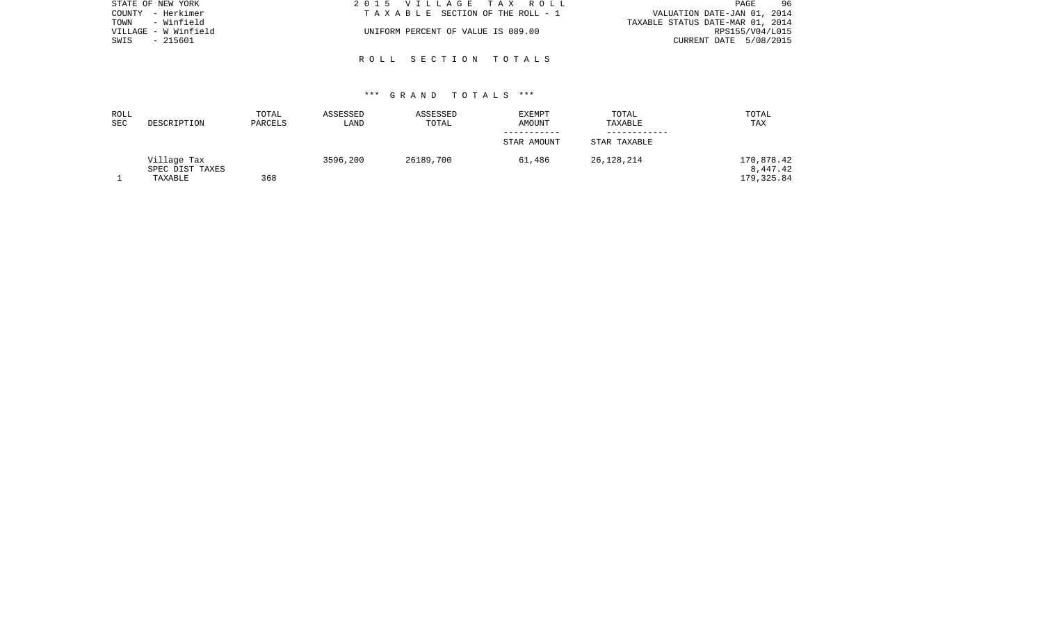STATE OF NEW YORK
COUNTY - Herkimer
TOWN - Winfield
VILLAGE - W Winfield
SWIS - 215601

2 0 1 5 V I L L A G E T A X R O L L
T A X A B L E SECTION OF THE ROLL - 1

UNIFORM PERCENT OF VALUE IS 089.00

VALUATION DATE-JAN 01, 2014
TAXABLE STATUS DATE-MAR 01, 2014
RPS155/V04/L015
CURRENT DATE 5/08/2015

## R O L L S E C T I O N T O T A L S

### *** G R A N D T O T A L S ***

| ROLL SEC | DESCRIPTION | TOTAL PARCELS | ASSESSED LAND | ASSESSED TOTAL | EXEMPT AMOUNT / STAR AMOUNT | TOTAL TAXABLE / STAR TAXABLE | TOTAL TAX |
|---|---|---|---|---|---|---|---|
| | Village Tax | | 3596,200 | 26189,700 | 61,486 | 26,128,214 | 170,878.42 |
| | SPEC DIST TAXES | | | | | | 8,447.42 |
| 1 | TAXABLE | 368 | | | | | 179,325.84 |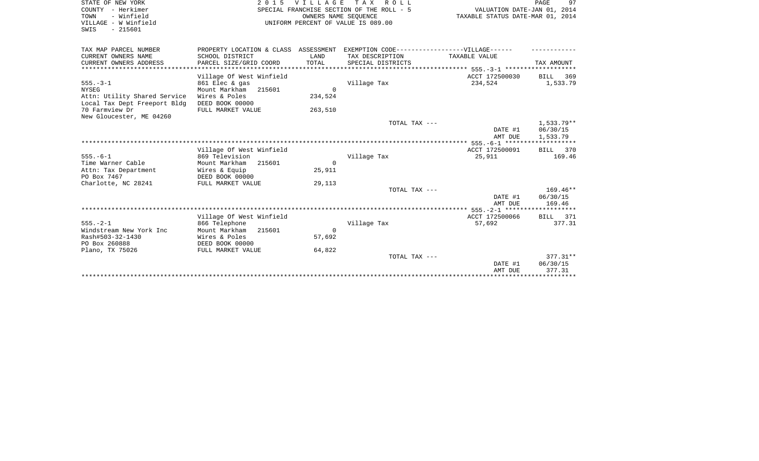STATE OF NEW YORK
COUNTY - Herkimer
TOWN - Winfield
VILLAGE - W Winfield
SWIS - 215601

2015 VILLAGE TAX ROLL
SPECIAL FRANCHISE SECTION OF THE ROLL - 5
OWNERS NAME SEQUENCE
UNIFORM PERCENT OF VALUE IS 089.00

VALUATION DATE-JAN 01, 2014
TAXABLE STATUS DATE-MAR 01, 2014

| TAX MAP PARCEL NUMBER / CURRENT OWNERS NAME / CURRENT OWNERS ADDRESS | PROPERTY LOCATION & CLASS / SCHOOL DISTRICT / PARCEL SIZE/GRID COORD | ASSESSMENT LAND / TOTAL | EXEMPTION CODE---VILLAGE--- / TAX DESCRIPTION / SPECIAL DISTRICTS | TAXABLE VALUE | TAX AMOUNT |
|---|---|---|---|---|---|
| 555.-3-1 | Village Of West Winfield | | | ACCT 172500030 | BILL 369 |
| NYSEG | 861 Elec & gas | | Village Tax | 234,524 | 1,533.79 |
| Attn: Utility Shared Service | Mount Markham 215601 | 0 | | | |
| Local Tax Dept Freeport Bldg | Wires & Poles | 234,524 | | | |
| 70 Farmview Dr | DEED BOOK 00000 | | | | |
| New Gloucester, ME 04260 | FULL MARKET VALUE | 263,510 | | | |
| | | | TOTAL TAX --- | | 1,533.79** |
| | | | | DATE #1 | 06/30/15 |
| | | | | AMT DUE | 1,533.79 |
| 555.-6-1 | Village Of West Winfield | | | ACCT 172500091 | BILL 370 |
| Time Warner Cable | 869 Television | | Village Tax | 25,911 | 169.46 |
| Attn: Tax Department | Mount Markham 215601 | 0 | | | |
| PO Box 7467 | Wires & Equip | 25,911 | | | |
| Charlotte, NC 28241 | DEED BOOK 00000 | | | | |
| | FULL MARKET VALUE | 29,113 | | | |
| | | | TOTAL TAX --- | | 169.46** |
| | | | | DATE #1 | 06/30/15 |
| | | | | AMT DUE | 169.46 |
| 555.-2-1 | Village Of West Winfield | | | ACCT 172500066 | BILL 371 |
| Windstream New York Inc | 866 Telephone | | Village Tax | 57,692 | 377.31 |
| Rash#503-32-1430 | Mount Markham 215601 | 0 | | | |
| PO Box 260888 | Wires & Poles | 57,692 | | | |
| Plano, TX 75026 | DEED BOOK 00000 | | | | |
| | FULL MARKET VALUE | 64,822 | | | |
| | | | TOTAL TAX --- | | 377.31** |
| | | | | DATE #1 | 06/30/15 |
| | | | | AMT DUE | 377.31 |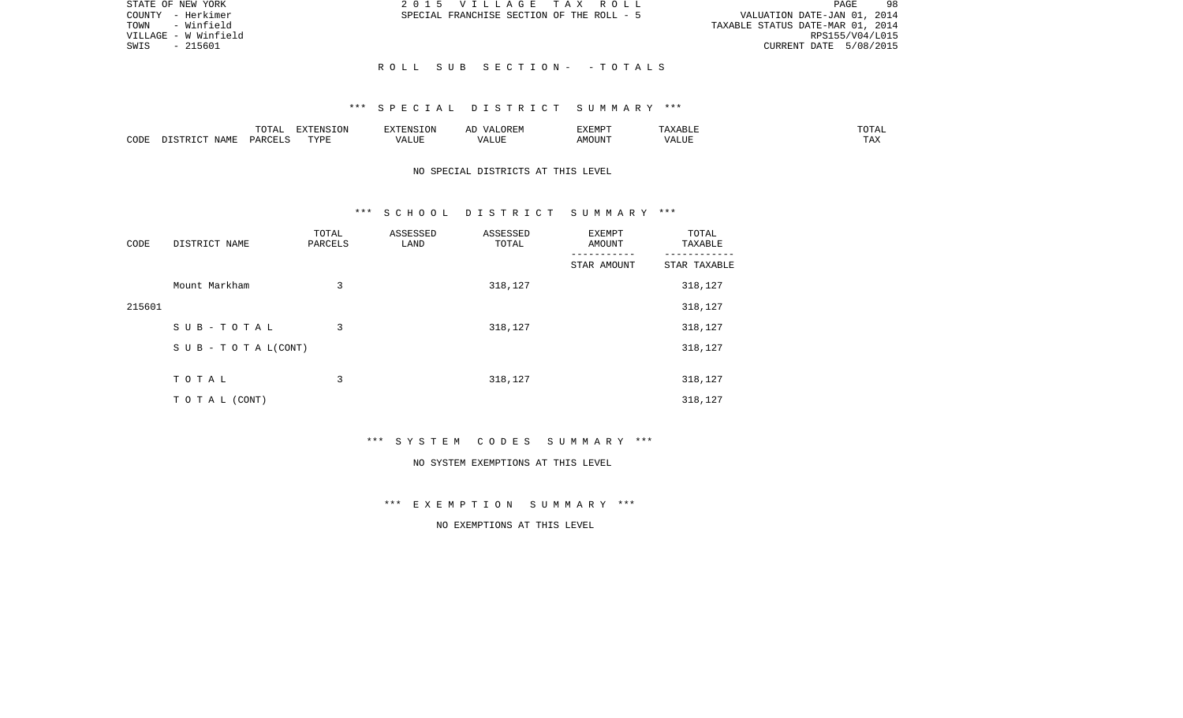STATE OF NEW YORK
COUNTY - Herkimer
TOWN - Winfield
VILLAGE - W Winfield
SWIS - 215601

2 0 1 5 V I L L A G E T A X R O L L
SPECIAL FRANCHISE SECTION OF THE ROLL - 5

VALUATION DATE-JAN 01, 2014
TAXABLE STATUS DATE-MAR 01, 2014
RPS155/V04/L015
CURRENT DATE 5/08/2015

## R O L L S U B S E C T I O N - - T O T A L S

### *** S P E C I A L D I S T R I C T S U M M A R Y ***

| CODE | DISTRICT NAME | TOTAL PARCELS | EXTENSION TYPE | EXTENSION VALUE | AD VALOREM VALUE | EXEMPT AMOUNT | TAXABLE VALUE | TOTAL TAX |
|---|---|---|---|---|---|---|---|---|

NO SPECIAL DISTRICTS AT THIS LEVEL

### *** S C H O O L D I S T R I C T S U M M A R Y ***

| CODE | DISTRICT NAME | TOTAL PARCELS | ASSESSED LAND | ASSESSED TOTAL | EXEMPT AMOUNT<br>-----------<br>STAR AMOUNT | TOTAL TAXABLE<br>------------<br>STAR TAXABLE |
|---|---|---|---|---|---|---|
| | Mount Markham | 3 | | 318,127 | | 318,127 |
| 215601 | | | | | | 318,127 |
| | S U B - T O T A L | 3 | | 318,127 | | 318,127 |
| | S U B - T O T A L(CONT) | | | | | 318,127 |
| | T O T A L | 3 | | 318,127 | | 318,127 |
| | T O T A L (CONT) | | | | | 318,127 |

### *** S Y S T E M C O D E S S U M M A R Y ***

NO SYSTEM EXEMPTIONS AT THIS LEVEL

### *** E X E M P T I O N S U M M A R Y ***

NO EXEMPTIONS AT THIS LEVEL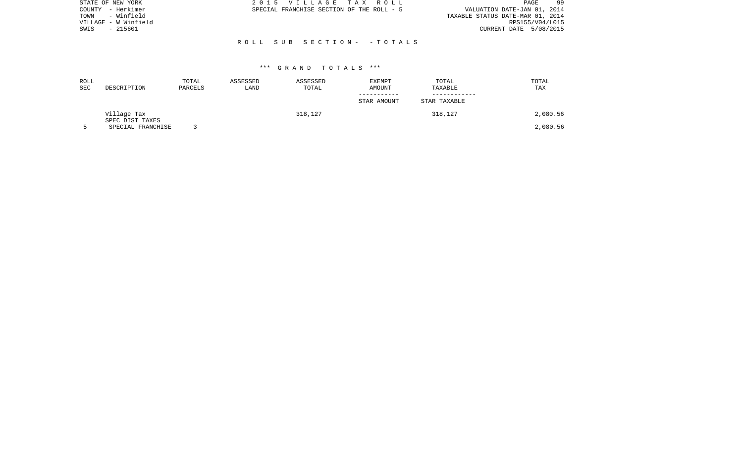STATE OF NEW YORK
COUNTY - Herkimer
TOWN - Winfield
VILLAGE - W Winfield
SWIS - 215601

2 0 1 5 V I L L A G E T A X R O L L
SPECIAL FRANCHISE SECTION OF THE ROLL - 5

VALUATION DATE-JAN 01, 2014
TAXABLE STATUS DATE-MAR 01, 2014
RPS155/V04/L015
CURRENT DATE 5/08/2015

R O L L S U B S E C T I O N - - T O T A L S

\*\*\* G R A N D T O T A L S \*\*\*

| ROLL SEC | DESCRIPTION | TOTAL PARCELS | ASSESSED LAND | ASSESSED TOTAL | EXEMPT AMOUNT<br>-----------<br>STAR AMOUNT | TOTAL TAXABLE<br>------------<br>STAR TAXABLE | TOTAL TAX |
|---|---|---|---|---|---|---|---|
| | Village Tax | | | 318,127 | | 318,127 | 2,080.56 |
| | SPEC DIST TAXES | | | | | | |
| 5 | SPECIAL FRANCHISE | 3 | | | | | 2,080.56 |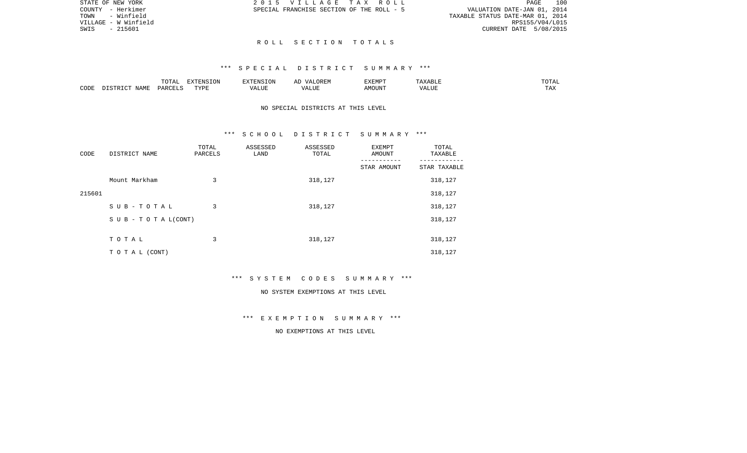STATE OF NEW YORK
COUNTY - Herkimer
TOWN - Winfield
VILLAGE - W Winfield
SWIS - 215601

2 0 1 5 V I L L A G E T A X R O L L
SPECIAL FRANCHISE SECTION OF THE ROLL - 5

VALUATION DATE-JAN 01, 2014
TAXABLE STATUS DATE-MAR 01, 2014
RPS155/V04/L015
CURRENT DATE 5/08/2015

## R O L L S E C T I O N T O T A L S

### *** S P E C I A L D I S T R I C T S U M M A R Y ***

| CODE | DISTRICT NAME | TOTAL PARCELS | EXTENSION TYPE | EXTENSION VALUE | AD VALOREM VALUE | EXEMPT AMOUNT | TAXABLE VALUE | TOTAL TAX |
|---|---|---|---|---|---|---|---|---|

NO SPECIAL DISTRICTS AT THIS LEVEL

### *** S C H O O L D I S T R I C T S U M M A R Y ***

| CODE | DISTRICT NAME | TOTAL PARCELS | ASSESSED LAND | ASSESSED TOTAL | EXEMPT AMOUNT / STAR AMOUNT | TOTAL TAXABLE / STAR TAXABLE |
|---|---|---|---|---|---|---|
| 215601 | Mount Markham | 3 | | 318,127 | | 318,127 |
| | | | | | | 318,127 |
| | S U B - T O T A L | 3 | | 318,127 | | 318,127 |
| | S U B - T O T A L (CONT) | | | | | 318,127 |
| | T O T A L | 3 | | 318,127 | | 318,127 |
| | T O T A L (CONT) | | | | | 318,127 |

### *** S Y S T E M C O D E S S U M M A R Y ***

NO SYSTEM EXEMPTIONS AT THIS LEVEL

### *** E X E M P T I O N S U M M A R Y ***

NO EXEMPTIONS AT THIS LEVEL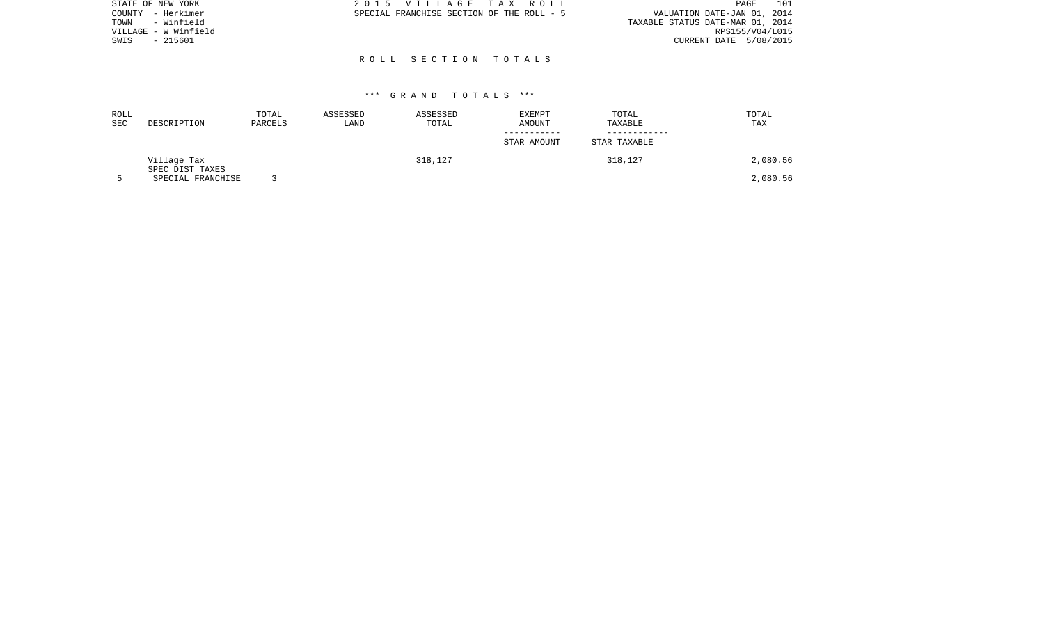STATE OF NEW YORK
COUNTY - Herkimer
TOWN - Winfield
VILLAGE - W Winfield
SWIS - 215601

2 0 1 5 V I L L A G E T A X R O L L
SPECIAL FRANCHISE SECTION OF THE ROLL - 5

VALUATION DATE-JAN 01, 2014
TAXABLE STATUS DATE-MAR 01, 2014
RPS155/V04/L015
CURRENT DATE 5/08/2015

## R O L L S E C T I O N T O T A L S

### *** G R A N D T O T A L S ***

| ROLL SEC | DESCRIPTION | TOTAL PARCELS | ASSESSED LAND | ASSESSED TOTAL | EXEMPT AMOUNT<br>-----------<br>STAR AMOUNT | TOTAL TAXABLE<br>------------<br>STAR TAXABLE | TOTAL TAX |
|---|---|---|---|---|---|---|---|
| | Village Tax | | | 318,127 | | 318,127 | 2,080.56 |
| | SPEC DIST TAXES | | | | | | |
| 5 | SPECIAL FRANCHISE | 3 | | | | | 2,080.56 |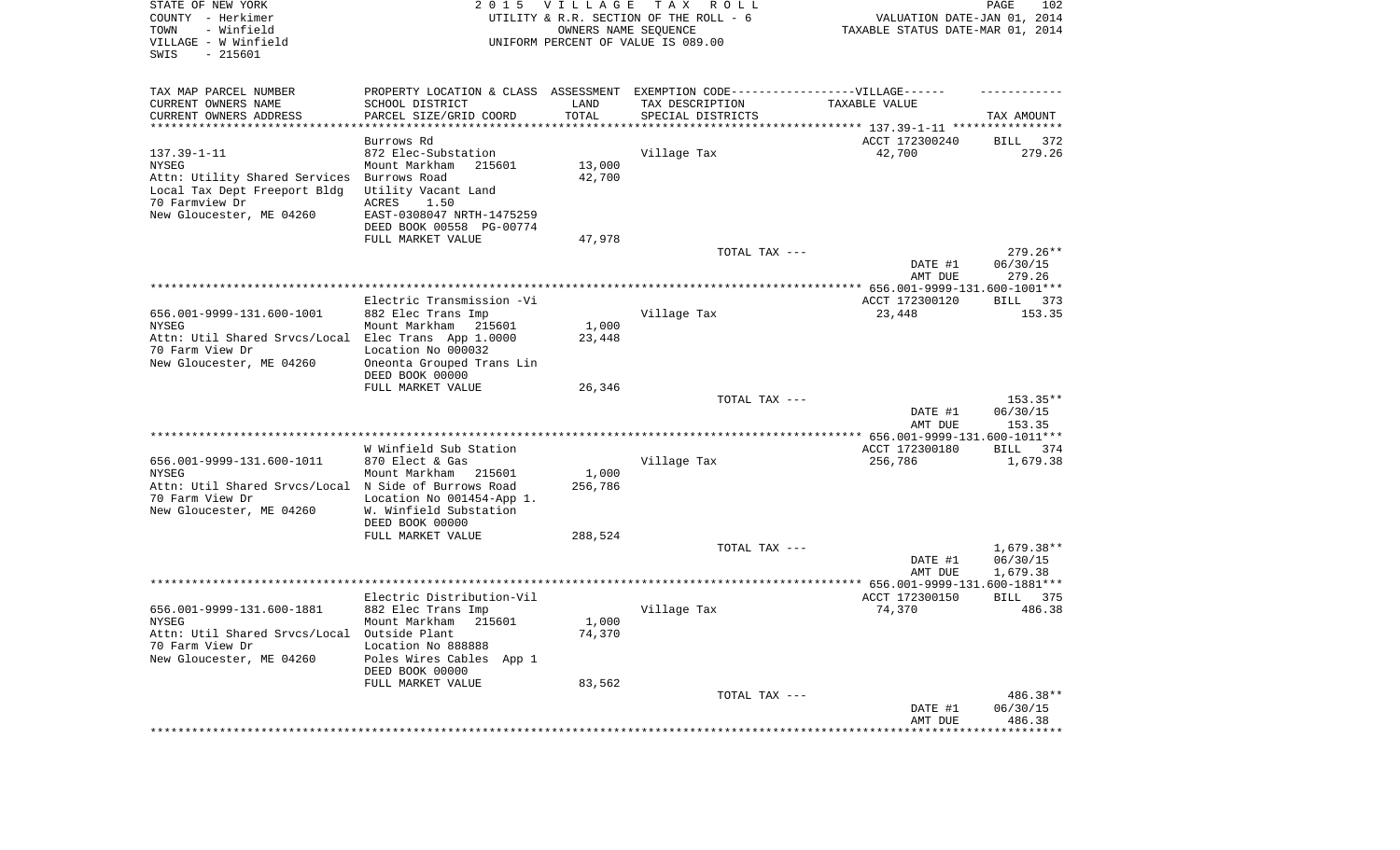STATE OF NEW YORK 2 0 1 5 V I L L A G E T A X R O L L PAGE 102
COUNTY - Herkimer UTILITY & R.R. SECTION OF THE ROLL - 6 VALUATION DATE-JAN 01, 2014
TOWN - Winfield OWNERS NAME SEQUENCE TAXABLE STATUS DATE-MAR 01, 2014
VILLAGE - W Winfield UNIFORM PERCENT OF VALUE IS 089.00
SWIS - 215601

| TAX MAP PARCEL NUMBER / CURRENT OWNERS NAME / CURRENT OWNERS ADDRESS | PROPERTY LOCATION & CLASS / SCHOOL DISTRICT / PARCEL SIZE/GRID COORD | ASSESSMENT LAND / TOTAL | EXEMPTION CODE-----VILLAGE------ TAX DESCRIPTION / SPECIAL DISTRICTS | TAXABLE VALUE | TAX AMOUNT |
|---|---|---|---|---|---|
| **137.39-1-11** | Burrows Rd | | | ACCT 172300240 | BILL 372 |
| 137.39-1-11 | 872 Elec-Substation | | Village Tax | 42,700 | 279.26 |
| NYSEG | Mount Markham 215601 | 13,000 | | | |
| Attn: Utility Shared Services | Burrows Road | 42,700 | | | |
| Local Tax Dept Freeport Bldg | Utility Vacant Land | | | | |
| 70 Farmview Dr | ACRES 1.50 | | | | |
| New Gloucester, ME 04260 | EAST-0308047 NRTH-1475259 | | | | |
| | DEED BOOK 00558 PG-00774 | | | | |
| | FULL MARKET VALUE | 47,978 | | | |
| | | | TOTAL TAX --- | | 279.26** |
| | | | | DATE #1 | 06/30/15 |
| | | | | AMT DUE | 279.26 |
| **656.001-9999-131.600-1001** | Electric Transmission -Vi | | | ACCT 172300120 | BILL 373 |
| 656.001-9999-131.600-1001 | 882 Elec Trans Imp | | Village Tax | 23,448 | 153.35 |
| NYSEG | Mount Markham 215601 | 1,000 | | | |
| Attn: Util Shared Srvcs/Local | Elec Trans App 1.0000 | 23,448 | | | |
| 70 Farm View Dr | Location No 000032 | | | | |
| New Gloucester, ME 04260 | Oneonta Grouped Trans Lin | | | | |
| | DEED BOOK 00000 | | | | |
| | FULL MARKET VALUE | 26,346 | | | |
| | | | TOTAL TAX --- | | 153.35** |
| | | | | DATE #1 | 06/30/15 |
| | | | | AMT DUE | 153.35 |
| **656.001-9999-131.600-1011** | W Winfield Sub Station | | | ACCT 172300180 | BILL 374 |
| 656.001-9999-131.600-1011 | 870 Elect & Gas | | Village Tax | 256,786 | 1,679.38 |
| NYSEG | Mount Markham 215601 | 1,000 | | | |
| Attn: Util Shared Srvcs/Local | N Side of Burrows Road | 256,786 | | | |
| 70 Farm View Dr | Location No 001454-App 1. | | | | |
| New Gloucester, ME 04260 | W. Winfield Substation | | | | |
| | DEED BOOK 00000 | | | | |
| | FULL MARKET VALUE | 288,524 | | | |
| | | | TOTAL TAX --- | | 1,679.38** |
| | | | | DATE #1 | 06/30/15 |
| | | | | AMT DUE | 1,679.38 |
| **656.001-9999-131.600-1881** | Electric Distribution-Vil | | | ACCT 172300150 | BILL 375 |
| 656.001-9999-131.600-1881 | 882 Elec Trans Imp | | Village Tax | 74,370 | 486.38 |
| NYSEG | Mount Markham 215601 | 1,000 | | | |
| Attn: Util Shared Srvcs/Local | Outside Plant | 74,370 | | | |
| 70 Farm View Dr | Location No 888888 | | | | |
| New Gloucester, ME 04260 | Poles Wires Cables App 1 | | | | |
| | DEED BOOK 00000 | | | | |
| | FULL MARKET VALUE | 83,562 | | | |
| | | | TOTAL TAX --- | | 486.38** |
| | | | | DATE #1 | 06/30/15 |
| | | | | AMT DUE | 486.38 |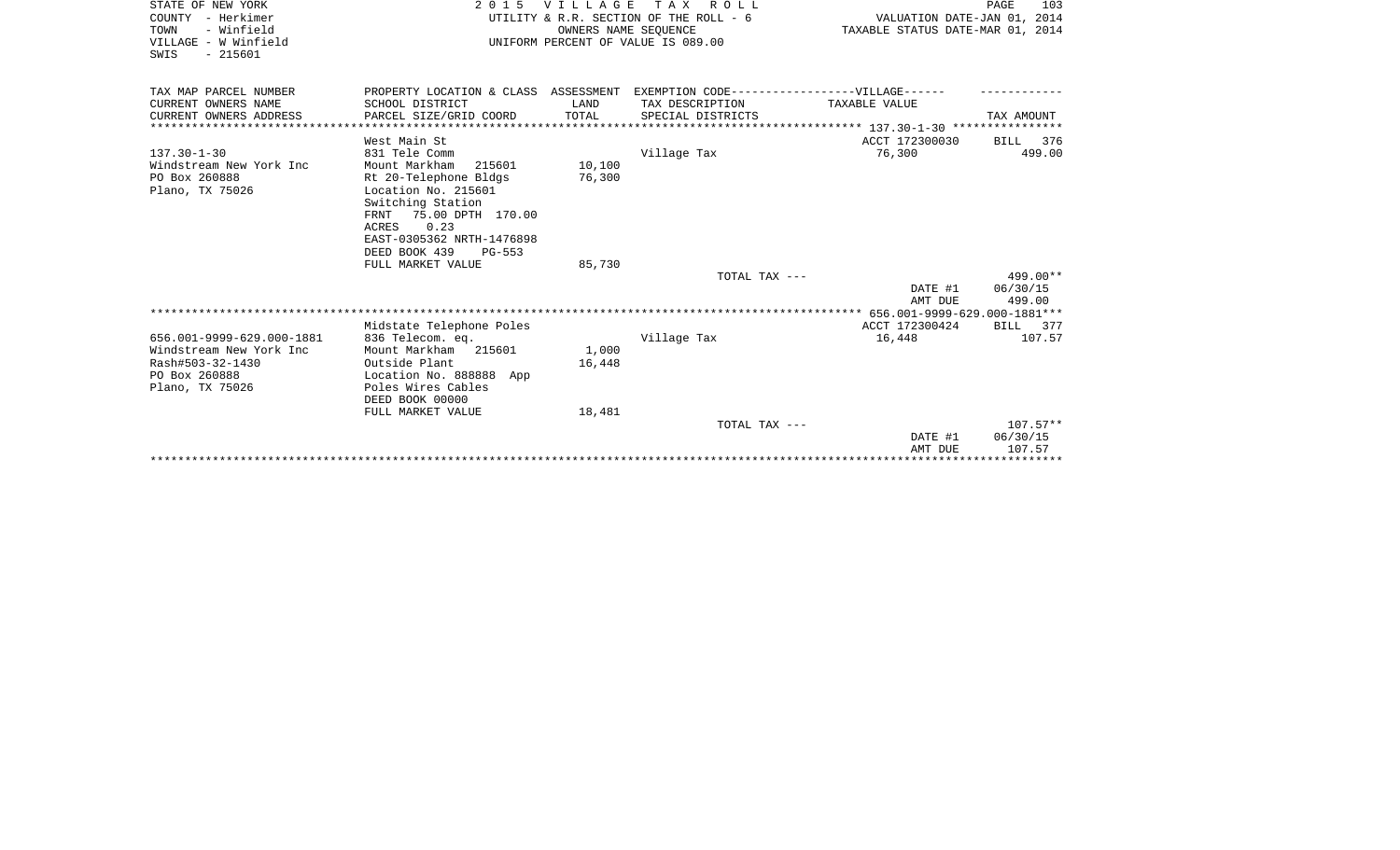STATE OF NEW YORK
COUNTY - Herkimer
TOWN - Winfield
VILLAGE - W Winfield
SWIS - 215601

2 0 1 5 V I L L A G E T A X R O L L
UTILITY & R.R. SECTION OF THE ROLL - 6
OWNERS NAME SEQUENCE
UNIFORM PERCENT OF VALUE IS 089.00

VALUATION DATE-JAN 01, 2014
TAXABLE STATUS DATE-MAR 01, 2014

| TAX MAP PARCEL NUMBER<br>CURRENT OWNERS NAME<br>CURRENT OWNERS ADDRESS | PROPERTY LOCATION & CLASS<br>SCHOOL DISTRICT<br>PARCEL SIZE/GRID COORD | ASSESSMENT<br>LAND<br>TOTAL | EXEMPTION CODE------------------VILLAGE------<br>TAX DESCRIPTION<br>SPECIAL DISTRICTS | TAXABLE VALUE | TAX AMOUNT |
|---|---|---|---|---|---|
| | West Main St | | | ACCT 172300030 | BILL 376 |
| 137.30-1-30 | 831 Tele Comm | | Village Tax | 76,300 | 499.00 |
| Windstream New York Inc | Mount Markham 215601 | 10,100 | | | |
| PO Box 260888 | Rt 20-Telephone Bldgs | 76,300 | | | |
| Plano, TX 75026 | Location No. 215601 | | | | |
| | Switching Station | | | | |
| | FRNT 75.00 DPTH 170.00 | | | | |
| | ACRES 0.23 | | | | |
| | EAST-0305362 NRTH-1476898 | | | | |
| | DEED BOOK 439 PG-553 | | | | |
| | FULL MARKET VALUE | 85,730 | | | |
| | | | TOTAL TAX --- | | 499.00** |
| | | | | DATE #1 | 06/30/15 |
| | | | | AMT DUE | 499.00 |
| | Midstate Telephone Poles | | | ACCT 172300424 | BILL 377 |
| 656.001-9999-629.000-1881 | 836 Telecom. eq. | | Village Tax | 16,448 | 107.57 |
| Windstream New York Inc | Mount Markham 215601 | 1,000 | | | |
| Rash#503-32-1430 | Outside Plant | 16,448 | | | |
| PO Box 260888 | Location No. 888888 App | | | | |
| Plano, TX 75026 | Poles Wires Cables | | | | |
| | DEED BOOK 00000 | | | | |
| | FULL MARKET VALUE | 18,481 | | | |
| | | | TOTAL TAX --- | | 107.57** |
| | | | | DATE #1 | 06/30/15 |
| | | | | AMT DUE | 107.57 |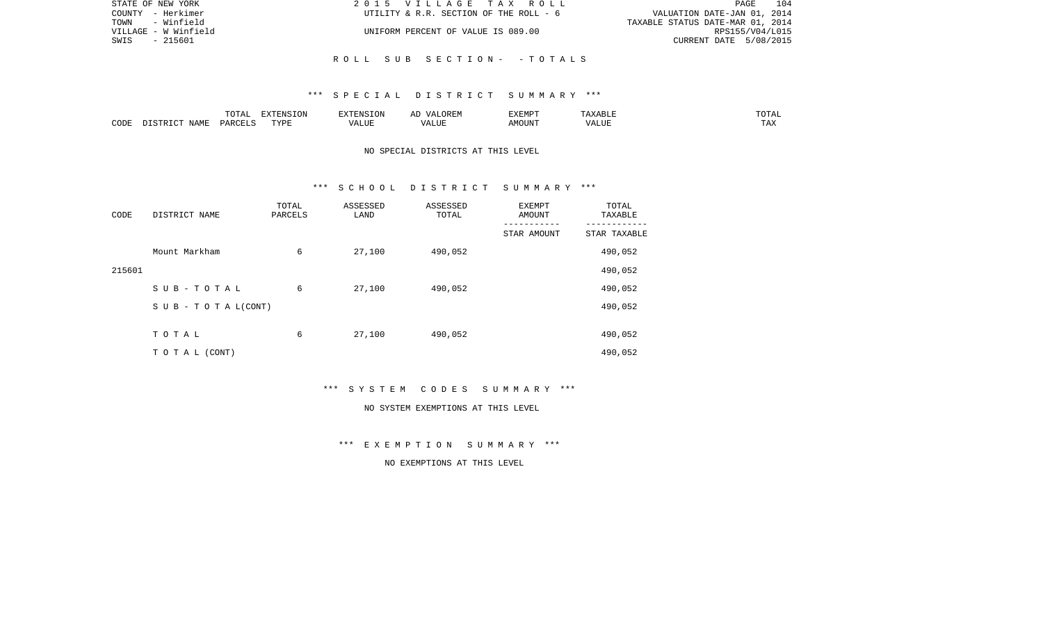ROLL SUB SECTION - - TOTALS

*** SPECIAL DISTRICT SUMMARY ***

| CODE | DISTRICT NAME | TOTAL PARCELS | EXTENSION TYPE | EXTENSION VALUE | AD VALOREM VALUE | EXEMPT AMOUNT | TAXABLE VALUE | TOTAL TAX |
|---|---|---|---|---|---|---|---|---|

NO SPECIAL DISTRICTS AT THIS LEVEL

*** SCHOOL DISTRICT SUMMARY ***

| CODE | DISTRICT NAME | TOTAL PARCELS | ASSESSED LAND | ASSESSED TOTAL | EXEMPT AMOUNT / STAR AMOUNT | TOTAL TAXABLE / STAR TAXABLE |
|---|---|---|---|---|---|---|
| | Mount Markham | 6 | 27,100 | 490,052 | | 490,052 |
| 215601 | | | | | | 490,052 |
| | S U B - T O T A L | 6 | 27,100 | 490,052 | | 490,052 |
| | S U B - T O T A L(CONT) | | | | | 490,052 |
| | T O T A L | 6 | 27,100 | 490,052 | | 490,052 |
| | T O T A L (CONT) | | | | | 490,052 |

*** SYSTEM CODES SUMMARY ***

NO SYSTEM EXEMPTIONS AT THIS LEVEL

*** EXEMPTION SUMMARY ***

NO EXEMPTIONS AT THIS LEVEL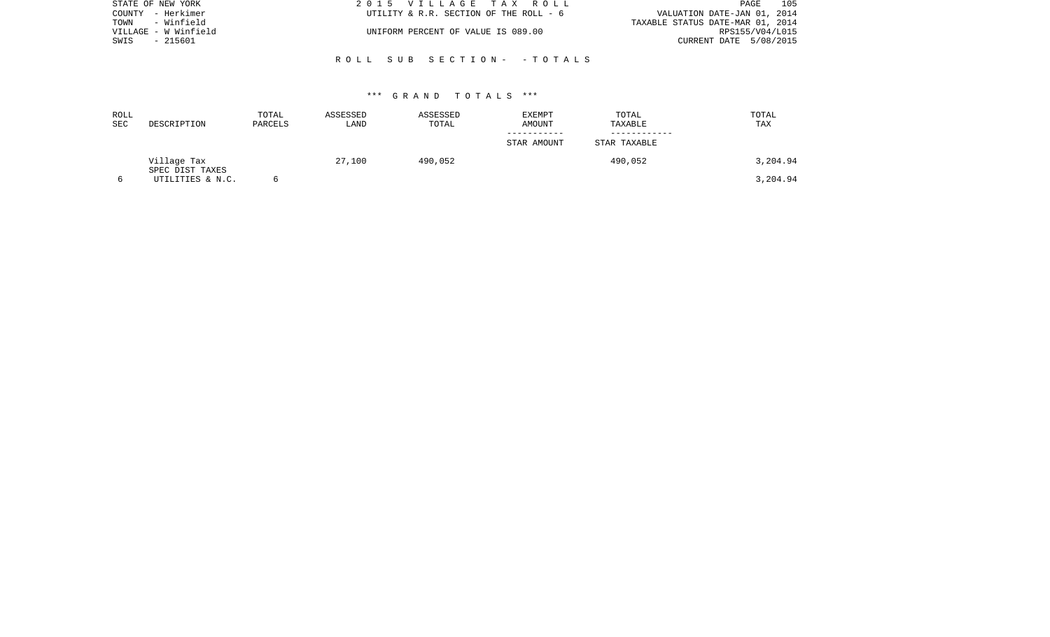STATE OF NEW YORK
COUNTY - Herkimer
TOWN - Winfield
VILLAGE - W Winfield
SWIS - 215601

2 0 1 5 V I L L A G E T A X R O L L
UTILITY & R.R. SECTION OF THE ROLL - 6

UNIFORM PERCENT OF VALUE IS 089.00

VALUATION DATE-JAN 01, 2014
TAXABLE STATUS DATE-MAR 01, 2014
RPS155/V04/L015
CURRENT DATE 5/08/2015

R O L L S U B S E C T I O N - - T O T A L S

*** G R A N D T O T A L S ***

| ROLL SEC | DESCRIPTION | TOTAL PARCELS | ASSESSED LAND | ASSESSED TOTAL | EXEMPT AMOUNT / STAR AMOUNT | TOTAL TAXABLE / STAR TAXABLE | TOTAL TAX |
|---|---|---|---|---|---|---|---|
| | Village Tax | | 27,100 | 490,052 | | 490,052 | 3,204.94 |
| | SPEC DIST TAXES | | | | | | |
| 6 | UTILITIES & N.C. | 6 | | | | | 3,204.94 |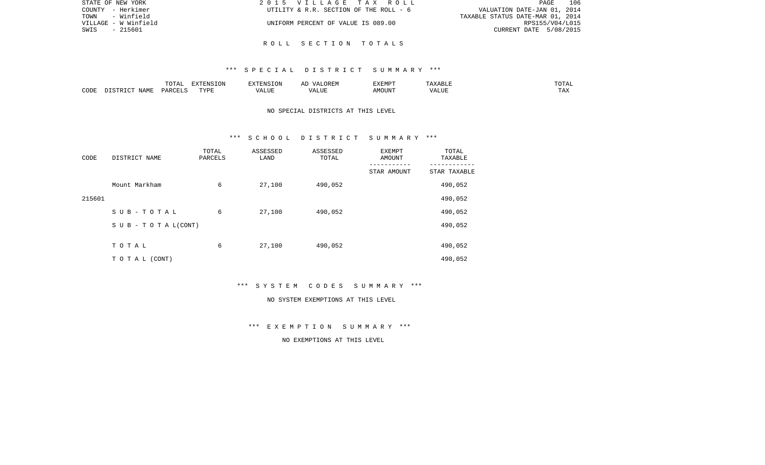STATE OF NEW YORK
COUNTY - Herkimer
TOWN - Winfield
VILLAGE - W Winfield
SWIS - 215601

2 0 1 5 V I L L A G E T A X R O L L
UTILITY & R.R. SECTION OF THE ROLL - 6
UNIFORM PERCENT OF VALUE IS 089.00

VALUATION DATE-JAN 01, 2014
TAXABLE STATUS DATE-MAR 01, 2014
RPS155/V04/L015
CURRENT DATE 5/08/2015

## R O L L S E C T I O N T O T A L S

### *** S P E C I A L D I S T R I C T S U M M A R Y ***

| CODE | DISTRICT NAME | TOTAL PARCELS | EXTENSION TYPE | EXTENSION VALUE | AD VALOREM VALUE | EXEMPT AMOUNT | TAXABLE VALUE | TOTAL TAX |
|---|---|---|---|---|---|---|---|---|

NO SPECIAL DISTRICTS AT THIS LEVEL

### *** S C H O O L D I S T R I C T S U M M A R Y ***

| CODE | DISTRICT NAME | TOTAL PARCELS | ASSESSED LAND | ASSESSED TOTAL | EXEMPT AMOUNT / STAR AMOUNT | TOTAL TAXABLE / STAR TAXABLE |
|---|---|---|---|---|---|---|
| | Mount Markham | 6 | 27,100 | 490,052 | | 490,052 |
| 215601 | | | | | | 490,052 |
| | S U B - T O T A L | 6 | 27,100 | 490,052 | | 490,052 |
| | S U B - T O T A L(CONT) | | | | | 490,052 |
| | T O T A L | 6 | 27,100 | 490,052 | | 490,052 |
| | T O T A L (CONT) | | | | | 490,052 |

### *** S Y S T E M C O D E S S U M M A R Y ***

NO SYSTEM EXEMPTIONS AT THIS LEVEL

### *** E X E M P T I O N S U M M A R Y ***

NO EXEMPTIONS AT THIS LEVEL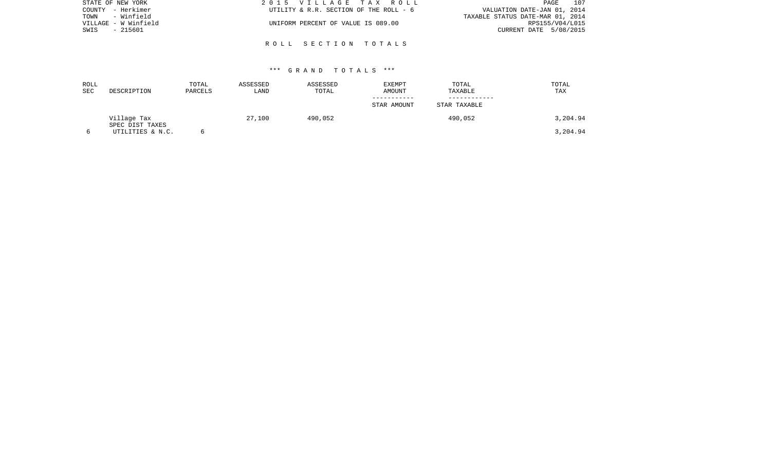STATE OF NEW YORK
COUNTY - Herkimer
TOWN - Winfield
VILLAGE - W Winfield
SWIS - 215601

2 0 1 5 V I L L A G E T A X R O L L
UTILITY & R.R. SECTION OF THE ROLL - 6

UNIFORM PERCENT OF VALUE IS 089.00

VALUATION DATE-JAN 01, 2014
TAXABLE STATUS DATE-MAR 01, 2014
RPS155/V04/L015
CURRENT DATE 5/08/2015

## R O L L S E C T I O N T O T A L S

### *** G R A N D T O T A L S ***

| ROLL SEC | DESCRIPTION | TOTAL PARCELS | ASSESSED LAND | ASSESSED TOTAL | EXEMPT AMOUNT<br>-----------<br>STAR AMOUNT | TOTAL TAXABLE<br>------------<br>STAR TAXABLE | TOTAL TAX |
|---|---|---|---|---|---|---|---|
| | Village Tax | | 27,100 | 490,052 | | 490,052 | 3,204.94 |
| | SPEC DIST TAXES | | | | | | |
| 6 | UTILITIES & N.C. | 6 | | | | | 3,204.94 |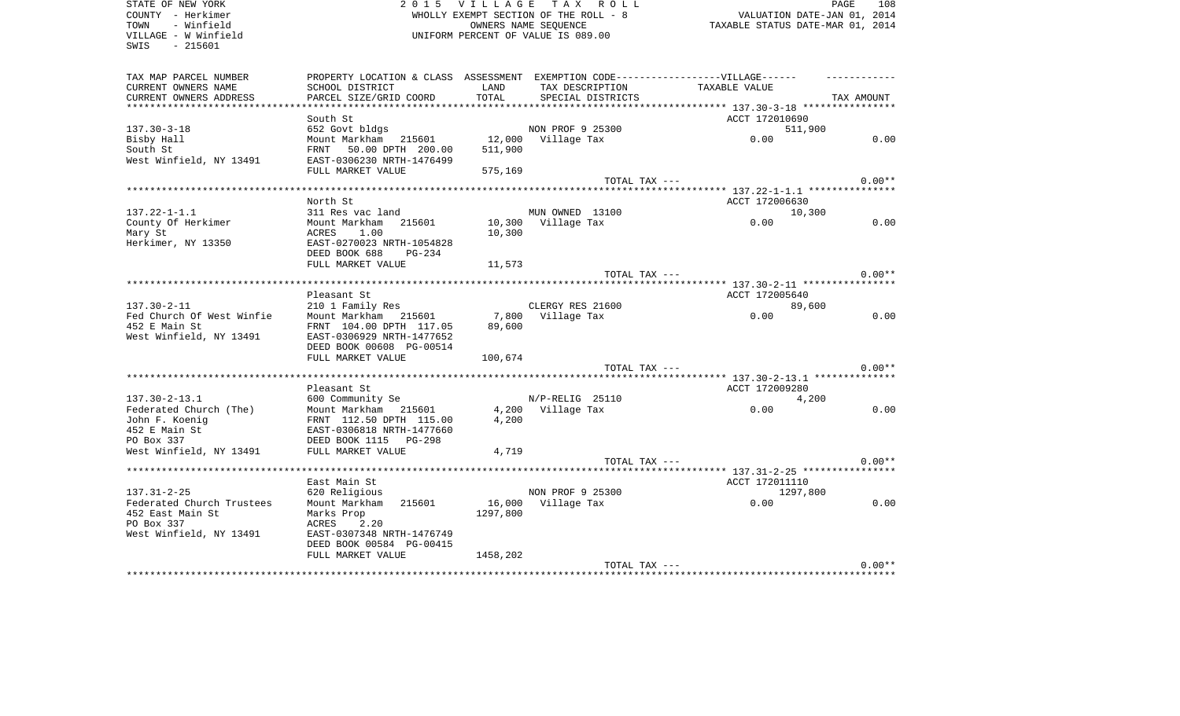STATE OF NEW YORK
COUNTY - Herkimer
TOWN - Winfield
VILLAGE - W Winfield
SWIS - 215601

2 0 1 5 V I L L A G E T A X R O L L
WHOLLY EXEMPT SECTION OF THE ROLL - 8
OWNERS NAME SEQUENCE
UNIFORM PERCENT OF VALUE IS 089.00

VALUATION DATE-JAN 01, 2014
TAXABLE STATUS DATE-MAR 01, 2014

| TAX MAP PARCEL NUMBER<br>CURRENT OWNERS NAME<br>CURRENT OWNERS ADDRESS | PROPERTY LOCATION & CLASS<br>SCHOOL DISTRICT<br>PARCEL SIZE/GRID COORD | ASSESSMENT<br>LAND<br>TOTAL | EXEMPTION CODE------VILLAGE------<br>TAX DESCRIPTION<br>SPECIAL DISTRICTS | TAXABLE VALUE | TAX AMOUNT |
|---|---|---|---|---|---|
| 137.30-3-18<br>Bisby Hall<br>South St<br>West Winfield, NY 13491 | South St<br>652 Govt bldgs<br>Mount Markham 215601<br>FRNT 50.00 DPTH 200.00<br>EAST-0306230 NRTH-1476499<br>FULL MARKET VALUE | 12,000<br>511,900<br>575,169 | NON PROF 9 25300<br>Village Tax<br>TOTAL TAX --- | ACCT 172010690<br>511,900<br>0.00 | 0.00<br>0.00** |
| 137.22-1-1.1<br>County Of Herkimer<br>Mary St<br>Herkimer, NY 13350 | North St<br>311 Res vac land<br>Mount Markham 215601<br>ACRES 1.00<br>EAST-0270023 NRTH-1054828<br>DEED BOOK 688 PG-234<br>FULL MARKET VALUE | 10,300<br>10,300<br>11,573 | MUN OWNED 13100<br>Village Tax<br>TOTAL TAX --- | ACCT 172006630<br>10,300<br>0.00 | 0.00<br>0.00** |
| 137.30-2-11<br>Fed Church Of West Winfie<br>452 E Main St<br>West Winfield, NY 13491 | Pleasant St<br>210 1 Family Res<br>Mount Markham 215601<br>FRNT 104.00 DPTH 117.05<br>EAST-0306929 NRTH-1477652<br>DEED BOOK 00608 PG-00514<br>FULL MARKET VALUE | 7,800<br>89,600<br>100,674 | CLERGY RES 21600<br>Village Tax<br>TOTAL TAX --- | ACCT 172005640<br>89,600<br>0.00 | 0.00<br>0.00** |
| 137.30-2-13.1<br>Federated Church (The)<br>John F. Koenig<br>452 E Main St<br>PO Box 337<br>West Winfield, NY 13491 | Pleasant St<br>600 Community Se<br>Mount Markham 215601<br>FRNT 112.50 DPTH 115.00<br>EAST-0306818 NRTH-1477660<br>DEED BOOK 1115 PG-298<br>FULL MARKET VALUE | 4,200<br>4,200<br>4,719 | N/P-RELIG 25110<br>Village Tax<br>TOTAL TAX --- | ACCT 172009280<br>4,200<br>0.00 | 0.00<br>0.00** |
| 137.31-2-25<br>Federated Church Trustees<br>452 East Main St<br>PO Box 337<br>West Winfield, NY 13491 | East Main St<br>620 Religious<br>Mount Markham 215601<br>Marks Prop<br>ACRES 2.20<br>EAST-0307348 NRTH-1476749<br>DEED BOOK 00584 PG-00415<br>FULL MARKET VALUE | 16,000<br>1297,800<br>1458,202 | NON PROF 9 25300<br>Village Tax<br>TOTAL TAX --- | ACCT 172011110<br>1297,800<br>0.00 | 0.00<br>0.00** |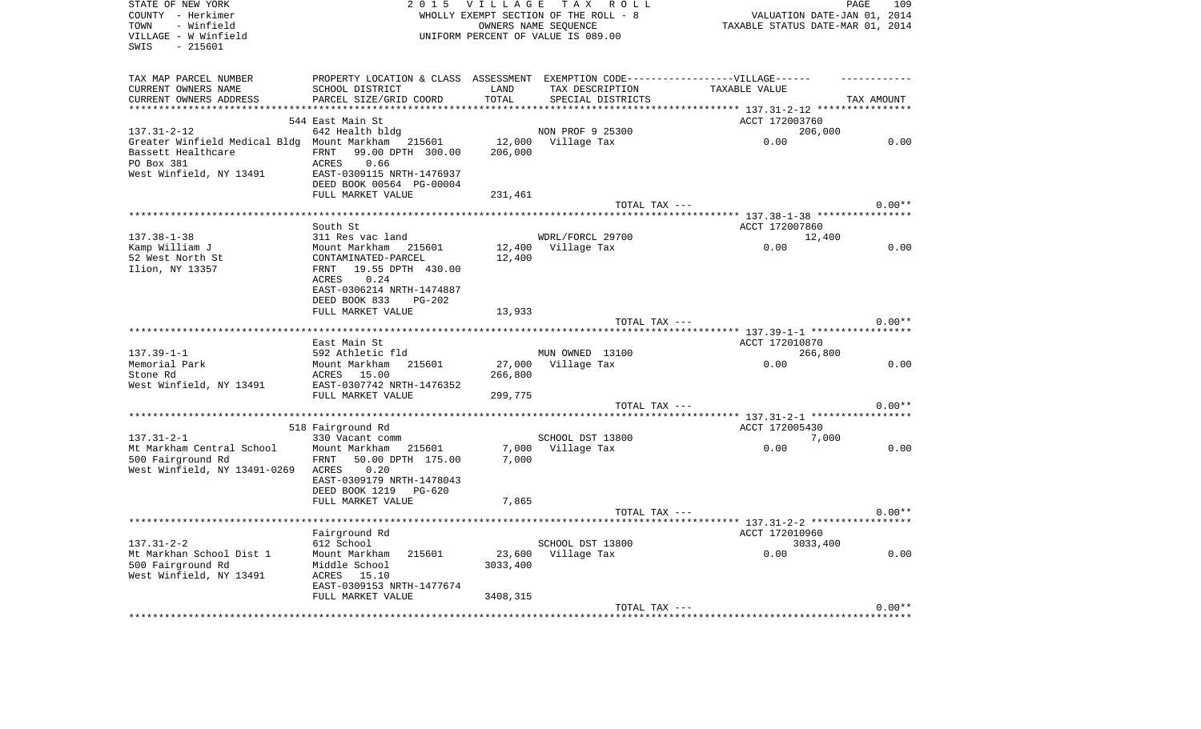STATE OF NEW YORK
COUNTY - Herkimer
TOWN - Winfield
VILLAGE - W Winfield
SWIS - 215601

2 0 1 5 V I L L A G E T A X R O L L
WHOLLY EXEMPT SECTION OF THE ROLL - 8
OWNERS NAME SEQUENCE
UNIFORM PERCENT OF VALUE IS 089.00

VALUATION DATE-JAN 01, 2014
TAXABLE STATUS DATE-MAR 01, 2014

| TAX MAP PARCEL NUMBER / CURRENT OWNERS NAME / CURRENT OWNERS ADDRESS | PROPERTY LOCATION & CLASS / SCHOOL DISTRICT / PARCEL SIZE/GRID COORD | ASSESSMENT LAND / TOTAL | EXEMPTION CODE / TAX DESCRIPTION / SPECIAL DISTRICTS | TAXABLE VALUE | TAX AMOUNT |
|---|---|---|---|---|---|
| 137.31-2-12 | 544 East Main St | | | ACCT 172003760 | |
| | 642 Health bldg | | NON PROF 9 25300 | 206,000 | |
| Greater Winfield Medical Bldg | Mount Markham 215601 | 12,000 | Village Tax | 0.00 | 0.00 |
| Bassett Healthcare | FRNT 99.00 DPTH 300.00 | 206,000 | | | |
| PO Box 381 | ACRES 0.66 | | | | |
| West Winfield, NY 13491 | EAST-0309115 NRTH-1476937 | | | | |
| | DEED BOOK 00564 PG-00004 | | | | |
| | FULL MARKET VALUE | 231,461 | | | |
| | | | TOTAL TAX --- | | 0.00** |
| 137.38-1-38 | South St | | | ACCT 172007860 | |
| | 311 Res vac land | | WDRL/FORCL 29700 | 12,400 | |
| Kamp William J | Mount Markham 215601 | 12,400 | Village Tax | 0.00 | 0.00 |
| 52 West North St | CONTAMINATED-PARCEL | 12,400 | | | |
| Ilion, NY 13357 | FRNT 19.55 DPTH 430.00 | | | | |
| | ACRES 0.24 | | | | |
| | EAST-0306214 NRTH-1474887 | | | | |
| | DEED BOOK 833 PG-202 | | | | |
| | FULL MARKET VALUE | 13,933 | | | |
| | | | TOTAL TAX --- | | 0.00** |
| 137.39-1-1 | East Main St | | | ACCT 172010870 | |
| | 592 Athletic fld | | MUN OWNED 13100 | 266,800 | |
| Memorial Park | Mount Markham 215601 | 27,000 | Village Tax | 0.00 | 0.00 |
| Stone Rd | ACRES 15.00 | 266,800 | | | |
| West Winfield, NY 13491 | EAST-0307742 NRTH-1476352 | | | | |
| | FULL MARKET VALUE | 299,775 | | | |
| | | | TOTAL TAX --- | | 0.00** |
| 137.31-2-1 | 518 Fairground Rd | | | ACCT 172005430 | |
| | 330 Vacant comm | | SCHOOL DST 13800 | 7,000 | |
| Mt Markham Central School | Mount Markham 215601 | 7,000 | Village Tax | 0.00 | 0.00 |
| 500 Fairground Rd | FRNT 50.00 DPTH 175.00 | 7,000 | | | |
| West Winfield, NY 13491-0269 | ACRES 0.20 | | | | |
| | EAST-0309179 NRTH-1478043 | | | | |
| | DEED BOOK 1219 PG-620 | | | | |
| | FULL MARKET VALUE | 7,865 | | | |
| | | | TOTAL TAX --- | | 0.00** |
| 137.31-2-2 | Fairground Rd | | | ACCT 172010960 | |
| | 612 School | | SCHOOL DST 13800 | 3033,400 | |
| Mt Markhan School Dist 1 | Mount Markham 215601 | 23,600 | Village Tax | 0.00 | 0.00 |
| 500 Fairground Rd | Middle School | 3033,400 | | | |
| West Winfield, NY 13491 | ACRES 15.10 | | | | |
| | EAST-0309153 NRTH-1477674 | | | | |
| | FULL MARKET VALUE | 3408,315 | | | |
| | | | TOTAL TAX --- | | 0.00** |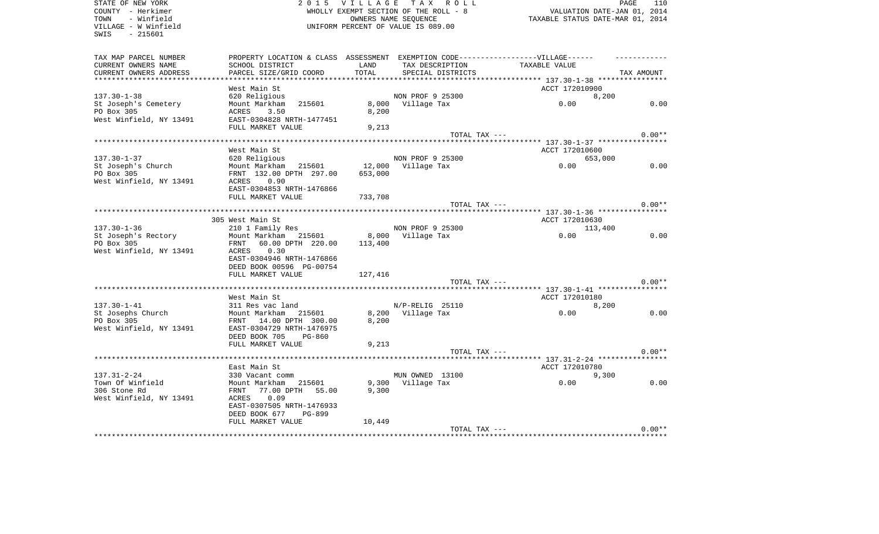STATE OF NEW YORK
COUNTY - Herkimer
TOWN - Winfield
VILLAGE - W Winfield
SWIS - 215601

2 0 1 5 V I L L A G E T A X R O L L
WHOLLY EXEMPT SECTION OF THE ROLL - 8
OWNERS NAME SEQUENCE
UNIFORM PERCENT OF VALUE IS 089.00

VALUATION DATE-JAN 01, 2014
TAXABLE STATUS DATE-MAR 01, 2014

| TAX MAP PARCEL NUMBER / CURRENT OWNERS NAME / CURRENT OWNERS ADDRESS | PROPERTY LOCATION & CLASS / SCHOOL DISTRICT / PARCEL SIZE/GRID COORD | ASSESSMENT LAND | TOTAL | EXEMPTION CODE / TAX DESCRIPTION / SPECIAL DISTRICTS | TAXABLE VALUE | TAX AMOUNT |
|---|---|---|---|---|---|---|
| 137.30-1-38 | West Main St | | | | ACCT 172010900 | |
| | 620 Religious | | | NON PROF 9 25300 | 8,200 | |
| St Joseph's Cemetery | Mount Markham 215601 | 8,000 | | Village Tax | 0.00 | 0.00 |
| PO Box 305 | ACRES 3.50 | | 8,200 | | | |
| West Winfield, NY 13491 | EAST-0304828 NRTH-1477451 | | | | | |
| | FULL MARKET VALUE | | 9,213 | | | |
| | | | | TOTAL TAX --- | | 0.00** |
| 137.30-1-37 | West Main St | | | | ACCT 172010600 | |
| | 620 Religious | | | NON PROF 9 25300 | 653,000 | |
| St Joseph's Church | Mount Markham 215601 | 12,000 | | Village Tax | 0.00 | 0.00 |
| PO Box 305 | FRNT 132.00 DPTH 297.00 | | 653,000 | | | |
| West Winfield, NY 13491 | ACRES 0.90 | | | | | |
| | EAST-0304853 NRTH-1476866 | | | | | |
| | FULL MARKET VALUE | | 733,708 | | | |
| | | | | TOTAL TAX --- | | 0.00** |
| 137.30-1-36 | 305 West Main St | | | | ACCT 172010630 | |
| | 210 1 Family Res | | | NON PROF 9 25300 | 113,400 | |
| St Joseph's Rectory | Mount Markham 215601 | 8,000 | | Village Tax | 0.00 | 0.00 |
| PO Box 305 | FRNT 60.00 DPTH 220.00 | | 113,400 | | | |
| West Winfield, NY 13491 | ACRES 0.30 | | | | | |
| | EAST-0304946 NRTH-1476866 | | | | | |
| | DEED BOOK 00596 PG-00754 | | | | | |
| | FULL MARKET VALUE | | 127,416 | | | |
| | | | | TOTAL TAX --- | | 0.00** |
| 137.30-1-41 | West Main St | | | | ACCT 172010180 | |
| | 311 Res vac land | | | N/P-RELIG 25110 | 8,200 | |
| St Josephs Church | Mount Markham 215601 | 8,200 | | Village Tax | 0.00 | 0.00 |
| PO Box 305 | FRNT 14.00 DPTH 300.00 | | 8,200 | | | |
| West Winfield, NY 13491 | EAST-0304729 NRTH-1476975 | | | | | |
| | DEED BOOK 705 PG-860 | | | | | |
| | FULL MARKET VALUE | | 9,213 | | | |
| | | | | TOTAL TAX --- | | 0.00** |
| 137.31-2-24 | East Main St | | | | ACCT 172010780 | |
| | 330 Vacant comm | | | MUN OWNED 13100 | 9,300 | |
| Town Of Winfield | Mount Markham 215601 | 9,300 | | Village Tax | 0.00 | 0.00 |
| 306 Stone Rd | FRNT 77.00 DPTH 55.00 | | 9,300 | | | |
| West Winfield, NY 13491 | ACRES 0.09 | | | | | |
| | EAST-0307505 NRTH-1476933 | | | | | |
| | DEED BOOK 677 PG-899 | | | | | |
| | FULL MARKET VALUE | | 10,449 | | | |
| | | | | TOTAL TAX --- | | 0.00** |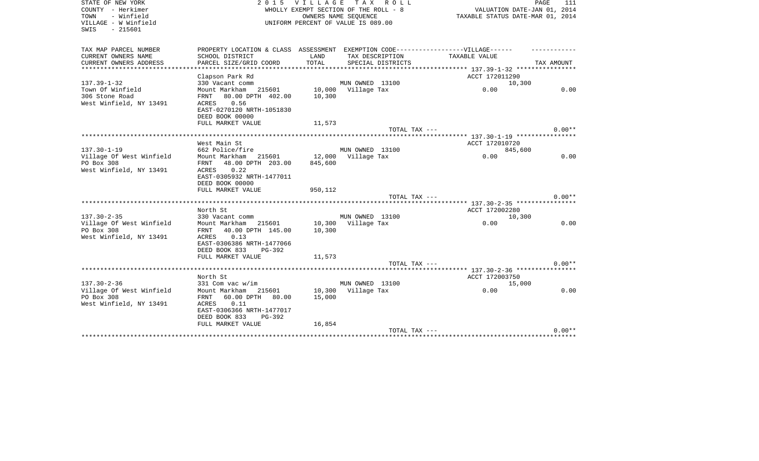STATE OF NEW YORK
COUNTY - Herkimer
TOWN - Winfield
VILLAGE - W Winfield
SWIS - 215601

2 0 1 5 V I L L A G E T A X R O L L
WHOLLY EXEMPT SECTION OF THE ROLL - 8
OWNERS NAME SEQUENCE
UNIFORM PERCENT OF VALUE IS 089.00

VALUATION DATE-JAN 01, 2014
TAXABLE STATUS DATE-MAR 01, 2014

| TAX MAP PARCEL NUMBER<br>CURRENT OWNERS NAME<br>CURRENT OWNERS ADDRESS | PROPERTY LOCATION & CLASS<br>SCHOOL DISTRICT<br>PARCEL SIZE/GRID COORD | ASSESSMENT<br>LAND<br>TOTAL | EXEMPTION CODE-----VILLAGE------<br>TAX DESCRIPTION<br>SPECIAL DISTRICTS | TAXABLE VALUE | TAX AMOUNT |
|---|---|---|---|---|---|
| | Clapson Park Rd | | | ACCT 172011290 | |
| 137.39-1-32 | 330 Vacant comm | | MUN OWNED 13100 | 10,300 | |
| Town Of Winfield | Mount Markham 215601 | 10,000 | Village Tax | 0.00 | 0.00 |
| 306 Stone Road | FRNT 80.00 DPTH 402.00 | 10,300 | | | |
| West Winfield, NY 13491 | ACRES 0.56 | | | | |
| | EAST-0270120 NRTH-1051830 | | | | |
| | DEED BOOK 00000 | | | | |
| | FULL MARKET VALUE | 11,573 | | | |
| | | | TOTAL TAX --- | | 0.00** |
| | West Main St | | | ACCT 172010720 | |
| 137.30-1-19 | 662 Police/fire | | MUN OWNED 13100 | 845,600 | |
| Village Of West Winfield | Mount Markham 215601 | 12,000 | Village Tax | 0.00 | 0.00 |
| PO Box 308 | FRNT 48.00 DPTH 203.00 | 845,600 | | | |
| West Winfield, NY 13491 | ACRES 0.22 | | | | |
| | EAST-0305932 NRTH-1477011 | | | | |
| | DEED BOOK 00000 | | | | |
| | FULL MARKET VALUE | 950,112 | | | |
| | | | TOTAL TAX --- | | 0.00** |
| | North St | | | ACCT 172002280 | |
| 137.30-2-35 | 330 Vacant comm | | MUN OWNED 13100 | 10,300 | |
| Village Of West Winfield | Mount Markham 215601 | 10,300 | Village Tax | 0.00 | 0.00 |
| PO Box 308 | FRNT 40.00 DPTH 145.00 | 10,300 | | | |
| West Winfield, NY 13491 | ACRES 0.13 | | | | |
| | EAST-0306386 NRTH-1477066 | | | | |
| | DEED BOOK 833 PG-392 | | | | |
| | FULL MARKET VALUE | 11,573 | | | |
| | | | TOTAL TAX --- | | 0.00** |
| | North St | | | ACCT 172003750 | |
| 137.30-2-36 | 331 Com vac w/im | | MUN OWNED 13100 | 15,000 | |
| Village Of West Winfield | Mount Markham 215601 | 10,300 | Village Tax | 0.00 | 0.00 |
| PO Box 308 | FRNT 60.00 DPTH 80.00 | 15,000 | | | |
| West Winfield, NY 13491 | ACRES 0.11 | | | | |
| | EAST-0306366 NRTH-1477017 | | | | |
| | DEED BOOK 833 PG-392 | | | | |
| | FULL MARKET VALUE | 16,854 | | | |
| | | | TOTAL TAX --- | | 0.00** |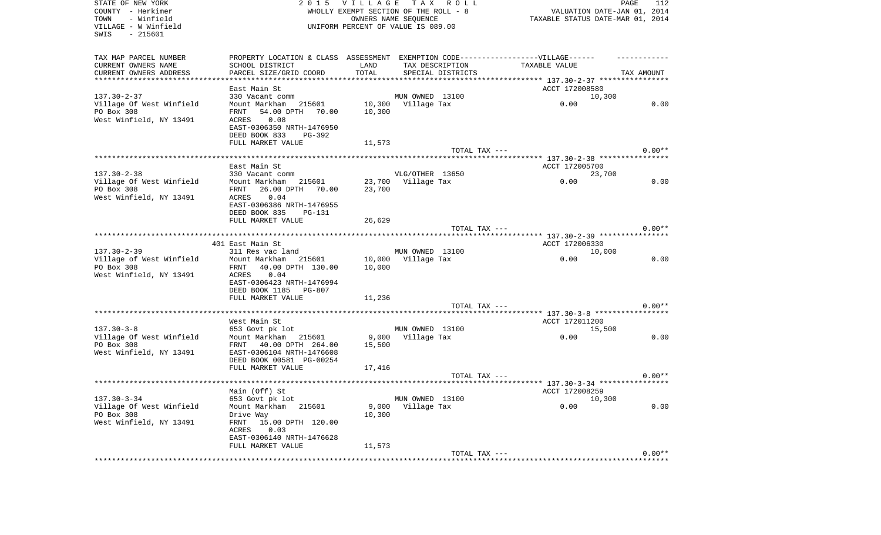STATE OF NEW YORK
COUNTY - Herkimer
TOWN - Winfield
VILLAGE - W Winfield
SWIS - 215601

2 0 1 5 V I L L A G E T A X R O L L
WHOLLY EXEMPT SECTION OF THE ROLL - 8
OWNERS NAME SEQUENCE
UNIFORM PERCENT OF VALUE IS 089.00

PAGE 112
VALUATION DATE-JAN 01, 2014
TAXABLE STATUS DATE-MAR 01, 2014

| TAX MAP PARCEL NUMBER / CURRENT OWNERS NAME / CURRENT OWNERS ADDRESS | PROPERTY LOCATION & CLASS / SCHOOL DISTRICT / PARCEL SIZE/GRID COORD | ASSESSMENT LAND / TOTAL | EXEMPTION CODE / TAX DESCRIPTION / SPECIAL DISTRICTS | VILLAGE TAXABLE VALUE | TAX AMOUNT |
|---|---|---|---|---|---|
| 137.30-2-37 | East Main St | | | ACCT 172008580 | |
| 137.30-2-37 | 330 Vacant comm | | MUN OWNED 13100 | 10,300 | |
| Village Of West Winfield | Mount Markham 215601 | 10,300 | Village Tax | 0.00 | 0.00 |
| PO Box 308 | FRNT 54.00 DPTH 70.00 | 10,300 | | | |
| West Winfield, NY 13491 | ACRES 0.08 | | | | |
| | EAST-0306350 NRTH-1476950 | | | | |
| | DEED BOOK 833 PG-392 | | | | |
| | FULL MARKET VALUE | 11,573 | | | |
| | | | TOTAL TAX --- | | 0.00** |
| 137.30-2-38 | East Main St | | | ACCT 172005700 | |
| 137.30-2-38 | 330 Vacant comm | | VLG/OTHER 13650 | 23,700 | |
| Village Of West Winfield | Mount Markham 215601 | 23,700 | Village Tax | 0.00 | 0.00 |
| PO Box 308 | FRNT 26.00 DPTH 70.00 | 23,700 | | | |
| West Winfield, NY 13491 | ACRES 0.04 | | | | |
| | EAST-0306386 NRTH-1476955 | | | | |
| | DEED BOOK 835 PG-131 | | | | |
| | FULL MARKET VALUE | 26,629 | | | |
| | | | TOTAL TAX --- | | 0.00** |
| 137.30-2-39 | 401 East Main St | | | ACCT 172006330 | |
| 137.30-2-39 | 311 Res vac land | | MUN OWNED 13100 | 10,000 | |
| Village of West Winfield | Mount Markham 215601 | 10,000 | Village Tax | 0.00 | 0.00 |
| PO Box 308 | FRNT 40.00 DPTH 130.00 | 10,000 | | | |
| West Winfield, NY 13491 | ACRES 0.04 | | | | |
| | EAST-0306423 NRTH-1476994 | | | | |
| | DEED BOOK 1185 PG-807 | | | | |
| | FULL MARKET VALUE | 11,236 | | | |
| | | | TOTAL TAX --- | | 0.00** |
| 137.30-3-8 | West Main St | | | ACCT 172011200 | |
| 137.30-3-8 | 653 Govt pk lot | | MUN OWNED 13100 | 15,500 | |
| Village Of West Winfield | Mount Markham 215601 | 9,000 | Village Tax | 0.00 | 0.00 |
| PO Box 308 | FRNT 40.00 DPTH 264.00 | 15,500 | | | |
| West Winfield, NY 13491 | EAST-0306104 NRTH-1476608 | | | | |
| | DEED BOOK 00581 PG-00254 | | | | |
| | FULL MARKET VALUE | 17,416 | | | |
| | | | TOTAL TAX --- | | 0.00** |
| 137.30-3-34 | Main (Off) St | | | ACCT 172008259 | |
| 137.30-3-34 | 653 Govt pk lot | | MUN OWNED 13100 | 10,300 | |
| Village Of West Winfield | Mount Markham 215601 | 9,000 | Village Tax | 0.00 | 0.00 |
| PO Box 308 | Drive Way | 10,300 | | | |
| West Winfield, NY 13491 | FRNT 15.00 DPTH 120.00 | | | | |
| | ACRES 0.03 | | | | |
| | EAST-0306140 NRTH-1476628 | | | | |
| | FULL MARKET VALUE | 11,573 | | | |
| | | | TOTAL TAX --- | | 0.00** |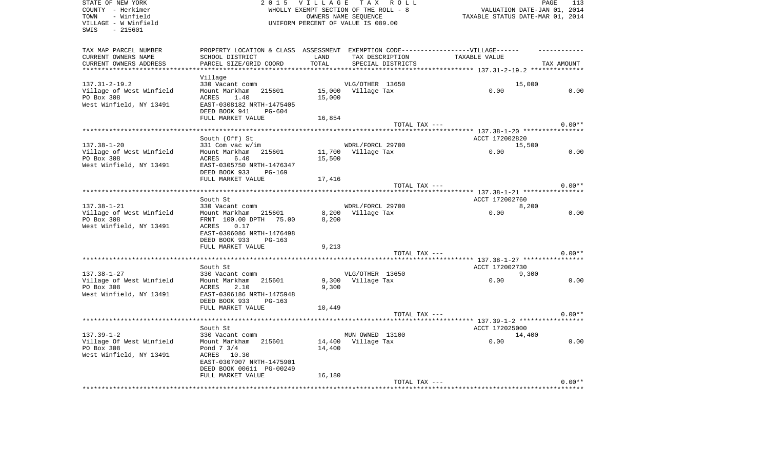STATE OF NEW YORK
COUNTY - Herkimer
TOWN - Winfield
VILLAGE - W Winfield
SWIS - 215601

2 0 1 5 V I L L A G E T A X R O L L
WHOLLY EXEMPT SECTION OF THE ROLL - 8
OWNERS NAME SEQUENCE
UNIFORM PERCENT OF VALUE IS 089.00

VALUATION DATE-JAN 01, 2014
TAXABLE STATUS DATE-MAR 01, 2014

| TAX MAP PARCEL NUMBER / CURRENT OWNERS NAME / CURRENT OWNERS ADDRESS | PROPERTY LOCATION & CLASS / SCHOOL DISTRICT / PARCEL SIZE/GRID COORD | ASSESSMENT LAND / TOTAL | EXEMPTION CODE / TAX DESCRIPTION / SPECIAL DISTRICTS | TAXABLE VALUE | TAX AMOUNT |
|---|---|---|---|---|---|
| **137.31-2-19.2** | Village | | | | |
| 137.31-2-19.2 | 330 Vacant comm | | VLG/OTHER 13650 | 15,000 | |
| Village of West Winfield | Mount Markham 215601 | 15,000 | Village Tax | 0.00 | 0.00 |
| PO Box 308 | ACRES 1.40 | 15,000 | | | |
| West Winfield, NY 13491 | EAST-0308182 NRTH-1475405 | | | | |
| | DEED BOOK 941 PG-604 | | | | |
| | FULL MARKET VALUE | 16,854 | | | |
| | | | TOTAL TAX --- | | 0.00** |
| **137.38-1-20** | South (Off) St | | | ACCT 172002820 | |
| 137.38-1-20 | 331 Com vac w/im | | WDRL/FORCL 29700 | 15,500 | |
| Village of West Winfield | Mount Markham 215601 | 11,700 | Village Tax | 0.00 | 0.00 |
| PO Box 308 | ACRES 6.40 | 15,500 | | | |
| West Winfield, NY 13491 | EAST-0305750 NRTH-1476347 | | | | |
| | DEED BOOK 933 PG-169 | | | | |
| | FULL MARKET VALUE | 17,416 | | | |
| | | | TOTAL TAX --- | | 0.00** |
| **137.38-1-21** | South St | | | ACCT 172002760 | |
| 137.38-1-21 | 330 Vacant comm | | WDRL/FORCL 29700 | 8,200 | |
| Village of West Winfield | Mount Markham 215601 | 8,200 | Village Tax | 0.00 | 0.00 |
| PO Box 308 | FRNT 100.00 DPTH 75.00 | 8,200 | | | |
| West Winfield, NY 13491 | ACRES 0.17 | | | | |
| | EAST-0306086 NRTH-1476498 | | | | |
| | DEED BOOK 933 PG-163 | | | | |
| | FULL MARKET VALUE | 9,213 | | | |
| | | | TOTAL TAX --- | | 0.00** |
| **137.38-1-27** | South St | | | ACCT 172002730 | |
| 137.38-1-27 | 330 Vacant comm | | VLG/OTHER 13650 | 9,300 | |
| Village of West Winfield | Mount Markham 215601 | 9,300 | Village Tax | 0.00 | 0.00 |
| PO Box 308 | ACRES 2.10 | 9,300 | | | |
| West Winfield, NY 13491 | EAST-0306186 NRTH-1475948 | | | | |
| | DEED BOOK 933 PG-163 | | | | |
| | FULL MARKET VALUE | 10,449 | | | |
| | | | TOTAL TAX --- | | 0.00** |
| **137.39-1-2** | South St | | | ACCT 172025000 | |
| 137.39-1-2 | 330 Vacant comm | | MUN OWNED 13100 | 14,400 | |
| Village Of West Winfield | Mount Markham 215601 | 14,400 | Village Tax | 0.00 | 0.00 |
| PO Box 308 | Pond 7 3/4 | 14,400 | | | |
| West Winfield, NY 13491 | ACRES 10.30 | | | | |
| | EAST-0307007 NRTH-1475901 | | | | |
| | DEED BOOK 00611 PG-00249 | | | | |
| | FULL MARKET VALUE | 16,180 | | | |
| | | | TOTAL TAX --- | | 0.00** |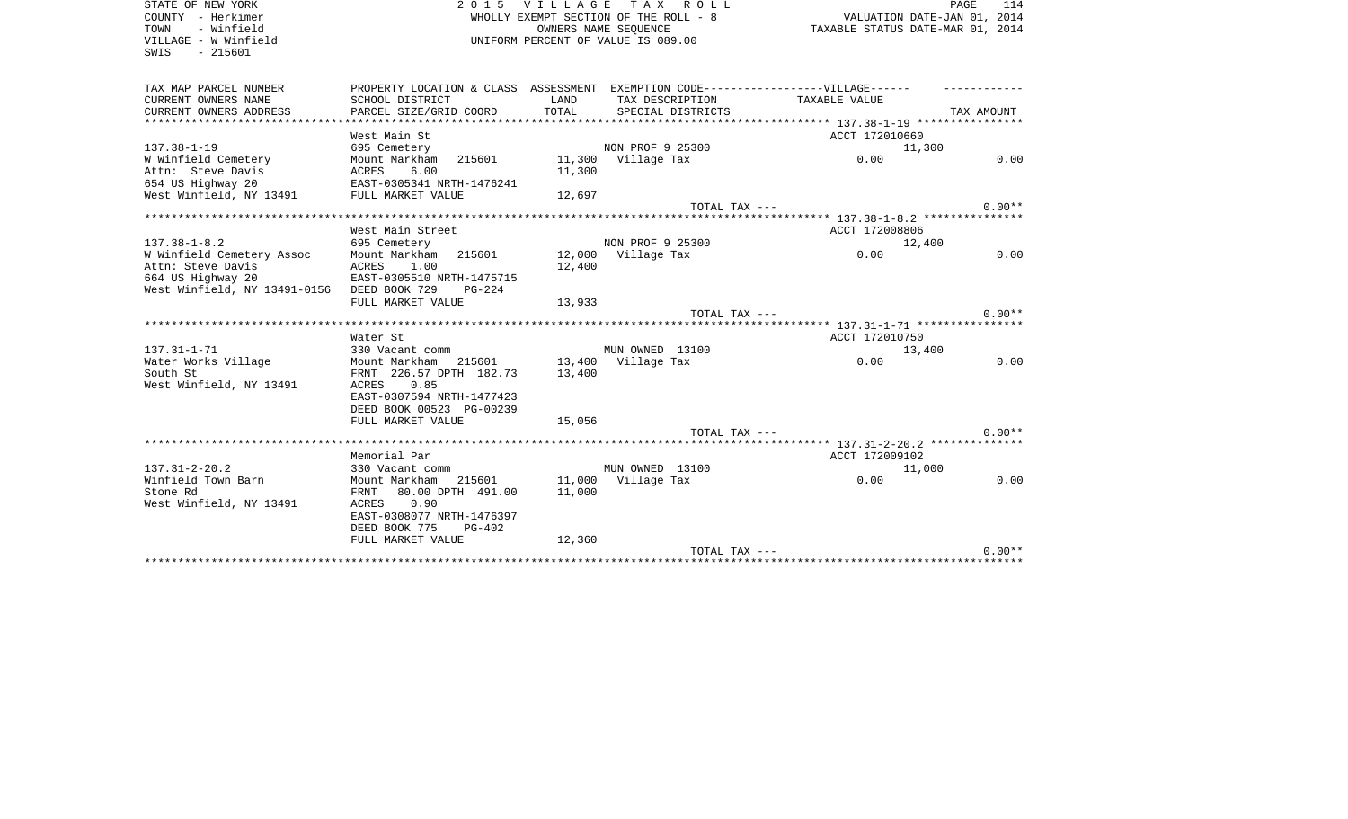STATE OF NEW YORK
COUNTY - Herkimer
TOWN - Winfield
VILLAGE - W Winfield
SWIS - 215601

2 0 1 5 V I L L A G E T A X R O L L
WHOLLY EXEMPT SECTION OF THE ROLL - 8
OWNERS NAME SEQUENCE
UNIFORM PERCENT OF VALUE IS 089.00

VALUATION DATE-JAN 01, 2014
TAXABLE STATUS DATE-MAR 01, 2014

| TAX MAP PARCEL NUMBER / CURRENT OWNERS NAME / CURRENT OWNERS ADDRESS | PROPERTY LOCATION & CLASS / SCHOOL DISTRICT / PARCEL SIZE/GRID COORD | ASSESSMENT LAND / TOTAL | EXEMPTION CODE / TAX DESCRIPTION / SPECIAL DISTRICTS | VILLAGE TAXABLE VALUE | TAX AMOUNT |
|---|---|---|---|---|---|
| 137.38-1-19 | West Main St | | | ACCT 172010660 | |
| | 695 Cemetery | | NON PROF 9 25300 | 11,300 | |
| W Winfield Cemetery | Mount Markham 215601 | 11,300 | Village Tax | 0.00 | 0.00 |
| Attn: Steve Davis | ACRES 6.00 | 11,300 | | | |
| 654 US Highway 20 | EAST-0305341 NRTH-1476241 | | | | |
| West Winfield, NY 13491 | FULL MARKET VALUE | 12,697 | | | |
| | | | TOTAL TAX --- | | 0.00** |
| 137.38-1-8.2 | West Main Street | | | ACCT 172008806 | |
| | 695 Cemetery | | NON PROF 9 25300 | 12,400 | |
| W Winfield Cemetery Assoc | Mount Markham 215601 | 12,000 | Village Tax | 0.00 | 0.00 |
| Attn: Steve Davis | ACRES 1.00 | 12,400 | | | |
| 664 US Highway 20 | EAST-0305510 NRTH-1475715 | | | | |
| West Winfield, NY 13491-0156 | DEED BOOK 729 PG-224 | | | | |
| | FULL MARKET VALUE | 13,933 | | | |
| | | | TOTAL TAX --- | | 0.00** |
| 137.31-1-71 | Water St | | | ACCT 172010750 | |
| | 330 Vacant comm | | MUN OWNED 13100 | 13,400 | |
| Water Works Village | Mount Markham 215601 | 13,400 | Village Tax | 0.00 | 0.00 |
| South St | FRNT 226.57 DPTH 182.73 | 13,400 | | | |
| West Winfield, NY 13491 | ACRES 0.85 | | | | |
| | EAST-0307594 NRTH-1477423 | | | | |
| | DEED BOOK 00523 PG-00239 | | | | |
| | FULL MARKET VALUE | 15,056 | | | |
| | | | TOTAL TAX --- | | 0.00** |
| 137.31-2-20.2 | Memorial Par | | | ACCT 172009102 | |
| | 330 Vacant comm | | MUN OWNED 13100 | 11,000 | |
| Winfield Town Barn | Mount Markham 215601 | 11,000 | Village Tax | 0.00 | 0.00 |
| Stone Rd | FRNT 80.00 DPTH 491.00 | 11,000 | | | |
| West Winfield, NY 13491 | ACRES 0.90 | | | | |
| | EAST-0308077 NRTH-1476397 | | | | |
| | DEED BOOK 775 PG-402 | | | | |
| | FULL MARKET VALUE | 12,360 | | | |
| | | | TOTAL TAX --- | | 0.00** |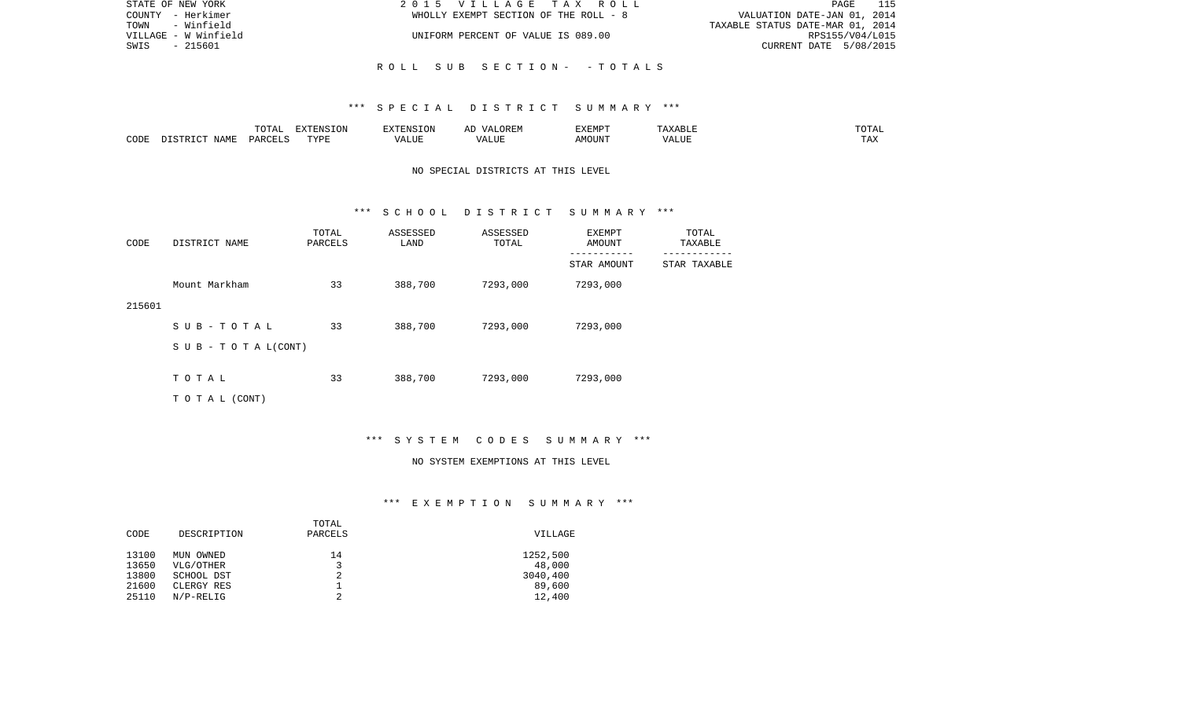STATE OF NEW YORK 2 0 1 5 V I L L A G E T A X R O L L
COUNTY - Herkimer WHOLLY EXEMPT SECTION OF THE ROLL - 8 VALUATION DATE-JAN 01, 2014
TOWN - Winfield TAXABLE STATUS DATE-MAR 01, 2014
VILLAGE - W Winfield UNIFORM PERCENT OF VALUE IS 089.00 RPS155/V04/L015
SWIS - 215601 CURRENT DATE 5/08/2015

## R O L L S U B S E C T I O N - - T O T A L S

### *** S P E C I A L D I S T R I C T S U M M A R Y ***

| CODE | DISTRICT NAME | TOTAL PARCELS | EXTENSION TYPE | EXTENSION VALUE | AD VALOREM VALUE | EXEMPT AMOUNT | TAXABLE VALUE | TOTAL TAX |
|---|---|---|---|---|---|---|---|---|

NO SPECIAL DISTRICTS AT THIS LEVEL

### *** S C H O O L D I S T R I C T S U M M A R Y ***

| CODE | DISTRICT NAME | TOTAL PARCELS | ASSESSED LAND | ASSESSED TOTAL | EXEMPT AMOUNT / STAR AMOUNT | TOTAL TAXABLE / STAR TAXABLE |
|---|---|---|---|---|---|---|
| 215601 | Mount Markham | 33 | 388,700 | 7293,000 | 7293,000 | |
| | S U B - T O T A L | 33 | 388,700 | 7293,000 | 7293,000 | |
| | S U B - T O T A L(CONT) | | | | | |
| | T O T A L | 33 | 388,700 | 7293,000 | 7293,000 | |
| | T O T A L (CONT) | | | | | |

### *** S Y S T E M C O D E S S U M M A R Y ***

NO SYSTEM EXEMPTIONS AT THIS LEVEL

### *** E X E M P T I O N S U M M A R Y ***

| CODE | DESCRIPTION | TOTAL PARCELS | VILLAGE |
|---|---|---|---|
| 13100 | MUN OWNED | 14 | 1252,500 |
| 13650 | VLG/OTHER | 3 | 48,000 |
| 13800 | SCHOOL DST | 2 | 3040,400 |
| 21600 | CLERGY RES | 1 | 89,600 |
| 25110 | N/P-RELIG | 2 | 12,400 |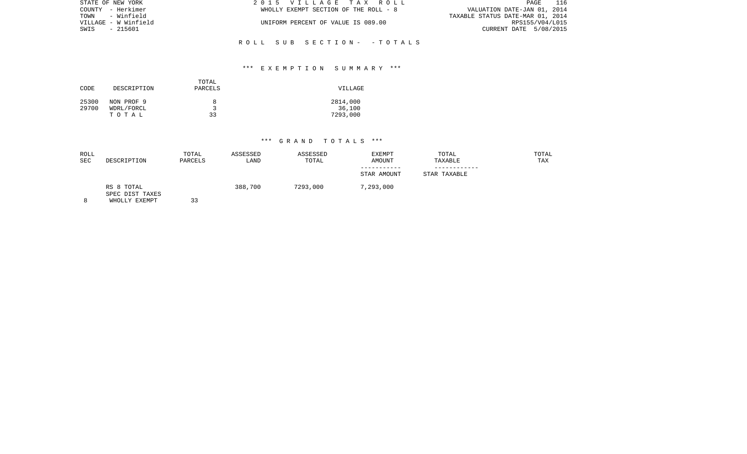STATE OF NEW YORK
COUNTY - Herkimer
TOWN - Winfield
VILLAGE - W Winfield
SWIS - 215601

2 0 1 5 V I L L A G E T A X R O L L
WHOLLY EXEMPT SECTION OF THE ROLL - 8
UNIFORM PERCENT OF VALUE IS 089.00

VALUATION DATE-JAN 01, 2014
TAXABLE STATUS DATE-MAR 01, 2014
RPS155/V04/L015
CURRENT DATE 5/08/2015

R O L L S U B S E C T I O N - - T O T A L S

*** E X E M P T I O N S U M M A R Y ***

| CODE | DESCRIPTION | TOTAL PARCELS | VILLAGE |
|---|---|---|---|
| 25300 | NON PROF 9 | 8 | 2814,000 |
| 29700 | WDRL/FORCL | 3 | 36,100 |
| | T O T A L | 33 | 7293,000 |

*** G R A N D T O T A L S ***

| ROLL SEC | DESCRIPTION | TOTAL PARCELS | ASSESSED LAND | ASSESSED TOTAL | EXEMPT AMOUNT / STAR AMOUNT | TOTAL TAXABLE / STAR TAXABLE | TOTAL TAX |
|---|---|---|---|---|---|---|---|
| | RS 8 TOTAL | | 388,700 | 7293,000 | 7,293,000 | | |
| | SPEC DIST TAXES | | | | | | |
| 8 | WHOLLY EXEMPT | 33 | | | | | |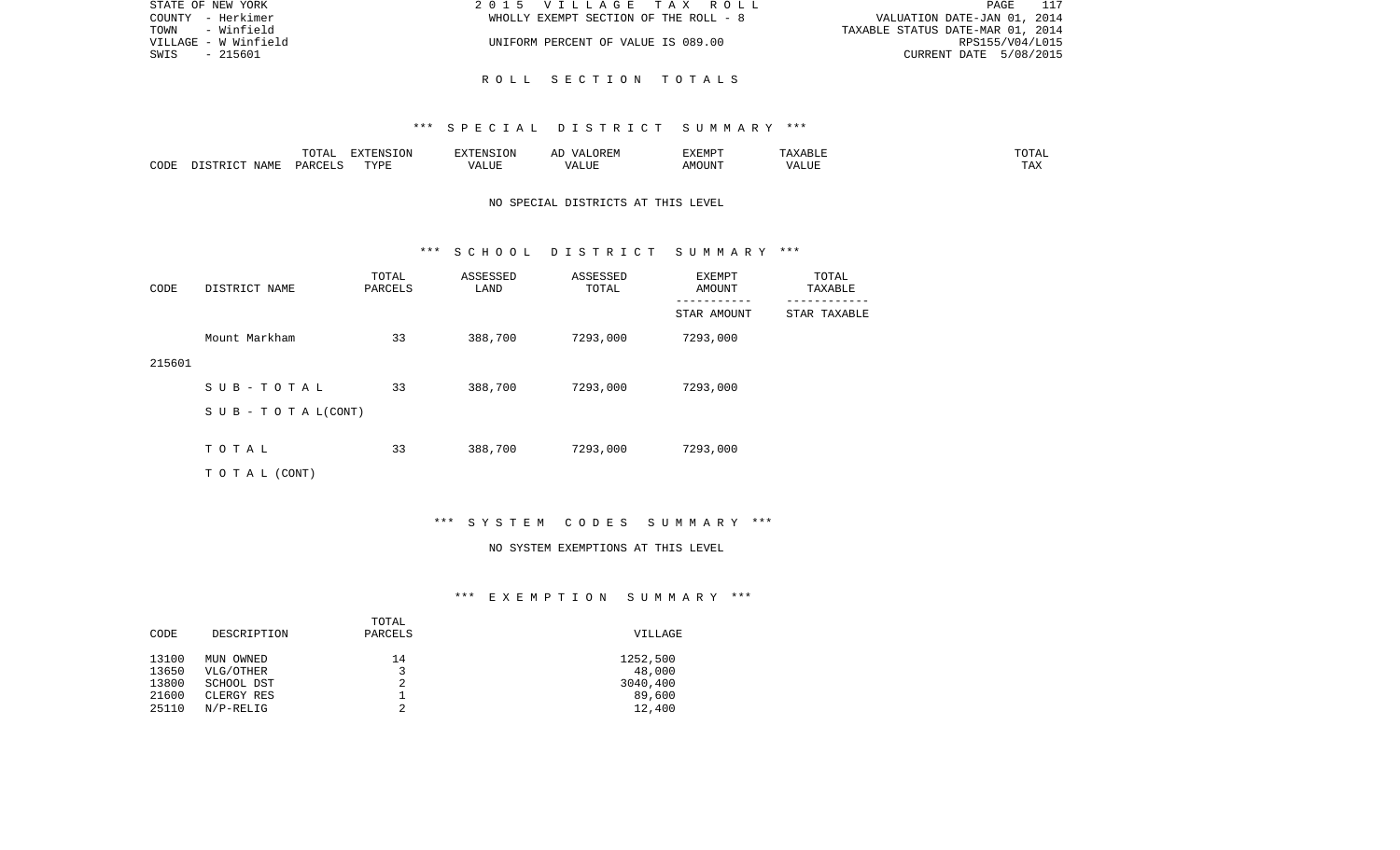STATE OF NEW YORK
COUNTY - Herkimer
TOWN - Winfield
VILLAGE - W Winfield
SWIS - 215601

2 0 1 5 V I L L A G E T A X R O L L
WHOLLY EXEMPT SECTION OF THE ROLL - 8
UNIFORM PERCENT OF VALUE IS 089.00

VALUATION DATE-JAN 01, 2014
TAXABLE STATUS DATE-MAR 01, 2014
RPS155/V04/L015
CURRENT DATE 5/08/2015

## R O L L S E C T I O N T O T A L S

### *** S P E C I A L D I S T R I C T S U M M A R Y ***

| CODE | DISTRICT NAME | TOTAL PARCELS | EXTENSION TYPE | EXTENSION VALUE | AD VALOREM VALUE | EXEMPT AMOUNT | TAXABLE VALUE | TOTAL TAX |
|---|---|---|---|---|---|---|---|---|

NO SPECIAL DISTRICTS AT THIS LEVEL

### *** S C H O O L D I S T R I C T S U M M A R Y ***

| CODE | DISTRICT NAME | TOTAL PARCELS | ASSESSED LAND | ASSESSED TOTAL | EXEMPT AMOUNT / STAR AMOUNT | TOTAL TAXABLE / STAR TAXABLE |
|---|---|---|---|---|---|---|
| 215601 | Mount Markham | 33 | 388,700 | 7293,000 | 7293,000 | |
| | S U B - T O T A L | 33 | 388,700 | 7293,000 | 7293,000 | |
| | S U B - T O T A L(CONT) | | | | | |
| | T O T A L | 33 | 388,700 | 7293,000 | 7293,000 | |
| | T O T A L (CONT) | | | | | |

### *** S Y S T E M C O D E S S U M M A R Y ***

NO SYSTEM EXEMPTIONS AT THIS LEVEL

### *** E X E M P T I O N S U M M A R Y ***

| CODE | DESCRIPTION | TOTAL PARCELS | VILLAGE |
|---|---|---|---|
| 13100 | MUN OWNED | 14 | 1252,500 |
| 13650 | VLG/OTHER | 3 | 48,000 |
| 13800 | SCHOOL DST | 2 | 3040,400 |
| 21600 | CLERGY RES | 1 | 89,600 |
| 25110 | N/P-RELIG | 2 | 12,400 |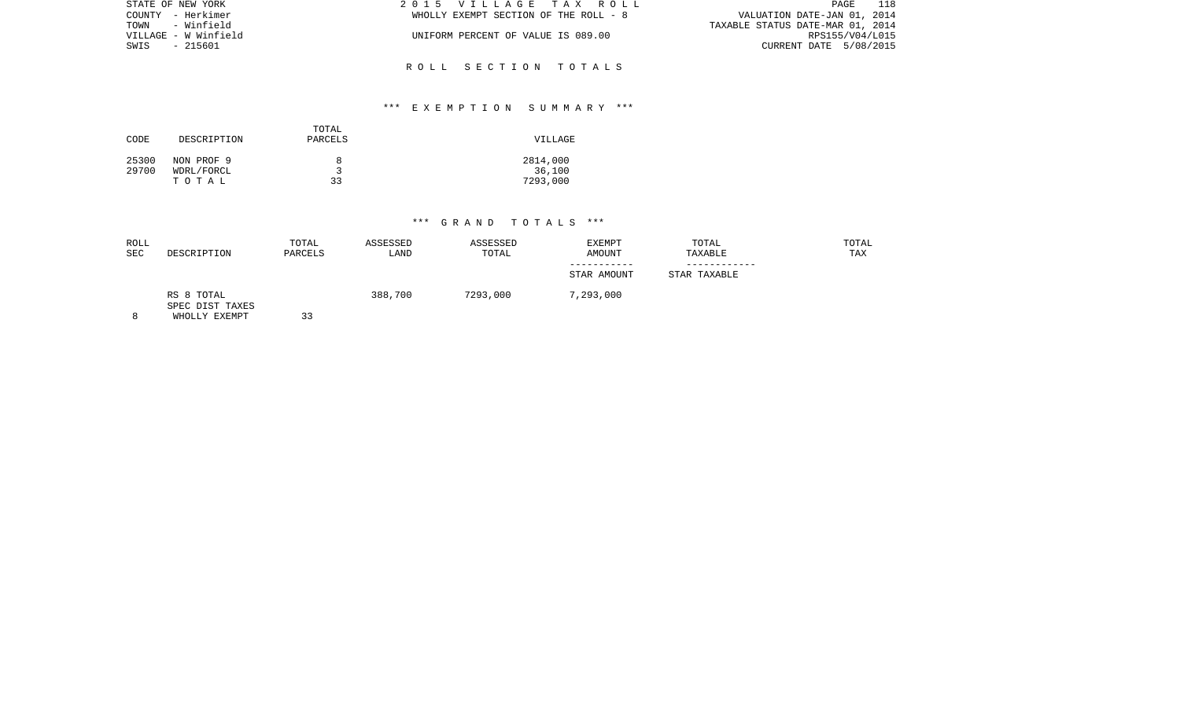STATE OF NEW YORK
COUNTY - Herkimer
TOWN - Winfield
VILLAGE - W Winfield
SWIS - 215601

2 0 1 5 V I L L A G E T A X R O L L
WHOLLY EXEMPT SECTION OF THE ROLL - 8

UNIFORM PERCENT OF VALUE IS 089.00

VALUATION DATE-JAN 01, 2014
TAXABLE STATUS DATE-MAR 01, 2014
RPS155/V04/L015
CURRENT DATE 5/08/2015

## R O L L S E C T I O N T O T A L S

### *** E X E M P T I O N S U M M A R Y ***

| CODE | DESCRIPTION | TOTAL PARCELS | VILLAGE |
|---|---|---|---|
| 25300 | NON PROF 9 | 8 | 2814,000 |
| 29700 | WDRL/FORCL | 3 | 36,100 |
| | T O T A L | 33 | 7293,000 |

### *** G R A N D T O T A L S ***

| ROLL SEC | DESCRIPTION | TOTAL PARCELS | ASSESSED LAND | ASSESSED TOTAL | EXEMPT AMOUNT / STAR AMOUNT | TOTAL TAXABLE / STAR TAXABLE | TOTAL TAX |
|---|---|---|---|---|---|---|---|
| | RS 8 TOTAL | | 388,700 | 7293,000 | 7,293,000 | | |
| | SPEC DIST TAXES | | | | | | |
| 8 | WHOLLY EXEMPT | 33 | | | | | |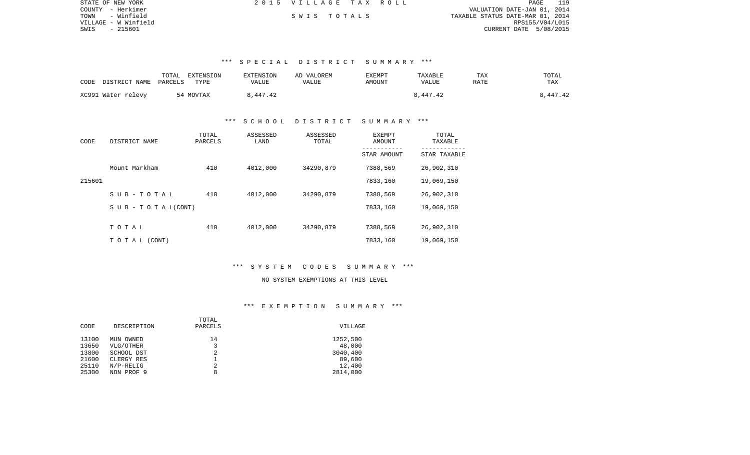STATE OF NEW YORK
COUNTY - Herkimer
TOWN - Winfield
VILLAGE - W Winfield
SWIS - 215601

2015 VILLAGE TAX ROLL

SWIS TOTALS

VALUATION DATE-JAN 01, 2014
TAXABLE STATUS DATE-MAR 01, 2014
RPS155/V04/L015
CURRENT DATE 5/08/2015

### *** SPECIAL DISTRICT SUMMARY ***

| CODE | DISTRICT NAME | TOTAL PARCELS | EXTENSION TYPE | EXTENSION VALUE | AD VALOREM VALUE | EXEMPT AMOUNT | TAXABLE VALUE | TAX RATE | TOTAL TAX |
|---|---|---|---|---|---|---|---|---|---|
| XC991 | Water relevy | 54 | MOVTAX | 8,447.42 | | | 8,447.42 | | 8,447.42 |

### *** SCHOOL DISTRICT SUMMARY ***

| CODE | DISTRICT NAME | TOTAL PARCELS | ASSESSED LAND | ASSESSED TOTAL | EXEMPT AMOUNT / STAR AMOUNT | TOTAL TAXABLE / STAR TAXABLE |
|---|---|---|---|---|---|---|
| | Mount Markham | 410 | 4012,000 | 34290,879 | 7388,569 | 26,902,310 |
| 215601 | | | | | 7833,160 | 19,069,150 |
| | SUB-TOTAL | 410 | 4012,000 | 34290,879 | 7388,569 | 26,902,310 |
| | SUB-TOTAL(CONT) | | | | 7833,160 | 19,069,150 |
| | TOTAL | 410 | 4012,000 | 34290,879 | 7388,569 | 26,902,310 |
| | TOTAL (CONT) | | | | 7833,160 | 19,069,150 |

### *** SYSTEM CODES SUMMARY ***

NO SYSTEM EXEMPTIONS AT THIS LEVEL

### *** EXEMPTION SUMMARY ***

| CODE | DESCRIPTION | TOTAL PARCELS | VILLAGE |
|---|---|---|---|
| 13100 | MUN OWNED | 14 | 1252,500 |
| 13650 | VLG/OTHER | 3 | 48,000 |
| 13800 | SCHOOL DST | 2 | 3040,400 |
| 21600 | CLERGY RES | 1 | 89,600 |
| 25110 | N/P-RELIG | 2 | 12,400 |
| 25300 | NON PROF 9 | 8 | 2814,000 |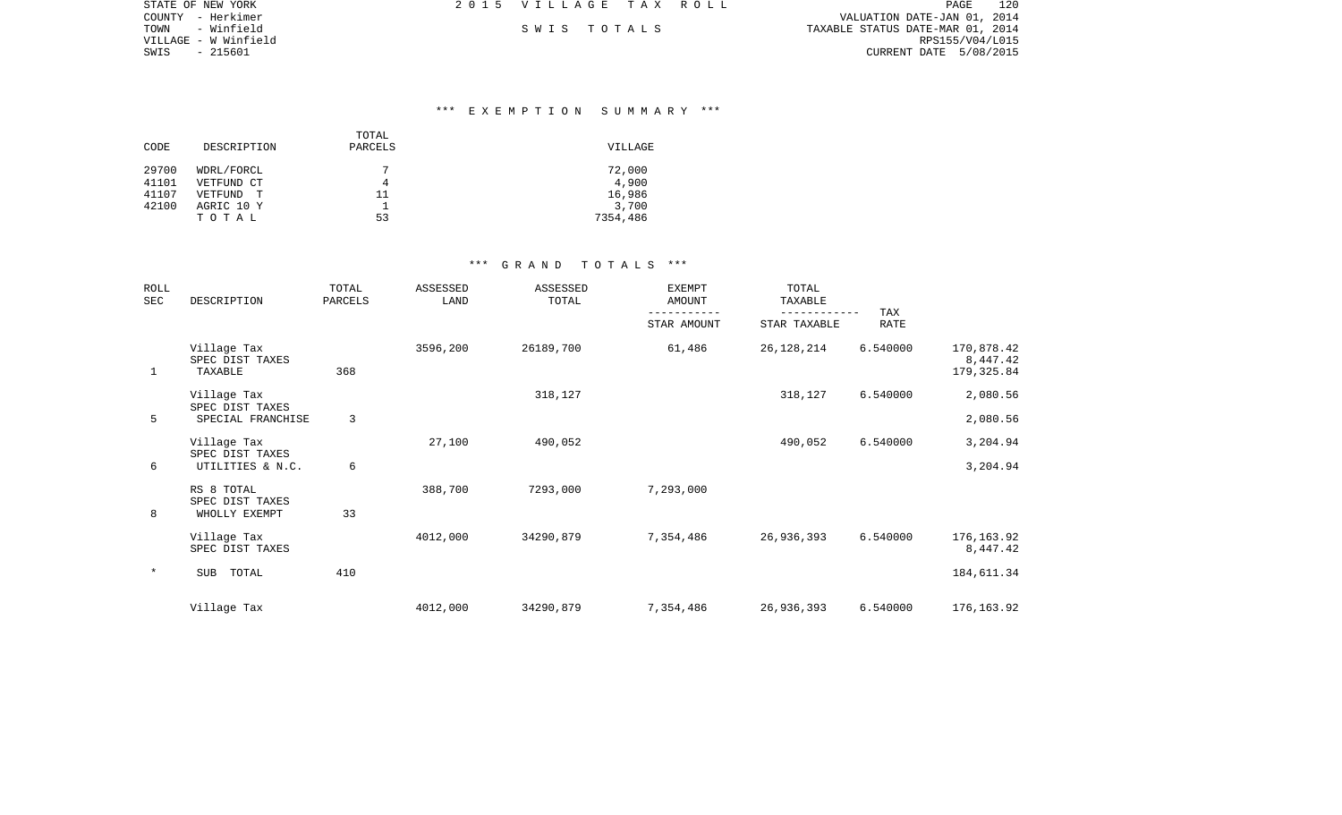STATE OF NEW YORK
COUNTY - Herkimer
TOWN - Winfield
VILLAGE - W Winfield
SWIS - 215601

2 0 1 5 V I L L A G E T A X R O L L

S W I S T O T A L S

VALUATION DATE-JAN 01, 2014
TAXABLE STATUS DATE-MAR 01, 2014
RPS155/V04/L015
CURRENT DATE 5/08/2015

## *** E X E M P T I O N S U M M A R Y ***

| CODE | DESCRIPTION | TOTAL PARCELS | VILLAGE |
|---|---|---|---|
| 29700 | WDRL/FORCL | 7 | 72,000 |
| 41101 | VETFUND CT | 4 | 4,900 |
| 41107 | VETFUND T | 11 | 16,986 |
| 42100 | AGRIC 10 Y | 1 | 3,700 |
| | T O T A L | 53 | 7354,486 |

## *** G R A N D T O T A L S ***

| ROLL SEC | DESCRIPTION | TOTAL PARCELS | ASSESSED LAND | ASSESSED TOTAL | EXEMPT AMOUNT / STAR AMOUNT | TOTAL TAXABLE / STAR TAXABLE | TAX RATE | |
|---|---|---|---|---|---|---|---|---|
| | Village Tax | | 3596,200 | 26189,700 | 61,486 | 26,128,214 | 6.540000 | 170,878.42 |
| | SPEC DIST TAXES | | | | | | | 8,447.42 |
| 1 | TAXABLE | 368 | | | | | | 179,325.84 |
| | Village Tax | | | 318,127 | | 318,127 | 6.540000 | 2,080.56 |
| | SPEC DIST TAXES | | | | | | | |
| 5 | SPECIAL FRANCHISE | 3 | | | | | | 2,080.56 |
| | Village Tax | | 27,100 | 490,052 | | 490,052 | 6.540000 | 3,204.94 |
| | SPEC DIST TAXES | | | | | | | |
| 6 | UTILITIES & N.C. | 6 | | | | | | 3,204.94 |
| | RS 8 TOTAL | | 388,700 | 7293,000 | 7,293,000 | | | |
| | SPEC DIST TAXES | | | | | | | |
| 8 | WHOLLY EXEMPT | 33 | | | | | | |
| | Village Tax | | 4012,000 | 34290,879 | 7,354,486 | 26,936,393 | 6.540000 | 176,163.92 |
| | SPEC DIST TAXES | | | | | | | 8,447.42 |
| * | SUB TOTAL | 410 | | | | | | 184,611.34 |
| | Village Tax | | 4012,000 | 34290,879 | 7,354,486 | 26,936,393 | 6.540000 | 176,163.92 |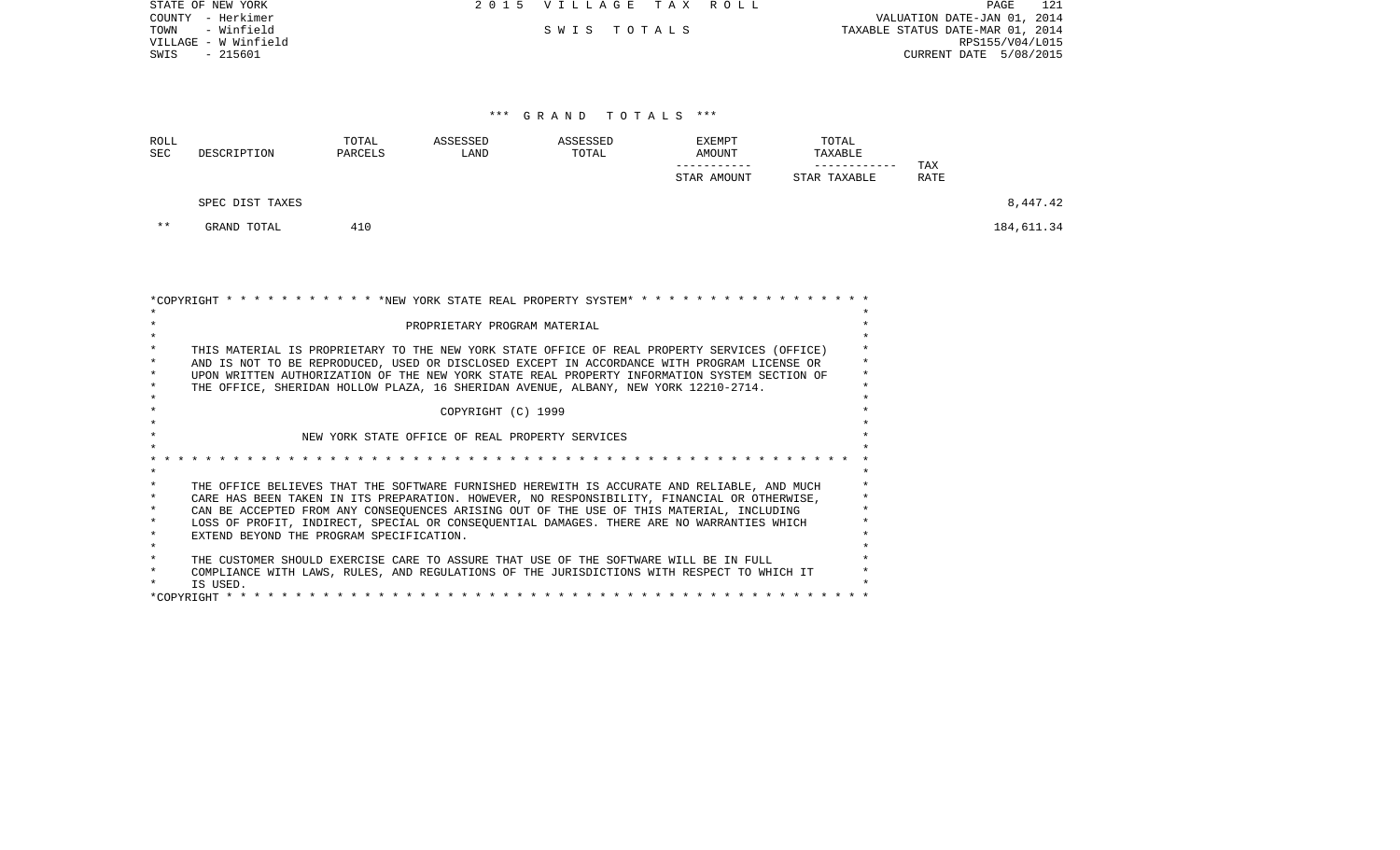STATE OF NEW YORK
COUNTY - Herkimer
TOWN - Winfield
VILLAGE - W Winfield
SWIS - 215601

2 0 1 5 V I L L A G E T A X R O L L

S W I S T O T A L S

VALUATION DATE-JAN 01, 2014
TAXABLE STATUS DATE-MAR 01, 2014
RPS155/V04/L015
CURRENT DATE 5/08/2015

*** G R A N D T O T A L S ***

| ROLL SEC | DESCRIPTION | TOTAL PARCELS | ASSESSED LAND | ASSESSED TOTAL | EXEMPT AMOUNT / STAR AMOUNT | TOTAL TAXABLE / STAR TAXABLE | TAX RATE | |
|---|---|---|---|---|---|---|---|---|
| | SPEC DIST TAXES | | | | | | | 8,447.42 |
| ** | GRAND TOTAL | 410 | | | | | | 184,611.34 |

```
*COPYRIGHT * * * * * * * * * * * *NEW YORK STATE REAL PROPERTY SYSTEM* * * * * * * * * * * * * * * * * *
*                                                                                                       *
*                                   PROPRIETARY PROGRAM MATERIAL                                        *
*                                                                                                       *
*     THIS MATERIAL IS PROPRIETARY TO THE NEW YORK STATE OFFICE OF REAL PROPERTY SERVICES (OFFICE)      *
*     AND IS NOT TO BE REPRODUCED, USED OR DISCLOSED EXCEPT IN ACCORDANCE WITH PROGRAM LICENSE OR       *
*     UPON WRITTEN AUTHORIZATION OF THE NEW YORK STATE REAL PROPERTY INFORMATION SYSTEM SECTION OF      *
*     THE OFFICE, SHERIDAN HOLLOW PLAZA, 16 SHERIDAN AVENUE, ALBANY, NEW YORK 12210-2714.               *
*                                                                                                       *
*                                      COPYRIGHT (C) 1999                                               *
*                                                                                                       *
*                     NEW YORK STATE OFFICE OF REAL PROPERTY SERVICES                                   *
*                                                                                                       *
* * * * * * * * * * * * * * * * * * * * * * * * * * * * * * * * * * * * * * * * * * * * * * * * * * * *
*                                                                                                       *
*     THE OFFICE BELIEVES THAT THE SOFTWARE FURNISHED HEREWITH IS ACCURATE AND RELIABLE, AND MUCH        *
*     CARE HAS BEEN TAKEN IN ITS PREPARATION. HOWEVER, NO RESPONSIBILITY, FINANCIAL OR OTHERWISE,       *
*     CAN BE ACCEPTED FROM ANY CONSEQUENCES ARISING OUT OF THE USE OF THIS MATERIAL, INCLUDING          *
*     LOSS OF PROFIT, INDIRECT, SPECIAL OR CONSEQUENTIAL DAMAGES. THERE ARE NO WARRANTIES WHICH         *
*     EXTEND BEYOND THE PROGRAM SPECIFICATION.                                                          *
*                                                                                                       *
*     THE CUSTOMER SHOULD EXERCISE CARE TO ASSURE THAT USE OF THE SOFTWARE WILL BE IN FULL              *
*     COMPLIANCE WITH LAWS, RULES, AND REGULATIONS OF THE JURISDICTIONS WITH RESPECT TO WHICH IT        *
*     IS USED.                                                                                          *
*COPYRIGHT * * * * * * * * * * * * * * * * * * * * * * * * * * * * * * * * * * * * * * * * * * * * * *
```